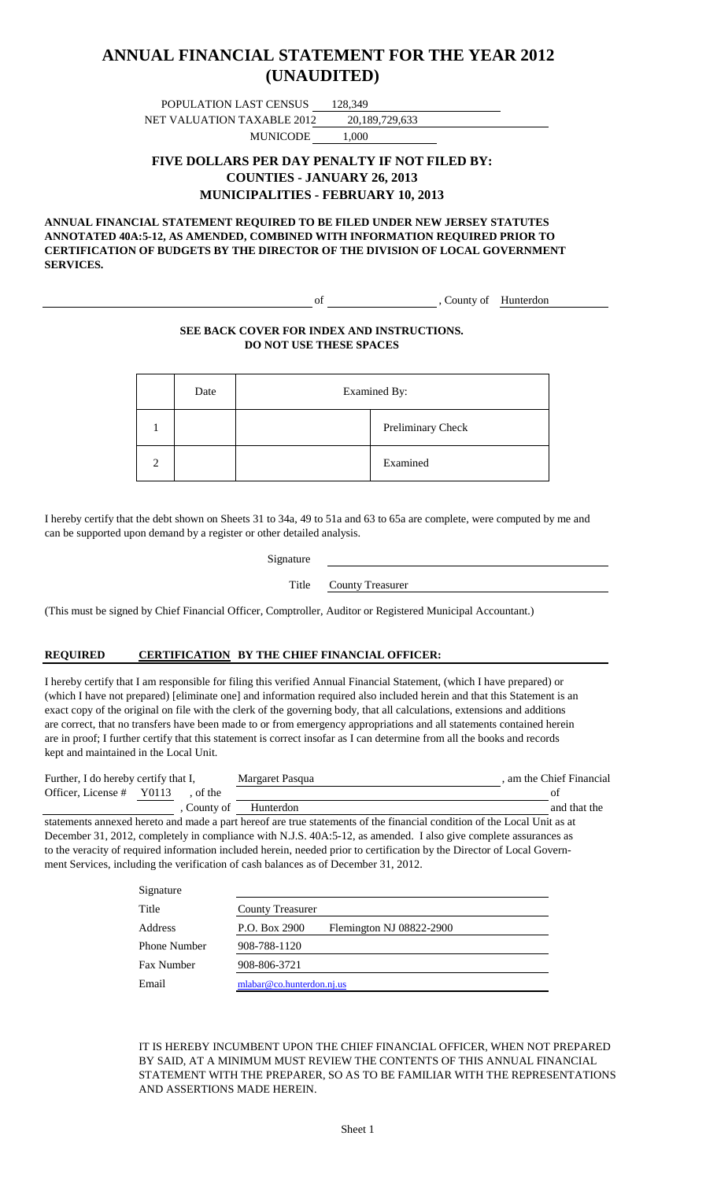# ANNUAL FINANCIAL STATEMENT FOR THE YEAR 2012 (UNAUDITED)

POPULATION LAST CENSUS 128,349

NET VALUATION TAXABLE 2012 20,189,729,633

MUNICODE 1,000

### FIVE DOLLARS PER DAY PENALTY IF NOT FILED BY:
### COUNTIES - JANUARY 26, 2013
### MUNICIPALITIES - FEBRUARY 10, 2013

**ANNUAL FINANCIAL STATEMENT REQUIRED TO BE FILED UNDER NEW JERSEY STATUTES ANNOTATED 40A:5-12, AS AMENDED, COMBINED WITH INFORMATION REQUIRED PRIOR TO CERTIFICATION OF BUDGETS BY THE DIRECTOR OF THE DIVISION OF LOCAL GOVERNMENT SERVICES.**

\_\_\_\_\_\_\_\_\_\_\_\_\_\_\_\_\_\_\_\_ of \_\_\_\_\_\_\_\_\_\_\_\_\_\_\_\_\_\_\_\_ , County of Hunterdon

**SEE BACK COVER FOR INDEX AND INSTRUCTIONS.**
**DO NOT USE THESE SPACES**

| | Date | Examined By: | |
|---|---|---|---|
| 1 | | | Preliminary Check |
| 2 | | | Examined |

I hereby certify that the debt shown on Sheets 31 to 34a, 49 to 51a and 63 to 65a are complete, were computed by me and can be supported upon demand by a register or other detailed analysis.

Signature \_\_\_\_\_\_\_\_\_\_\_\_\_\_\_\_\_\_\_\_

Title County Treasurer

(This must be signed by Chief Financial Officer, Comptroller, Auditor or Registered Municipal Accountant.)

**REQUIRED CERTIFICATION BY THE CHIEF FINANCIAL OFFICER:**

I hereby certify that I am responsible for filing this verified Annual Financial Statement, (which I have prepared) or (which I have not prepared) [eliminate one] and information required also included herein and that this Statement is an exact copy of the original on file with the clerk of the governing body, that all calculations, extensions and additions are correct, that no transfers have been made to or from emergency appropriations and all statements contained herein are in proof; I further certify that this statement is correct insofar as I can determine from all the books and records kept and maintained in the Local Unit.

Further, I do hereby certify that I, Margaret Pasqua , am the Chief Financial Officer, License # Y0113 , of the \_\_\_\_\_\_\_\_\_\_\_\_\_\_\_\_\_\_\_\_ of \_\_\_\_\_\_\_\_\_\_\_\_\_\_\_\_\_\_\_\_ , County of Hunterdon and that the statements annexed hereto and made a part hereof are true statements of the financial condition of the Local Unit as at December 31, 2012, completely in compliance with N.J.S. 40A:5-12, as amended. I also give complete assurances as to the veracity of required information included herein, needed prior to certification by the Director of Local Government Services, including the verification of cash balances as of December 31, 2012.

| | |
|---|---|
| Signature | |
| Title | County Treasurer |
| Address | P.O. Box 2900 Flemington NJ 08822-2900 |
| Phone Number | 908-788-1120 |
| Fax Number | 908-806-3721 |
| Email | mlabar@co.hunterdon.nj.us |

IT IS HEREBY INCUMBENT UPON THE CHIEF FINANCIAL OFFICER, WHEN NOT PREPARED BY SAID, AT A MINIMUM MUST REVIEW THE CONTENTS OF THIS ANNUAL FINANCIAL STATEMENT WITH THE PREPARER, SO AS TO BE FAMILIAR WITH THE REPRESENTATIONS AND ASSERTIONS MADE HEREIN.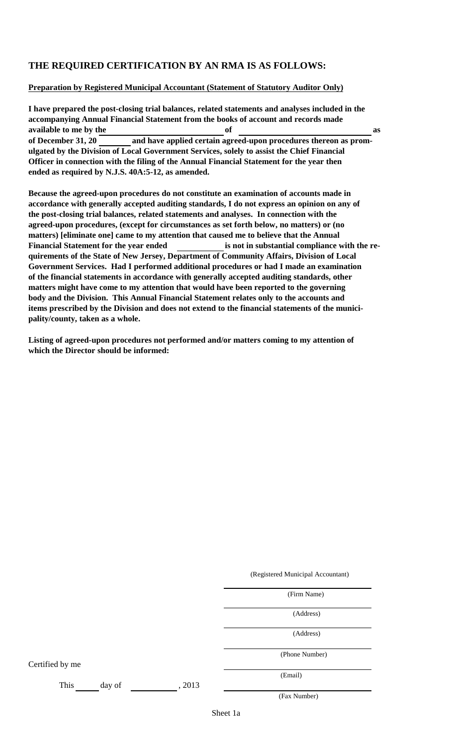## THE REQUIRED CERTIFICATION BY AN RMA IS AS FOLLOWS:

**Preparation by Registered Municipal Accountant (Statement of Statutory Auditor Only)**

**I have prepared the post-closing trial balances, related statements and analyses included in the accompanying Annual Financial Statement from the books of account and records made available to me by the ____________ of ____________ as of December 31, 20 ______ and have applied certain agreed-upon procedures thereon as promulgated by the Division of Local Government Services, solely to assist the Chief Financial Officer in connection with the filing of the Annual Financial Statement for the year then ended as required by N.J.S. 40A:5-12, as amended.**

**Because the agreed-upon procedures do not constitute an examination of accounts made in accordance with generally accepted auditing standards, I do not express an opinion on any of the post-closing trial balances, related statements and analyses. In connection with the agreed-upon procedures, (except for circumstances as set forth below, no matters) or (no matters) [eliminate one] came to my attention that caused me to believe that the Annual Financial Statement for the year ended ____________ is not in substantial compliance with the requirements of the State of New Jersey, Department of Community Affairs, Division of Local Government Services. Had I performed additional procedures or had I made an examination of the financial statements in accordance with generally accepted auditing standards, other matters might have come to my attention that would have been reported to the governing body and the Division. This Annual Financial Statement relates only to the accounts and items prescribed by the Division and does not extend to the financial statements of the municipality/county, taken as a whole.**

**Listing of agreed-upon procedures not performed and/or matters coming to my attention of which the Director should be informed:**

(Registered Municipal Accountant)

______________________
(Firm Name)

______________________
(Address)

______________________
(Address)

______________________
(Phone Number)

______________________
(Email)

______________________
(Fax Number)

Certified by me

This ______ day of ____________, 2013

Sheet 1a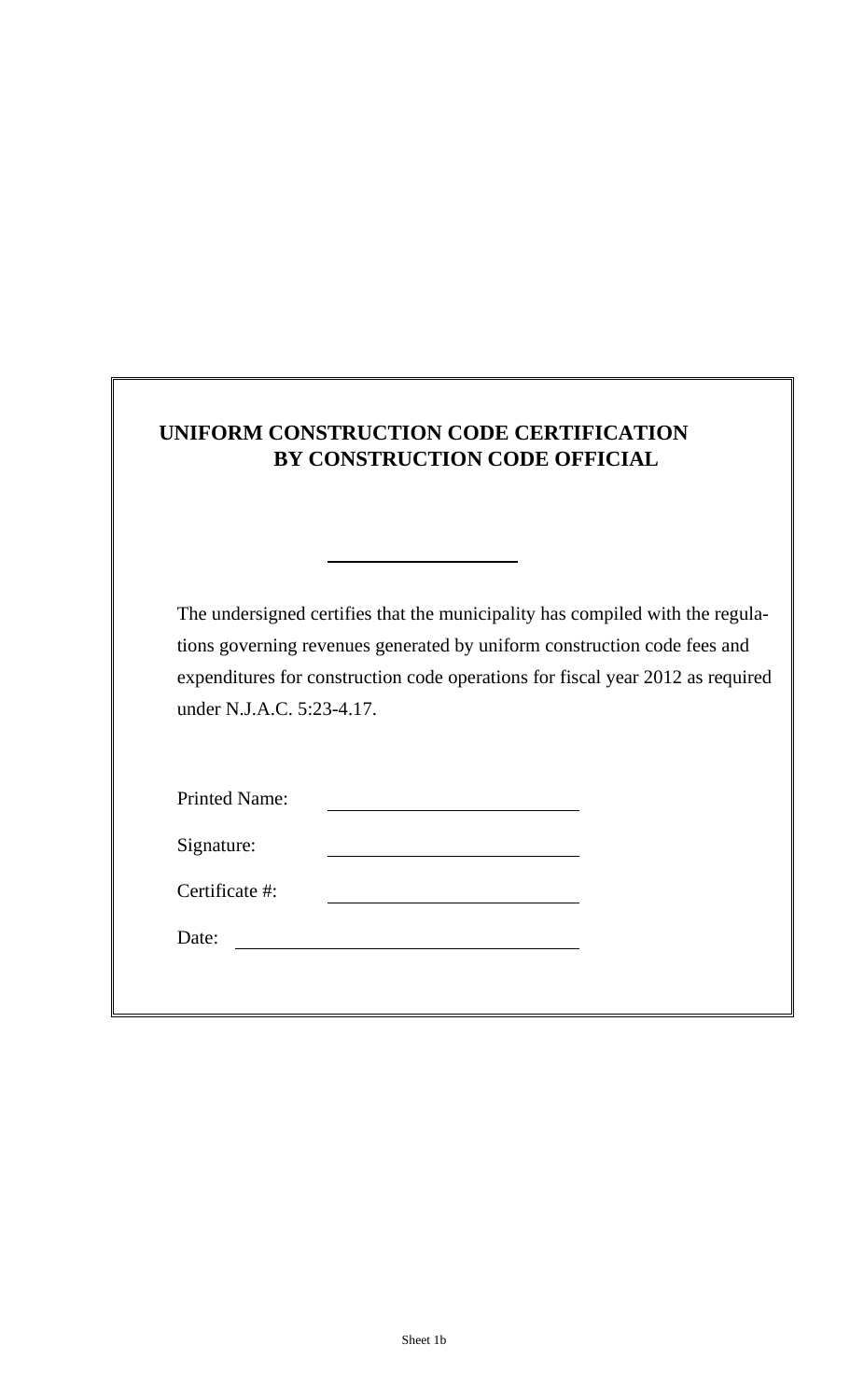## UNIFORM CONSTRUCTION CODE CERTIFICATION BY CONSTRUCTION CODE OFFICIAL

The undersigned certifies that the municipality has compiled with the regulations governing revenues generated by uniform construction code fees and expenditures for construction code operations for fiscal year 2012 as required under N.J.A.C. 5:23-4.17.

Printed Name: ____________________

Signature: ____________________

Certificate #: ____________________

Date: ____________________

Sheet 1b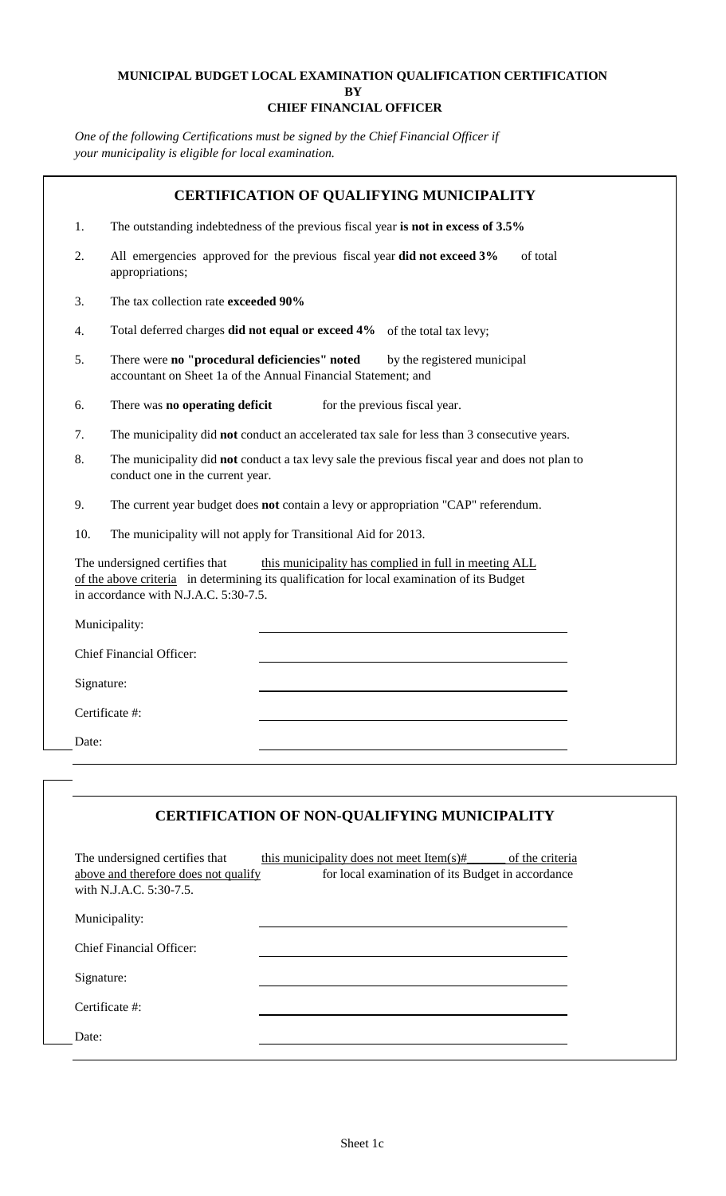**MUNICIPAL BUDGET LOCAL EXAMINATION QUALIFICATION CERTIFICATION**
**BY**
**CHIEF FINANCIAL OFFICER**

*One of the following Certifications must be signed by the Chief Financial Officer if your municipality is eligible for local examination.*

## CERTIFICATION OF QUALIFYING MUNICIPALITY

1. The outstanding indebtedness of the previous fiscal year **is not in excess of 3.5%**
2. All emergencies approved for the previous fiscal year **did not exceed 3%** of total appropriations;
3. The tax collection rate **exceeded 90%**
4. Total deferred charges **did not equal or exceed 4%** of the total tax levy;
5. There were **no "procedural deficiencies" noted** by the registered municipal accountant on Sheet 1a of the Annual Financial Statement; and
6. There was **no operating deficit** for the previous fiscal year.
7. The municipality did **not** conduct an accelerated tax sale for less than 3 consecutive years.
8. The municipality did **not** conduct a tax levy sale the previous fiscal year and does not plan to conduct one in the current year.
9. The current year budget does **not** contain a levy or appropriation "CAP" referendum.
10. The municipality will not apply for Transitional Aid for 2013.

The undersigned certifies that this municipality has complied in full in meeting ALL of the above criteria in determining its qualification for local examination of its Budget in accordance with N.J.A.C. 5:30-7.5.

Municipality: ______________________________

Chief Financial Officer: ______________________________

Signature: ______________________________

Certificate #: ______________________________

Date: ______________________________

## CERTIFICATION OF NON-QUALIFYING MUNICIPALITY

The undersigned certifies that this municipality does not meet Item(s)#______ of the criteria above and therefore does not qualify for local examination of its Budget in accordance with N.J.A.C. 5:30-7.5.

Municipality: ______________________________

Chief Financial Officer: ______________________________

Signature: ______________________________

Certificate #: ______________________________

Date: ______________________________

Sheet 1c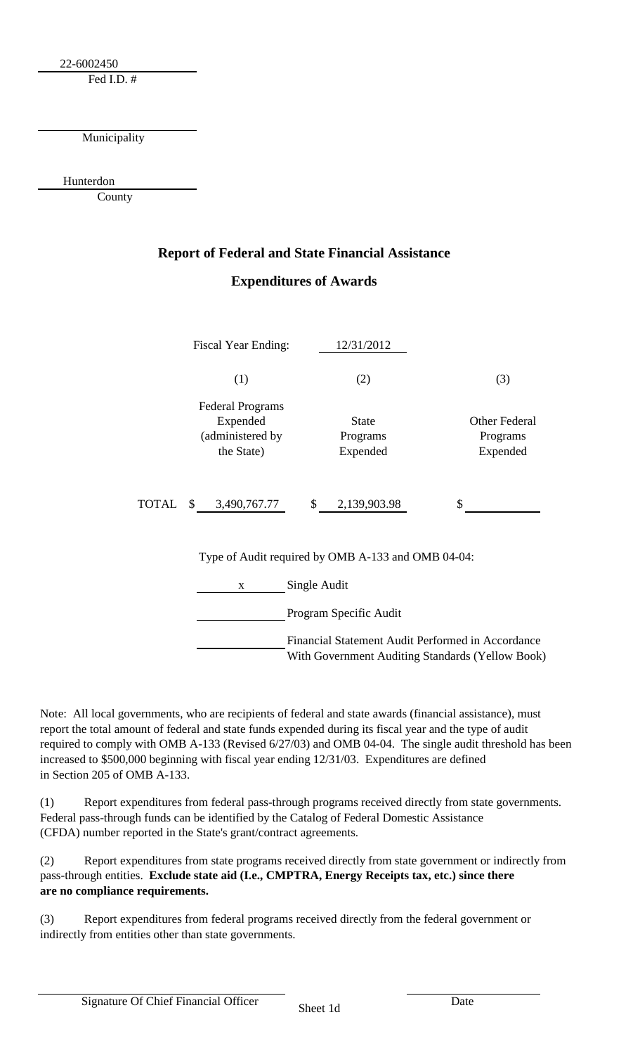22-6002450
Fed I.D. #

Municipality

Hunterdon
County

## Report of Federal and State Financial Assistance

## Expenditures of Awards

Fiscal Year Ending: 12/31/2012

| | (1) | (2) | (3) |
|---|---|---|---|
| | Federal Programs Expended (administered by the State) | State Programs Expended | Other Federal Programs Expended |
| TOTAL | $ 3,490,767.77 | $ 2,139,903.98 | $ |

Type of Audit required by OMB A-133 and OMB 04-04:

x Single Audit

Program Specific Audit

Financial Statement Audit Performed in Accordance With Government Auditing Standards (Yellow Book)

Note: All local governments, who are recipients of federal and state awards (financial assistance), must report the total amount of federal and state funds expended during its fiscal year and the type of audit required to comply with OMB A-133 (Revised 6/27/03) and OMB 04-04. The single audit threshold has been increased to $500,000 beginning with fiscal year ending 12/31/03. Expenditures are defined in Section 205 of OMB A-133.

(1) Report expenditures from federal pass-through programs received directly from state governments. Federal pass-through funds can be identified by the Catalog of Federal Domestic Assistance (CFDA) number reported in the State's grant/contract agreements.

(2) Report expenditures from state programs received directly from state government or indirectly from pass-through entities. **Exclude state aid (I.e., CMPTRA, Energy Receipts tax, etc.) since there are no compliance requirements.**

(3) Report expenditures from federal programs received directly from the federal government or indirectly from entities other than state governments.

Signature Of Chief Financial Officer

Date

Sheet 1d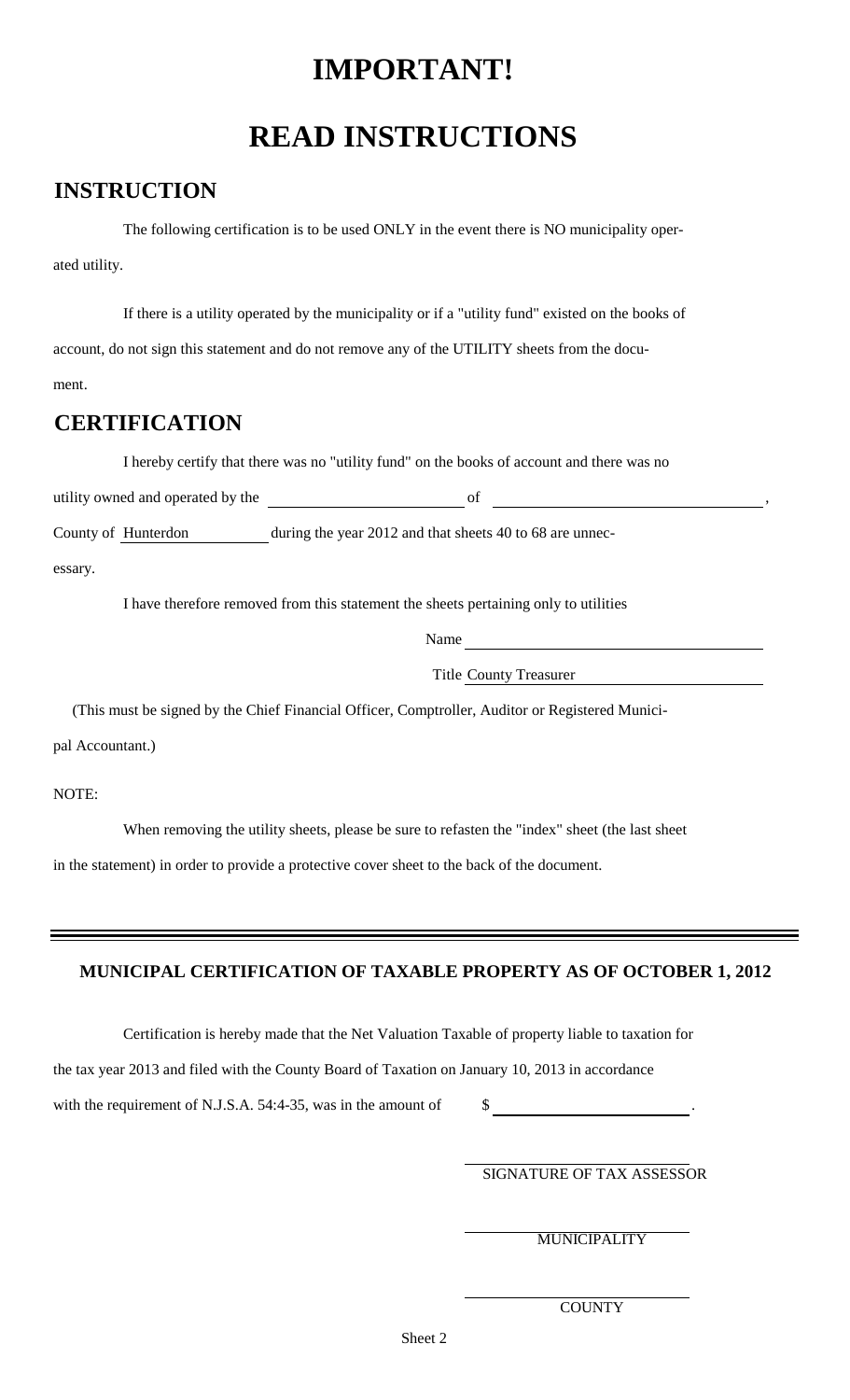# IMPORTANT!

# READ INSTRUCTIONS

## INSTRUCTION

The following certification is to be used ONLY in the event there is NO municipality operated utility.

If there is a utility operated by the municipality or if a "utility fund" existed on the books of account, do not sign this statement and do not remove any of the UTILITY sheets from the document.

## CERTIFICATION

I hereby certify that there was no "utility fund" on the books of account and there was no utility owned and operated by the \_\_\_\_\_\_\_\_\_\_\_\_\_\_\_\_\_\_\_\_ of \_\_\_\_\_\_\_\_\_\_\_\_\_\_\_\_\_\_\_\_\_\_\_\_\_\_\_\_\_\_,

County of Hunterdon during the year 2012 and that sheets 40 to 68 are unnecessary.

I have therefore removed from this statement the sheets pertaining only to utilities

Name \_\_\_\_\_\_\_\_\_\_\_\_\_\_\_\_\_\_\_\_\_\_\_\_\_\_\_\_\_\_

Title County Treasurer

(This must be signed by the Chief Financial Officer, Comptroller, Auditor or Registered Municipal Accountant.)

NOTE:

When removing the utility sheets, please be sure to refasten the "index" sheet (the last sheet in the statement) in order to provide a protective cover sheet to the back of the document.

---

### MUNICIPAL CERTIFICATION OF TAXABLE PROPERTY AS OF OCTOBER 1, 2012

Certification is hereby made that the Net Valuation Taxable of property liable to taxation for the tax year 2013 and filed with the County Board of Taxation on January 10, 2013 in accordance with the requirement of N.J.S.A. 54:4-35, was in the amount of $ \_\_\_\_\_\_\_\_\_\_\_\_\_\_\_\_\_\_\_\_.

\_\_\_\_\_\_\_\_\_\_\_\_\_\_\_\_\_\_\_\_\_\_\_\_\_\_\_\_\_\_
SIGNATURE OF TAX ASSESSOR

\_\_\_\_\_\_\_\_\_\_\_\_\_\_\_\_\_\_\_\_\_\_\_\_\_\_\_\_\_\_
MUNICIPALITY

\_\_\_\_\_\_\_\_\_\_\_\_\_\_\_\_\_\_\_\_\_\_\_\_\_\_\_\_\_\_
COUNTY

Sheet 2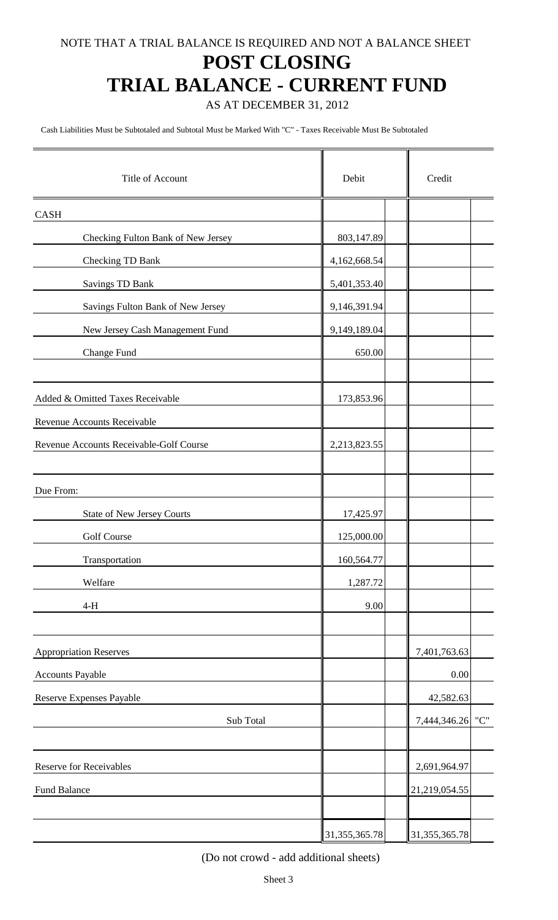NOTE THAT A TRIAL BALANCE IS REQUIRED AND NOT A BALANCE SHEET

# POST CLOSING
# TRIAL BALANCE - CURRENT FUND

AS AT DECEMBER 31, 2012

Cash Liabilities Must be Subtotaled and Subtotal Must be Marked With "C" - Taxes Receivable Must Be Subtotaled

| Title of Account | Debit | | Credit | |
|---|---|---|---|---|
| CASH | | | | |
| Checking Fulton Bank of New Jersey | 803,147.89 | | | |
| Checking TD Bank | 4,162,668.54 | | | |
| Savings TD Bank | 5,401,353.40 | | | |
| Savings Fulton Bank of New Jersey | 9,146,391.94 | | | |
| New Jersey Cash Management Fund | 9,149,189.04 | | | |
| Change Fund | 650.00 | | | |
| | | | | |
| Added & Omitted Taxes Receivable | 173,853.96 | | | |
| Revenue Accounts Receivable | | | | |
| Revenue Accounts Receivable-Golf Course | 2,213,823.55 | | | |
| | | | | |
| Due From: | | | | |
| State of New Jersey Courts | 17,425.97 | | | |
| Golf Course | 125,000.00 | | | |
| Transportation | 160,564.77 | | | |
| Welfare | 1,287.72 | | | |
| 4-H | 9.00 | | | |
| | | | | |
| Appropriation Reserves | | | 7,401,763.63 | |
| Accounts Payable | | | 0.00 | |
| Reserve Expenses Payable | | | 42,582.63 | |
| Sub Total | | | 7,444,346.26 | "C" |
| | | | | |
| Reserve for Receivables | | | 2,691,964.97 | |
| Fund Balance | | | 21,219,054.55 | |
| | | | | |
| | 31,355,365.78 | | 31,355,365.78 | |

(Do not crowd - add additional sheets)

Sheet 3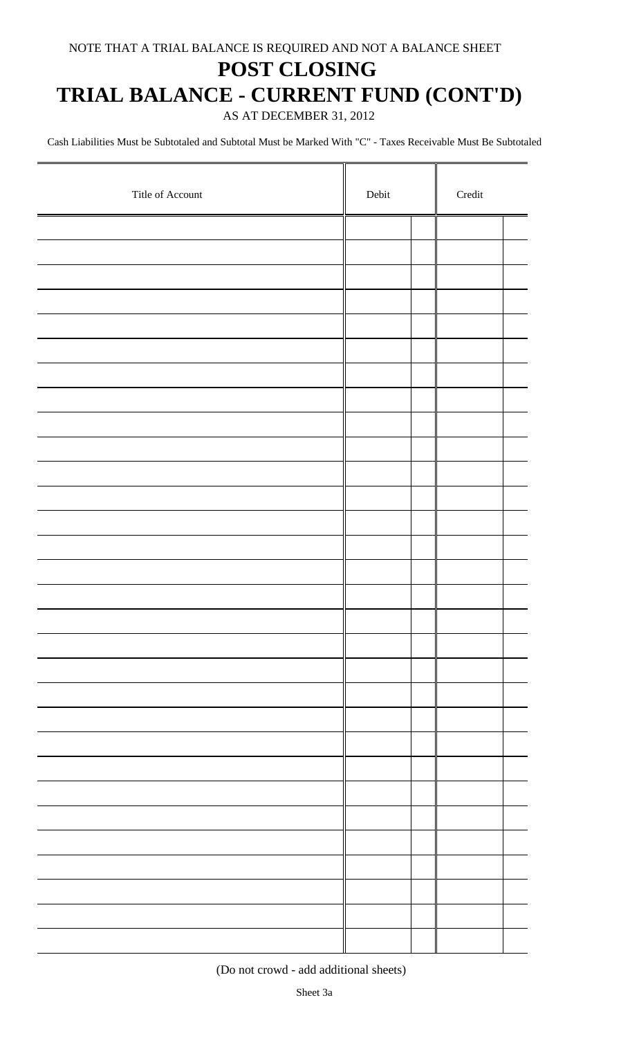NOTE THAT A TRIAL BALANCE IS REQUIRED AND NOT A BALANCE SHEET

# POST CLOSING

# TRIAL BALANCE - CURRENT FUND (CONT'D)

AS AT DECEMBER 31, 2012

Cash Liabilities Must be Subtotaled and Subtotal Must be Marked With "C" - Taxes Receivable Must Be Subtotaled

| Title of Account | Debit | | Credit | |
|---|---|---|---|---|
| | | | | |
| | | | | |
| | | | | |
| | | | | |
| | | | | |
| | | | | |
| | | | | |
| | | | | |
| | | | | |
| | | | | |
| | | | | |
| | | | | |
| | | | | |
| | | | | |
| | | | | |
| | | | | |
| | | | | |
| | | | | |
| | | | | |
| | | | | |
| | | | | |
| | | | | |
| | | | | |
| | | | | |
| | | | | |
| | | | | |
| | | | | |
| | | | | |
| | | | | |
| | | | | |
| | | | | |
| | | | | |

(Do not crowd - add additional sheets)

Sheet 3a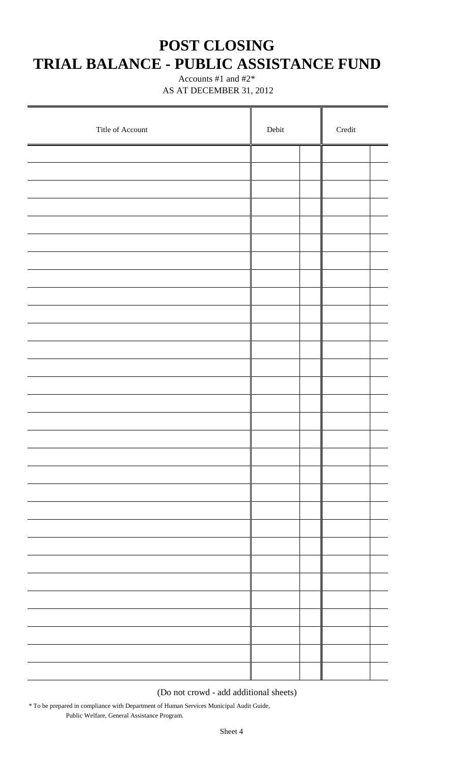# POST CLOSING
# TRIAL BALANCE - PUBLIC ASSISTANCE FUND

Accounts #1 and #2*

AS AT DECEMBER 31, 2012

| Title of Account | Debit | | Credit | |
|---|---|---|---|---|
| | | | | |
| | | | | |
| | | | | |
| | | | | |
| | | | | |
| | | | | |
| | | | | |
| | | | | |
| | | | | |
| | | | | |
| | | | | |
| | | | | |
| | | | | |
| | | | | |
| | | | | |
| | | | | |
| | | | | |
| | | | | |
| | | | | |
| | | | | |
| | | | | |
| | | | | |
| | | | | |
| | | | | |
| | | | | |
| | | | | |
| | | | | |
| | | | | |
| | | | | |
| | | | | |

(Do not crowd - add additional sheets)

* To be prepared in compliance with Department of Human Services Municipal Audit Guide, Public Welfare, General Assistance Program.

Sheet 4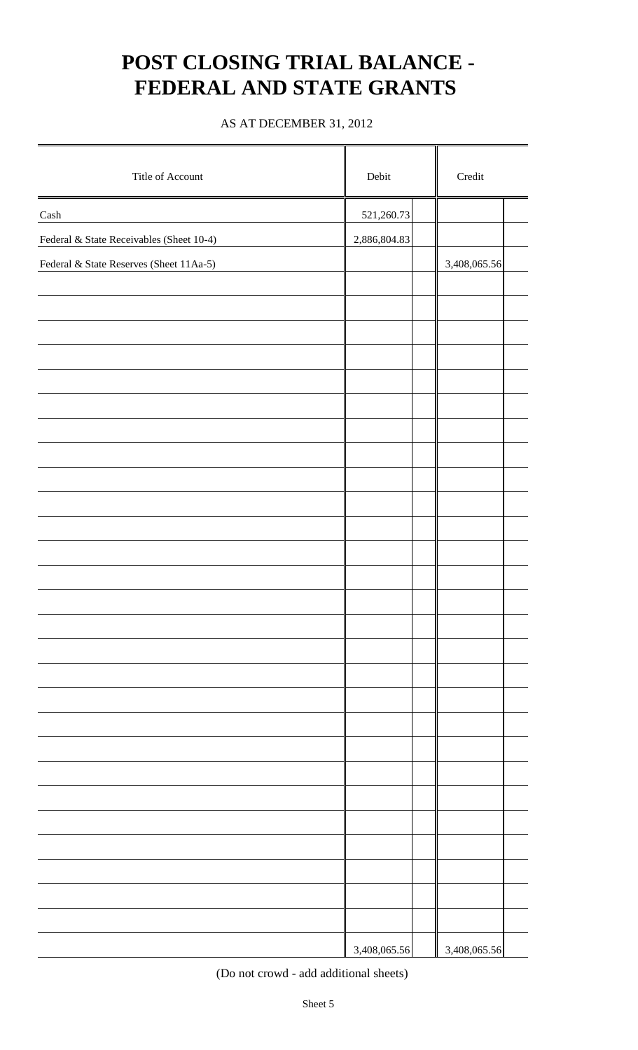# POST CLOSING TRIAL BALANCE - FEDERAL AND STATE GRANTS

AS AT DECEMBER 31, 2012

| Title of Account | Debit | Credit |
|---|---|---|
| Cash | 521,260.73 | |
| Federal & State Receivables (Sheet 10-4) | 2,886,804.83 | |
| Federal & State Reserves (Sheet 11Aa-5) | | 3,408,065.56 |
| | 3,408,065.56 | 3,408,065.56 |

(Do not crowd - add additional sheets)

Sheet 5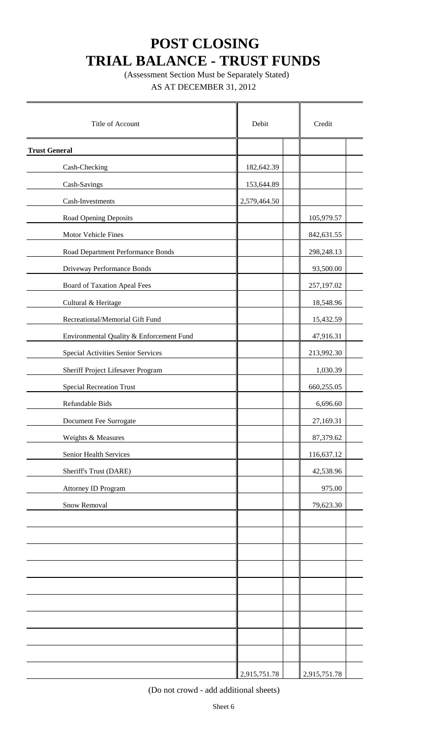# POST CLOSING
# TRIAL BALANCE - TRUST FUNDS

(Assessment Section Must be Separately Stated)

AS AT DECEMBER 31, 2012

| Title of Account | Debit | Credit |
|---|---|---|
| **Trust General** | | |
| Cash-Checking | 182,642.39 | |
| Cash-Savings | 153,644.89 | |
| Cash-Investments | 2,579,464.50 | |
| Road Opening Deposits | | 105,979.57 |
| Motor Vehicle Fines | | 842,631.55 |
| Road Department Performance Bonds | | 298,248.13 |
| Driveway Performance Bonds | | 93,500.00 |
| Board of Taxation Apeal Fees | | 257,197.02 |
| Cultural & Heritage | | 18,548.96 |
| Recreational/Memorial Gift Fund | | 15,432.59 |
| Environmental Quality & Enforcement Fund | | 47,916.31 |
| Special Activities Senior Services | | 213,992.30 |
| Sheriff Project Lifesaver Program | | 1,030.39 |
| Special Recreation Trust | | 660,255.05 |
| Refundable Bids | | 6,696.60 |
| Document Fee Surrogate | | 27,169.31 |
| Weights & Measures | | 87,379.62 |
| Senior Health Services | | 116,637.12 |
| Sheriff's Trust (DARE) | | 42,538.96 |
| Attorney ID Program | | 975.00 |
| Snow Removal | | 79,623.30 |
| | 2,915,751.78 | 2,915,751.78 |

(Do not crowd - add additional sheets)

Sheet 6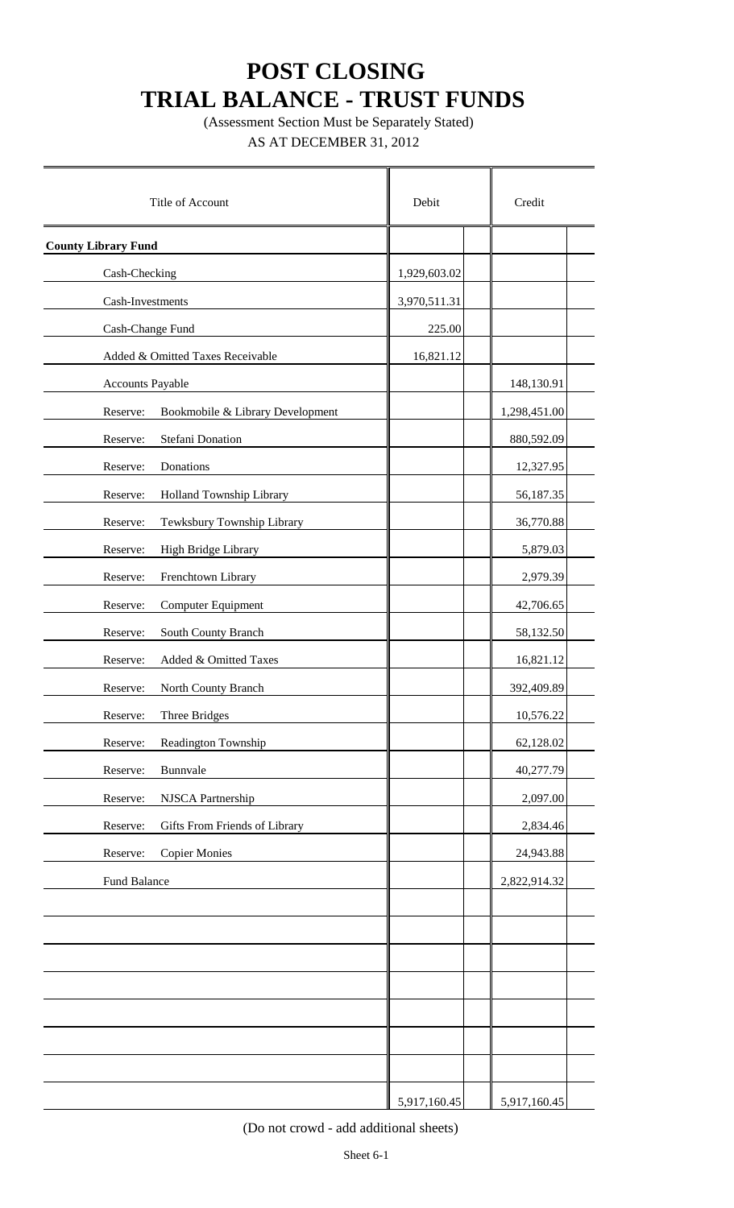# POST CLOSING
# TRIAL BALANCE - TRUST FUNDS

(Assessment Section Must be Separately Stated)

AS AT DECEMBER 31, 2012

| Title of Account | Debit | Credit |
|---|---|---|
| **County Library Fund** | | |
| Cash-Checking | 1,929,603.02 | |
| Cash-Investments | 3,970,511.31 | |
| Cash-Change Fund | 225.00 | |
| Added & Omitted Taxes Receivable | 16,821.12 | |
| Accounts Payable | | 148,130.91 |
| Reserve: Bookmobile & Library Development | | 1,298,451.00 |
| Reserve: Stefani Donation | | 880,592.09 |
| Reserve: Donations | | 12,327.95 |
| Reserve: Holland Township Library | | 56,187.35 |
| Reserve: Tewksbury Township Library | | 36,770.88 |
| Reserve: High Bridge Library | | 5,879.03 |
| Reserve: Frenchtown Library | | 2,979.39 |
| Reserve: Computer Equipment | | 42,706.65 |
| Reserve: South County Branch | | 58,132.50 |
| Reserve: Added & Omitted Taxes | | 16,821.12 |
| Reserve: North County Branch | | 392,409.89 |
| Reserve: Three Bridges | | 10,576.22 |
| Reserve: Readington Township | | 62,128.02 |
| Reserve: Bunnvale | | 40,277.79 |
| Reserve: NJSCA Partnership | | 2,097.00 |
| Reserve: Gifts From Friends of Library | | 2,834.46 |
| Reserve: Copier Monies | | 24,943.88 |
| Fund Balance | | 2,822,914.32 |
| | 5,917,160.45 | 5,917,160.45 |

(Do not crowd - add additional sheets)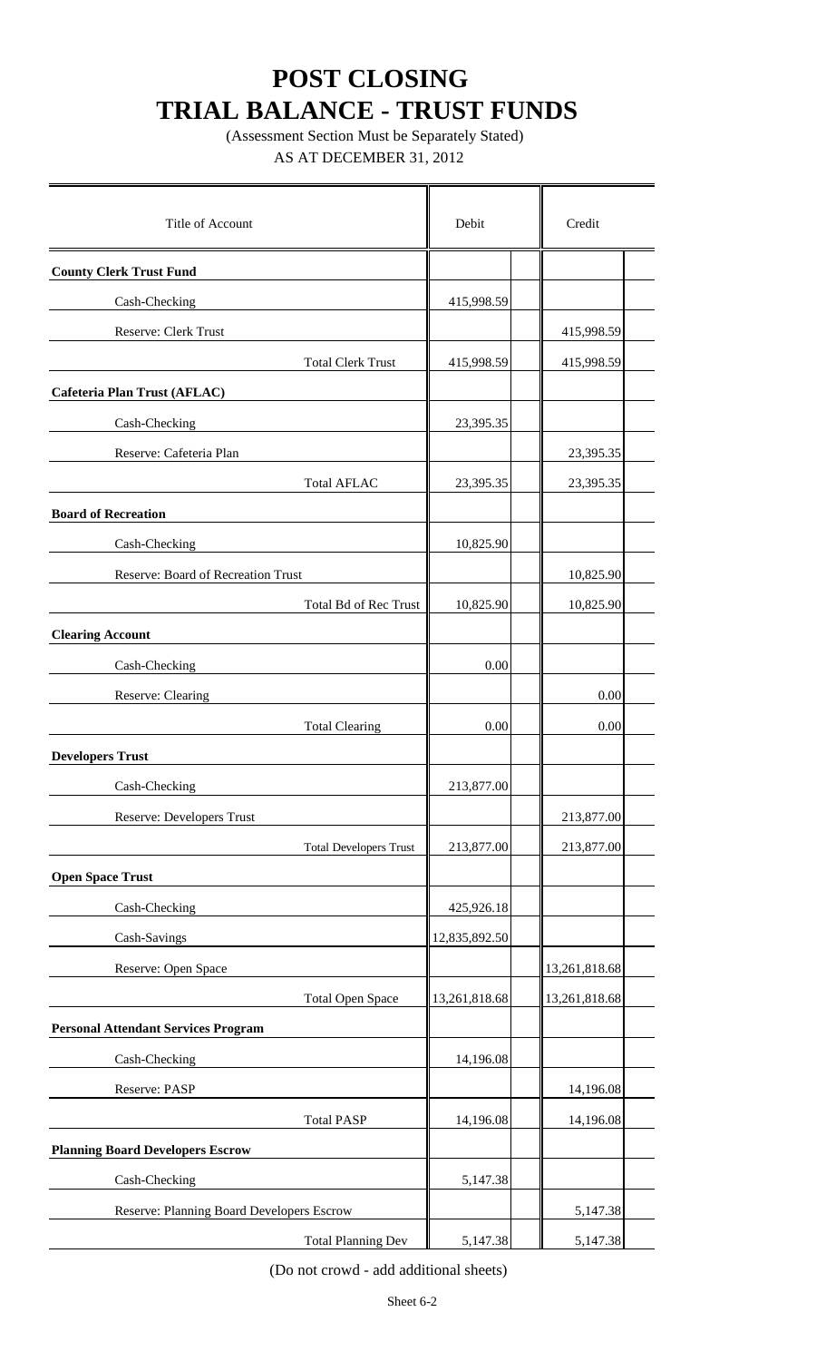# POST CLOSING
# TRIAL BALANCE - TRUST FUNDS

(Assessment Section Must be Separately Stated)

AS AT DECEMBER 31, 2012

| Title of Account | Debit | Credit |
|---|---|---|
| **County Clerk Trust Fund** | | |
| Cash-Checking | 415,998.59 | |
| Reserve: Clerk Trust | | 415,998.59 |
| Total Clerk Trust | 415,998.59 | 415,998.59 |
| **Cafeteria Plan Trust (AFLAC)** | | |
| Cash-Checking | 23,395.35 | |
| Reserve: Cafeteria Plan | | 23,395.35 |
| Total AFLAC | 23,395.35 | 23,395.35 |
| **Board of Recreation** | | |
| Cash-Checking | 10,825.90 | |
| Reserve: Board of Recreation Trust | | 10,825.90 |
| Total Bd of Rec Trust | 10,825.90 | 10,825.90 |
| **Clearing Account** | | |
| Cash-Checking | 0.00 | |
| Reserve: Clearing | | 0.00 |
| Total Clearing | 0.00 | 0.00 |
| **Developers Trust** | | |
| Cash-Checking | 213,877.00 | |
| Reserve: Developers Trust | | 213,877.00 |
| Total Developers Trust | 213,877.00 | 213,877.00 |
| **Open Space Trust** | | |
| Cash-Checking | 425,926.18 | |
| Cash-Savings | 12,835,892.50 | |
| Reserve: Open Space | | 13,261,818.68 |
| Total Open Space | 13,261,818.68 | 13,261,818.68 |
| **Personal Attendant Services Program** | | |
| Cash-Checking | 14,196.08 | |
| Reserve: PASP | | 14,196.08 |
| Total PASP | 14,196.08 | 14,196.08 |
| **Planning Board Developers Escrow** | | |
| Cash-Checking | 5,147.38 | |
| Reserve: Planning Board Developers Escrow | | 5,147.38 |
| Total Planning Dev | 5,147.38 | 5,147.38 |

(Do not crowd - add additional sheets)

Sheet 6-2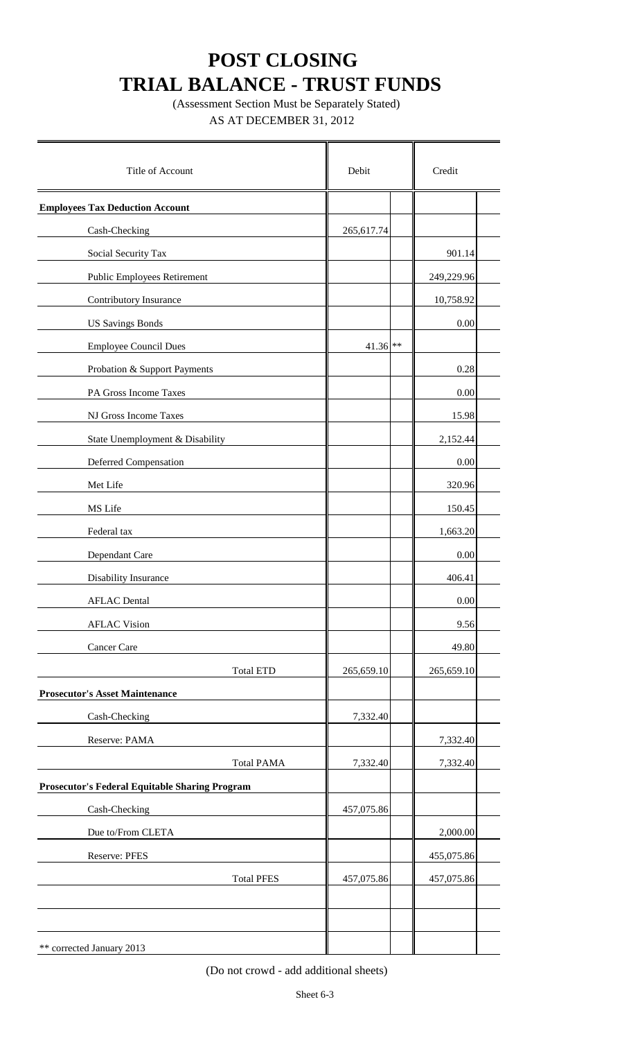# POST CLOSING
# TRIAL BALANCE - TRUST FUNDS

(Assessment Section Must be Separately Stated)

AS AT DECEMBER 31, 2012

| Title of Account | Debit | | Credit | |
|---|---|---|---|---|
| **Employees Tax Deduction Account** | | | | |
| Cash-Checking | 265,617.74 | | | |
| Social Security Tax | | | 901.14 | |
| Public Employees Retirement | | | 249,229.96 | |
| Contributory Insurance | | | 10,758.92 | |
| US Savings Bonds | | | 0.00 | |
| Employee Council Dues | 41.36 | ** | | |
| Probation & Support Payments | | | 0.28 | |
| PA Gross Income Taxes | | | 0.00 | |
| NJ Gross Income Taxes | | | 15.98 | |
| State Unemployment & Disability | | | 2,152.44 | |
| Deferred Compensation | | | 0.00 | |
| Met Life | | | 320.96 | |
| MS Life | | | 150.45 | |
| Federal tax | | | 1,663.20 | |
| Dependant Care | | | 0.00 | |
| Disability Insurance | | | 406.41 | |
| AFLAC Dental | | | 0.00 | |
| AFLAC Vision | | | 9.56 | |
| Cancer Care | | | 49.80 | |
| Total ETD | 265,659.10 | | 265,659.10 | |
| **Prosecutor's Asset Maintenance** | | | | |
| Cash-Checking | 7,332.40 | | | |
| Reserve: PAMA | | | 7,332.40 | |
| Total PAMA | 7,332.40 | | 7,332.40 | |
| **Prosecutor's Federal Equitable Sharing Program** | | | | |
| Cash-Checking | 457,075.86 | | | |
| Due to/From CLETA | | | 2,000.00 | |
| Reserve: PFES | | | 455,075.86 | |
| Total PFES | 457,075.86 | | 457,075.86 | |
| | | | | |
| | | | | |
| ** corrected January 2013 | | | | |

(Do not crowd - add additional sheets)

Sheet 6-3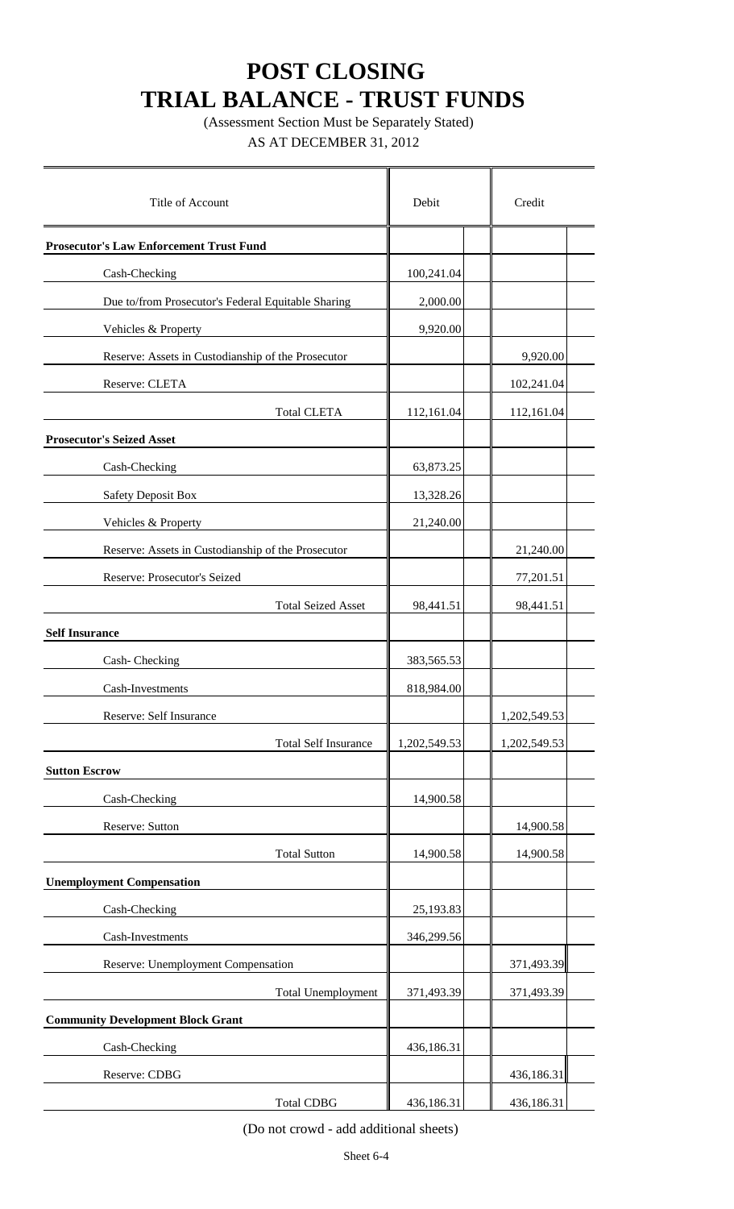# POST CLOSING
# TRIAL BALANCE - TRUST FUNDS

(Assessment Section Must be Separately Stated)

AS AT DECEMBER 31, 2012

| Title of Account | Debit | Credit |
|---|---|---|
| **Prosecutor's Law Enforcement Trust Fund** | | |
| Cash-Checking | 100,241.04 | |
| Due to/from Prosecutor's Federal Equitable Sharing | 2,000.00 | |
| Vehicles & Property | 9,920.00 | |
| Reserve: Assets in Custodianship of the Prosecutor | | 9,920.00 |
| Reserve: CLETA | | 102,241.04 |
| Total CLETA | 112,161.04 | 112,161.04 |
| **Prosecutor's Seized Asset** | | |
| Cash-Checking | 63,873.25 | |
| Safety Deposit Box | 13,328.26 | |
| Vehicles & Property | 21,240.00 | |
| Reserve: Assets in Custodianship of the Prosecutor | | 21,240.00 |
| Reserve: Prosecutor's Seized | | 77,201.51 |
| Total Seized Asset | 98,441.51 | 98,441.51 |
| **Self Insurance** | | |
| Cash- Checking | 383,565.53 | |
| Cash-Investments | 818,984.00 | |
| Reserve: Self Insurance | | 1,202,549.53 |
| Total Self Insurance | 1,202,549.53 | 1,202,549.53 |
| **Sutton Escrow** | | |
| Cash-Checking | 14,900.58 | |
| Reserve: Sutton | | 14,900.58 |
| Total Sutton | 14,900.58 | 14,900.58 |
| **Unemployment Compensation** | | |
| Cash-Checking | 25,193.83 | |
| Cash-Investments | 346,299.56 | |
| Reserve: Unemployment Compensation | | 371,493.39 |
| Total Unemployment | 371,493.39 | 371,493.39 |
| **Community Development Block Grant** | | |
| Cash-Checking | 436,186.31 | |
| Reserve: CDBG | | 436,186.31 |
| Total CDBG | 436,186.31 | 436,186.31 |

(Do not crowd - add additional sheets)

Sheet 6-4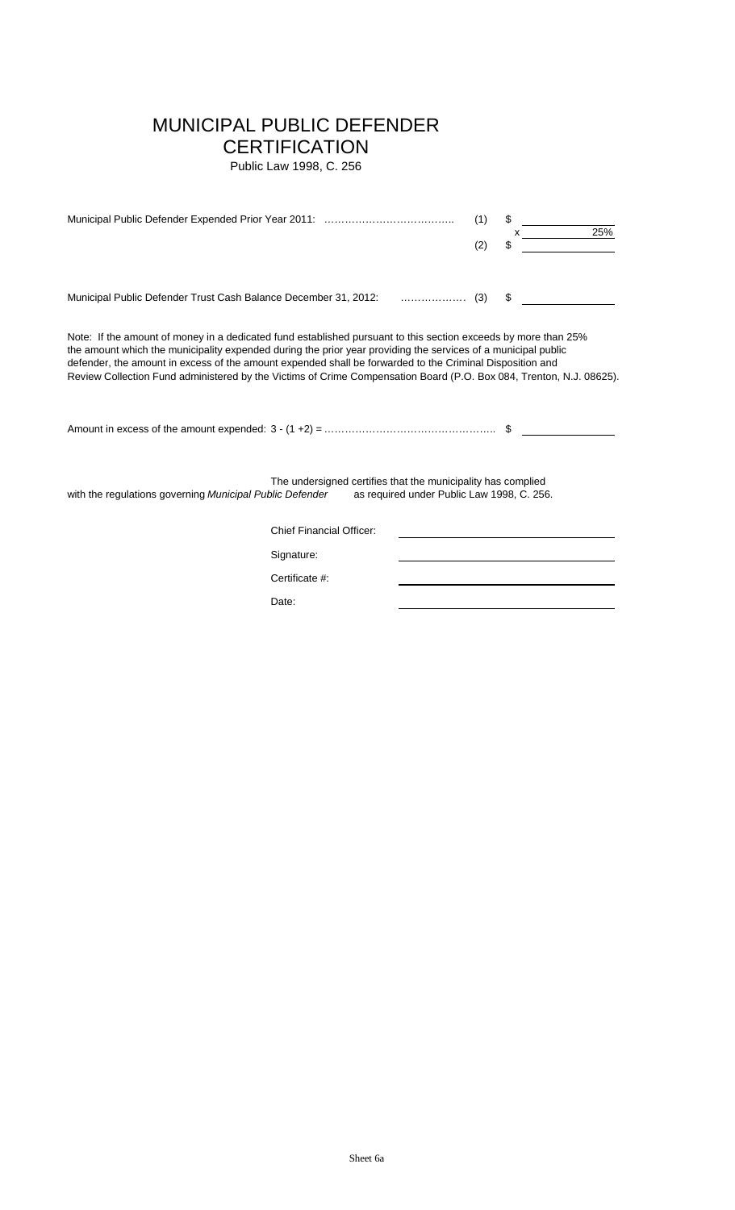# MUNICIPAL PUBLIC DEFENDER CERTIFICATION

Public Law 1998, C. 256

| | | | |
|---|---|---|---|
| Municipal Public Defender Expended Prior Year 2011: ……………………………….. | (1) | $ | |
| | | x | 25% |
| | (2) | $ | |

| | | | |
|---|---|---|---|
| Municipal Public Defender Trust Cash Balance December 31, 2012: ……………… | (3) | $ | |

Note: If the amount of money in a dedicated fund established pursuant to this section exceeds by more than 25% the amount which the municipality expended during the prior year providing the services of a municipal public defender, the amount in excess of the amount expended shall be forwarded to the Criminal Disposition and Review Collection Fund administered by the Victims of Crime Compensation Board (P.O. Box 084, Trenton, N.J. 08625).

Amount in excess of the amount expended: 3 - (1 +2) = ………………………………………….. $ ______________

The undersigned certifies that the municipality has complied with the regulations governing *Municipal Public Defender* as required under Public Law 1998, C. 256.

Chief Financial Officer: ______________________________

Signature: ______________________________

Certificate #: ______________________________

Date: ______________________________

Sheet 6a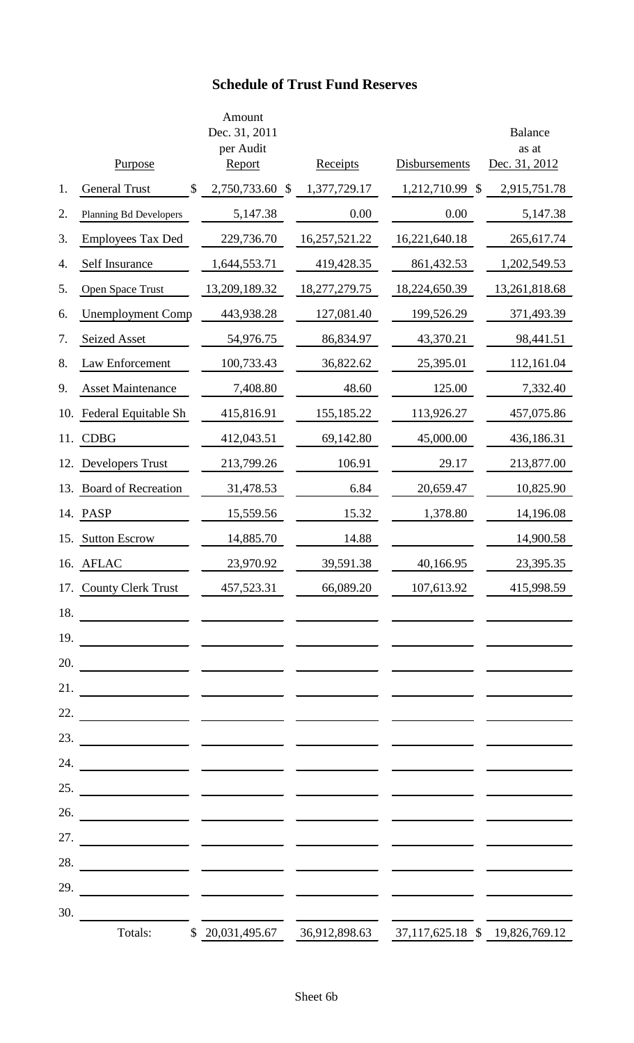## Schedule of Trust Fund Reserves

| | Purpose | Amount Dec. 31, 2011 per Audit Report | Receipts | Disbursements | Balance as at Dec. 31, 2012 |
|---|---|---|---|---|---|
| 1. | General Trust | $ 2,750,733.60 | $ 1,377,729.17 | 1,212,710.99 | $ 2,915,751.78 |
| 2. | Planning Bd Developers | 5,147.38 | 0.00 | 0.00 | 5,147.38 |
| 3. | Employees Tax Ded | 229,736.70 | 16,257,521.22 | 16,221,640.18 | 265,617.74 |
| 4. | Self Insurance | 1,644,553.71 | 419,428.35 | 861,432.53 | 1,202,549.53 |
| 5. | Open Space Trust | 13,209,189.32 | 18,277,279.75 | 18,224,650.39 | 13,261,818.68 |
| 6. | Unemployment Comp | 443,938.28 | 127,081.40 | 199,526.29 | 371,493.39 |
| 7. | Seized Asset | 54,976.75 | 86,834.97 | 43,370.21 | 98,441.51 |
| 8. | Law Enforcement | 100,733.43 | 36,822.62 | 25,395.01 | 112,161.04 |
| 9. | Asset Maintenance | 7,408.80 | 48.60 | 125.00 | 7,332.40 |
| 10. | Federal Equitable Sh | 415,816.91 | 155,185.22 | 113,926.27 | 457,075.86 |
| 11. | CDBG | 412,043.51 | 69,142.80 | 45,000.00 | 436,186.31 |
| 12. | Developers Trust | 213,799.26 | 106.91 | 29.17 | 213,877.00 |
| 13. | Board of Recreation | 31,478.53 | 6.84 | 20,659.47 | 10,825.90 |
| 14. | PASP | 15,559.56 | 15.32 | 1,378.80 | 14,196.08 |
| 15. | Sutton Escrow | 14,885.70 | 14.88 | | 14,900.58 |
| 16. | AFLAC | 23,970.92 | 39,591.38 | 40,166.95 | 23,395.35 |
| 17. | County Clerk Trust | 457,523.31 | 66,089.20 | 107,613.92 | 415,998.59 |
| 18. | | | | | |
| 19. | | | | | |
| 20. | | | | | |
| 21. | | | | | |
| 22. | | | | | |
| 23. | | | | | |
| 24. | | | | | |
| 25. | | | | | |
| 26. | | | | | |
| 27. | | | | | |
| 28. | | | | | |
| 29. | | | | | |
| 30. | | | | | |
| | Totals: | $ 20,031,495.67 | 36,912,898.63 | 37,117,625.18 | $ 19,826,769.12 |

Sheet 6b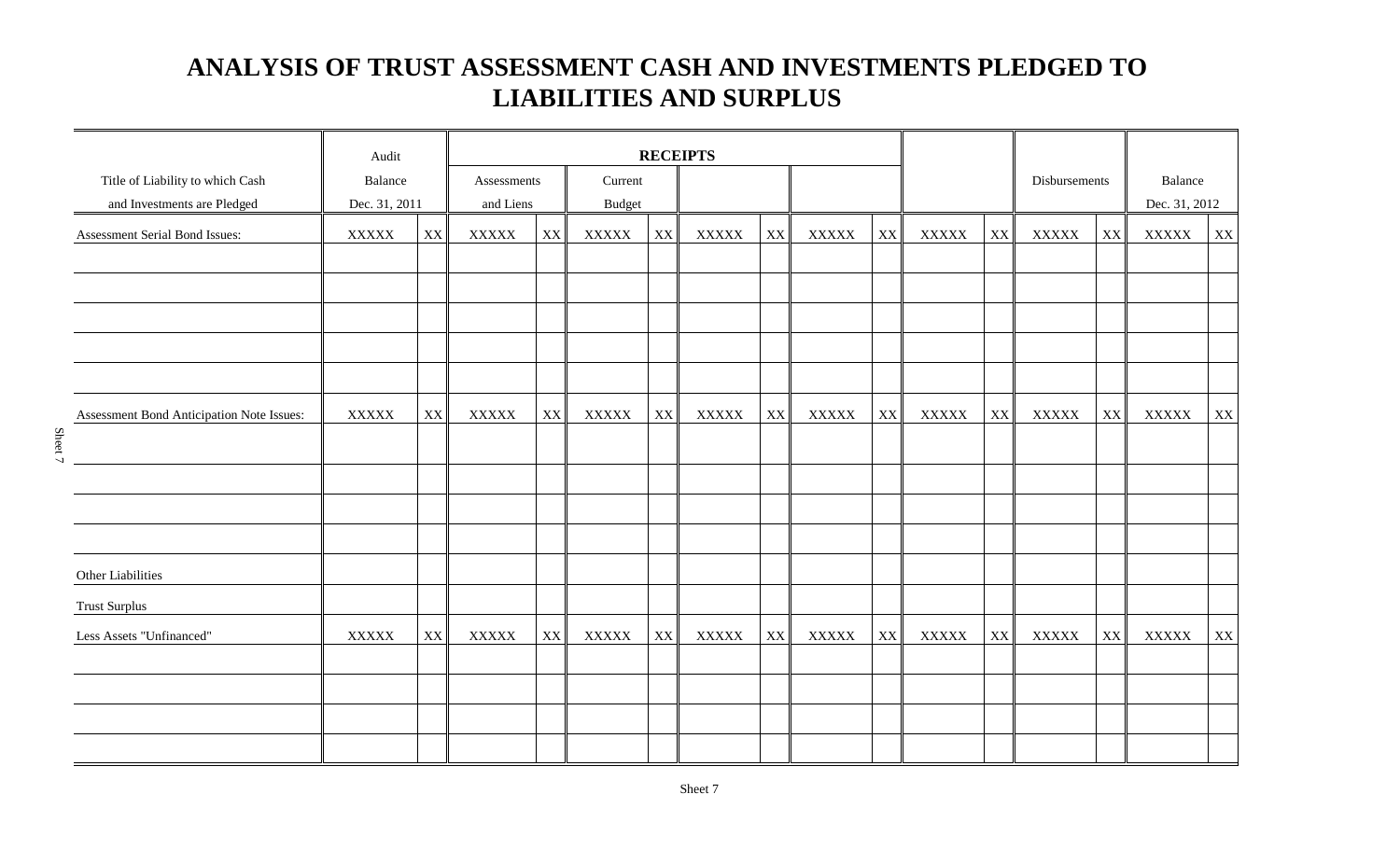# ANALYSIS OF TRUST ASSESSMENT CASH AND INVESTMENTS PLEDGED TO LIABILITIES AND SURPLUS

| Title of Liability to which Cash and Investments are Pledged | Audit Balance Dec. 31, 2011 | | RECEIPTS Assessments and Liens | | Current Budget | | | | | | | | Disbursements | | Balance Dec. 31, 2012 | |
|---|---|---|---|---|---|---|---|---|---|---|---|---|---|---|---|---|
| Assessment Serial Bond Issues: | XXXXX | XX | XXXXX | XX | XXXXX | XX | XXXXX | XX | XXXXX | XX | XXXXX | XX | XXXXX | XX | XXXXX | XX |
| | | | | | | | | | | | | | | | | |
| | | | | | | | | | | | | | | | | |
| | | | | | | | | | | | | | | | | |
| | | | | | | | | | | | | | | | | |
| | | | | | | | | | | | | | | | | |
| Assessment Bond Anticipation Note Issues: | XXXXX | XX | XXXXX | XX | XXXXX | XX | XXXXX | XX | XXXXX | XX | XXXXX | XX | XXXXX | XX | XXXXX | XX |
| | | | | | | | | | | | | | | | | |
| | | | | | | | | | | | | | | | | |
| | | | | | | | | | | | | | | | | |
| | | | | | | | | | | | | | | | | |
| Other Liabilities | | | | | | | | | | | | | | | | |
| Trust Surplus | | | | | | | | | | | | | | | | |
| Less Assets "Unfinanced" | XXXXX | XX | XXXXX | XX | XXXXX | XX | XXXXX | XX | XXXXX | XX | XXXXX | XX | XXXXX | XX | XXXXX | XX |
| | | | | | | | | | | | | | | | | |
| | | | | | | | | | | | | | | | | |
| | | | | | | | | | | | | | | | | |
| | | | | | | | | | | | | | | | | |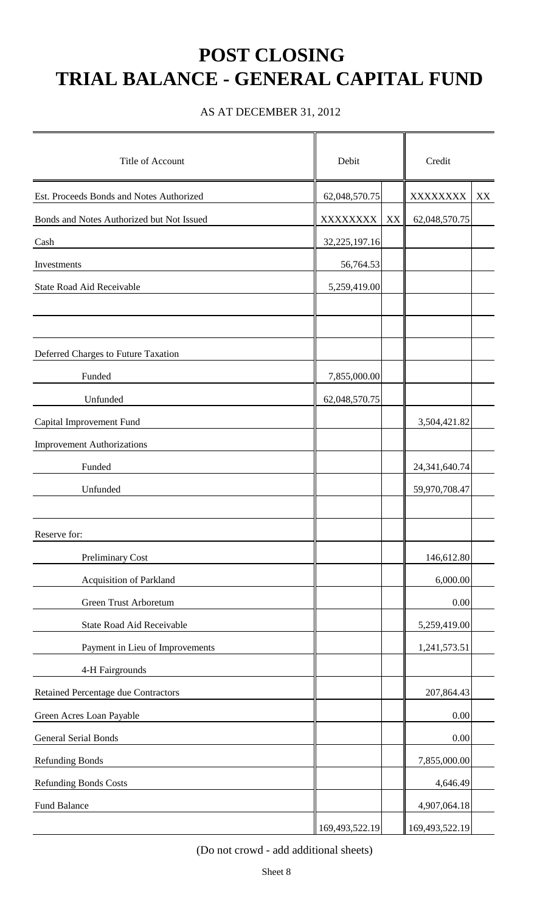# POST CLOSING
# TRIAL BALANCE - GENERAL CAPITAL FUND

AS AT DECEMBER 31, 2012

| Title of Account | Debit | | Credit | |
|---|---|---|---|---|
| Est. Proceeds Bonds and Notes Authorized | 62,048,570.75 | | XXXXXXXX | XX |
| Bonds and Notes Authorized but Not Issued | XXXXXXXX | XX | 62,048,570.75 | |
| Cash | 32,225,197.16 | | | |
| Investments | 56,764.53 | | | |
| State Road Aid Receivable | 5,259,419.00 | | | |
| | | | | |
| | | | | |
| Deferred Charges to Future Taxation | | | | |
| Funded | 7,855,000.00 | | | |
| Unfunded | 62,048,570.75 | | | |
| Capital Improvement Fund | | | 3,504,421.82 | |
| Improvement Authorizations | | | | |
| Funded | | | 24,341,640.74 | |
| Unfunded | | | 59,970,708.47 | |
| | | | | |
| Reserve for: | | | | |
| Preliminary Cost | | | 146,612.80 | |
| Acquisition of Parkland | | | 6,000.00 | |
| Green Trust Arboretum | | | 0.00 | |
| State Road Aid Receivable | | | 5,259,419.00 | |
| Payment in Lieu of Improvements | | | 1,241,573.51 | |
| 4-H Fairgrounds | | | | |
| Retained Percentage due Contractors | | | 207,864.43 | |
| Green Acres Loan Payable | | | 0.00 | |
| General Serial Bonds | | | 0.00 | |
| Refunding Bonds | | | 7,855,000.00 | |
| Refunding Bonds Costs | | | 4,646.49 | |
| Fund Balance | | | 4,907,064.18 | |
| | 169,493,522.19 | | 169,493,522.19 | |

(Do not crowd - add additional sheets)

Sheet 8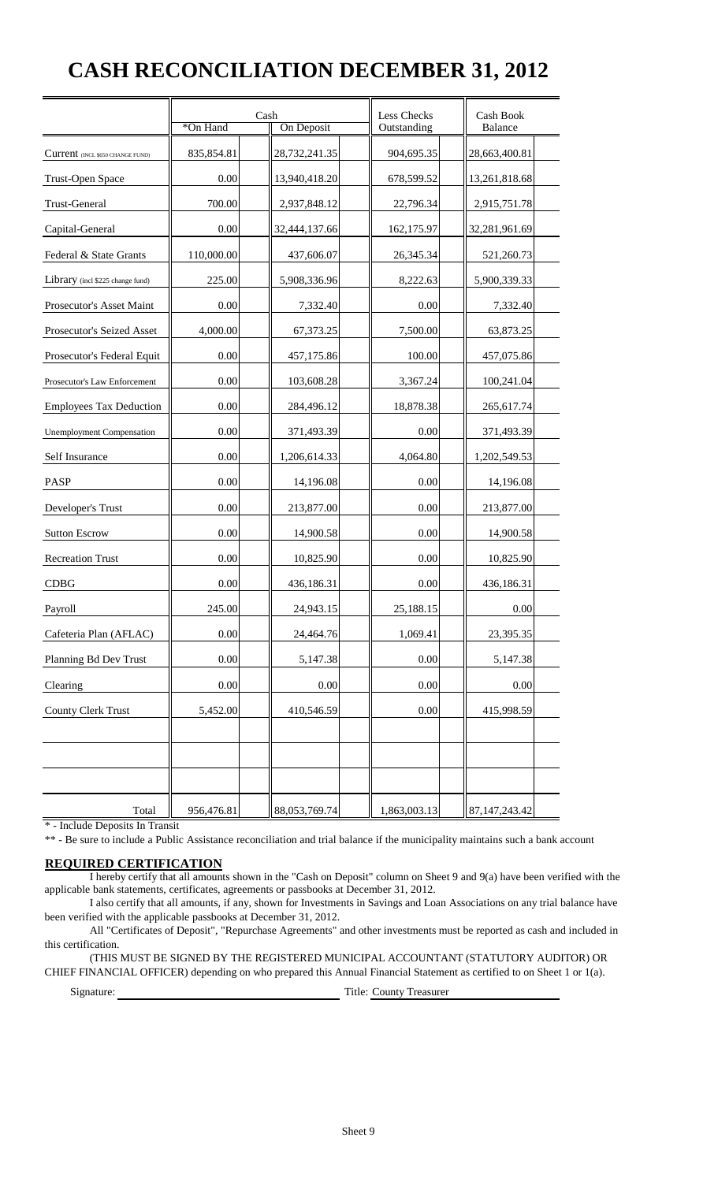# CASH RECONCILIATION DECEMBER 31, 2012

| | Cash | | Less Checks | Cash Book |
|---|---|---|---|---|
| | *On Hand | On Deposit | Outstanding | Balance |
| Current (INCL $650 CHANGE FUND) | 835,854.81 | 28,732,241.35 | 904,695.35 | 28,663,400.81 |
| Trust-Open Space | 0.00 | 13,940,418.20 | 678,599.52 | 13,261,818.68 |
| Trust-General | 700.00 | 2,937,848.12 | 22,796.34 | 2,915,751.78 |
| Capital-General | 0.00 | 32,444,137.66 | 162,175.97 | 32,281,961.69 |
| Federal & State Grants | 110,000.00 | 437,606.07 | 26,345.34 | 521,260.73 |
| Library (incl $225 change fund) | 225.00 | 5,908,336.96 | 8,222.63 | 5,900,339.33 |
| Prosecutor's Asset Maint | 0.00 | 7,332.40 | 0.00 | 7,332.40 |
| Prosecutor's Seized Asset | 4,000.00 | 67,373.25 | 7,500.00 | 63,873.25 |
| Prosecutor's Federal Equit | 0.00 | 457,175.86 | 100.00 | 457,075.86 |
| Prosecutor's Law Enforcement | 0.00 | 103,608.28 | 3,367.24 | 100,241.04 |
| Employees Tax Deduction | 0.00 | 284,496.12 | 18,878.38 | 265,617.74 |
| Unemployment Compensation | 0.00 | 371,493.39 | 0.00 | 371,493.39 |
| Self Insurance | 0.00 | 1,206,614.33 | 4,064.80 | 1,202,549.53 |
| PASP | 0.00 | 14,196.08 | 0.00 | 14,196.08 |
| Developer's Trust | 0.00 | 213,877.00 | 0.00 | 213,877.00 |
| Sutton Escrow | 0.00 | 14,900.58 | 0.00 | 14,900.58 |
| Recreation Trust | 0.00 | 10,825.90 | 0.00 | 10,825.90 |
| CDBG | 0.00 | 436,186.31 | 0.00 | 436,186.31 |
| Payroll | 245.00 | 24,943.15 | 25,188.15 | 0.00 |
| Cafeteria Plan (AFLAC) | 0.00 | 24,464.76 | 1,069.41 | 23,395.35 |
| Planning Bd Dev Trust | 0.00 | 5,147.38 | 0.00 | 5,147.38 |
| Clearing | 0.00 | 0.00 | 0.00 | 0.00 |
| County Clerk Trust | 5,452.00 | 410,546.59 | 0.00 | 415,998.59 |
| | | | | |
| | | | | |
| | | | | |
| Total | 956,476.81 | 88,053,769.74 | 1,863,003.13 | 87,147,243.42 |

\* - Include Deposits In Transit

\*\* - Be sure to include a Public Assistance reconciliation and trial balance if the municipality maintains such a bank account

**REQUIRED CERTIFICATION**

I hereby certify that all amounts shown in the "Cash on Deposit" column on Sheet 9 and 9(a) have been verified with the applicable bank statements, certificates, agreements or passbooks at December 31, 2012.

I also certify that all amounts, if any, shown for Investments in Savings and Loan Associations on any trial balance have been verified with the applicable passbooks at December 31, 2012.

All "Certificates of Deposit", "Repurchase Agreements" and other investments must be reported as cash and included in this certification.

(THIS MUST BE SIGNED BY THE REGISTERED MUNICIPAL ACCOUNTANT (STATUTORY AUDITOR) OR CHIEF FINANCIAL OFFICER) depending on who prepared this Annual Financial Statement as certified to on Sheet 1 or 1(a).

Signature: ______________________ Title: County Treasurer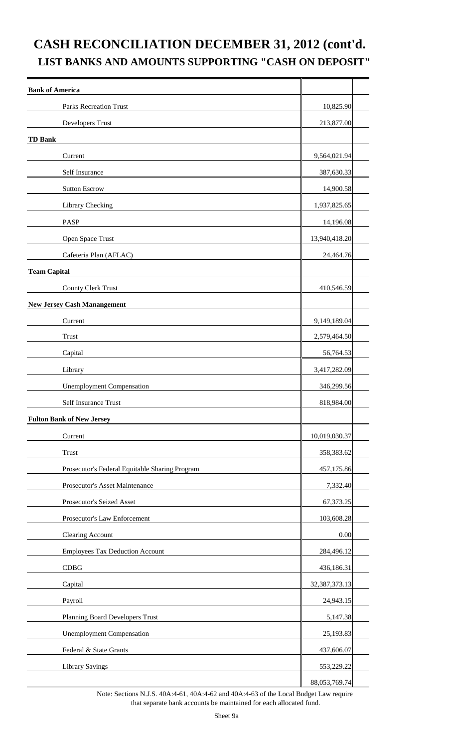# CASH RECONCILIATION DECEMBER 31, 2012 (cont'd.
## LIST BANKS AND AMOUNTS SUPPORTING "CASH ON DEPOSIT"

| | |
|---|---|
| **Bank of America** | |
| Parks Recreation Trust | 10,825.90 |
| Developers Trust | 213,877.00 |
| **TD Bank** | |
| Current | 9,564,021.94 |
| Self Insurance | 387,630.33 |
| Sutton Escrow | 14,900.58 |
| Library Checking | 1,937,825.65 |
| PASP | 14,196.08 |
| Open Space Trust | 13,940,418.20 |
| Cafeteria Plan (AFLAC) | 24,464.76 |
| **Team Capital** | |
| County Clerk Trust | 410,546.59 |
| **New Jersey Cash Manangement** | |
| Current | 9,149,189.04 |
| Trust | 2,579,464.50 |
| Capital | 56,764.53 |
| Library | 3,417,282.09 |
| Unemployment Compensation | 346,299.56 |
| Self Insurance Trust | 818,984.00 |
| **Fulton Bank of New Jersey** | |
| Current | 10,019,030.37 |
| Trust | 358,383.62 |
| Prosecutor's Federal Equitable Sharing Program | 457,175.86 |
| Prosecutor's Asset Maintenance | 7,332.40 |
| Prosecutor's Seized Asset | 67,373.25 |
| Prosecutor's Law Enforcement | 103,608.28 |
| Clearing Account | 0.00 |
| Employees Tax Deduction Account | 284,496.12 |
| CDBG | 436,186.31 |
| Capital | 32,387,373.13 |
| Payroll | 24,943.15 |
| Planning Board Developers Trust | 5,147.38 |
| Unemployment Compensation | 25,193.83 |
| Federal & State Grants | 437,606.07 |
| Library Savings | 553,229.22 |
| | 88,053,769.74 |

Note: Sections N.J.S. 40A:4-61, 40A:4-62 and 40A:4-63 of the Local Budget Law require that separate bank accounts be maintained for each allocated fund.

Sheet 9a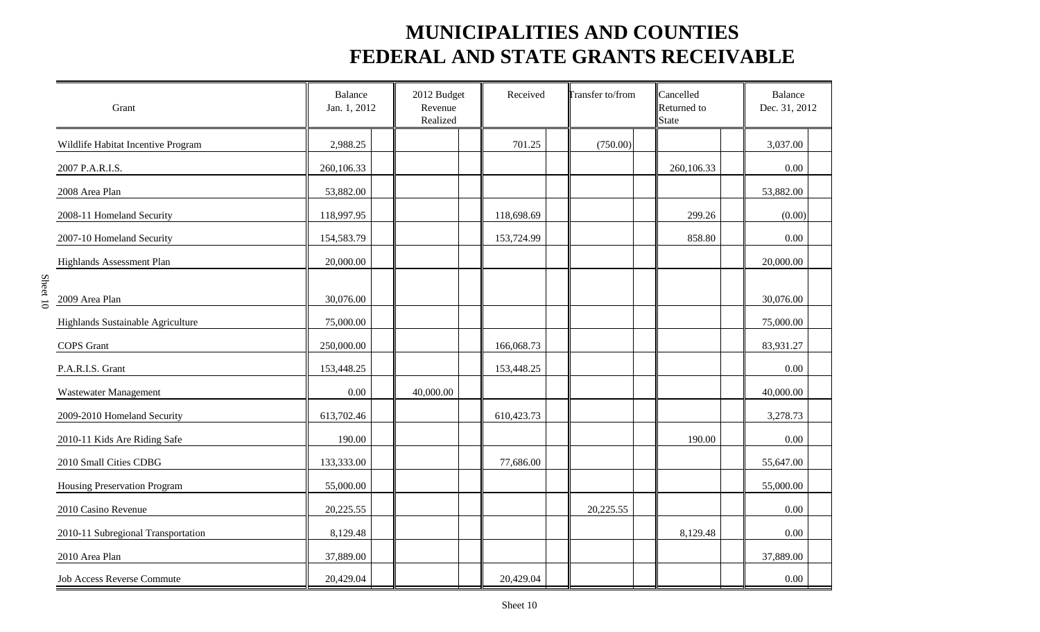# MUNICIPALITIES AND COUNTIES
# FEDERAL AND STATE GRANTS RECEIVABLE

| Grant | Balance Jan. 1, 2012 | 2012 Budget Revenue Realized | Received | Transfer to/from | Cancelled Returned to State | Balance Dec. 31, 2012 |
|---|---|---|---|---|---|---|
| Wildlife Habitat Incentive Program | 2,988.25 | | 701.25 | (750.00) | | 3,037.00 |
| 2007 P.A.R.I.S. | 260,106.33 | | | | 260,106.33 | 0.00 |
| 2008 Area Plan | 53,882.00 | | | | | 53,882.00 |
| 2008-11 Homeland Security | 118,997.95 | | 118,698.69 | | 299.26 | (0.00) |
| 2007-10 Homeland Security | 154,583.79 | | 153,724.99 | | 858.80 | 0.00 |
| Highlands Assessment Plan | 20,000.00 | | | | | 20,000.00 |
| 2009 Area Plan | 30,076.00 | | | | | 30,076.00 |
| Highlands Sustainable Agriculture | 75,000.00 | | | | | 75,000.00 |
| COPS Grant | 250,000.00 | | 166,068.73 | | | 83,931.27 |
| P.A.R.I.S. Grant | 153,448.25 | | 153,448.25 | | | 0.00 |
| Wastewater Management | 0.00 | 40,000.00 | | | | 40,000.00 |
| 2009-2010 Homeland Security | 613,702.46 | | 610,423.73 | | | 3,278.73 |
| 2010-11 Kids Are Riding Safe | 190.00 | | | | 190.00 | 0.00 |
| 2010 Small Cities CDBG | 133,333.00 | | 77,686.00 | | | 55,647.00 |
| Housing Preservation Program | 55,000.00 | | | | | 55,000.00 |
| 2010 Casino Revenue | 20,225.55 | | | 20,225.55 | | 0.00 |
| 2010-11 Subregional Transportation | 8,129.48 | | | | 8,129.48 | 0.00 |
| 2010 Area Plan | 37,889.00 | | | | | 37,889.00 |
| Job Access Reverse Commute | 20,429.04 | | 20,429.04 | | | 0.00 |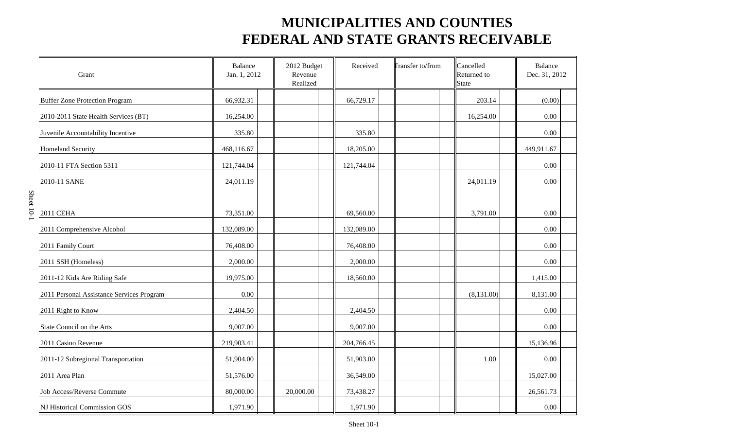# MUNICIPALITIES AND COUNTIES
# FEDERAL AND STATE GRANTS RECEIVABLE

| Grant | Balance Jan. 1, 2012 | 2012 Budget Revenue Realized | Received | Transfer to/from | Cancelled Returned to State | Balance Dec. 31, 2012 |
|---|---|---|---|---|---|---|
| Buffer Zone Protection Program | 66,932.31 | | 66,729.17 | | 203.14 | (0.00) |
| 2010-2011 State Health Services (BT) | 16,254.00 | | | | 16,254.00 | 0.00 |
| Juvenile Accountability Incentive | 335.80 | | 335.80 | | | 0.00 |
| Homeland Security | 468,116.67 | | 18,205.00 | | | 449,911.67 |
| 2010-11 FTA Section 5311 | 121,744.04 | | 121,744.04 | | | 0.00 |
| 2010-11 SANE | 24,011.19 | | | | 24,011.19 | 0.00 |
| 2011 CEHA | 73,351.00 | | 69,560.00 | | 3,791.00 | 0.00 |
| 2011 Comprehensive Alcohol | 132,089.00 | | 132,089.00 | | | 0.00 |
| 2011 Family Court | 76,408.00 | | 76,408.00 | | | 0.00 |
| 2011 SSH (Homeless) | 2,000.00 | | 2,000.00 | | | 0.00 |
| 2011-12 Kids Are Riding Safe | 19,975.00 | | 18,560.00 | | | 1,415.00 |
| 2011 Personal Assistance Services Program | 0.00 | | | | (8,131.00) | 8,131.00 |
| 2011 Right to Know | 2,404.50 | | 2,404.50 | | | 0.00 |
| State Council on the Arts | 9,007.00 | | 9,007.00 | | | 0.00 |
| 2011 Casino Revenue | 219,903.41 | | 204,766.45 | | | 15,136.96 |
| 2011-12 Subregional Transportation | 51,904.00 | | 51,903.00 | | 1.00 | 0.00 |
| 2011 Area Plan | 51,576.00 | | 36,549.00 | | | 15,027.00 |
| Job Access/Reverse Commute | 80,000.00 | 20,000.00 | 73,438.27 | | | 26,561.73 |
| NJ Historical Commission GOS | 1,971.90 | | 1,971.90 | | | 0.00 |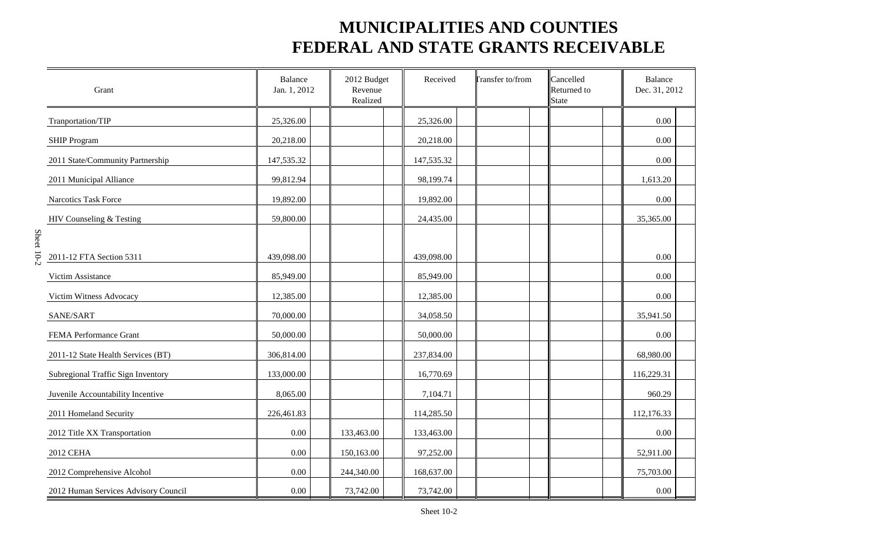# MUNICIPALITIES AND COUNTIES
# FEDERAL AND STATE GRANTS RECEIVABLE

| Grant | Balance Jan. 1, 2012 | 2012 Budget Revenue Realized | Received | Transfer to/from | Cancelled Returned to State | Balance Dec. 31, 2012 |
|---|---|---|---|---|---|---|
| Tranportation/TIP | 25,326.00 | | 25,326.00 | | | 0.00 |
| SHIP Program | 20,218.00 | | 20,218.00 | | | 0.00 |
| 2011 State/Community Partnership | 147,535.32 | | 147,535.32 | | | 0.00 |
| 2011 Municipal Alliance | 99,812.94 | | 98,199.74 | | | 1,613.20 |
| Narcotics Task Force | 19,892.00 | | 19,892.00 | | | 0.00 |
| HIV Counseling & Testing | 59,800.00 | | 24,435.00 | | | 35,365.00 |
| 2011-12 FTA Section 5311 | 439,098.00 | | 439,098.00 | | | 0.00 |
| Victim Assistance | 85,949.00 | | 85,949.00 | | | 0.00 |
| Victim Witness Advocacy | 12,385.00 | | 12,385.00 | | | 0.00 |
| SANE/SART | 70,000.00 | | 34,058.50 | | | 35,941.50 |
| FEMA Performance Grant | 50,000.00 | | 50,000.00 | | | 0.00 |
| 2011-12 State Health Services (BT) | 306,814.00 | | 237,834.00 | | | 68,980.00 |
| Subregional Traffic Sign Inventory | 133,000.00 | | 16,770.69 | | | 116,229.31 |
| Juvenile Accountability Incentive | 8,065.00 | | 7,104.71 | | | 960.29 |
| 2011 Homeland Security | 226,461.83 | | 114,285.50 | | | 112,176.33 |
| 2012 Title XX Transportation | 0.00 | 133,463.00 | 133,463.00 | | | 0.00 |
| 2012 CEHA | 0.00 | 150,163.00 | 97,252.00 | | | 52,911.00 |
| 2012 Comprehensive Alcohol | 0.00 | 244,340.00 | 168,637.00 | | | 75,703.00 |
| 2012 Human Services Advisory Council | 0.00 | 73,742.00 | 73,742.00 | | | 0.00 |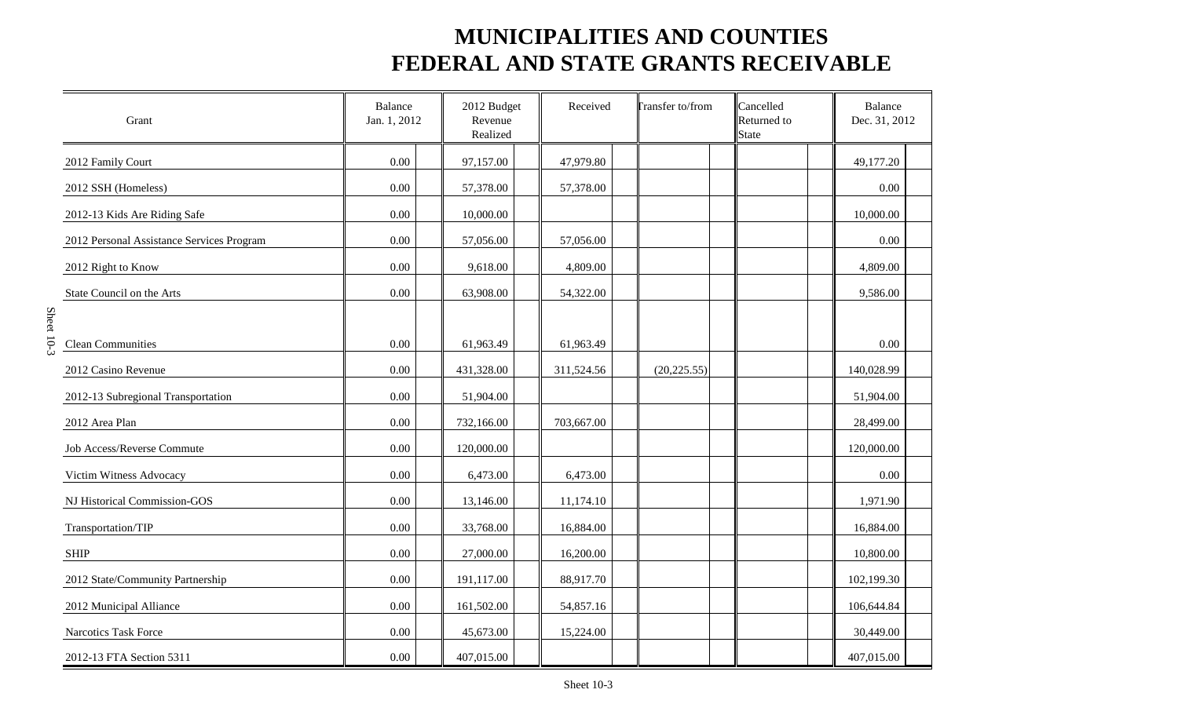# MUNICIPALITIES AND COUNTIES
# FEDERAL AND STATE GRANTS RECEIVABLE

| Grant | Balance Jan. 1, 2012 | 2012 Budget Revenue Realized | Received | Transfer to/from | Cancelled Returned to State | Balance Dec. 31, 2012 |
|---|---|---|---|---|---|---|
| 2012 Family Court | 0.00 | 97,157.00 | 47,979.80 | | | 49,177.20 |
| 2012 SSH (Homeless) | 0.00 | 57,378.00 | 57,378.00 | | | 0.00 |
| 2012-13 Kids Are Riding Safe | 0.00 | 10,000.00 | | | | 10,000.00 |
| 2012 Personal Assistance Services Program | 0.00 | 57,056.00 | 57,056.00 | | | 0.00 |
| 2012 Right to Know | 0.00 | 9,618.00 | 4,809.00 | | | 4,809.00 |
| State Council on the Arts | 0.00 | 63,908.00 | 54,322.00 | | | 9,586.00 |
| Clean Communities | 0.00 | 61,963.49 | 61,963.49 | | | 0.00 |
| 2012 Casino Revenue | 0.00 | 431,328.00 | 311,524.56 | (20,225.55) | | 140,028.99 |
| 2012-13 Subregional Transportation | 0.00 | 51,904.00 | | | | 51,904.00 |
| 2012 Area Plan | 0.00 | 732,166.00 | 703,667.00 | | | 28,499.00 |
| Job Access/Reverse Commute | 0.00 | 120,000.00 | | | | 120,000.00 |
| Victim Witness Advocacy | 0.00 | 6,473.00 | 6,473.00 | | | 0.00 |
| NJ Historical Commission-GOS | 0.00 | 13,146.00 | 11,174.10 | | | 1,971.90 |
| Transportation/TIP | 0.00 | 33,768.00 | 16,884.00 | | | 16,884.00 |
| SHIP | 0.00 | 27,000.00 | 16,200.00 | | | 10,800.00 |
| 2012 State/Community Partnership | 0.00 | 191,117.00 | 88,917.70 | | | 102,199.30 |
| 2012 Municipal Alliance | 0.00 | 161,502.00 | 54,857.16 | | | 106,644.84 |
| Narcotics Task Force | 0.00 | 45,673.00 | 15,224.00 | | | 30,449.00 |
| 2012-13 FTA Section 5311 | 0.00 | 407,015.00 | | | | 407,015.00 |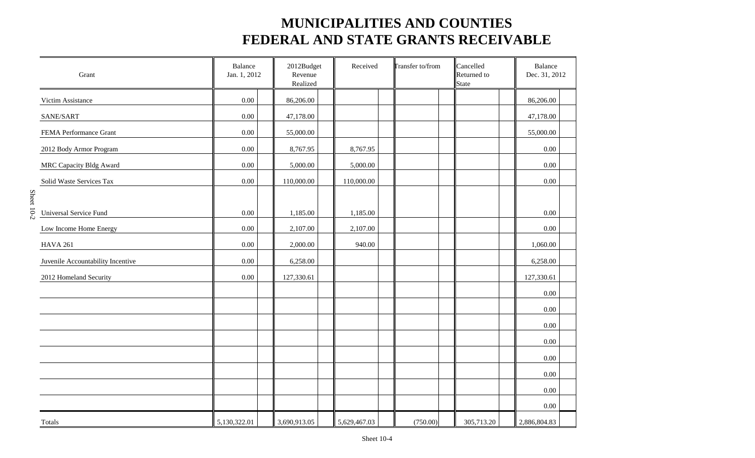# MUNICIPALITIES AND COUNTIES
# FEDERAL AND STATE GRANTS RECEIVABLE

| Grant | Balance Jan. 1, 2012 | 2012Budget Revenue Realized | Received | Transfer to/from | Cancelled Returned to State | Balance Dec. 31, 2012 |
|---|---|---|---|---|---|---|
| Victim Assistance | 0.00 | 86,206.00 | | | | 86,206.00 |
| SANE/SART | 0.00 | 47,178.00 | | | | 47,178.00 |
| FEMA Performance Grant | 0.00 | 55,000.00 | | | | 55,000.00 |
| 2012 Body Armor Program | 0.00 | 8,767.95 | 8,767.95 | | | 0.00 |
| MRC Capacity Bldg Award | 0.00 | 5,000.00 | 5,000.00 | | | 0.00 |
| Solid Waste Services Tax | 0.00 | 110,000.00 | 110,000.00 | | | 0.00 |
| Universal Service Fund | 0.00 | 1,185.00 | 1,185.00 | | | 0.00 |
| Low Income Home Energy | 0.00 | 2,107.00 | 2,107.00 | | | 0.00 |
| HAVA 261 | 0.00 | 2,000.00 | 940.00 | | | 1,060.00 |
| Juvenile Accountability Incentive | 0.00 | 6,258.00 | | | | 6,258.00 |
| 2012 Homeland Security | 0.00 | 127,330.61 | | | | 127,330.61 |
| | | | | | | 0.00 |
| | | | | | | 0.00 |
| | | | | | | 0.00 |
| | | | | | | 0.00 |
| | | | | | | 0.00 |
| | | | | | | 0.00 |
| | | | | | | 0.00 |
| | | | | | | 0.00 |
| Totals | 5,130,322.01 | 3,690,913.05 | 5,629,467.03 | (750.00) | 305,713.20 | 2,886,804.83 |

Sheet 10-2

Sheet 10-4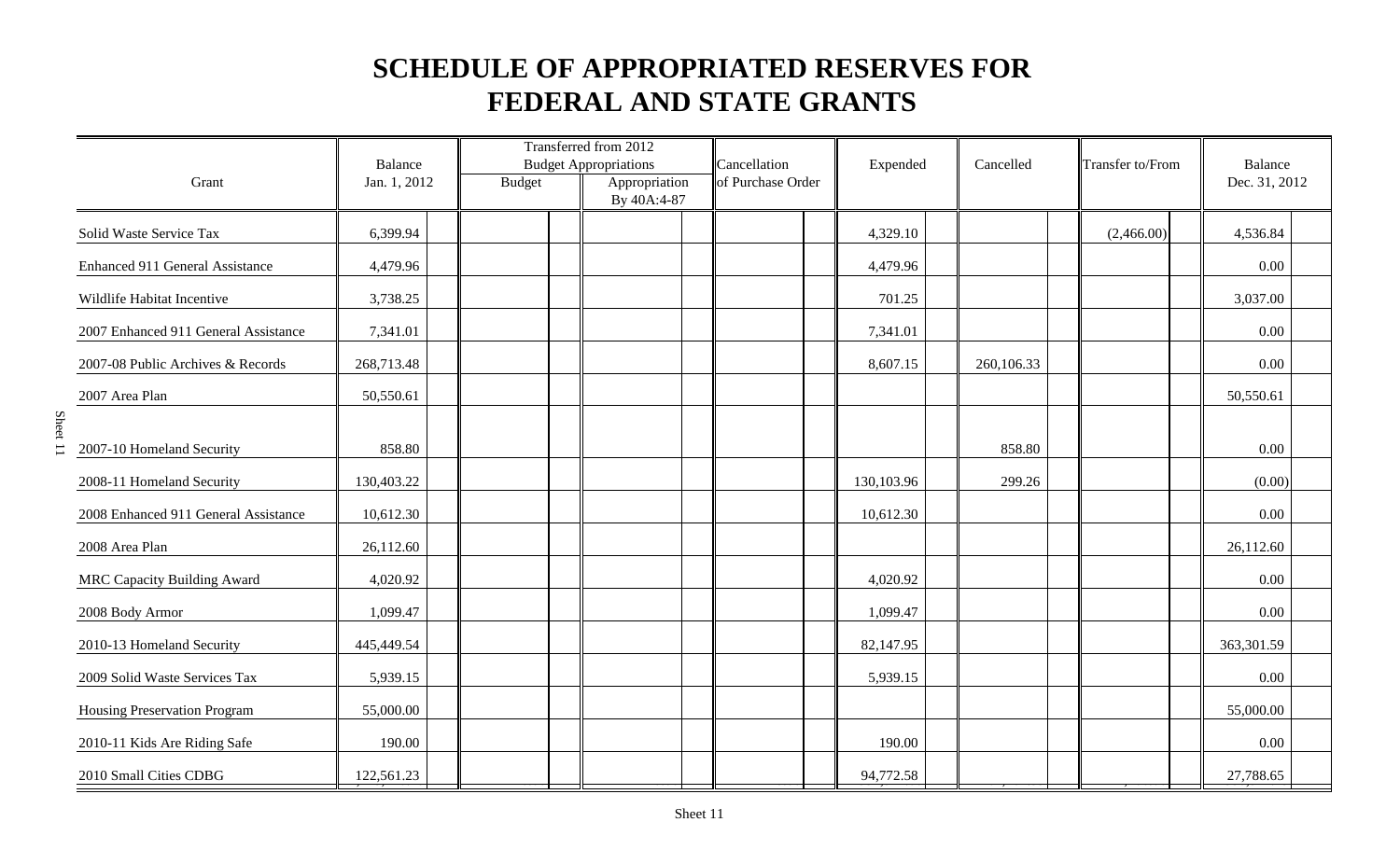# SCHEDULE OF APPROPRIATED RESERVES FOR FEDERAL AND STATE GRANTS

| Grant | Balance Jan. 1, 2012 | Transferred from 2012 Budget Appropriations Budget | Appropriation By 40A:4-87 | Cancellation of Purchase Order | Expended | Cancelled | Transfer to/From | Balance Dec. 31, 2012 |
|---|---|---|---|---|---|---|---|---|
| Solid Waste Service Tax | 6,399.94 | | | | 4,329.10 | | (2,466.00) | 4,536.84 |
| Enhanced 911 General Assistance | 4,479.96 | | | | 4,479.96 | | | 0.00 |
| Wildlife Habitat Incentive | 3,738.25 | | | | 701.25 | | | 3,037.00 |
| 2007 Enhanced 911 General Assistance | 7,341.01 | | | | 7,341.01 | | | 0.00 |
| 2007-08 Public Archives & Records | 268,713.48 | | | | 8,607.15 | 260,106.33 | | 0.00 |
| 2007 Area Plan | 50,550.61 | | | | | | | 50,550.61 |
| 2007-10 Homeland Security | 858.80 | | | | | 858.80 | | 0.00 |
| 2008-11 Homeland Security | 130,403.22 | | | | 130,103.96 | 299.26 | | (0.00) |
| 2008 Enhanced 911 General Assistance | 10,612.30 | | | | 10,612.30 | | | 0.00 |
| 2008 Area Plan | 26,112.60 | | | | | | | 26,112.60 |
| MRC Capacity Building Award | 4,020.92 | | | | 4,020.92 | | | 0.00 |
| 2008 Body Armor | 1,099.47 | | | | 1,099.47 | | | 0.00 |
| 2010-13 Homeland Security | 445,449.54 | | | | 82,147.95 | | | 363,301.59 |
| 2009 Solid Waste Services Tax | 5,939.15 | | | | 5,939.15 | | | 0.00 |
| Housing Preservation Program | 55,000.00 | | | | | | | 55,000.00 |
| 2010-11 Kids Are Riding Safe | 190.00 | | | | 190.00 | | | 0.00 |
| 2010 Small Cities CDBG | 122,561.23 | | | | 94,772.58 | | | 27,788.65 |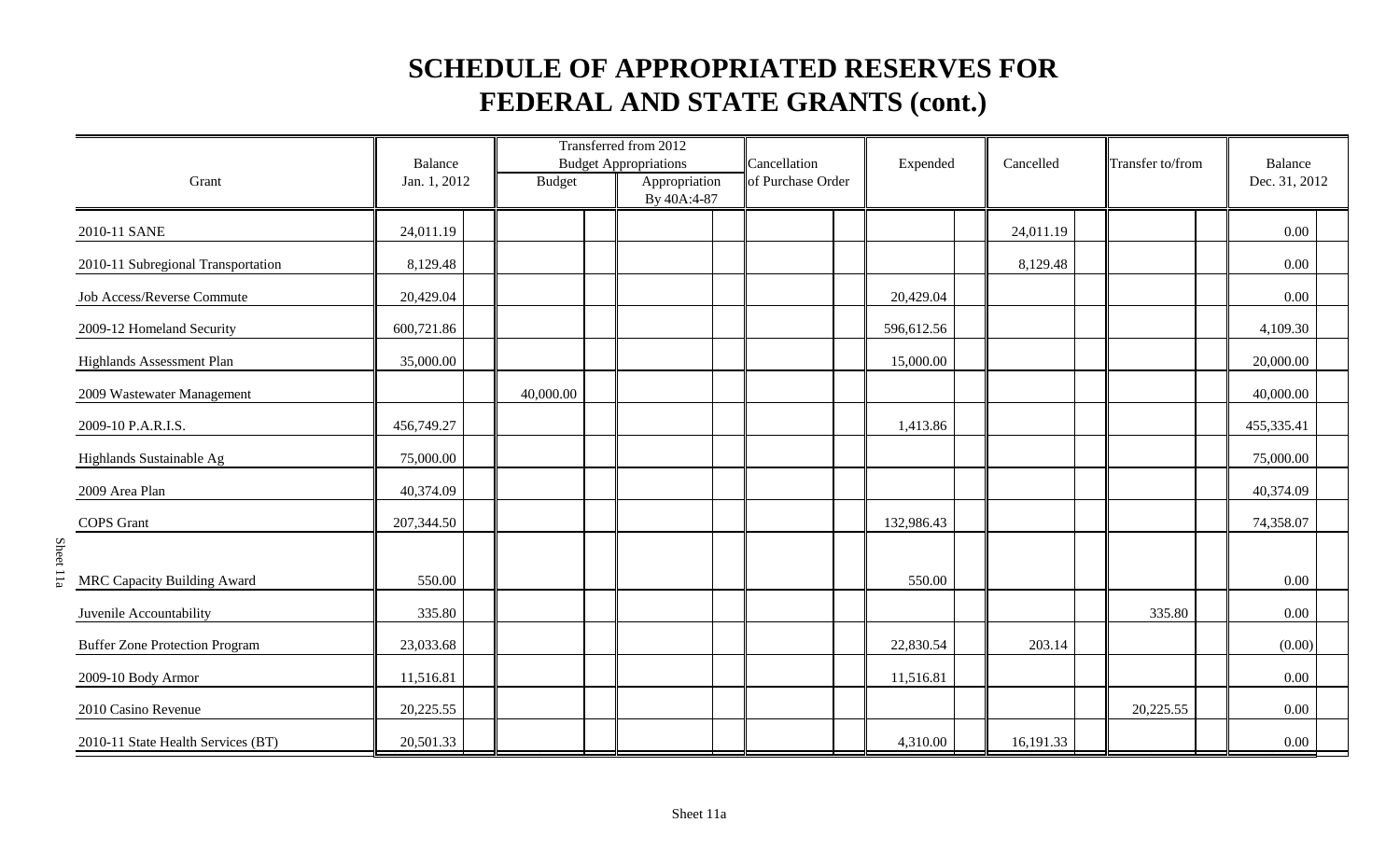# SCHEDULE OF APPROPRIATED RESERVES FOR FEDERAL AND STATE GRANTS (cont.)

| Grant | Balance Jan. 1, 2012 | Transferred from 2012 Budget Appropriations | | Cancellation of Purchase Order | Expended | Cancelled | Transfer to/from | Balance Dec. 31, 2012 |
|---|---|---|---|---|---|---|---|---|
| | | Budget | Appropriation By 40A:4-87 | | | | | |
| 2010-11 SANE | 24,011.19 | | | | | 24,011.19 | | 0.00 |
| 2010-11 Subregional Transportation | 8,129.48 | | | | | 8,129.48 | | 0.00 |
| Job Access/Reverse Commute | 20,429.04 | | | | 20,429.04 | | | 0.00 |
| 2009-12 Homeland Security | 600,721.86 | | | | 596,612.56 | | | 4,109.30 |
| Highlands Assessment Plan | 35,000.00 | | | | 15,000.00 | | | 20,000.00 |
| 2009 Wastewater Management | | 40,000.00 | | | | | | 40,000.00 |
| 2009-10 P.A.R.I.S. | 456,749.27 | | | | 1,413.86 | | | 455,335.41 |
| Highlands Sustainable Ag | 75,000.00 | | | | | | | 75,000.00 |
| 2009 Area Plan | 40,374.09 | | | | | | | 40,374.09 |
| COPS Grant | 207,344.50 | | | | 132,986.43 | | | 74,358.07 |
| MRC Capacity Building Award | 550.00 | | | | 550.00 | | | 0.00 |
| Juvenile Accountability | 335.80 | | | | | | 335.80 | 0.00 |
| Buffer Zone Protection Program | 23,033.68 | | | | 22,830.54 | 203.14 | | (0.00) |
| 2009-10 Body Armor | 11,516.81 | | | | 11,516.81 | | | 0.00 |
| 2010 Casino Revenue | 20,225.55 | | | | | | 20,225.55 | 0.00 |
| 2010-11 State Health Services (BT) | 20,501.33 | | | | 4,310.00 | 16,191.33 | | 0.00 |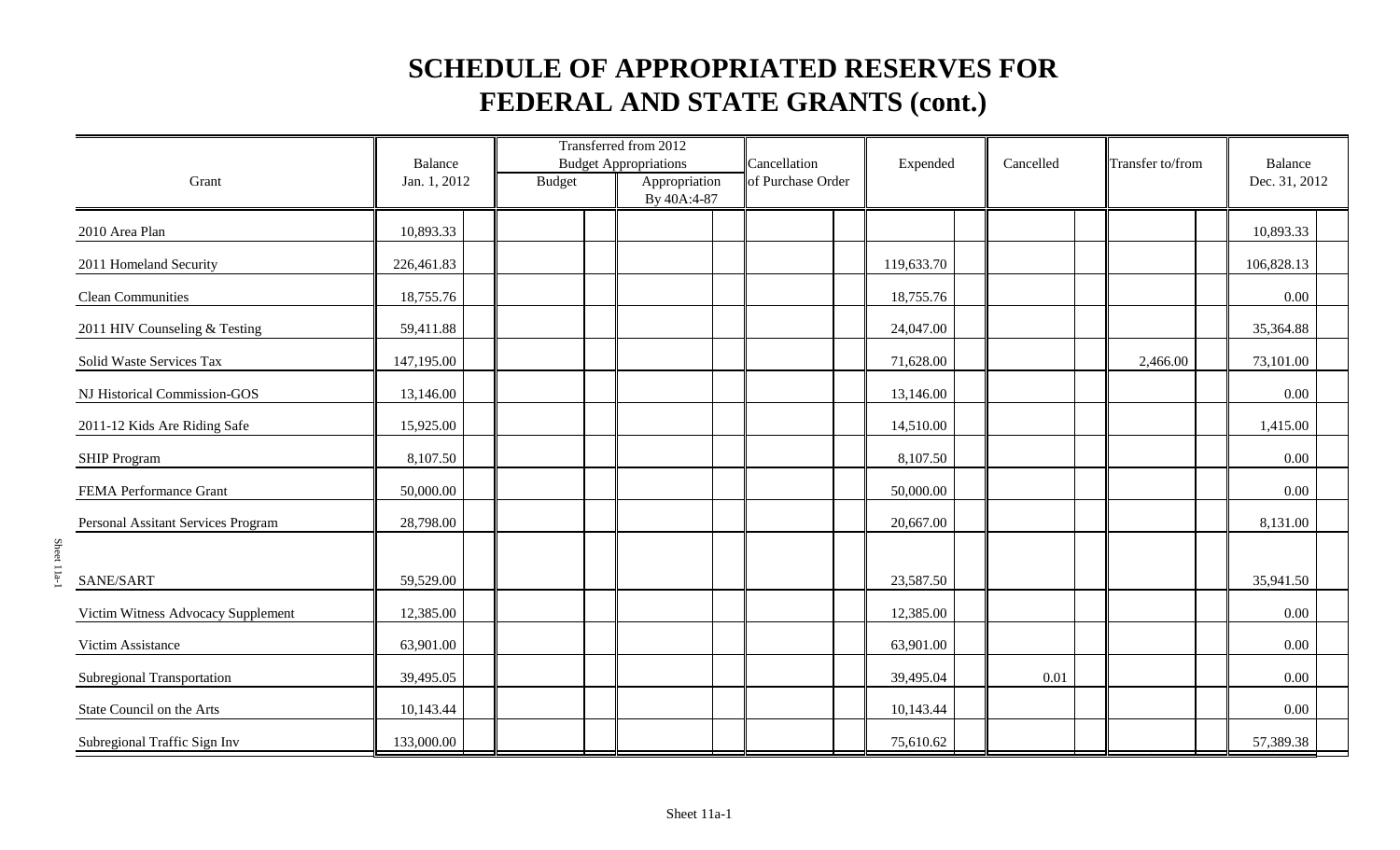# SCHEDULE OF APPROPRIATED RESERVES FOR FEDERAL AND STATE GRANTS (cont.)

| Grant | Balance Jan. 1, 2012 | Transferred from 2012 Budget Appropriations Budget | Transferred from 2012 Budget Appropriations Appropriation By 40A:4-87 | Cancellation of Purchase Order | Expended | Cancelled | Transfer to/from | Balance Dec. 31, 2012 |
|---|---|---|---|---|---|---|---|---|
| 2010 Area Plan | 10,893.33 | | | | | | | 10,893.33 |
| 2011 Homeland Security | 226,461.83 | | | | 119,633.70 | | | 106,828.13 |
| Clean Communities | 18,755.76 | | | | 18,755.76 | | | 0.00 |
| 2011 HIV Counseling & Testing | 59,411.88 | | | | 24,047.00 | | | 35,364.88 |
| Solid Waste Services Tax | 147,195.00 | | | | 71,628.00 | | 2,466.00 | 73,101.00 |
| NJ Historical Commission-GOS | 13,146.00 | | | | 13,146.00 | | | 0.00 |
| 2011-12 Kids Are Riding Safe | 15,925.00 | | | | 14,510.00 | | | 1,415.00 |
| SHIP Program | 8,107.50 | | | | 8,107.50 | | | 0.00 |
| FEMA Performance Grant | 50,000.00 | | | | 50,000.00 | | | 0.00 |
| Personal Assitant Services Program | 28,798.00 | | | | 20,667.00 | | | 8,131.00 |
| SANE/SART | 59,529.00 | | | | 23,587.50 | | | 35,941.50 |
| Victim Witness Advocacy Supplement | 12,385.00 | | | | 12,385.00 | | | 0.00 |
| Victim Assistance | 63,901.00 | | | | 63,901.00 | | | 0.00 |
| Subregional Transportation | 39,495.05 | | | | 39,495.04 | 0.01 | | 0.00 |
| State Council on the Arts | 10,143.44 | | | | 10,143.44 | | | 0.00 |
| Subregional Traffic Sign Inv | 133,000.00 | | | | 75,610.62 | | | 57,389.38 |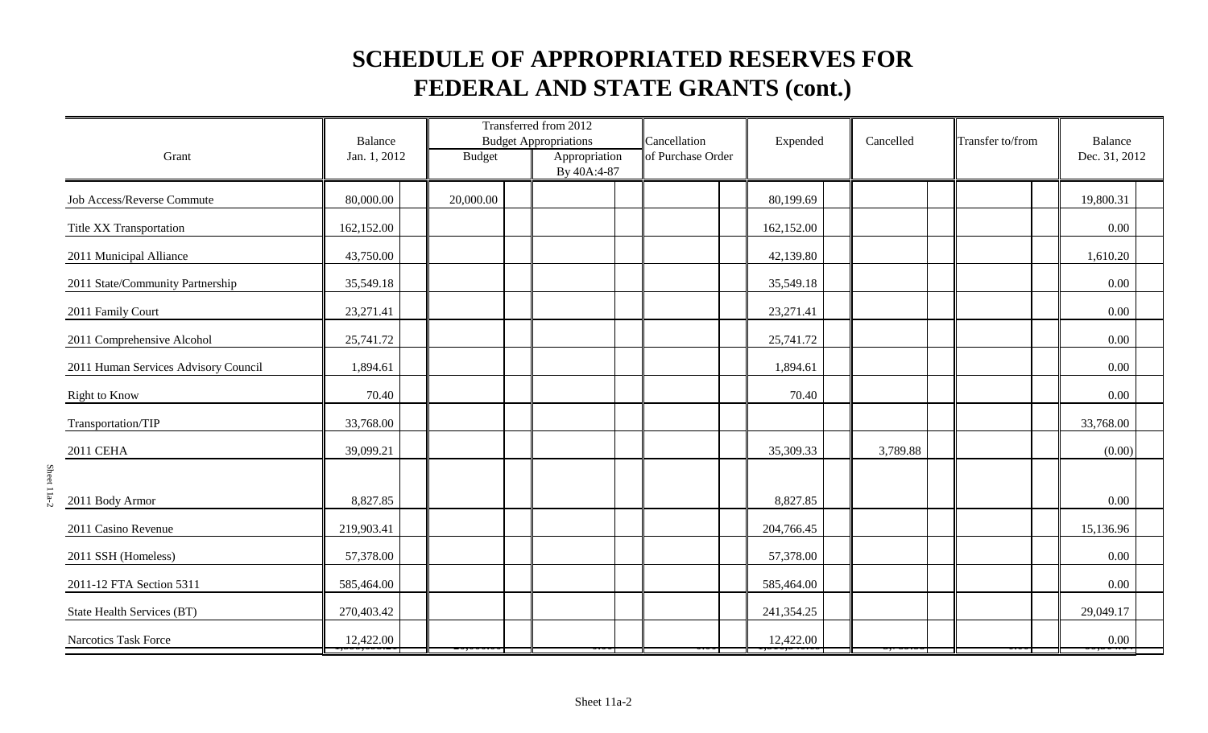# SCHEDULE OF APPROPRIATED RESERVES FOR FEDERAL AND STATE GRANTS (cont.)

| Grant | Balance Jan. 1, 2012 | Transferred from 2012 Budget Appropriations: Budget | Transferred from 2012 Budget Appropriations: Appropriation By 40A:4-87 | Cancellation of Purchase Order | Expended | Cancelled | Transfer to/from | Balance Dec. 31, 2012 |
|---|---|---|---|---|---|---|---|---|
| Job Access/Reverse Commute | 80,000.00 | 20,000.00 | | | 80,199.69 | | | 19,800.31 |
| Title XX Transportation | 162,152.00 | | | | 162,152.00 | | | 0.00 |
| 2011 Municipal Alliance | 43,750.00 | | | | 42,139.80 | | | 1,610.20 |
| 2011 State/Community Partnership | 35,549.18 | | | | 35,549.18 | | | 0.00 |
| 2011 Family Court | 23,271.41 | | | | 23,271.41 | | | 0.00 |
| 2011 Comprehensive Alcohol | 25,741.72 | | | | 25,741.72 | | | 0.00 |
| 2011 Human Services Advisory Council | 1,894.61 | | | | 1,894.61 | | | 0.00 |
| Right to Know | 70.40 | | | | 70.40 | | | 0.00 |
| Transportation/TIP | 33,768.00 | | | | | | | 33,768.00 |
| 2011 CEHA | 39,099.21 | | | | 35,309.33 | 3,789.88 | | (0.00) |
| 2011 Body Armor | 8,827.85 | | | | 8,827.85 | | | 0.00 |
| 2011 Casino Revenue | 219,903.41 | | | | 204,766.45 | | | 15,136.96 |
| 2011 SSH (Homeless) | 57,378.00 | | | | 57,378.00 | | | 0.00 |
| 2011-12 FTA Section 5311 | 585,464.00 | | | | 585,464.00 | | | 0.00 |
| State Health Services (BT) | 270,403.42 | | | | 241,354.25 | | | 29,049.17 |
| Narcotics Task Force | 12,422.00 | | | | 12,422.00 | | | 0.00 |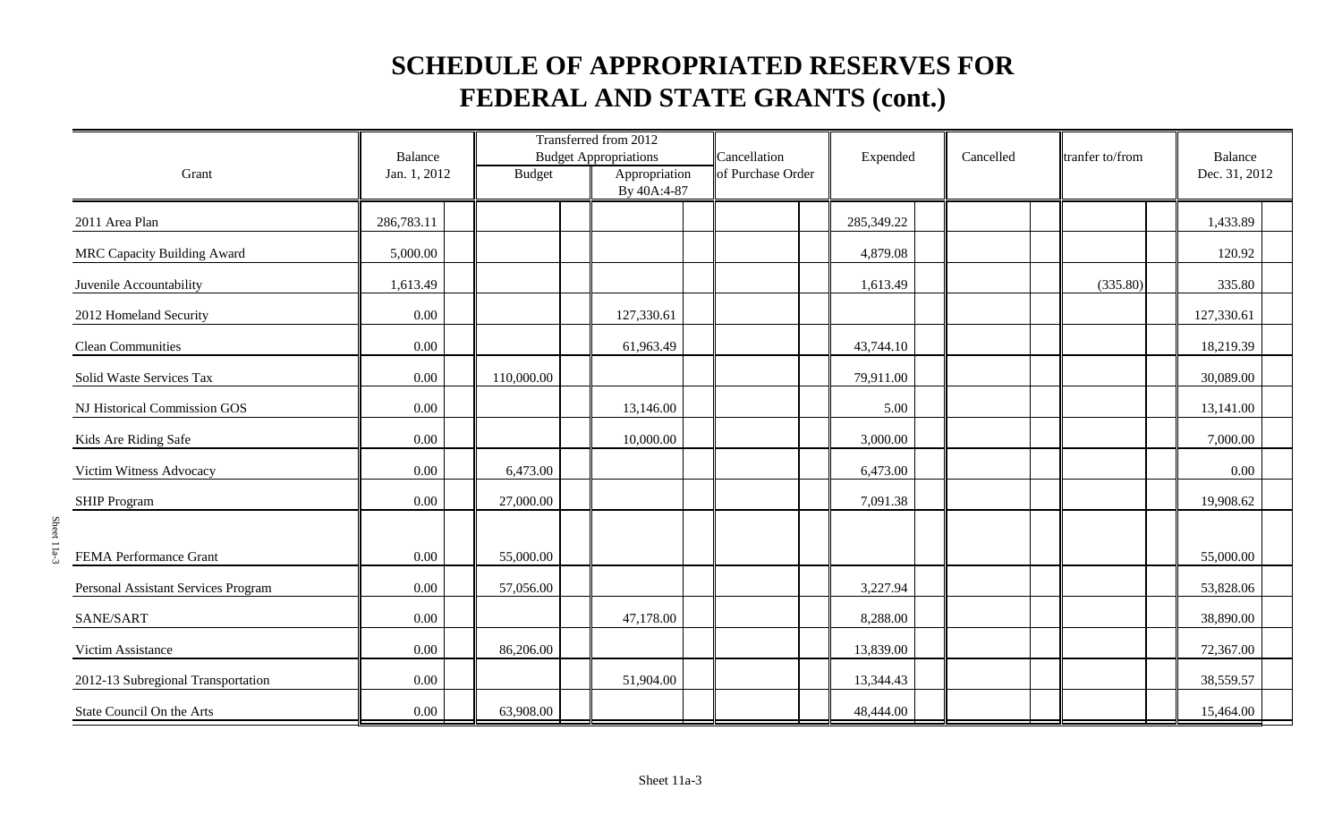# SCHEDULE OF APPROPRIATED RESERVES FOR FEDERAL AND STATE GRANTS (cont.)

| Grant | Balance Jan. 1, 2012 | Transferred from 2012 Budget Appropriations Budget | Appropriation By 40A:4-87 | Cancellation of Purchase Order | Expended | Cancelled | tranfer to/from | Balance Dec. 31, 2012 |
|---|---|---|---|---|---|---|---|---|
| 2011 Area Plan | 286,783.11 | | | | 285,349.22 | | | 1,433.89 |
| MRC Capacity Building Award | 5,000.00 | | | | 4,879.08 | | | 120.92 |
| Juvenile Accountability | 1,613.49 | | | | 1,613.49 | | (335.80) | 335.80 |
| 2012 Homeland Security | 0.00 | | 127,330.61 | | | | | 127,330.61 |
| Clean Communities | 0.00 | | 61,963.49 | | 43,744.10 | | | 18,219.39 |
| Solid Waste Services Tax | 0.00 | 110,000.00 | | | 79,911.00 | | | 30,089.00 |
| NJ Historical Commission GOS | 0.00 | | 13,146.00 | | 5.00 | | | 13,141.00 |
| Kids Are Riding Safe | 0.00 | | 10,000.00 | | 3,000.00 | | | 7,000.00 |
| Victim Witness Advocacy | 0.00 | 6,473.00 | | | 6,473.00 | | | 0.00 |
| SHIP Program | 0.00 | 27,000.00 | | | 7,091.38 | | | 19,908.62 |
| FEMA Performance Grant | 0.00 | 55,000.00 | | | | | | 55,000.00 |
| Personal Assistant Services Program | 0.00 | 57,056.00 | | | 3,227.94 | | | 53,828.06 |
| SANE/SART | 0.00 | | 47,178.00 | | 8,288.00 | | | 38,890.00 |
| Victim Assistance | 0.00 | 86,206.00 | | | 13,839.00 | | | 72,367.00 |
| 2012-13 Subregional Transportation | 0.00 | | 51,904.00 | | 13,344.43 | | | 38,559.57 |
| State Council On the Arts | 0.00 | 63,908.00 | | | 48,444.00 | | | 15,464.00 |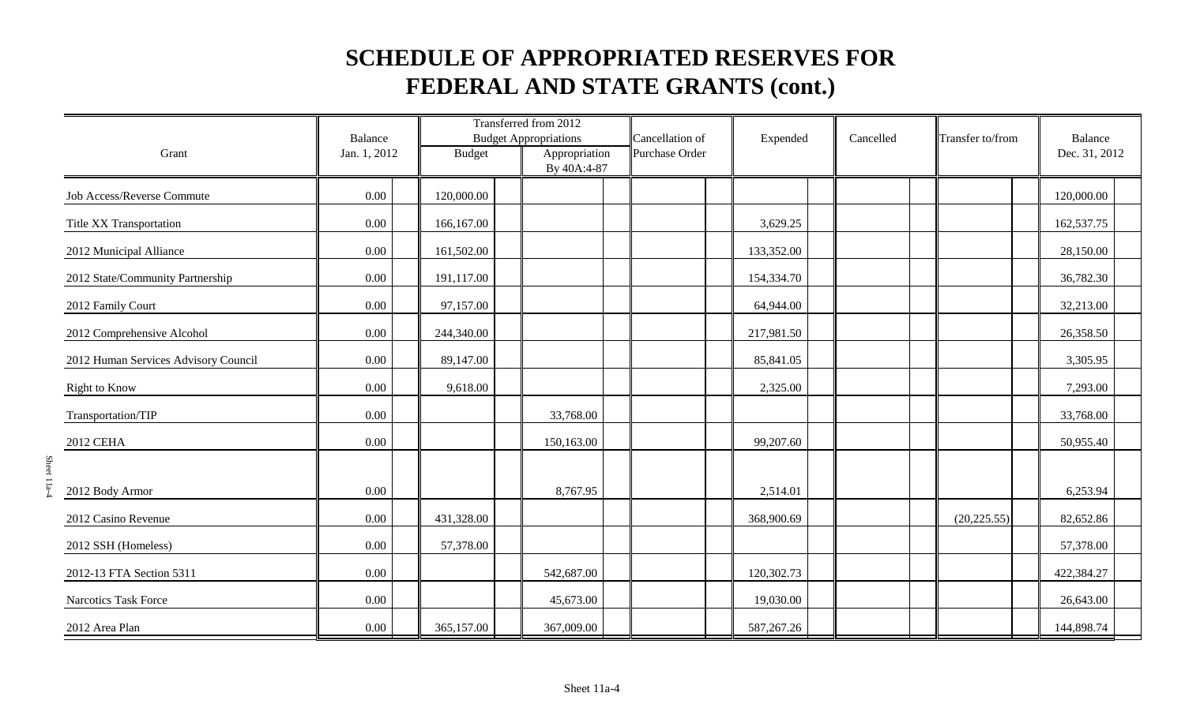# SCHEDULE OF APPROPRIATED RESERVES FOR FEDERAL AND STATE GRANTS (cont.)

| Grant | Balance Jan. 1, 2012 | Transferred from 2012 Budget Appropriations | | Cancellation of Purchase Order | Expended | Cancelled | Transfer to/from | Balance Dec. 31, 2012 |
|---|---|---|---|---|---|---|---|---|
| | | Budget | Appropriation By 40A:4-87 | | | | | |
| Job Access/Reverse Commute | 0.00 | 120,000.00 | | | | | | 120,000.00 |
| Title XX Transportation | 0.00 | 166,167.00 | | | 3,629.25 | | | 162,537.75 |
| 2012 Municipal Alliance | 0.00 | 161,502.00 | | | 133,352.00 | | | 28,150.00 |
| 2012 State/Community Partnership | 0.00 | 191,117.00 | | | 154,334.70 | | | 36,782.30 |
| 2012 Family Court | 0.00 | 97,157.00 | | | 64,944.00 | | | 32,213.00 |
| 2012 Comprehensive Alcohol | 0.00 | 244,340.00 | | | 217,981.50 | | | 26,358.50 |
| 2012 Human Services Advisory Council | 0.00 | 89,147.00 | | | 85,841.05 | | | 3,305.95 |
| Right to Know | 0.00 | 9,618.00 | | | 2,325.00 | | | 7,293.00 |
| Transportation/TIP | 0.00 | | 33,768.00 | | | | | 33,768.00 |
| 2012 CEHA | 0.00 | | 150,163.00 | | 99,207.60 | | | 50,955.40 |
| 2012 Body Armor | 0.00 | | 8,767.95 | | 2,514.01 | | | 6,253.94 |
| 2012 Casino Revenue | 0.00 | 431,328.00 | | | 368,900.69 | | (20,225.55) | 82,652.86 |
| 2012 SSH (Homeless) | 0.00 | 57,378.00 | | | | | | 57,378.00 |
| 2012-13 FTA Section 5311 | 0.00 | | 542,687.00 | | 120,302.73 | | | 422,384.27 |
| Narcotics Task Force | 0.00 | | 45,673.00 | | 19,030.00 | | | 26,643.00 |
| 2012 Area Plan | 0.00 | 365,157.00 | 367,009.00 | | 587,267.26 | | | 144,898.74 |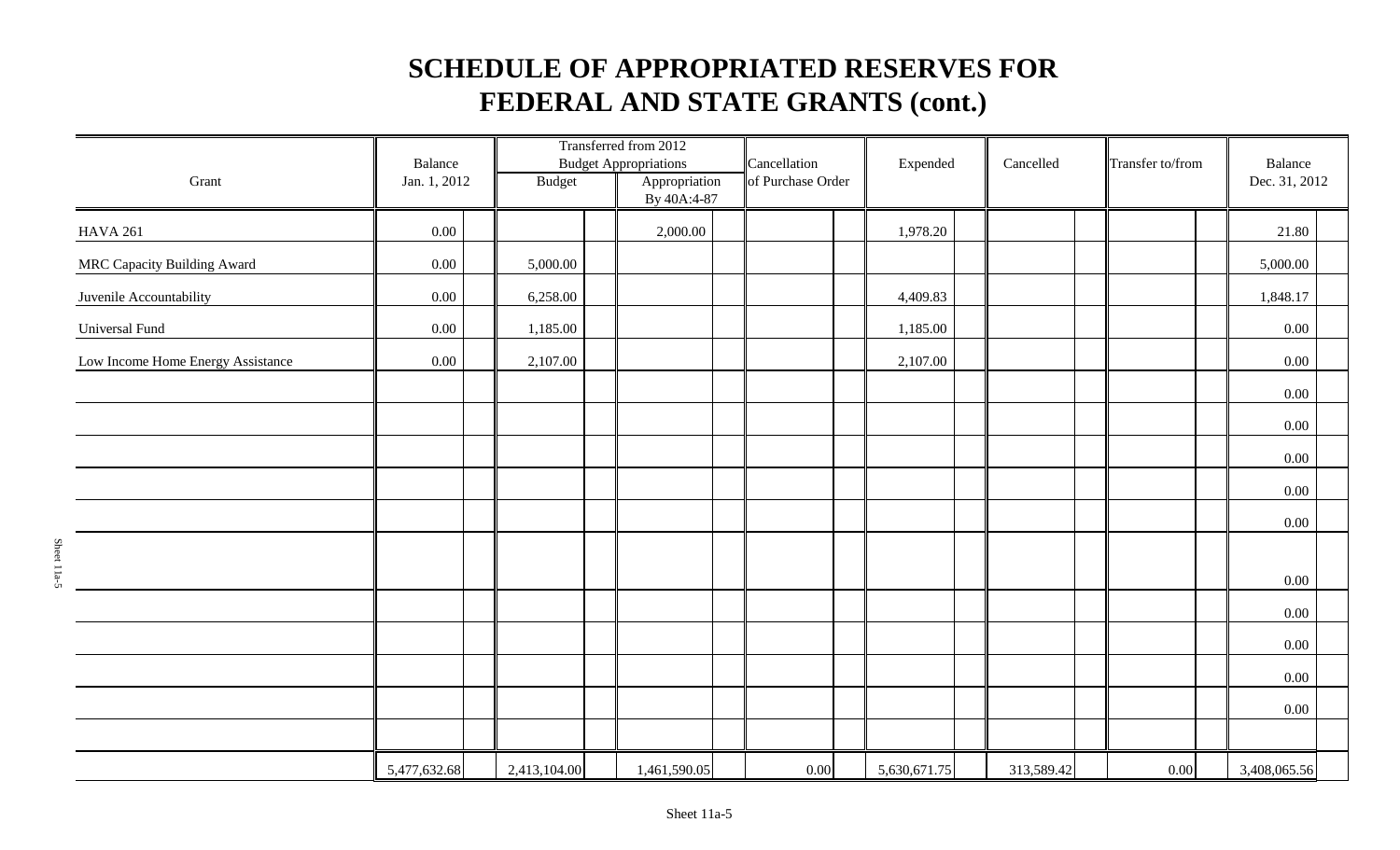# SCHEDULE OF APPROPRIATED RESERVES FOR FEDERAL AND STATE GRANTS (cont.)

| Grant | Balance Jan. 1, 2012 | Transferred from 2012 Budget Appropriations Budget | Transferred from 2012 Budget Appropriations Appropriation By 40A:4-87 | Cancellation of Purchase Order | Expended | Cancelled | Transfer to/from | Balance Dec. 31, 2012 |
|---|---|---|---|---|---|---|---|---|
| HAVA 261 | 0.00 | | 2,000.00 | | 1,978.20 | | | 21.80 |
| MRC Capacity Building Award | 0.00 | 5,000.00 | | | | | | 5,000.00 |
| Juvenile Accountability | 0.00 | 6,258.00 | | | 4,409.83 | | | 1,848.17 |
| Universal Fund | 0.00 | 1,185.00 | | | 1,185.00 | | | 0.00 |
| Low Income Home Energy Assistance | 0.00 | 2,107.00 | | | 2,107.00 | | | 0.00 |
| | | | | | | | | 0.00 |
| | | | | | | | | 0.00 |
| | | | | | | | | 0.00 |
| | | | | | | | | 0.00 |
| | | | | | | | | 0.00 |
| | | | | | | | | 0.00 |
| | | | | | | | | 0.00 |
| | | | | | | | | 0.00 |
| | | | | | | | | 0.00 |
| | | | | | | | | 0.00 |
| | | | | | | | | |
| | 5,477,632.68 | 2,413,104.00 | 1,461,590.05 | 0.00 | 5,630,671.75 | 313,589.42 | 0.00 | 3,408,065.56 |

Sheet 11a-5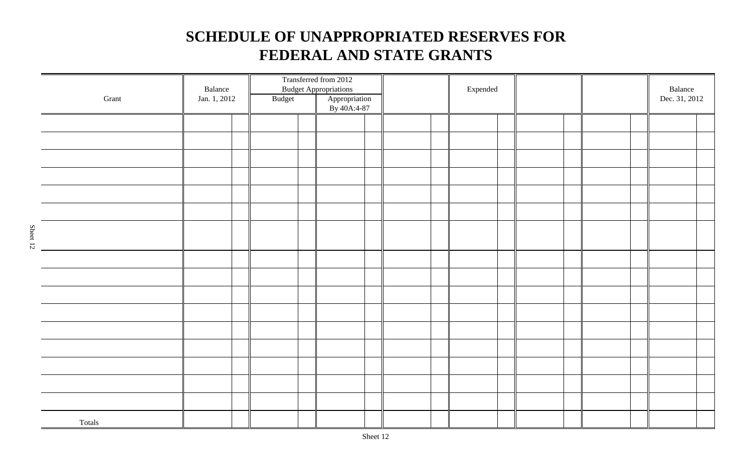# SCHEDULE OF UNAPPROPRIATED RESERVES FOR FEDERAL AND STATE GRANTS

| Grant | Balance Jan. 1, 2012 | Transferred from 2012 Budget Appropriations | | | Expended | | | Balance Dec. 31, 2012 |
|---|---|---|---|---|---|---|---|---|
| | | Budget | Appropriation By 40A:4-87 | | | | | |
| | | | | | | | | |
| | | | | | | | | |
| | | | | | | | | |
| | | | | | | | | |
| | | | | | | | | |
| | | | | | | | | |
| | | | | | | | | |
| | | | | | | | | |
| | | | | | | | | |
| | | | | | | | | |
| | | | | | | | | |
| | | | | | | | | |
| | | | | | | | | |
| | | | | | | | | |
| | | | | | | | | |
| | | | | | | | | |
| Totals | | | | | | | | |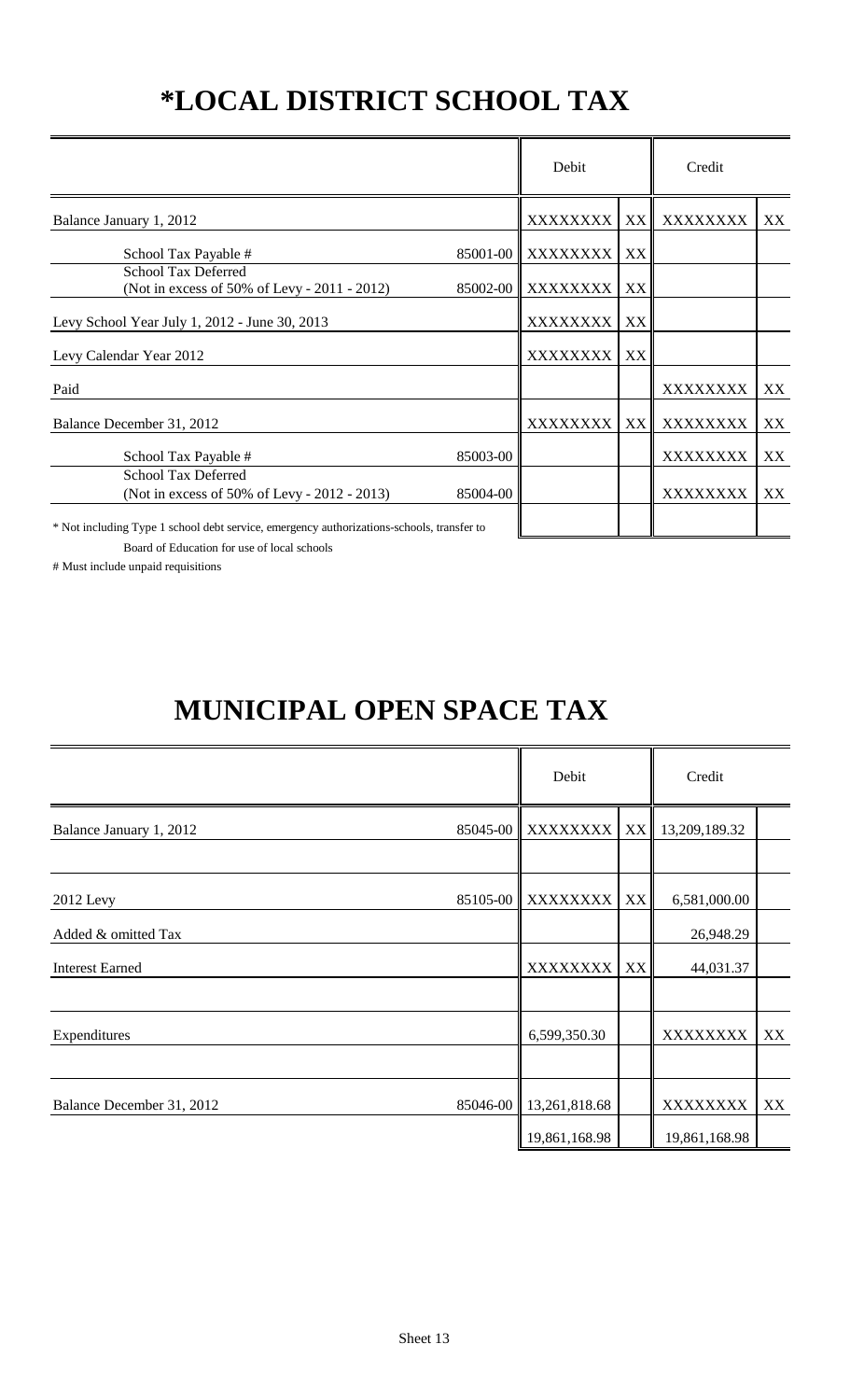# *LOCAL DISTRICT SCHOOL TAX

| | | Debit | | Credit | |
|---|---|---|---|---|---|
| Balance January 1, 2012 | | XXXXXXXX | XX | XXXXXXXX | XX |
| School Tax Payable # | 85001-00 | XXXXXXXX | XX | | |
| School Tax Deferred (Not in excess of 50% of Levy - 2011 - 2012) | 85002-00 | XXXXXXXX | XX | | |
| Levy School Year July 1, 2012 - June 30, 2013 | | XXXXXXXX | XX | | |
| Levy Calendar Year 2012 | | XXXXXXXX | XX | | |
| Paid | | | | XXXXXXXX | XX |
| Balance December 31, 2012 | | XXXXXXXX | XX | XXXXXXXX | XX |
| School Tax Payable # | 85003-00 | | | XXXXXXXX | XX |
| School Tax Deferred (Not in excess of 50% of Levy - 2012 - 2013) | 85004-00 | | | XXXXXXXX | XX |
| | | | | | |

* Not including Type 1 school debt service, emergency authorizations-schools, transfer to Board of Education for use of local schools

# Must include unpaid requisitions

# MUNICIPAL OPEN SPACE TAX

| | | Debit | | Credit | |
|---|---|---|---|---|---|
| Balance January 1, 2012 | 85045-00 | XXXXXXXX | XX | 13,209,189.32 | |
| | | | | | |
| 2012 Levy | 85105-00 | XXXXXXXX | XX | 6,581,000.00 | |
| Added & omitted Tax | | | | 26,948.29 | |
| Interest Earned | | XXXXXXXX | XX | 44,031.37 | |
| | | | | | |
| Expenditures | | 6,599,350.30 | | XXXXXXXX | XX |
| | | | | | |
| Balance December 31, 2012 | 85046-00 | 13,261,818.68 | | XXXXXXXX | XX |
| | | 19,861,168.98 | | 19,861,168.98 | |

Sheet 13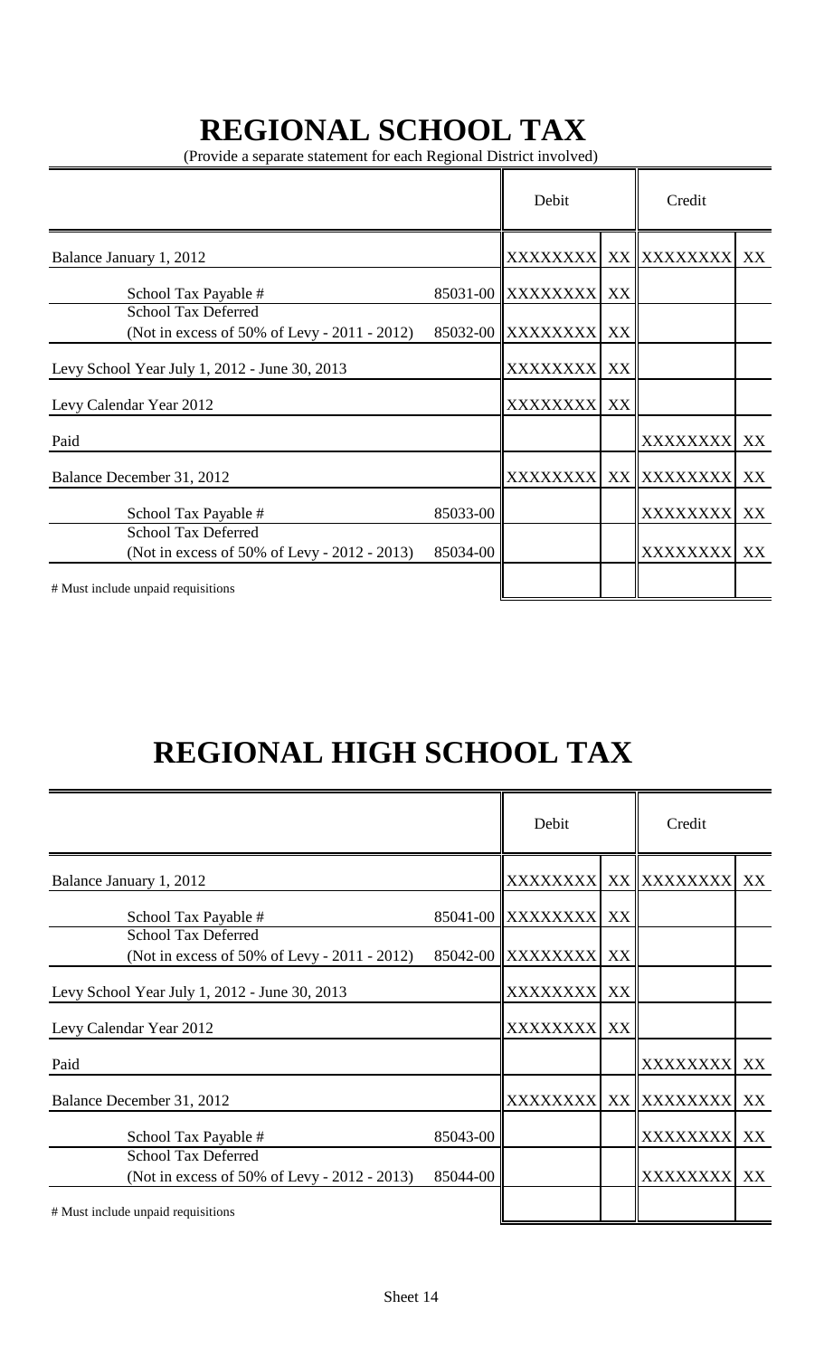# REGIONAL SCHOOL TAX

(Provide a separate statement for each Regional District involved)

| | | Debit | | Credit | |
|---|---|---|---|---|---|
| Balance January 1, 2012 | | XXXXXXXX | XX | XXXXXXXX | XX |
| School Tax Payable # | 85031-00 | XXXXXXXX | XX | | |
| School Tax Deferred (Not in excess of 50% of Levy - 2011 - 2012) | 85032-00 | XXXXXXXX | XX | | |
| Levy School Year July 1, 2012 - June 30, 2013 | | XXXXXXXX | XX | | |
| Levy Calendar Year 2012 | | XXXXXXXX | XX | | |
| Paid | | | | XXXXXXXX | XX |
| Balance December 31, 2012 | | XXXXXXXX | XX | XXXXXXXX | XX |
| School Tax Payable # | 85033-00 | | | XXXXXXXX | XX |
| School Tax Deferred (Not in excess of 50% of Levy - 2012 - 2013) | 85034-00 | | | XXXXXXXX | XX |
| # Must include unpaid requisitions | | | | | |

# REGIONAL HIGH SCHOOL TAX

| | | Debit | | Credit | |
|---|---|---|---|---|---|
| Balance January 1, 2012 | | XXXXXXXX | XX | XXXXXXXX | XX |
| School Tax Payable # | 85041-00 | XXXXXXXX | XX | | |
| School Tax Deferred (Not in excess of 50% of Levy - 2011 - 2012) | 85042-00 | XXXXXXXX | XX | | |
| Levy School Year July 1, 2012 - June 30, 2013 | | XXXXXXXX | XX | | |
| Levy Calendar Year 2012 | | XXXXXXXX | XX | | |
| Paid | | | | XXXXXXXX | XX |
| Balance December 31, 2012 | | XXXXXXXX | XX | XXXXXXXX | XX |
| School Tax Payable # | 85043-00 | | | XXXXXXXX | XX |
| School Tax Deferred (Not in excess of 50% of Levy - 2012 - 2013) | 85044-00 | | | XXXXXXXX | XX |
| # Must include unpaid requisitions | | | | | |

Sheet 14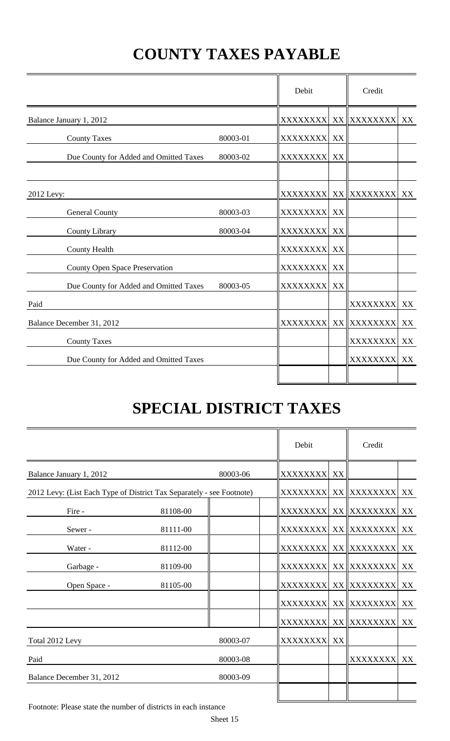# COUNTY TAXES PAYABLE

| | | Debit | | Credit | |
|---|---|---|---|---|---|
| Balance January 1, 2012 | | XXXXXXX | XX | XXXXXXX | XX |
| County Taxes | 80003-01 | XXXXXXX | XX | | |
| Due County for Added and Omitted Taxes | 80003-02 | XXXXXXX | XX | | |
| | | | | | |
| 2012 Levy: | | XXXXXXX | XX | XXXXXXX | XX |
| General County | 80003-03 | XXXXXXX | XX | | |
| County Library | 80003-04 | XXXXXXX | XX | | |
| County Health | | XXXXXXX | XX | | |
| County Open Space Preservation | | XXXXXXX | XX | | |
| Due County for Added and Omitted Taxes | 80003-05 | XXXXXXX | XX | | |
| Paid | | | | XXXXXXX | XX |
| Balance December 31, 2012 | | XXXXXXX | XX | XXXXXXX | XX |
| County Taxes | | | | XXXXXXX | XX |
| Due County for Added and Omitted Taxes | | | | XXXXXXX | XX |
| | | | | | |

# SPECIAL DISTRICT TAXES

| | | | Debit | | Credit | |
|---|---|---|---|---|---|---|
| Balance January 1, 2012 | | 80003-06 | XXXXXXX | XX | | |
| 2012 Levy: (List Each Type of District Tax Separately - see Footnote) | | | XXXXXXX | XX | XXXXXXX | XX |
| Fire - | 81108-00 | | XXXXXXX | XX | XXXXXXX | XX |
| Sewer - | 81111-00 | | XXXXXXX | XX | XXXXXXX | XX |
| Water - | 81112-00 | | XXXXXXX | XX | XXXXXXX | XX |
| Garbage - | 81109-00 | | XXXXXXX | XX | XXXXXXX | XX |
| Open Space - | 81105-00 | | XXXXXXX | XX | XXXXXXX | XX |
| | | | XXXXXXX | XX | XXXXXXX | XX |
| | | | XXXXXXX | XX | XXXXXXX | XX |
| Total 2012 Levy | | 80003-07 | XXXXXXX | XX | | |
| Paid | | 80003-08 | | | XXXXXXX | XX |
| Balance December 31, 2012 | | 80003-09 | | | | |
| | | | | | | |

Footnote: Please state the number of districts in each instance

Sheet 15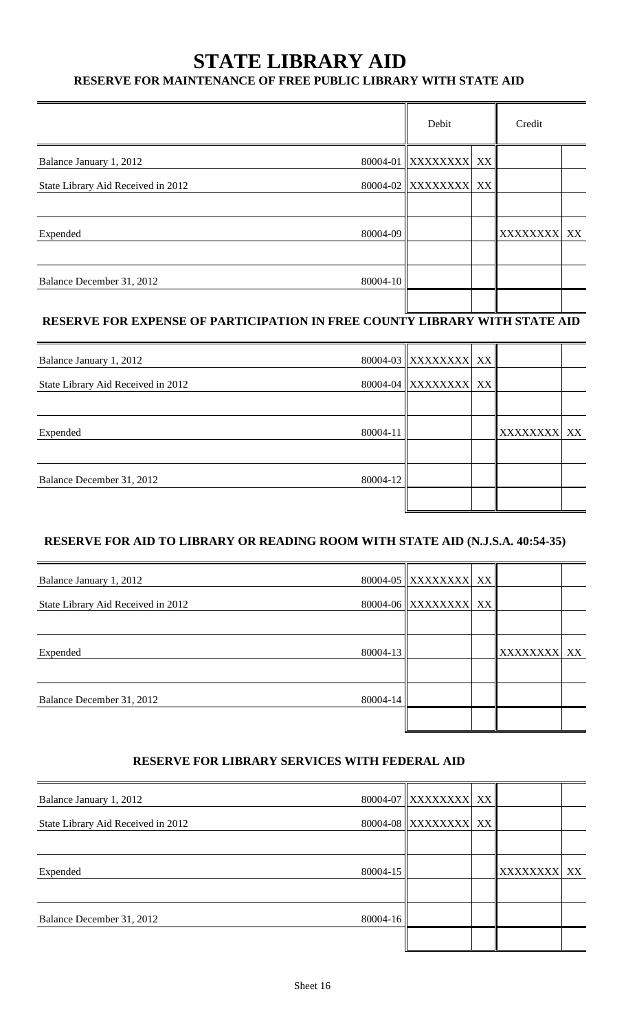# STATE LIBRARY AID

## RESERVE FOR MAINTENANCE OF FREE PUBLIC LIBRARY WITH STATE AID

| | | Debit | | Credit | |
|---|---|---|---|---|---|
| Balance January 1, 2012 | 80004-01 | XXXXXXXX | XX | | |
| State Library Aid Received in 2012 | 80004-02 | XXXXXXXX | XX | | |
| | | | | | |
| Expended | 80004-09 | | | XXXXXXXX | XX |
| | | | | | |
| Balance December 31, 2012 | 80004-10 | | | | |
| | | | | | |

## RESERVE FOR EXPENSE OF PARTICIPATION IN FREE COUNTY LIBRARY WITH STATE AID

| | | Debit | | Credit | |
|---|---|---|---|---|---|
| Balance January 1, 2012 | 80004-03 | XXXXXXXX | XX | | |
| State Library Aid Received in 2012 | 80004-04 | XXXXXXXX | XX | | |
| | | | | | |
| Expended | 80004-11 | | | XXXXXXXX | XX |
| | | | | | |
| Balance December 31, 2012 | 80004-12 | | | | |
| | | | | | |

## RESERVE FOR AID TO LIBRARY OR READING ROOM WITH STATE AID (N.J.S.A. 40:54-35)

| | | Debit | | Credit | |
|---|---|---|---|---|---|
| Balance January 1, 2012 | 80004-05 | XXXXXXXX | XX | | |
| State Library Aid Received in 2012 | 80004-06 | XXXXXXXX | XX | | |
| | | | | | |
| Expended | 80004-13 | | | XXXXXXXX | XX |
| | | | | | |
| Balance December 31, 2012 | 80004-14 | | | | |
| | | | | | |

## RESERVE FOR LIBRARY SERVICES WITH FEDERAL AID

| | | Debit | | Credit | |
|---|---|---|---|---|---|
| Balance January 1, 2012 | 80004-07 | XXXXXXXX | XX | | |
| State Library Aid Received in 2012 | 80004-08 | XXXXXXXX | XX | | |
| | | | | | |
| Expended | 80004-15 | | | XXXXXXXX | XX |
| | | | | | |
| Balance December 31, 2012 | 80004-16 | | | | |
| | | | | | |

Sheet 16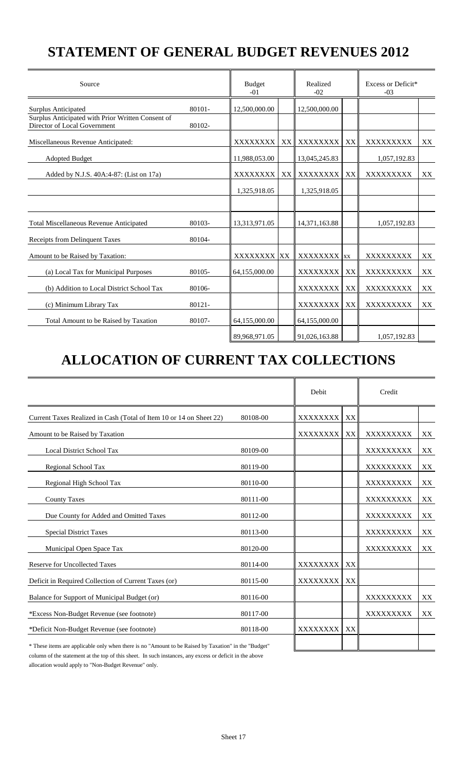# STATEMENT OF GENERAL BUDGET REVENUES 2012

| Source | | Budget -01 | | Realized -02 | | Excess or Deficit* -03 | |
|---|---|---|---|---|---|---|---|
| Surplus Anticipated | 80101- | 12,500,000.00 | | 12,500,000.00 | | | |
| Surplus Anticipated with Prior Written Consent of Director of Local Government | 80102- | | | | | | |
| Miscellaneous Revenue Anticipated: | | XXXXXXXX | XX | XXXXXXXX | XX | XXXXXXXXX | XX |
| Adopted Budget | | 11,988,053.00 | | 13,045,245.83 | | 1,057,192.83 | |
| Added by N.J.S. 40A:4-87: (List on 17a) | | XXXXXXXX | XX | XXXXXXXX | XX | XXXXXXXXX | XX |
| | | 1,325,918.05 | | 1,325,918.05 | | | |
| | | | | | | | |
| Total Miscellaneous Revenue Anticipated | 80103- | 13,313,971.05 | | 14,371,163.88 | | 1,057,192.83 | |
| Receipts from Delinquent Taxes | 80104- | | | | | | |
| Amount to be Raised by Taxation: | | XXXXXXXX | XX | XXXXXXXX | xx | XXXXXXXXX | XX |
| (a) Local Tax for Municipal Purposes | 80105- | 64,155,000.00 | | XXXXXXXX | XX | XXXXXXXXX | XX |
| (b) Addition to Local District School Tax | 80106- | | | XXXXXXXX | XX | XXXXXXXXX | XX |
| (c) Minimum Library Tax | 80121- | | | XXXXXXXX | XX | XXXXXXXXX | XX |
| Total Amount to be Raised by Taxation | 80107- | 64,155,000.00 | | 64,155,000.00 | | | |
| | | 89,968,971.05 | | 91,026,163.88 | | 1,057,192.83 | |

# ALLOCATION OF CURRENT TAX COLLECTIONS

| | | Debit | | Credit | |
|---|---|---|---|---|---|
| Current Taxes Realized in Cash (Total of Item 10 or 14 on Sheet 22) | 80108-00 | XXXXXXXX | XX | | |
| Amount to be Raised by Taxation | | XXXXXXXX | XX | XXXXXXXXX | XX |
| Local District School Tax | 80109-00 | | | XXXXXXXXX | XX |
| Regional School Tax | 80119-00 | | | XXXXXXXXX | XX |
| Regional High School Tax | 80110-00 | | | XXXXXXXXX | XX |
| County Taxes | 80111-00 | | | XXXXXXXXX | XX |
| Due County for Added and Omitted Taxes | 80112-00 | | | XXXXXXXXX | XX |
| Special District Taxes | 80113-00 | | | XXXXXXXXX | XX |
| Municipal Open Space Tax | 80120-00 | | | XXXXXXXXX | XX |
| Reserve for Uncollected Taxes | 80114-00 | XXXXXXXX | XX | | |
| Deficit in Required Collection of Current Taxes (or) | 80115-00 | XXXXXXXX | XX | | |
| Balance for Support of Municipal Budget (or) | 80116-00 | | | XXXXXXXXX | XX |
| *Excess Non-Budget Revenue (see footnote) | 80117-00 | | | XXXXXXXXX | XX |
| *Deficit Non-Budget Revenue (see footnote) | 80118-00 | XXXXXXXX | XX | | |
| | | | | | |

* These items are applicable only when there is no "Amount to be Raised by Taxation" in the "Budget" column of the statement at the top of this sheet. In such instances, any excess or deficit in the above allocation would apply to "Non-Budget Revenue" only.

Sheet 17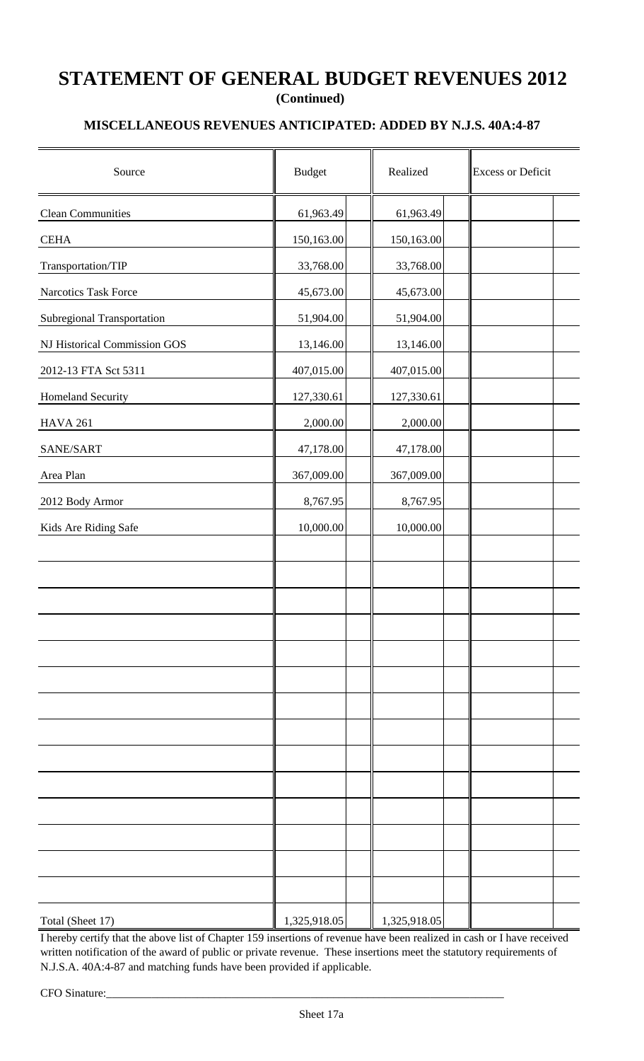# STATEMENT OF GENERAL BUDGET REVENUES 2012

**(Continued)**

### MISCELLANEOUS REVENUES ANTICIPATED: ADDED BY N.J.S. 40A:4-87

| Source | Budget | Realized | Excess or Deficit |
|---|---|---|---|
| Clean Communities | 61,963.49 | 61,963.49 | |
| CEHA | 150,163.00 | 150,163.00 | |
| Transportation/TIP | 33,768.00 | 33,768.00 | |
| Narcotics Task Force | 45,673.00 | 45,673.00 | |
| Subregional Transportation | 51,904.00 | 51,904.00 | |
| NJ Historical Commission GOS | 13,146.00 | 13,146.00 | |
| 2012-13 FTA Sct 5311 | 407,015.00 | 407,015.00 | |
| Homeland Security | 127,330.61 | 127,330.61 | |
| HAVA 261 | 2,000.00 | 2,000.00 | |
| SANE/SART | 47,178.00 | 47,178.00 | |
| Area Plan | 367,009.00 | 367,009.00 | |
| 2012 Body Armor | 8,767.95 | 8,767.95 | |
| Kids Are Riding Safe | 10,000.00 | 10,000.00 | |
| Total (Sheet 17) | 1,325,918.05 | 1,325,918.05 | |

I hereby certify that the above list of Chapter 159 insertions of revenue have been realized in cash or I have received written notification of the award of public or private revenue. These insertions meet the statutory requirements of N.J.S.A. 40A:4-87 and matching funds have been provided if applicable.

CFO Sinature:\_\_\_\_\_\_\_\_\_\_\_\_\_\_\_\_\_\_\_\_\_\_\_\_\_\_\_\_\_\_\_\_\_\_\_\_\_\_\_\_\_\_\_\_\_\_\_\_\_\_\_\_

Sheet 17a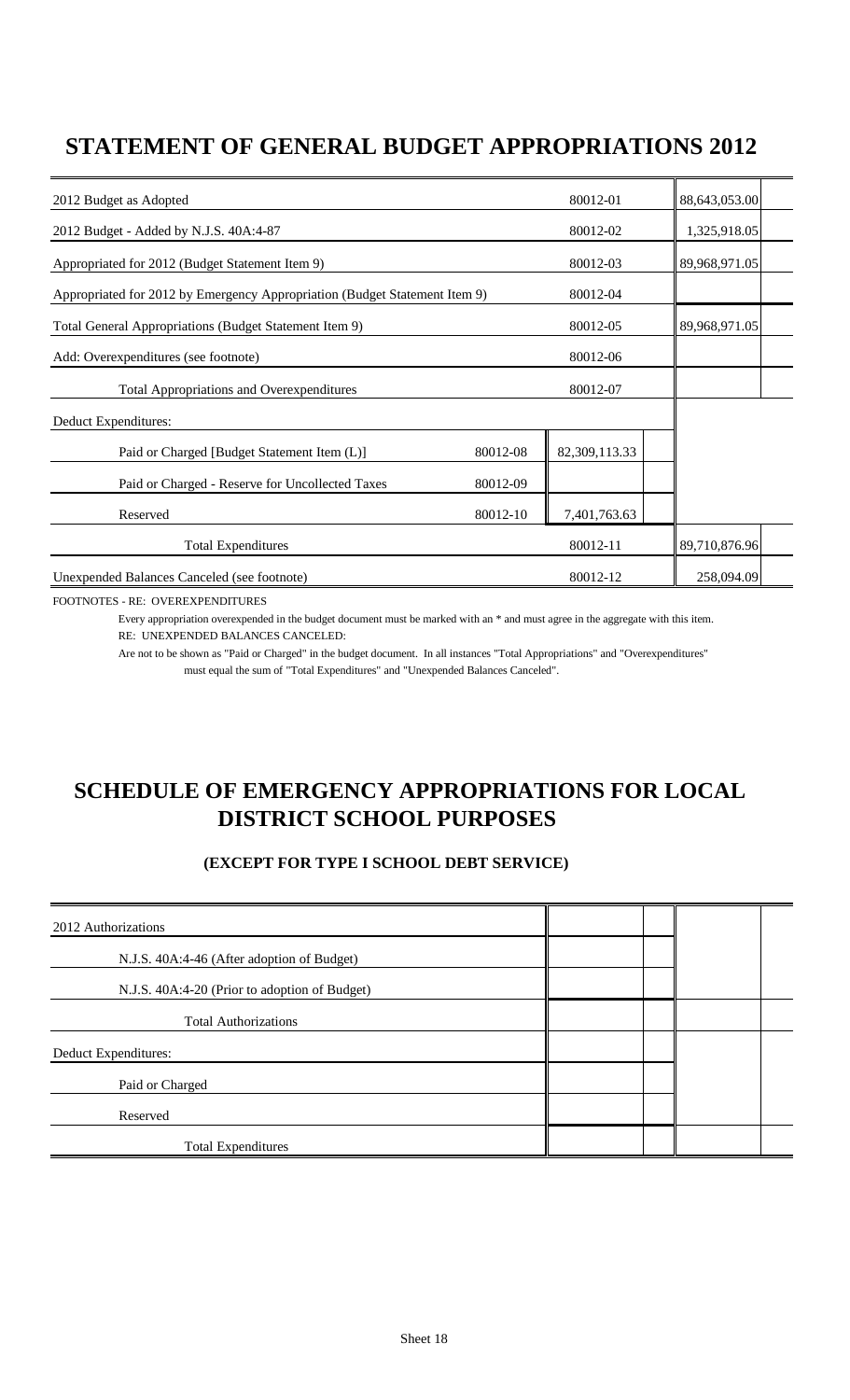# STATEMENT OF GENERAL BUDGET APPROPRIATIONS 2012

| | | | |
|---|---|---|---|
| 2012 Budget as Adopted | | 80012-01 | 88,643,053.00 |
| 2012 Budget - Added by N.J.S. 40A:4-87 | | 80012-02 | 1,325,918.05 |
| Appropriated for 2012 (Budget Statement Item 9) | | 80012-03 | 89,968,971.05 |
| Appropriated for 2012 by Emergency Appropriation (Budget Statement Item 9) | | 80012-04 | |
| Total General Appropriations (Budget Statement Item 9) | | 80012-05 | 89,968,971.05 |
| Add: Overexpenditures (see footnote) | | 80012-06 | |
| Total Appropriations and Overexpenditures | | 80012-07 | |
| Deduct Expenditures: | | | |
| Paid or Charged [Budget Statement Item (L)] | 80012-08 | 82,309,113.33 | |
| Paid or Charged - Reserve for Uncollected Taxes | 80012-09 | | |
| Reserved | 80012-10 | 7,401,763.63 | |
| Total Expenditures | | 80012-11 | 89,710,876.96 |
| Unexpended Balances Canceled (see footnote) | | 80012-12 | 258,094.09 |

FOOTNOTES - RE: OVEREXPENDITURES

Every appropriation overexpended in the budget document must be marked with an * and must agree in the aggregate with this item.

RE: UNEXPENDED BALANCES CANCELED:

Are not to be shown as "Paid or Charged" in the budget document. In all instances "Total Appropriations" and "Overexpenditures" must equal the sum of "Total Expenditures" and "Unexpended Balances Canceled".

# SCHEDULE OF EMERGENCY APPROPRIATIONS FOR LOCAL DISTRICT SCHOOL PURPOSES

### (EXCEPT FOR TYPE I SCHOOL DEBT SERVICE)

| | | |
|---|---|---|
| 2012 Authorizations | | |
| N.J.S. 40A:4-46 (After adoption of Budget) | | |
| N.J.S. 40A:4-20 (Prior to adoption of Budget) | | |
| Total Authorizations | | |
| Deduct Expenditures: | | |
| Paid or Charged | | |
| Reserved | | |
| Total Expenditures | | |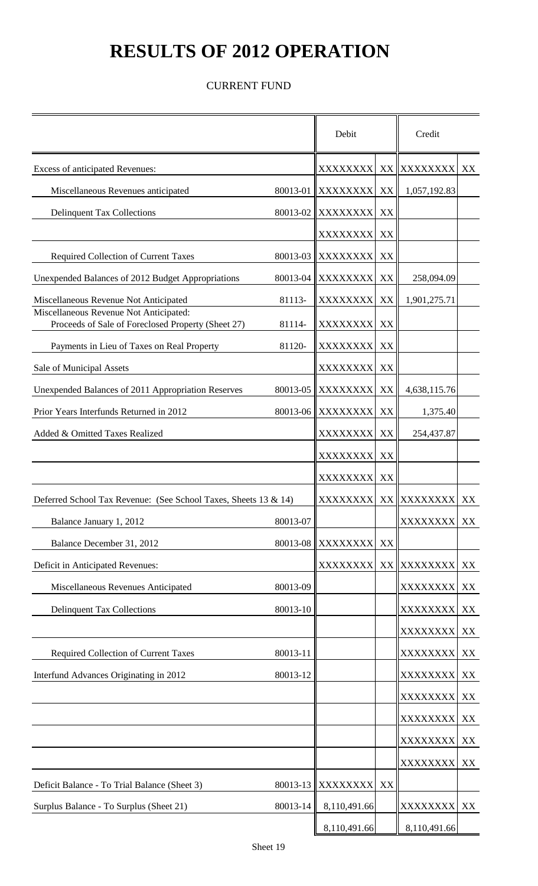# RESULTS OF 2012 OPERATION

CURRENT FUND

| | | Debit | | Credit | |
|---|---|---|---|---|---|
| Excess of anticipated Revenues: | | XXXXXXXX | XX | XXXXXXXX | XX |
| Miscellaneous Revenues anticipated | 80013-01 | XXXXXXXX | XX | 1,057,192.83 | |
| Delinquent Tax Collections | 80013-02 | XXXXXXXX | XX | | |
| | | XXXXXXXX | XX | | |
| Required Collection of Current Taxes | 80013-03 | XXXXXXXX | XX | | |
| Unexpended Balances of 2012 Budget Appropriations | 80013-04 | XXXXXXXX | XX | 258,094.09 | |
| Miscellaneous Revenue Not Anticipated | 81113- | XXXXXXXX | XX | 1,901,275.71 | |
| Miscellaneous Revenue Not Anticipated: Proceeds of Sale of Foreclosed Property (Sheet 27) | 81114- | XXXXXXXX | XX | | |
| Payments in Lieu of Taxes on Real Property | 81120- | XXXXXXXX | XX | | |
| Sale of Municipal Assets | | XXXXXXXX | XX | | |
| Unexpended Balances of 2011 Appropriation Reserves | 80013-05 | XXXXXXXX | XX | 4,638,115.76 | |
| Prior Years Interfunds Returned in 2012 | 80013-06 | XXXXXXXX | XX | 1,375.40 | |
| Added & Omitted Taxes Realized | | XXXXXXXX | XX | 254,437.87 | |
| | | XXXXXXXX | XX | | |
| | | XXXXXXXX | XX | | |
| Deferred School Tax Revenue: (See School Taxes, Sheets 13 & 14) | | XXXXXXXX | XX | XXXXXXXX | XX |
| Balance January 1, 2012 | 80013-07 | | | XXXXXXXX | XX |
| Balance December 31, 2012 | 80013-08 | XXXXXXXX | XX | | |
| Deficit in Anticipated Revenues: | | XXXXXXXX | XX | XXXXXXXX | XX |
| Miscellaneous Revenues Anticipated | 80013-09 | | | XXXXXXXX | XX |
| Delinquent Tax Collections | 80013-10 | | | XXXXXXXX | XX |
| | | | | XXXXXXXX | XX |
| Required Collection of Current Taxes | 80013-11 | | | XXXXXXXX | XX |
| Interfund Advances Originating in 2012 | 80013-12 | | | XXXXXXXX | XX |
| | | | | XXXXXXXX | XX |
| | | | | XXXXXXXX | XX |
| | | | | XXXXXXXX | XX |
| | | | | XXXXXXXX | XX |
| Deficit Balance - To Trial Balance (Sheet 3) | 80013-13 | XXXXXXXX | XX | | |
| Surplus Balance - To Surplus (Sheet 21) | 80013-14 | 8,110,491.66 | | XXXXXXXX | XX |
| | | 8,110,491.66 | | 8,110,491.66 | |

Sheet 19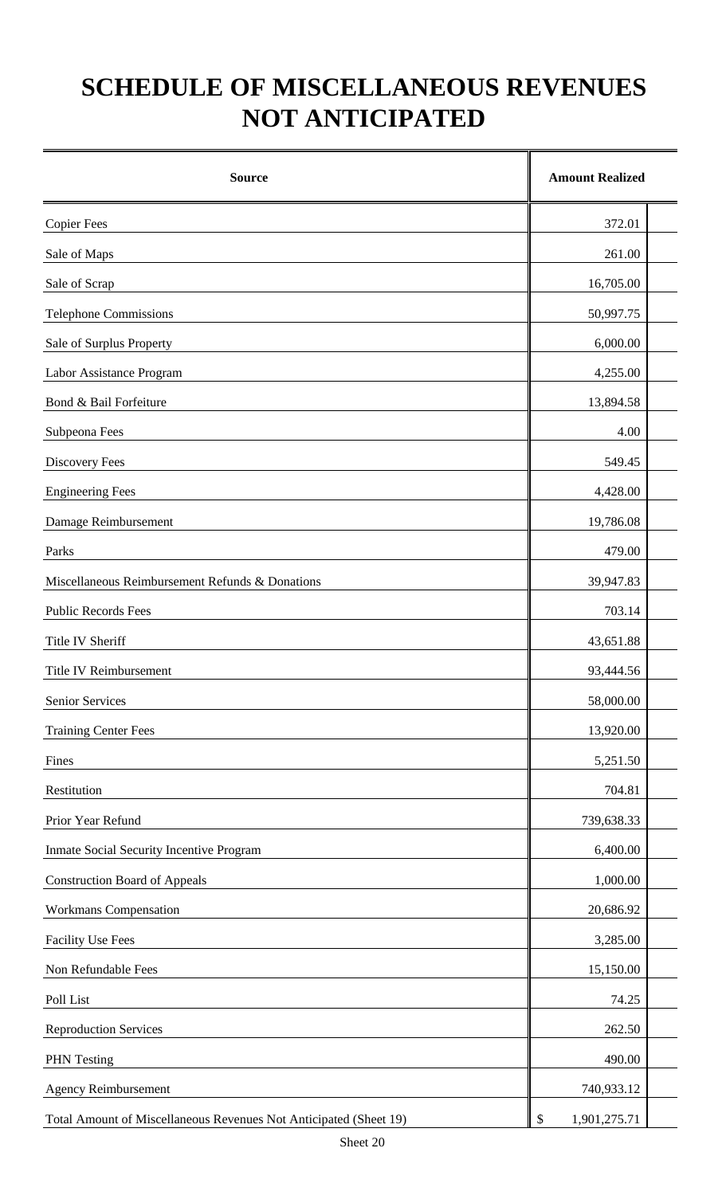# SCHEDULE OF MISCELLANEOUS REVENUES NOT ANTICIPATED

| Source | Amount Realized |
|---|---|
| Copier Fees | 372.01 |
| Sale of Maps | 261.00 |
| Sale of Scrap | 16,705.00 |
| Telephone Commissions | 50,997.75 |
| Sale of Surplus Property | 6,000.00 |
| Labor Assistance Program | 4,255.00 |
| Bond & Bail Forfeiture | 13,894.58 |
| Subpeona Fees | 4.00 |
| Discovery Fees | 549.45 |
| Engineering Fees | 4,428.00 |
| Damage Reimbursement | 19,786.08 |
| Parks | 479.00 |
| Miscellaneous Reimbursement Refunds & Donations | 39,947.83 |
| Public Records Fees | 703.14 |
| Title IV Sheriff | 43,651.88 |
| Title IV Reimbursement | 93,444.56 |
| Senior Services | 58,000.00 |
| Training Center Fees | 13,920.00 |
| Fines | 5,251.50 |
| Restitution | 704.81 |
| Prior Year Refund | 739,638.33 |
| Inmate Social Security Incentive Program | 6,400.00 |
| Construction Board of Appeals | 1,000.00 |
| Workmans Compensation | 20,686.92 |
| Facility Use Fees | 3,285.00 |
| Non Refundable Fees | 15,150.00 |
| Poll List | 74.25 |
| Reproduction Services | 262.50 |
| PHN Testing | 490.00 |
| Agency Reimbursement | 740,933.12 |
| Total Amount of Miscellaneous Revenues Not Anticipated (Sheet 19) | $ 1,901,275.71 |

Sheet 20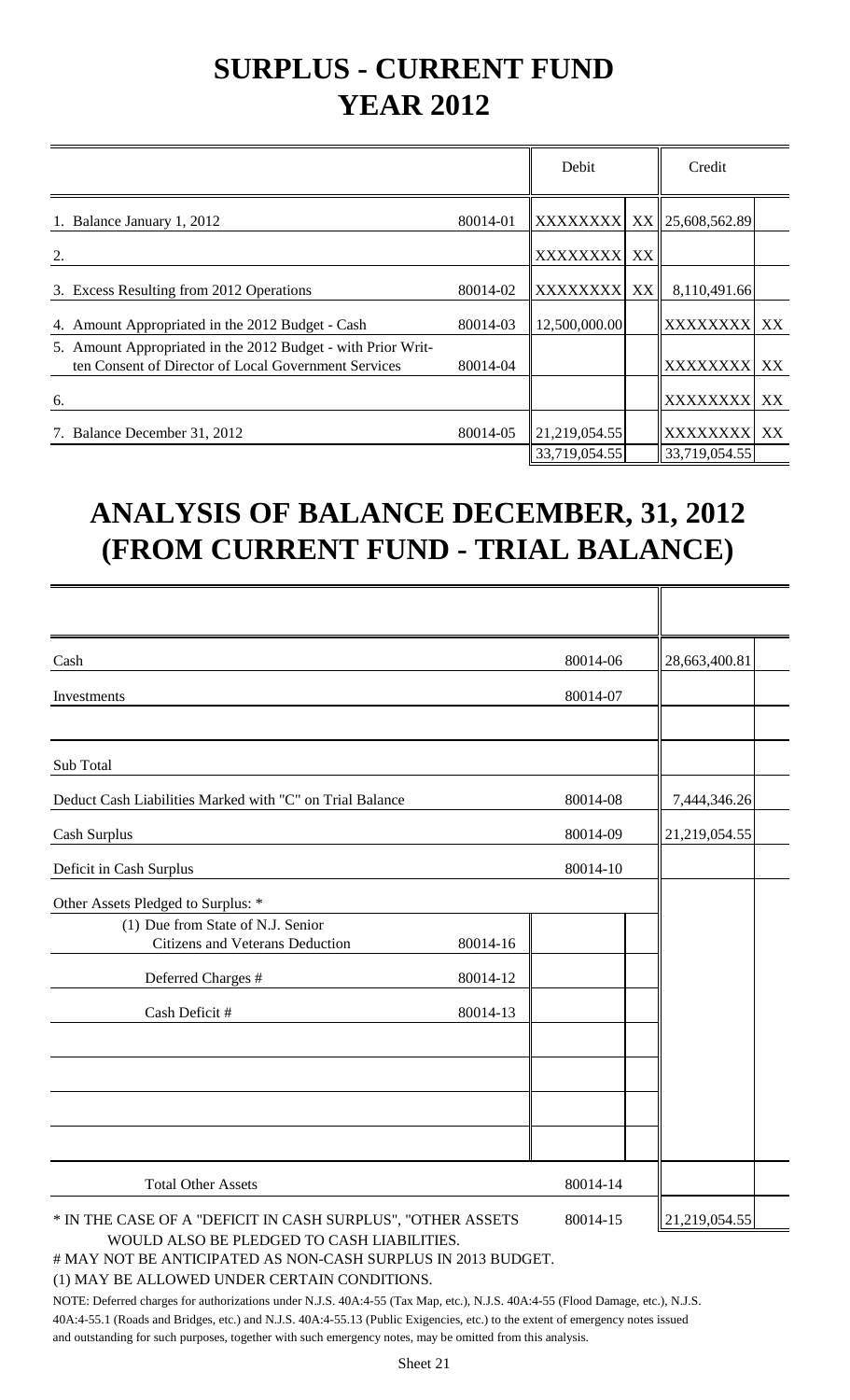# SURPLUS - CURRENT FUND
# YEAR 2012

| | | Debit | | Credit | |
|---|---|---|---|---|---|
| 1. Balance January 1, 2012 | 80014-01 | XXXXXXXX | XX | 25,608,562.89 | |
| 2. | | XXXXXXXX | XX | | |
| 3. Excess Resulting from 2012 Operations | 80014-02 | XXXXXXXX | XX | 8,110,491.66 | |
| 4. Amount Appropriated in the 2012 Budget - Cash | 80014-03 | 12,500,000.00 | | XXXXXXXX | XX |
| 5. Amount Appropriated in the 2012 Budget - with Prior Written Consent of Director of Local Government Services | 80014-04 | | | XXXXXXXX | XX |
| 6. | | | | XXXXXXXX | XX |
| 7. Balance December 31, 2012 | 80014-05 | 21,219,054.55 | | XXXXXXXX | XX |
| | | 33,719,054.55 | | 33,719,054.55 | |

# ANALYSIS OF BALANCE DECEMBER, 31, 2012 (FROM CURRENT FUND - TRIAL BALANCE)

| | | | |
|---|---|---|---|
| Cash | | 80014-06 | 28,663,400.81 |
| Investments | | 80014-07 | |
| | | | |
| Sub Total | | | |
| Deduct Cash Liabilities Marked with "C" on Trial Balance | | 80014-08 | 7,444,346.26 |
| Cash Surplus | | 80014-09 | 21,219,054.55 |
| Deficit in Cash Surplus | | 80014-10 | |
| Other Assets Pledged to Surplus: * | | | |
| (1) Due from State of N.J. Senior Citizens and Veterans Deduction | 80014-16 | | |
| Deferred Charges # | 80014-12 | | |
| Cash Deficit # | 80014-13 | | |
| | | | |
| | | | |
| | | | |
| | | | |
| Total Other Assets | | 80014-14 | |
| * IN THE CASE OF A "DEFICIT IN CASH SURPLUS", "OTHER ASSETS WOULD ALSO BE PLEDGED TO CASH LIABILITIES. | | 80014-15 | 21,219,054.55 |

# MAY NOT BE ANTICIPATED AS NON-CASH SURPLUS IN 2013 BUDGET.

(1) MAY BE ALLOWED UNDER CERTAIN CONDITIONS.

NOTE: Deferred charges for authorizations under N.J.S. 40A:4-55 (Tax Map, etc.), N.J.S. 40A:4-55 (Flood Damage, etc.), N.J.S. 40A:4-55.1 (Roads and Bridges, etc.) and N.J.S. 40A:4-55.13 (Public Exigencies, etc.) to the extent of emergency notes issued and outstanding for such purposes, together with such emergency notes, may be omitted from this analysis.

Sheet 21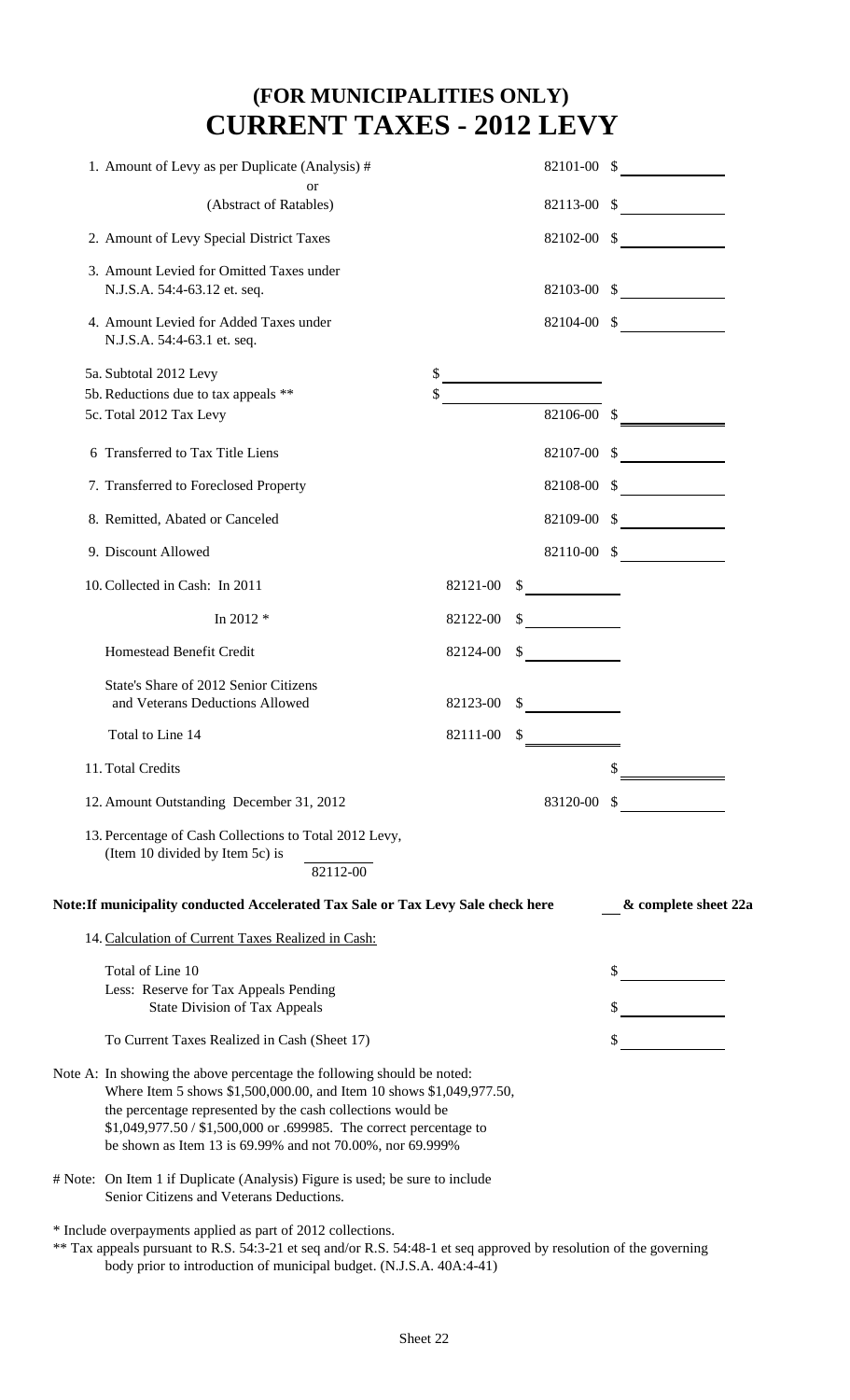# (FOR MUNICIPALITIES ONLY)
# CURRENT TAXES - 2012 LEVY

| | | | | |
|---|---|---|---|---|
| 1. Amount of Levy as per Duplicate (Analysis) # | | | 82101-00 | $ |
| or | | | | |
| (Abstract of Ratables) | | | 82113-00 | $ |
| 2. Amount of Levy Special District Taxes | | | 82102-00 | $ |
| 3. Amount Levied for Omitted Taxes under N.J.S.A. 54:4-63.12 et. seq. | | | 82103-00 | $ |
| 4. Amount Levied for Added Taxes under N.J.S.A. 54:4-63.1 et. seq. | | | 82104-00 | $ |
| 5a. Subtotal 2012 Levy | | $ | | |
| 5b. Reductions due to tax appeals ** | | $ | | |
| 5c. Total 2012 Tax Levy | | | 82106-00 | $ |
| 6 Transferred to Tax Title Liens | | | 82107-00 | $ |
| 7. Transferred to Foreclosed Property | | | 82108-00 | $ |
| 8. Remitted, Abated or Canceled | | | 82109-00 | $ |
| 9. Discount Allowed | | | 82110-00 | $ |
| 10. Collected in Cash: In 2011 | 82121-00 | $ | | |
| In 2012 * | 82122-00 | $ | | |
| Homestead Benefit Credit | 82124-00 | $ | | |
| State's Share of 2012 Senior Citizens and Veterans Deductions Allowed | 82123-00 | $ | | |
| Total to Line 14 | 82111-00 | $ | | |
| 11. Total Credits | | | | $ |
| 12. Amount Outstanding December 31, 2012 | | | 83120-00 | $ |

13. Percentage of Cash Collections to Total 2012 Levy, (Item 10 divided by Item 5c) is ______ 82112-00

**Note:If municipality conducted Accelerated Tax Sale or Tax Levy Sale check here** ___ **& complete sheet 22a**

14. Calculation of Current Taxes Realized in Cash:

| | |
|---|---|
| Total of Line 10 | $ |
| Less: Reserve for Tax Appeals Pending State Division of Tax Appeals | $ |
| To Current Taxes Realized in Cash (Sheet 17) | $ |

Note A: In showing the above percentage the following should be noted: Where Item 5 shows $1,500,000.00, and Item 10 shows $1,049,977.50, the percentage represented by the cash collections would be $1,049,977.50 / $1,500,000 or .699985. The correct percentage to be shown as Item 13 is 69.99% and not 70.00%, nor 69.999%

# Note: On Item 1 if Duplicate (Analysis) Figure is used; be sure to include Senior Citizens and Veterans Deductions.

* Include overpayments applied as part of 2012 collections.

** Tax appeals pursuant to R.S. 54:3-21 et seq and/or R.S. 54:48-1 et seq approved by resolution of the governing body prior to introduction of municipal budget. (N.J.S.A. 40A:4-41)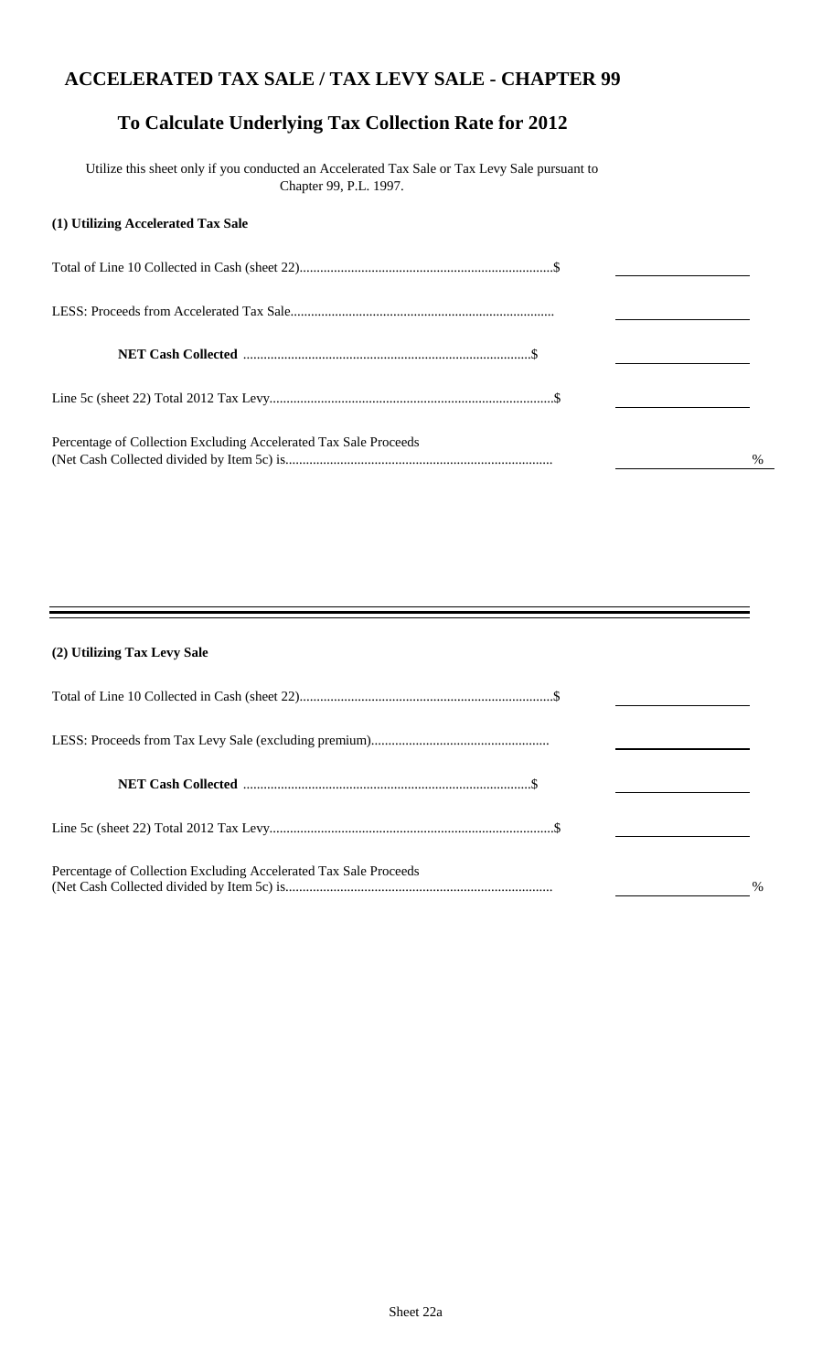# ACCELERATED TAX SALE / TAX LEVY SALE - CHAPTER 99

## To Calculate Underlying Tax Collection Rate for 2012

Utilize this sheet only if you conducted an Accelerated Tax Sale or Tax Levy Sale pursuant to Chapter 99, P.L. 1997.

**(1) Utilizing Accelerated Tax Sale**

| | |
|---|---|
| Total of Line 10 Collected in Cash (sheet 22)..........................................................................$ | |
| LESS: Proceeds from Accelerated Tax Sale............................................................................ | |
| **NET Cash Collected** ....................................................................................$ | |
| Line 5c (sheet 22) Total 2012 Tax Levy..................................................................................$ | |
| Percentage of Collection Excluding Accelerated Tax Sale Proceeds (Net Cash Collected divided by Item 5c) is.............................................................................. | % |

---

**(2) Utilizing Tax Levy Sale**

| | |
|---|---|
| Total of Line 10 Collected in Cash (sheet 22)..........................................................................$ | |
| LESS: Proceeds from Tax Levy Sale (excluding premium)................................................... | |
| **NET Cash Collected** ....................................................................................$ | |
| Line 5c (sheet 22) Total 2012 Tax Levy..................................................................................$ | |
| Percentage of Collection Excluding Accelerated Tax Sale Proceeds (Net Cash Collected divided by Item 5c) is.............................................................................. | % |

Sheet 22a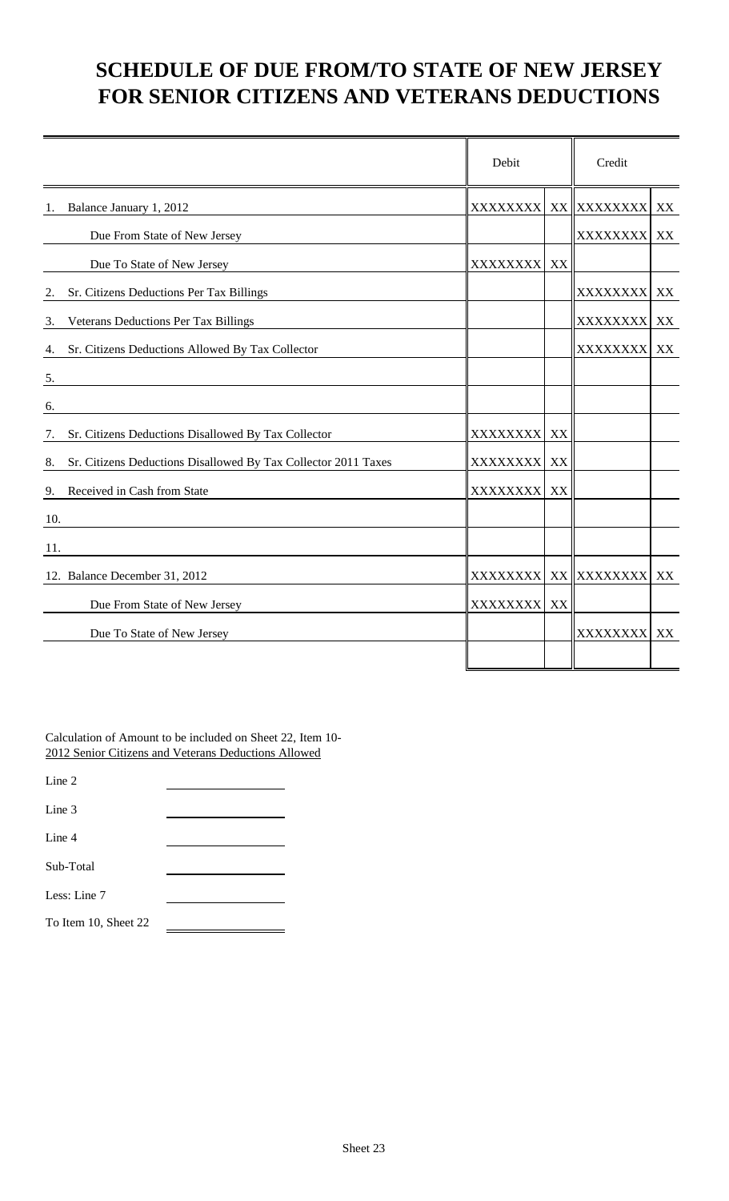# SCHEDULE OF DUE FROM/TO STATE OF NEW JERSEY FOR SENIOR CITIZENS AND VETERANS DEDUCTIONS

| | Debit | | Credit | |
|---|---|---|---|---|
| 1. Balance January 1, 2012 | XXXXXXXX | XX | XXXXXXXX | XX |
| Due From State of New Jersey | | | XXXXXXXX | XX |
| Due To State of New Jersey | XXXXXXXX | XX | | |
| 2. Sr. Citizens Deductions Per Tax Billings | | | XXXXXXXX | XX |
| 3. Veterans Deductions Per Tax Billings | | | XXXXXXXX | XX |
| 4. Sr. Citizens Deductions Allowed By Tax Collector | | | XXXXXXXX | XX |
| 5. | | | | |
| 6. | | | | |
| 7. Sr. Citizens Deductions Disallowed By Tax Collector | XXXXXXXX | XX | | |
| 8. Sr. Citizens Deductions Disallowed By Tax Collector 2011 Taxes | XXXXXXXX | XX | | |
| 9. Received in Cash from State | XXXXXXXX | XX | | |
| 10. | | | | |
| 11. | | | | |
| 12. Balance December 31, 2012 | XXXXXXXX | XX | XXXXXXXX | XX |
| Due From State of New Jersey | XXXXXXXX | XX | | |
| Due To State of New Jersey | | | XXXXXXXX | XX |
| | | | | |

Calculation of Amount to be included on Sheet 22, Item 10-
2012 Senior Citizens and Veterans Deductions Allowed

| | |
|---|---|
| Line 2 | |
| Line 3 | |
| Line 4 | |
| Sub-Total | |
| Less: Line 7 | |
| To Item 10, Sheet 22 | |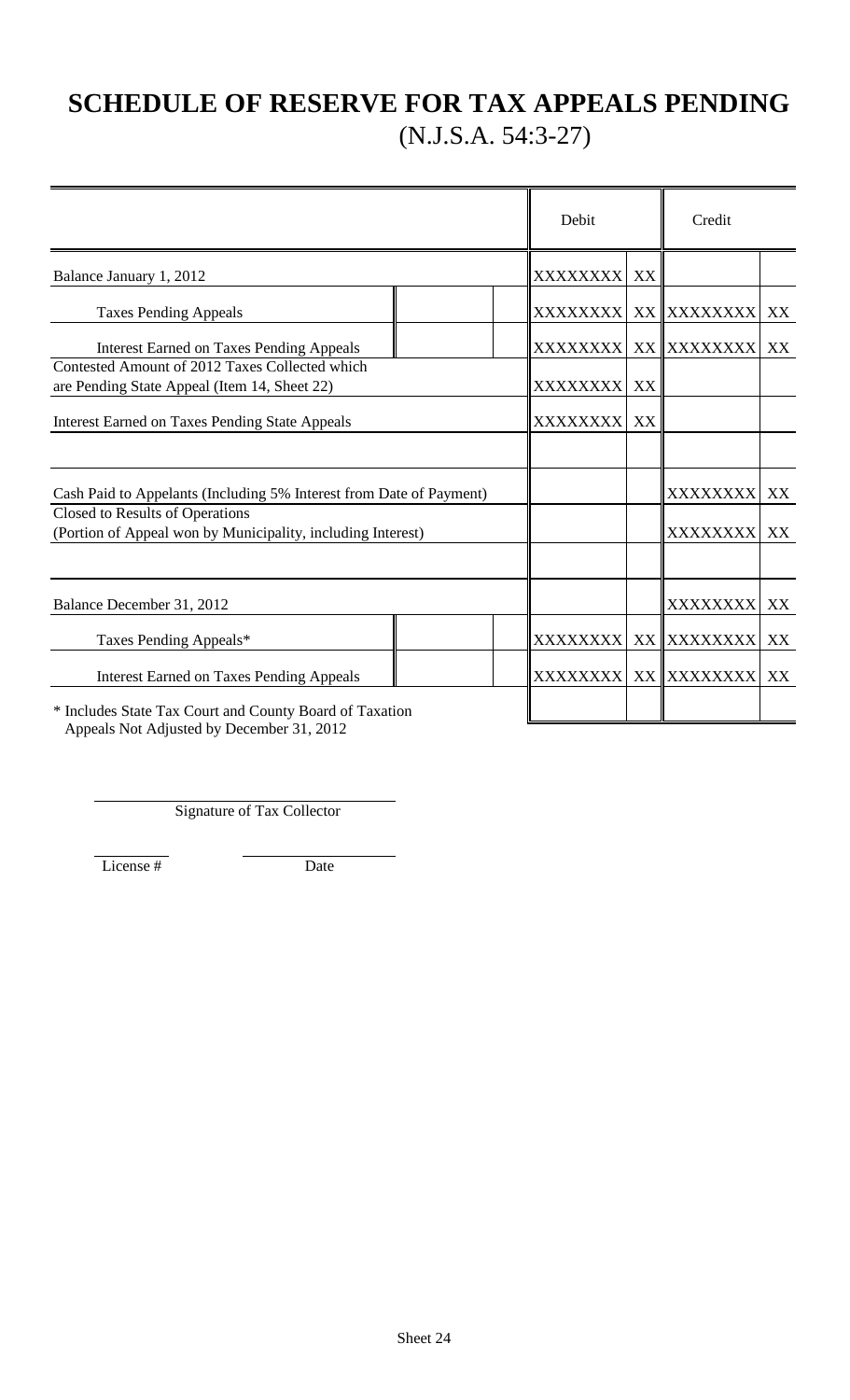# SCHEDULE OF RESERVE FOR TAX APPEALS PENDING

(N.J.S.A. 54:3-27)

| | | | Debit | | Credit | |
|---|---|---|---|---|---|---|
| Balance January 1, 2012 | | | XXXXXXXX | XX | | |
| Taxes Pending Appeals | | | XXXXXXXX | XX | XXXXXXXX | XX |
| Interest Earned on Taxes Pending Appeals | | | XXXXXXXX | XX | XXXXXXXX | XX |
| Contested Amount of 2012 Taxes Collected which are Pending State Appeal (Item 14, Sheet 22) | | | XXXXXXXX | XX | | |
| Interest Earned on Taxes Pending State Appeals | | | XXXXXXXX | XX | | |
| | | | | | | |
| Cash Paid to Appelants (Including 5% Interest from Date of Payment) | | | | | XXXXXXXX | XX |
| Closed to Results of Operations (Portion of Appeal won by Municipality, including Interest) | | | | | XXXXXXXX | XX |
| | | | | | | |
| Balance December 31, 2012 | | | | | XXXXXXXX | XX |
| Taxes Pending Appeals* | | | XXXXXXXX | XX | XXXXXXXX | XX |
| Interest Earned on Taxes Pending Appeals | | | XXXXXXXX | XX | XXXXXXXX | XX |
| | | | | | | |

* Includes State Tax Court and County Board of Taxation Appeals Not Adjusted by December 31, 2012

Signature of Tax Collector

License #

Date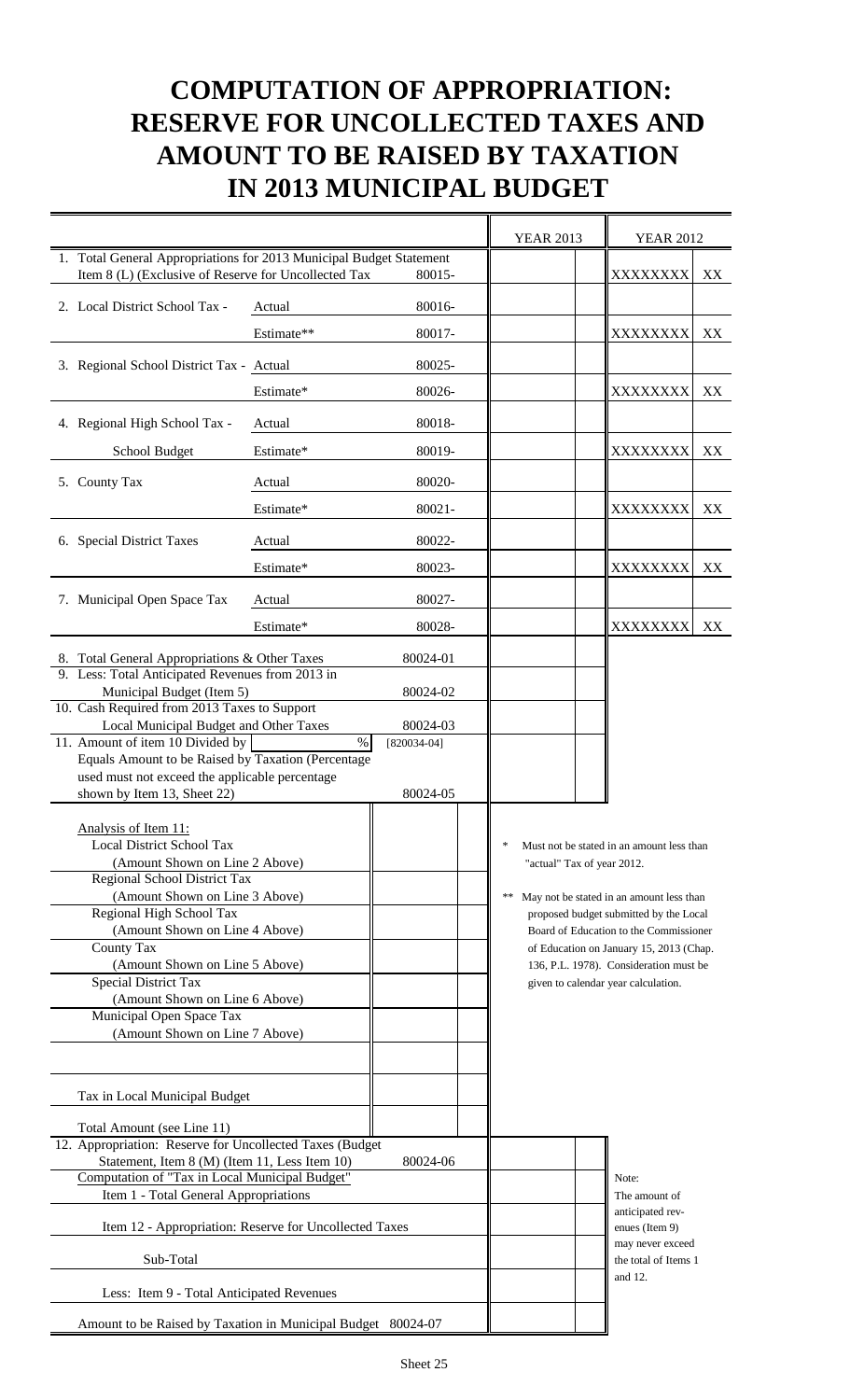# COMPUTATION OF APPROPRIATION: RESERVE FOR UNCOLLECTED TAXES AND AMOUNT TO BE RAISED BY TAXATION IN 2013 MUNICIPAL BUDGET

| | | | YEAR 2013 | | YEAR 2012 | |
|---|---|---|---|---|---|---|
| 1. Total General Appropriations for 2013 Municipal Budget Statement Item 8 (L) (Exclusive of Reserve for Uncollected Tax | | 80015- | | | XXXXXXXX | XX |
| 2. Local District School Tax - | Actual | 80016- | | | | |
| | Estimate** | 80017- | | | XXXXXXXX | XX |
| 3. Regional School District Tax - | Actual | 80025- | | | | |
| | Estimate* | 80026- | | | XXXXXXXX | XX |
| 4. Regional High School Tax - | Actual | 80018- | | | | |
| School Budget | Estimate* | 80019- | | | XXXXXXXX | XX |
| 5. County Tax | Actual | 80020- | | | | |
| | Estimate* | 80021- | | | XXXXXXXX | XX |
| 6. Special District Taxes | Actual | 80022- | | | | |
| | Estimate* | 80023- | | | XXXXXXXX | XX |
| 7. Municipal Open Space Tax | Actual | 80027- | | | | |
| | Estimate* | 80028- | | | XXXXXXXX | XX |
| 8. Total General Appropriations & Other Taxes | | 80024-01 | | | | |
| 9. Less: Total Anticipated Revenues from 2013 in Municipal Budget (Item 5) | | 80024-02 | | | | |
| 10. Cash Required from 2013 Taxes to Support Local Municipal Budget and Other Taxes | | 80024-03 | | | | |
| 11. Amount of item 10 Divided by | % | [820034-04] | | | | |
| Equals Amount to be Raised by Taxation (Percentage used must not exceed the applicable percentage shown by Item 13, Sheet 22) | | 80024-05 | | | | |

| Analysis of Item 11: | | |
|---|---|---|
| Local District School Tax (Amount Shown on Line 2 Above) | | |
| Regional School District Tax (Amount Shown on Line 3 Above) | | |
| Regional High School Tax (Amount Shown on Line 4 Above) | | |
| County Tax (Amount Shown on Line 5 Above) | | |
| Special District Tax (Amount Shown on Line 6 Above) | | |
| Municipal Open Space Tax (Amount Shown on Line 7 Above) | | |
| | | |
| Tax in Local Municipal Budget | | |
| Total Amount (see Line 11) | | |

\* Must not be stated in an amount less than "actual" Tax of year 2012.

\*\* May not be stated in an amount less than proposed budget submitted by the Local Board of Education to the Commissioner of Education on January 15, 2013 (Chap. 136, P.L. 1978). Consideration must be given to calendar year calculation.

| | | | |
|---|---|---|---|
| 12. Appropriation: Reserve for Uncollected Taxes (Budget Statement, Item 8 (M) (Item 11, Less Item 10) | 80024-06 | | |
| Computation of "Tax in Local Municipal Budget" | | | |
| Item 1 - Total General Appropriations | | | |
| Item 12 - Appropriation: Reserve for Uncollected Taxes | | | |
| Sub-Total | | | |
| Less: Item 9 - Total Anticipated Revenues | | | |
| Amount to be Raised by Taxation in Municipal Budget | 80024-07 | | |

Note: The amount of anticipated revenues (Item 9) may never exceed the total of Items 1 and 12.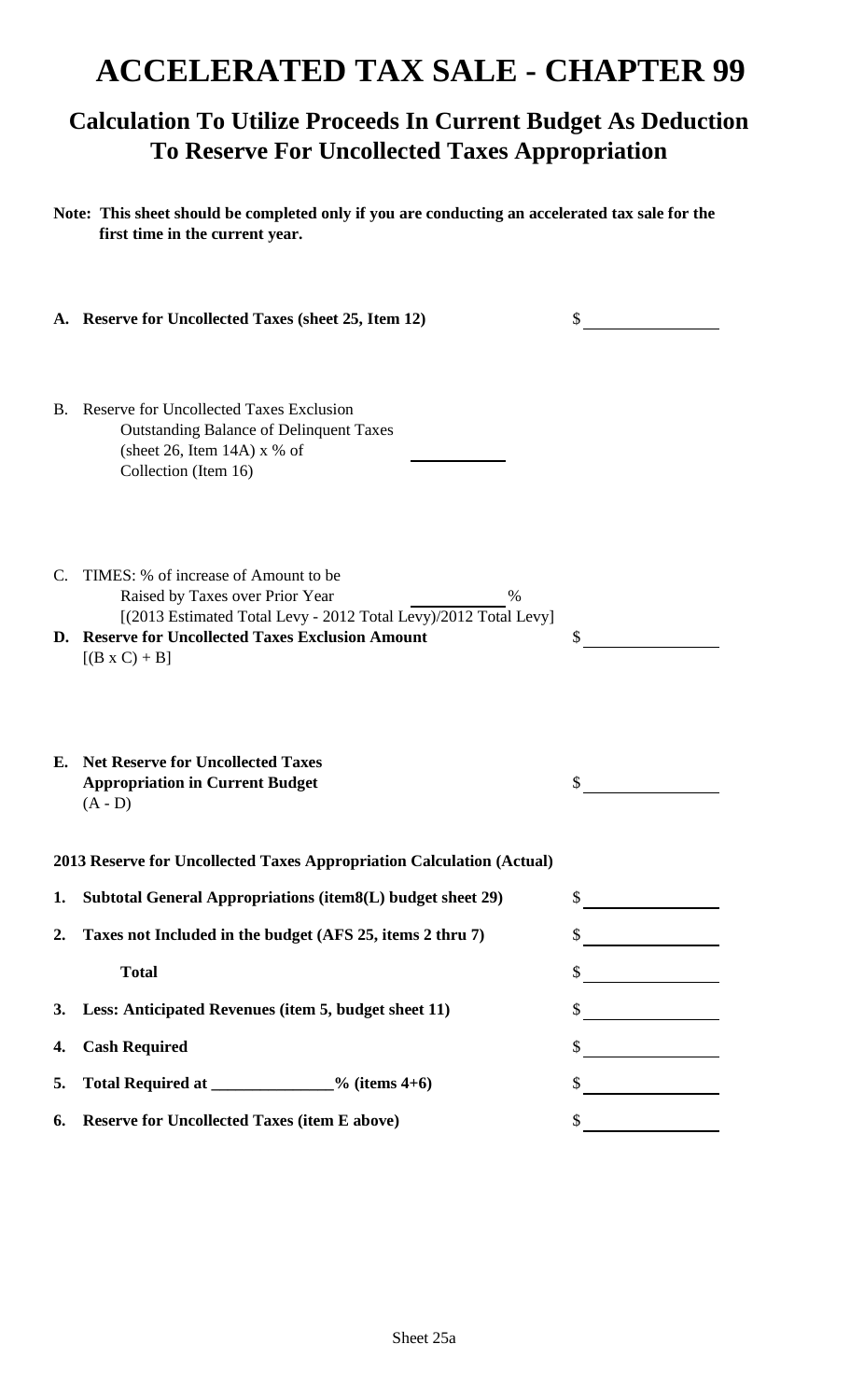# ACCELERATED TAX SALE - CHAPTER 99

## Calculation To Utilize Proceeds In Current Budget As Deduction To Reserve For Uncollected Taxes Appropriation

**Note: This sheet should be completed only if you are conducting an accelerated tax sale for the first time in the current year.**

**A. Reserve for Uncollected Taxes (sheet 25, Item 12)** $ ______________

B. Reserve for Uncollected Taxes Exclusion
Outstanding Balance of Delinquent Taxes
(sheet 26, Item 14A) x % of
Collection (Item 16) ______________

C. TIMES: % of increase of Amount to be
Raised by Taxes over Prior Year ______________ %
[(2013 Estimated Total Levy - 2012 Total Levy)/2012 Total Levy]

**D. Reserve for Uncollected Taxes Exclusion Amount** $ ______________
[(B x C) + B]

**E. Net Reserve for Uncollected Taxes**
**Appropriation in Current Budget** $ ______________
(A - D)

**2013 Reserve for Uncollected Taxes Appropriation Calculation (Actual)**

| | | |
|---|---|---|
| **1.** | **Subtotal General Appropriations (item8(L) budget sheet 29)** | $ |
| **2.** | **Taxes not Included in the budget (AFS 25, items 2 thru 7)** | $ |
| | **Total** | $ |
| **3.** | **Less: Anticipated Revenues (item 5, budget sheet 11)** | $ |
| **4.** | **Cash Required** | $ |
| **5.** | **Total Required at ______________% (items 4+6)** | $ |
| **6.** | **Reserve for Uncollected Taxes (item E above)** | $ |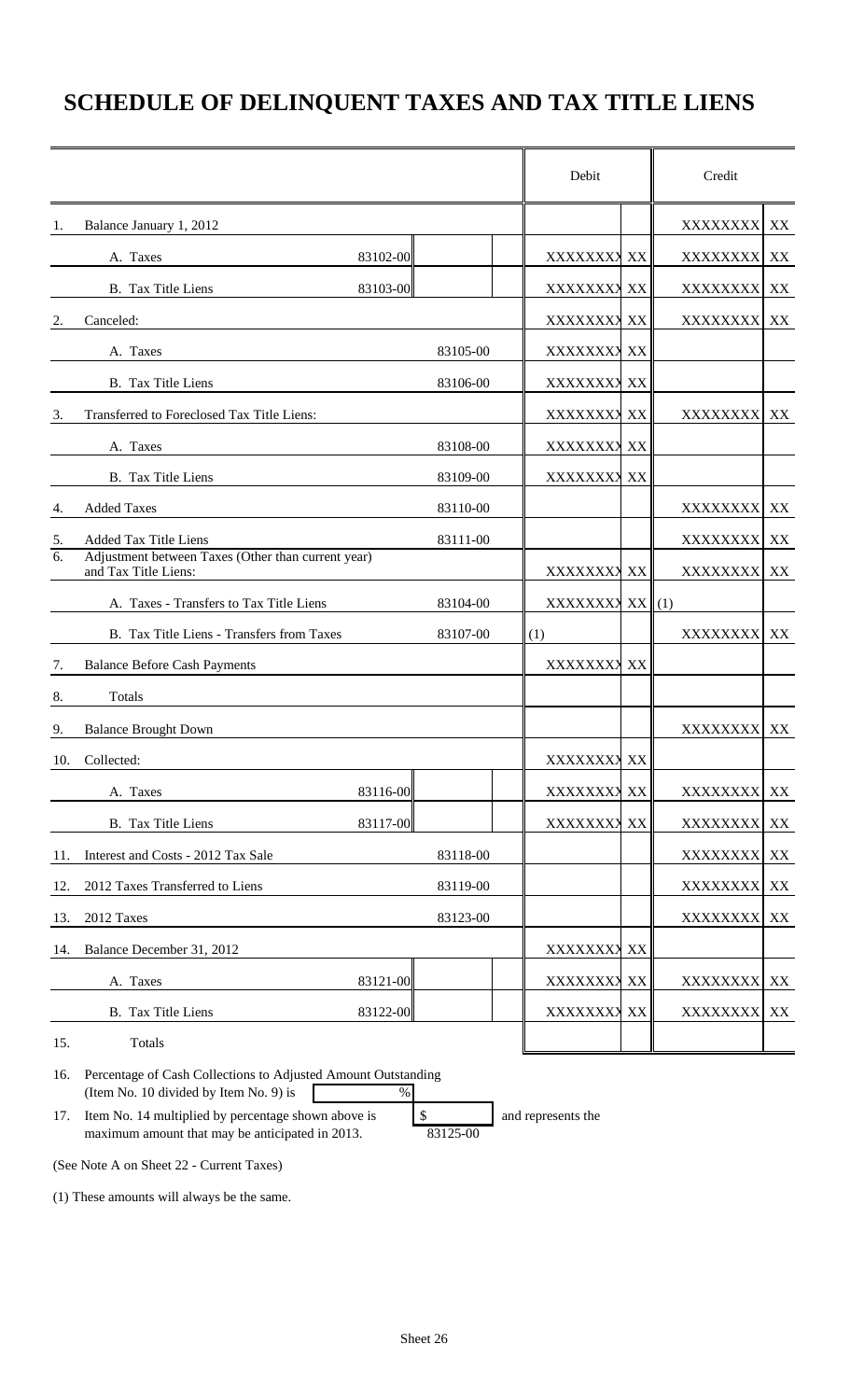# SCHEDULE OF DELINQUENT TAXES AND TAX TITLE LIENS

| | | | | Debit | | Credit | |
|---|---|---|---|---|---|---|---|
| 1. | Balance January 1, 2012 | | | | | XXXXXXXX | XX |
| | A. Taxes | 83102-00 | | XXXXXXXX | XX | XXXXXXXX | XX |
| | B. Tax Title Liens | 83103-00 | | XXXXXXXX | XX | XXXXXXXX | XX |
| 2. | Canceled: | | | XXXXXXXX | XX | XXXXXXXX | XX |
| | A. Taxes | | 83105-00 | XXXXXXXX | XX | | |
| | B. Tax Title Liens | | 83106-00 | XXXXXXXX | XX | | |
| 3. | Transferred to Foreclosed Tax Title Liens: | | | XXXXXXXX | XX | XXXXXXXX | XX |
| | A. Taxes | | 83108-00 | XXXXXXXX | XX | | |
| | B. Tax Title Liens | | 83109-00 | XXXXXXXX | XX | | |
| 4. | Added Taxes | | 83110-00 | | | XXXXXXXX | XX |
| 5. | Added Tax Title Liens | | 83111-00 | | | XXXXXXXX | XX |
| 6. | Adjustment between Taxes (Other than current year) and Tax Title Liens: | | | XXXXXXXX | XX | XXXXXXXX | XX |
| | A. Taxes - Transfers to Tax Title Liens | | 83104-00 | XXXXXXXX | XX | (1) | |
| | B. Tax Title Liens - Transfers from Taxes | | 83107-00 | (1) | | XXXXXXXX | XX |
| 7. | Balance Before Cash Payments | | | XXXXXXXX | XX | | |
| 8. | Totals | | | | | | |
| 9. | Balance Brought Down | | | | | XXXXXXXX | XX |
| 10. | Collected: | | | XXXXXXXX | XX | | |
| | A. Taxes | 83116-00 | | XXXXXXXX | XX | XXXXXXXX | XX |
| | B. Tax Title Liens | 83117-00 | | XXXXXXXX | XX | XXXXXXXX | XX |
| 11. | Interest and Costs - 2012 Tax Sale | | 83118-00 | | | XXXXXXXX | XX |
| 12. | 2012 Taxes Transferred to Liens | | 83119-00 | | | XXXXXXXX | XX |
| 13. | 2012 Taxes | | 83123-00 | | | XXXXXXXX | XX |
| 14. | Balance December 31, 2012 | | | XXXXXXXX | XX | | |
| | A. Taxes | 83121-00 | | XXXXXXXX | XX | XXXXXXXX | XX |
| | B. Tax Title Liens | 83122-00 | | XXXXXXXX | XX | XXXXXXXX | XX |
| 15. | Totals | | | | | | |

16. Percentage of Cash Collections to Adjusted Amount Outstanding (Item No. 10 divided by Item No. 9) is ____ %

17. Item No. 14 multiplied by percentage shown above is $ ____ (83125-00) and represents the maximum amount that may be anticipated in 2013.

(See Note A on Sheet 22 - Current Taxes)

(1) These amounts will always be the same.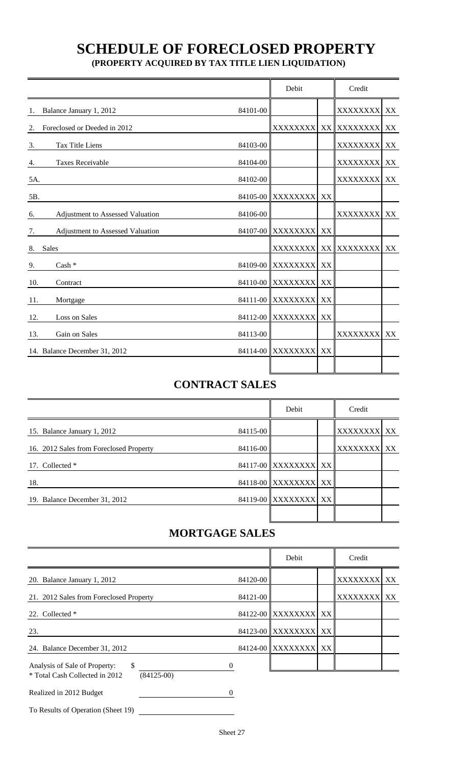# SCHEDULE OF FORECLOSED PROPERTY

**(PROPERTY ACQUIRED BY TAX TITLE LIEN LIQUIDATION)**

| | | Debit | | Credit | |
|---|---|---|---|---|---|
| 1. Balance January 1, 2012 | 84101-00 | | | XXXXXXXX | XX |
| 2. Foreclosed or Deeded in 2012 | | XXXXXXXX | XX | XXXXXXXX | XX |
| 3. Tax Title Liens | 84103-00 | | | XXXXXXXX | XX |
| 4. Taxes Receivable | 84104-00 | | | XXXXXXXX | XX |
| 5A. | 84102-00 | | | XXXXXXXX | XX |
| 5B. | 84105-00 | XXXXXXXX | XX | | |
| 6. Adjustment to Assessed Valuation | 84106-00 | | | XXXXXXXX | XX |
| 7. Adjustment to Assessed Valuation | 84107-00 | XXXXXXXX | XX | | |
| 8. Sales | | XXXXXXXX | XX | XXXXXXXX | XX |
| 9. Cash * | 84109-00 | XXXXXXXX | XX | | |
| 10. Contract | 84110-00 | XXXXXXXX | XX | | |
| 11. Mortgage | 84111-00 | XXXXXXXX | XX | | |
| 12. Loss on Sales | 84112-00 | XXXXXXXX | XX | | |
| 13. Gain on Sales | 84113-00 | | | XXXXXXXX | XX |
| 14. Balance December 31, 2012 | 84114-00 | XXXXXXXX | XX | | |
| | | | | | |

## CONTRACT SALES

| | | Debit | | Credit | |
|---|---|---|---|---|---|
| 15. Balance January 1, 2012 | 84115-00 | | | XXXXXXXX | XX |
| 16. 2012 Sales from Foreclosed Property | 84116-00 | | | XXXXXXXX | XX |
| 17. Collected * | 84117-00 | XXXXXXXX | XX | | |
| 18. | 84118-00 | XXXXXXXX | XX | | |
| 19. Balance December 31, 2012 | 84119-00 | XXXXXXXX | XX | | |
| | | | | | |

## MORTGAGE SALES

| | | Debit | | Credit | |
|---|---|---|---|---|---|
| 20. Balance January 1, 2012 | 84120-00 | | | XXXXXXXX | XX |
| 21. 2012 Sales from Foreclosed Property | 84121-00 | | | XXXXXXXX | XX |
| 22. Collected * | 84122-00 | XXXXXXXX | XX | | |
| 23. | 84123-00 | XXXXXXXX | XX | | |
| 24. Balance December 31, 2012 | 84124-00 | XXXXXXXX | XX | | |
| | | | | | |

Analysis of Sale of Property: $ 0

* Total Cash Collected in 2012 (84125-00)

Realized in 2012 Budget 0

To Results of Operation (Sheet 19)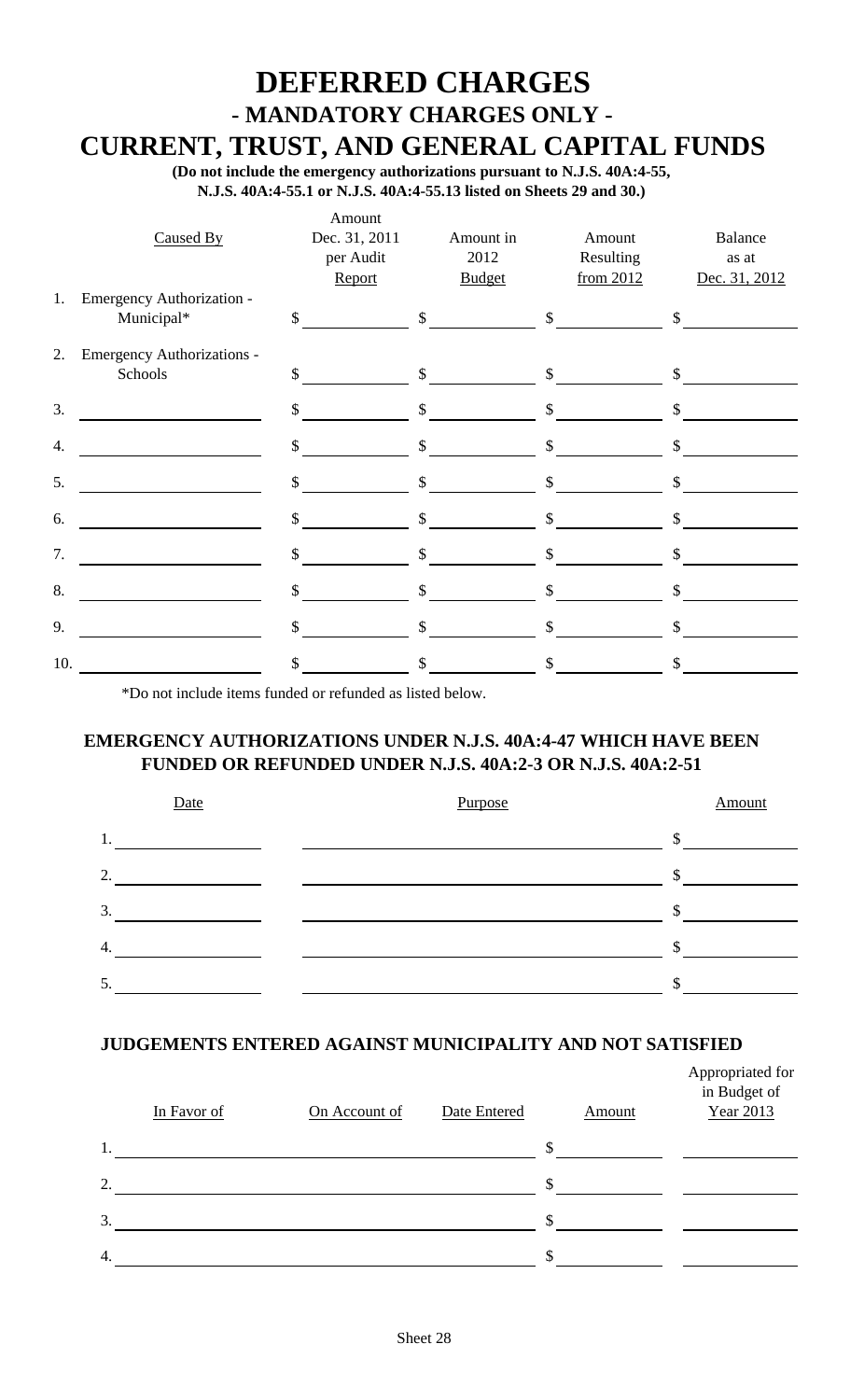# DEFERRED CHARGES

## - MANDATORY CHARGES ONLY -

## CURRENT, TRUST, AND GENERAL CAPITAL FUNDS

**(Do not include the emergency authorizations pursuant to N.J.S. 40A:4-55, N.J.S. 40A:4-55.1 or N.J.S. 40A:4-55.13 listed on Sheets 29 and 30.)**

| | Caused By | Amount Dec. 31, 2011 per Audit Report | Amount in 2012 Budget | Amount Resulting from 2012 | Balance as at Dec. 31, 2012 |
|---|---|---|---|---|---|
| 1. | Emergency Authorization - Municipal* | $ | $ | $ | $ |
| 2. | Emergency Authorizations - Schools | $ | $ | $ | $ |
| 3. | | $ | $ | $ | $ |
| 4. | | $ | $ | $ | $ |
| 5. | | $ | $ | $ | $ |
| 6. | | $ | $ | $ | $ |
| 7. | | $ | $ | $ | $ |
| 8. | | $ | $ | $ | $ |
| 9. | | $ | $ | $ | $ |
| 10. | | $ | $ | $ | $ |

*Do not include items funded or refunded as listed below.

### EMERGENCY AUTHORIZATIONS UNDER N.J.S. 40A:4-47 WHICH HAVE BEEN FUNDED OR REFUNDED UNDER N.J.S. 40A:2-3 OR N.J.S. 40A:2-51

| Date | Purpose | Amount |
|---|---|---|
| 1. | | $ |
| 2. | | $ |
| 3. | | $ |
| 4. | | $ |
| 5. | | $ |

### JUDGEMENTS ENTERED AGAINST MUNICIPALITY AND NOT SATISFIED

| In Favor of | On Account of | Date Entered | Amount | Appropriated for in Budget of Year 2013 |
|---|---|---|---|---|
| 1. | | | $ | |
| 2. | | | $ | |
| 3. | | | $ | |
| 4. | | | $ | |

Sheet 28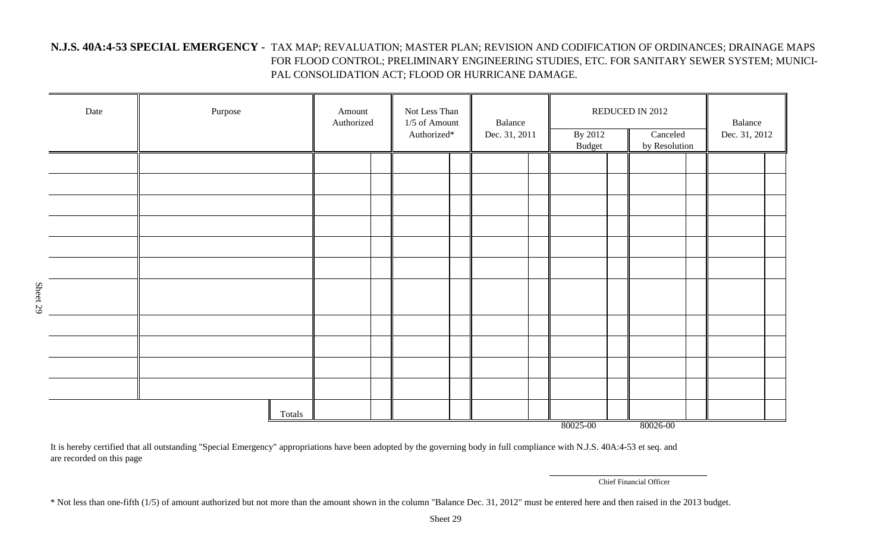**N.J.S. 40A:4-53 SPECIAL EMERGENCY -** TAX MAP; REVALUATION; MASTER PLAN; REVISION AND CODIFICATION OF ORDINANCES; DRAINAGE MAPS FOR FLOOD CONTROL; PRELIMINARY ENGINEERING STUDIES, ETC. FOR SANITARY SEWER SYSTEM; MUNICIPAL CONSOLIDATION ACT; FLOOD OR HURRICANE DAMAGE.

| Date | Purpose | Amount Authorized | Not Less Than 1/5 of Amount Authorized* | Balance Dec. 31, 2011 | REDUCED IN 2012 | | Balance Dec. 31, 2012 |
|---|---|---|---|---|---|---|---|
| | | | | | By 2012 Budget | Canceled by Resolution | |
| | | | | | | | |
| | | | | | | | |
| | | | | | | | |
| | | | | | | | |
| | | | | | | | |
| | | | | | | | |
| | | | | | | | |
| | | | | | | | |
| | | | | | | | |
| | | | | | | | |
| | | | | | | | |
| | Totals | | | | | | |
| | | | | | 80025-00 | 80026-00 | |

It is hereby certified that all outstanding "Special Emergency" appropriations have been adopted by the governing body in full compliance with N.J.S. 40A:4-53 et seq. and are recorded on this page

Chief Financial Officer

* Not less than one-fifth (1/5) of amount authorized but not more than the amount shown in the column "Balance Dec. 31, 2012" must be entered here and then raised in the 2013 budget.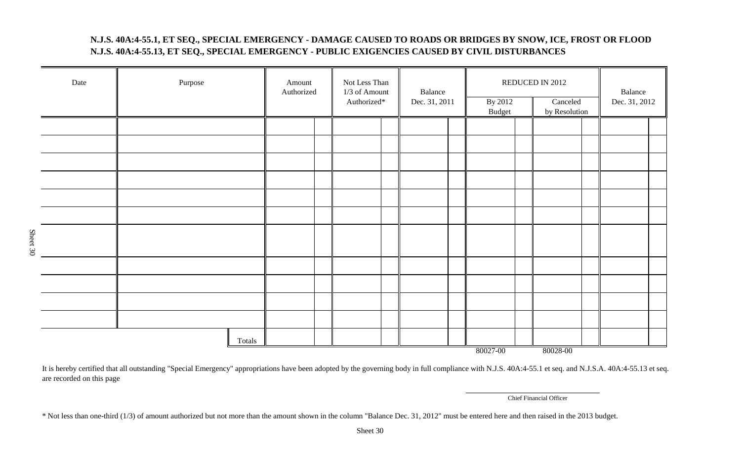**N.J.S. 40A:4-55.1, ET SEQ., SPECIAL EMERGENCY - DAMAGE CAUSED TO ROADS OR BRIDGES BY SNOW, ICE, FROST OR FLOOD**
**N.J.S. 40A:4-55.13, ET SEQ., SPECIAL EMERGENCY - PUBLIC EXIGENCIES CAUSED BY CIVIL DISTURBANCES**

| Date | Purpose | Amount Authorized | Not Less Than 1/3 of Amount Authorized* | Balance Dec. 31, 2011 | REDUCED IN 2012 | | Balance Dec. 31, 2012 |
|---|---|---|---|---|---|---|---|
| | | | | | By 2012 Budget | Canceled by Resolution | |
| | | | | | | | |
| | | | | | | | |
| | | | | | | | |
| | | | | | | | |
| | | | | | | | |
| | | | | | | | |
| | | | | | | | |
| | | | | | | | |
| | | | | | | | |
| | | | | | | | |
| | Totals | | | | | | |
| | | | | | 80027-00 | 80028-00 | |

It is hereby certified that all outstanding "Special Emergency" appropriations have been adopted by the governing body in full compliance with N.J.S. 40A:4-55.1 et seq. and N.J.S.A. 40A:4-55.13 et seq. are recorded on this page

Chief Financial Officer

* Not less than one-third (1/3) of amount authorized but not more than the amount shown in the column "Balance Dec. 31, 2012" must be entered here and then raised in the 2013 budget.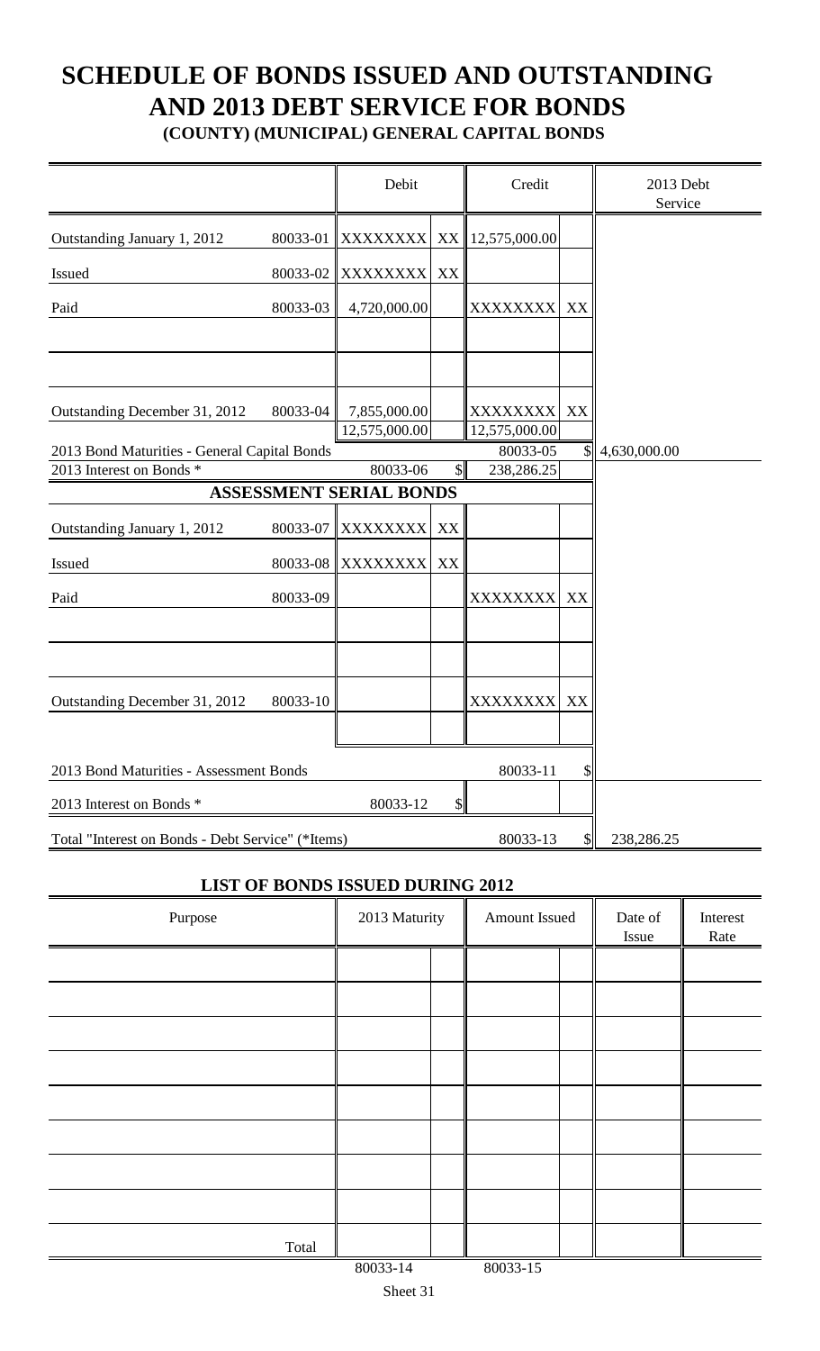# SCHEDULE OF BONDS ISSUED AND OUTSTANDING AND 2013 DEBT SERVICE FOR BONDS

**(COUNTY) (MUNICIPAL) GENERAL CAPITAL BONDS**

| | | Debit | | Credit | | 2013 Debt Service |
|---|---|---|---|---|---|---|
| Outstanding January 1, 2012 | 80033-01 | XXXXXXXX | XX | 12,575,000.00 | | |
| Issued | 80033-02 | XXXXXXXX | XX | | | |
| Paid | 80033-03 | 4,720,000.00 | | XXXXXXXX | XX | |
| | | | | | | |
| | | | | | | |
| Outstanding December 31, 2012 | 80033-04 | 7,855,000.00 | | XXXXXXXX | XX | |
| | | 12,575,000.00 | | 12,575,000.00 | | |
| 2013 Bond Maturities - General Capital Bonds | | | | 80033-05 | $ | 4,630,000.00 |
| 2013 Interest on Bonds * | | 80033-06 | $ | 238,286.25 | | |
| **ASSESSMENT SERIAL BONDS** | | | | | | |
| Outstanding January 1, 2012 | 80033-07 | XXXXXXXX | XX | | | |
| Issued | 80033-08 | XXXXXXXX | XX | | | |
| Paid | 80033-09 | | | XXXXXXXX | XX | |
| | | | | | | |
| | | | | | | |
| Outstanding December 31, 2012 | 80033-10 | | | XXXXXXXX | XX | |
| | | | | | | |
| 2013 Bond Maturities - Assessment Bonds | | | | 80033-11 | $ | |
| 2013 Interest on Bonds * | | 80033-12 | $ | | | |
| Total "Interest on Bonds - Debt Service" (*Items) | | | | 80033-13 | $ | 238,286.25 |

## LIST OF BONDS ISSUED DURING 2012

| Purpose | 2013 Maturity | | Amount Issued | | Date of Issue | Interest Rate |
|---|---|---|---|---|---|---|
| | | | | | | |
| | | | | | | |
| | | | | | | |
| | | | | | | |
| | | | | | | |
| | | | | | | |
| | | | | | | |
| | | | | | | |
| Total | | | | | | |
| | 80033-14 | | 80033-15 | | | |

Sheet 31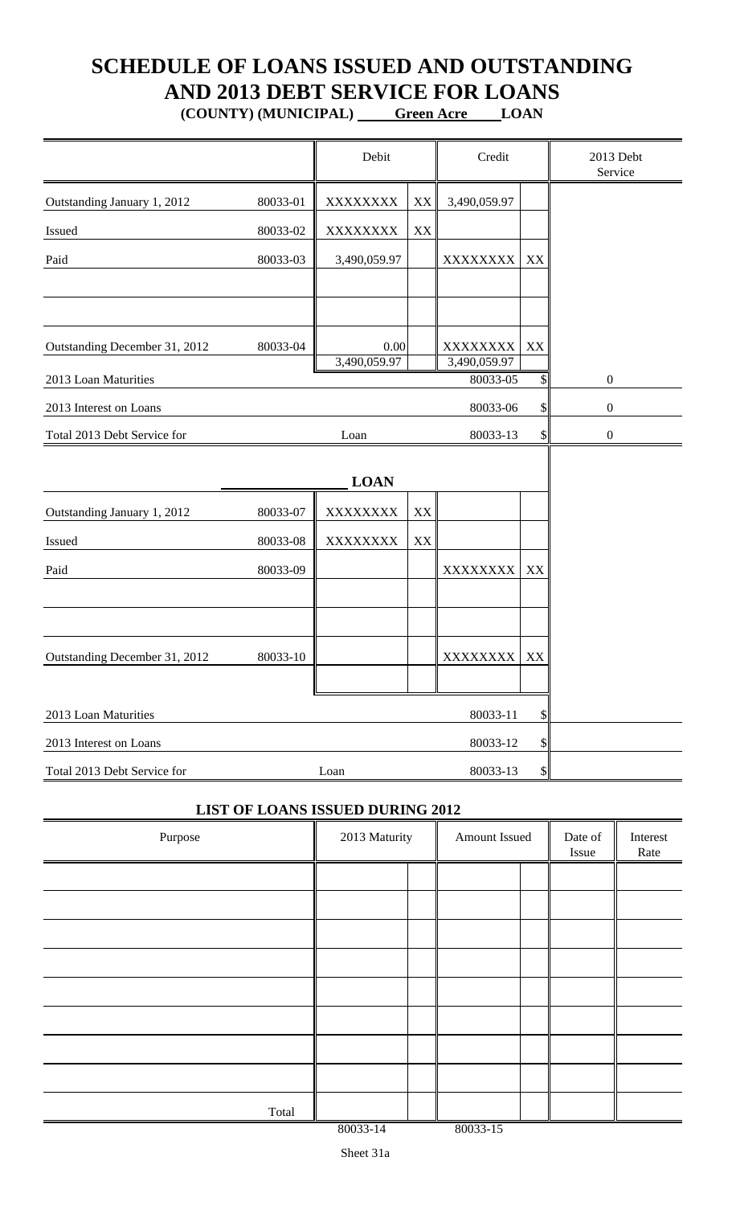# SCHEDULE OF LOANS ISSUED AND OUTSTANDING AND 2013 DEBT SERVICE FOR LOANS

**(COUNTY) (MUNICIPAL) Green Acre LOAN**

| | | Debit | | Credit | | 2013 Debt Service |
|---|---|---|---|---|---|---|
| Outstanding January 1, 2012 | 80033-01 | XXXXXXXX | XX | 3,490,059.97 | | |
| Issued | 80033-02 | XXXXXXXX | XX | | | |
| Paid | 80033-03 | 3,490,059.97 | | XXXXXXXX | XX | |
| | | | | | | |
| | | | | | | |
| Outstanding December 31, 2012 | 80033-04 | 0.00 | | XXXXXXXX | XX | |
| | | 3,490,059.97 | | 3,490,059.97 | | |
| 2013 Loan Maturities | | | | 80033-05 | $ | 0 |
| 2013 Interest on Loans | | | | 80033-06 | $ | 0 |
| Total 2013 Debt Service for | | Loan | | 80033-13 | $ | 0 |

**LOAN**

| | | Debit | | Credit | | 2013 Debt Service |
|---|---|---|---|---|---|---|
| Outstanding January 1, 2012 | 80033-07 | XXXXXXXX | XX | | | |
| Issued | 80033-08 | XXXXXXXX | XX | | | |
| Paid | 80033-09 | | | XXXXXXXX | XX | |
| | | | | | | |
| | | | | | | |
| Outstanding December 31, 2012 | 80033-10 | | | XXXXXXXX | XX | |
| | | | | | | |
| 2013 Loan Maturities | | | | 80033-11 | $ | |
| 2013 Interest on Loans | | | | 80033-12 | $ | |
| Total 2013 Debt Service for | | Loan | | 80033-13 | $ | |

**LIST OF LOANS ISSUED DURING 2012**

| Purpose | 2013 Maturity | | Amount Issued | | Date of Issue | Interest Rate |
|---|---|---|---|---|---|---|
| | | | | | | |
| | | | | | | |
| | | | | | | |
| | | | | | | |
| | | | | | | |
| | | | | | | |
| | | | | | | |
| | | | | | | |
| Total | | | | | | |
| | 80033-14 | | 80033-15 | | | |

Sheet 31a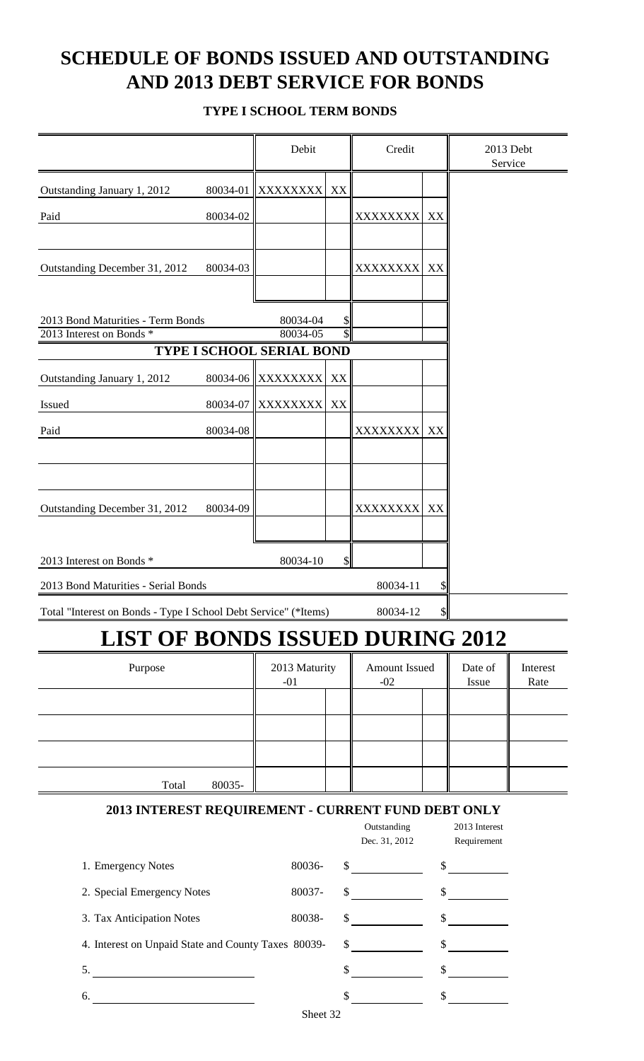# SCHEDULE OF BONDS ISSUED AND OUTSTANDING AND 2013 DEBT SERVICE FOR BONDS

### TYPE I SCHOOL TERM BONDS

| | | Debit | | Credit | | 2013 Debt Service |
|---|---|---|---|---|---|---|
| Outstanding January 1, 2012 | 80034-01 | XXXXXXXX | XX | | | |
| Paid | 80034-02 | | | XXXXXXXX | XX | |
| | | | | | | |
| Outstanding December 31, 2012 | 80034-03 | | | XXXXXXXX | XX | |
| | | | | | | |
| 2013 Bond Maturities - Term Bonds | | 80034-04 | $ | | | |
| 2013 Interest on Bonds * | | 80034-05 | $ | | | |
| **TYPE I SCHOOL SERIAL BOND** | | | | | | |
| Outstanding January 1, 2012 | 80034-06 | XXXXXXXX | XX | | | |
| Issued | 80034-07 | XXXXXXXX | XX | | | |
| Paid | 80034-08 | | | XXXXXXXX | XX | |
| | | | | | | |
| | | | | | | |
| Outstanding December 31, 2012 | 80034-09 | | | XXXXXXXX | XX | |
| | | | | | | |
| 2013 Interest on Bonds * | | 80034-10 | $ | | | |
| 2013 Bond Maturities - Serial Bonds | | | | 80034-11 | $ | |
| Total "Interest on Bonds - Type I School Debt Service" (*Items) | | | | 80034-12 | $ | |

# LIST OF BONDS ISSUED DURING 2012

| Purpose | | 2013 Maturity -01 | | Amount Issued -02 | | Date of Issue | Interest Rate |
|---|---|---|---|---|---|---|---|
| | | | | | | | |
| | | | | | | | |
| | | | | | | | |
| Total | 80035- | | | | | | |

### 2013 INTEREST REQUIREMENT - CURRENT FUND DEBT ONLY

| | | Outstanding Dec. 31, 2012 | 2013 Interest Requirement |
|---|---|---|---|
| 1. Emergency Notes | 80036- | $ | $ |
| 2. Special Emergency Notes | 80037- | $ | $ |
| 3. Tax Anticipation Notes | 80038- | $ | $ |
| 4. Interest on Unpaid State and County Taxes | 80039- | $ | $ |
| 5. | | $ | $ |
| 6. | | $ | $ |

Sheet 32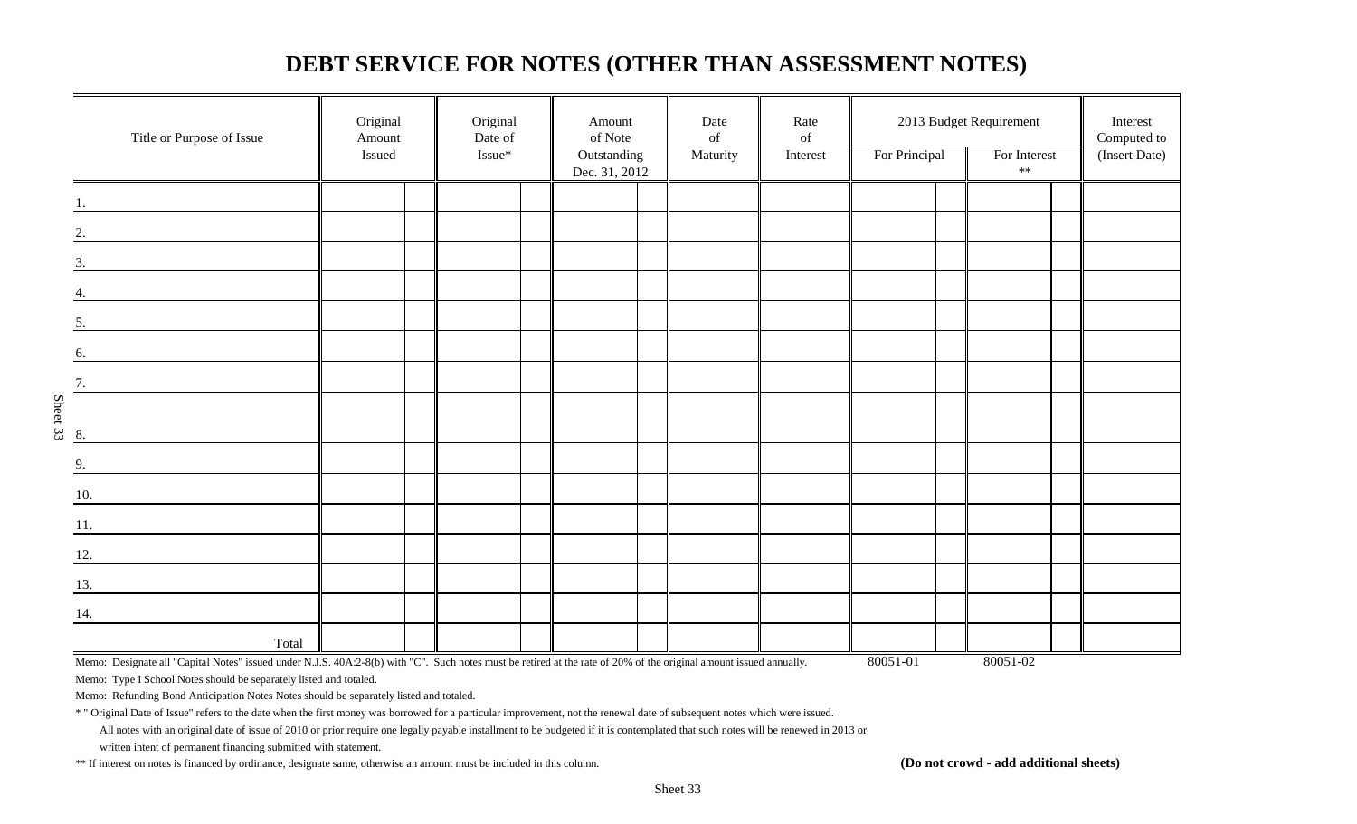# DEBT SERVICE FOR NOTES (OTHER THAN ASSESSMENT NOTES)

| Title or Purpose of Issue | Original Amount Issued | Original Date of Issue* | Amount of Note Outstanding Dec. 31, 2012 | Date of Maturity | Rate of Interest | 2013 Budget Requirement For Principal | 2013 Budget Requirement For Interest ** | Interest Computed to (Insert Date) |
|---|---|---|---|---|---|---|---|---|
| 1. | | | | | | | | |
| 2. | | | | | | | | |
| 3. | | | | | | | | |
| 4. | | | | | | | | |
| 5. | | | | | | | | |
| 6. | | | | | | | | |
| 7. | | | | | | | | |
| 8. | | | | | | | | |
| 9. | | | | | | | | |
| 10. | | | | | | | | |
| 11. | | | | | | | | |
| 12. | | | | | | | | |
| 13. | | | | | | | | |
| 14. | | | | | | | | |
| Total | | | | | | | | |
| | | | | | | 80051-01 | 80051-02 | |

Memo: Designate all "Capital Notes" issued under N.J.S. 40A:2-8(b) with "C". Such notes must be retired at the rate of 20% of the original amount issued annually.

Memo: Type I School Notes should be separately listed and totaled.

Memo: Refunding Bond Anticipation Notes Notes should be separately listed and totaled.

* " Original Date of Issue" refers to the date when the first money was borrowed for a particular improvement, not the renewal date of subsequent notes which were issued.

All notes with an original date of issue of 2010 or prior require one legally payable installment to be budgeted if it is contemplated that such notes will be renewed in 2013 or written intent of permanent financing submitted with statement.

** If interest on notes is financed by ordinance, designate same, otherwise an amount must be included in this column.

**(Do not crowd - add additional sheets)**

Sheet 33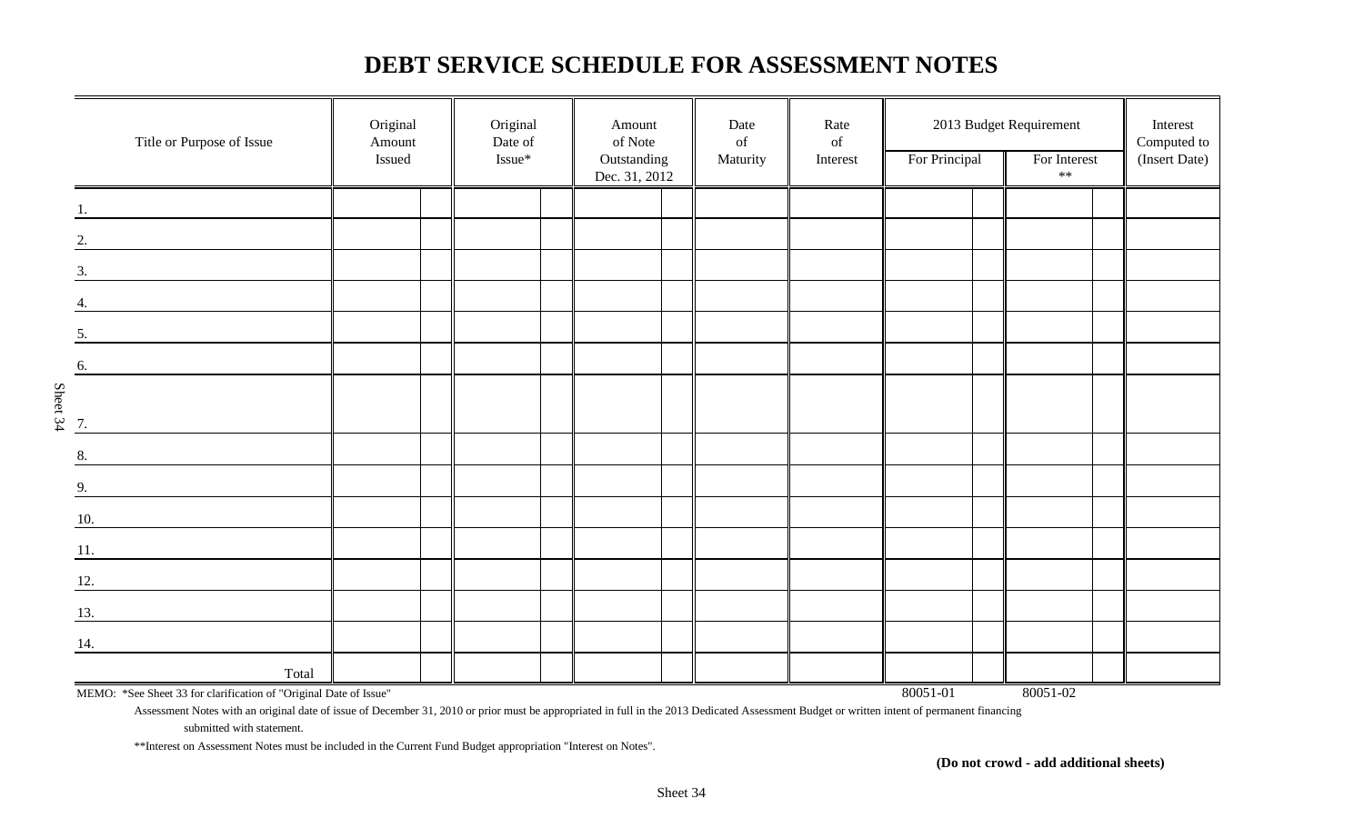# DEBT SERVICE SCHEDULE FOR ASSESSMENT NOTES

| Title or Purpose of Issue | Original Amount Issued | Original Date of Issue* | Amount of Note Outstanding Dec. 31, 2012 | Date of Maturity | Rate of Interest | 2013 Budget Requirement | | Interest Computed to (Insert Date) |
|---|---|---|---|---|---|---|---|---|
| | | | | | | For Principal | For Interest ** | |
| 1. | | | | | | | | |
| 2. | | | | | | | | |
| 3. | | | | | | | | |
| 4. | | | | | | | | |
| 5. | | | | | | | | |
| 6. | | | | | | | | |
| 7. | | | | | | | | |
| 8. | | | | | | | | |
| 9. | | | | | | | | |
| 10. | | | | | | | | |
| 11. | | | | | | | | |
| 12. | | | | | | | | |
| 13. | | | | | | | | |
| 14. | | | | | | | | |
| Total | | | | | | | | |
| | | | | | | 80051-01 | 80051-02 | |

MEMO: *See Sheet 33 for clarification of "Original Date of Issue"

Assessment Notes with an original date of issue of December 31, 2010 or prior must be appropriated in full in the 2013 Dedicated Assessment Budget or written intent of permanent financing submitted with statement.

**Interest on Assessment Notes must be included in the Current Fund Budget appropriation "Interest on Notes".

**(Do not crowd - add additional sheets)**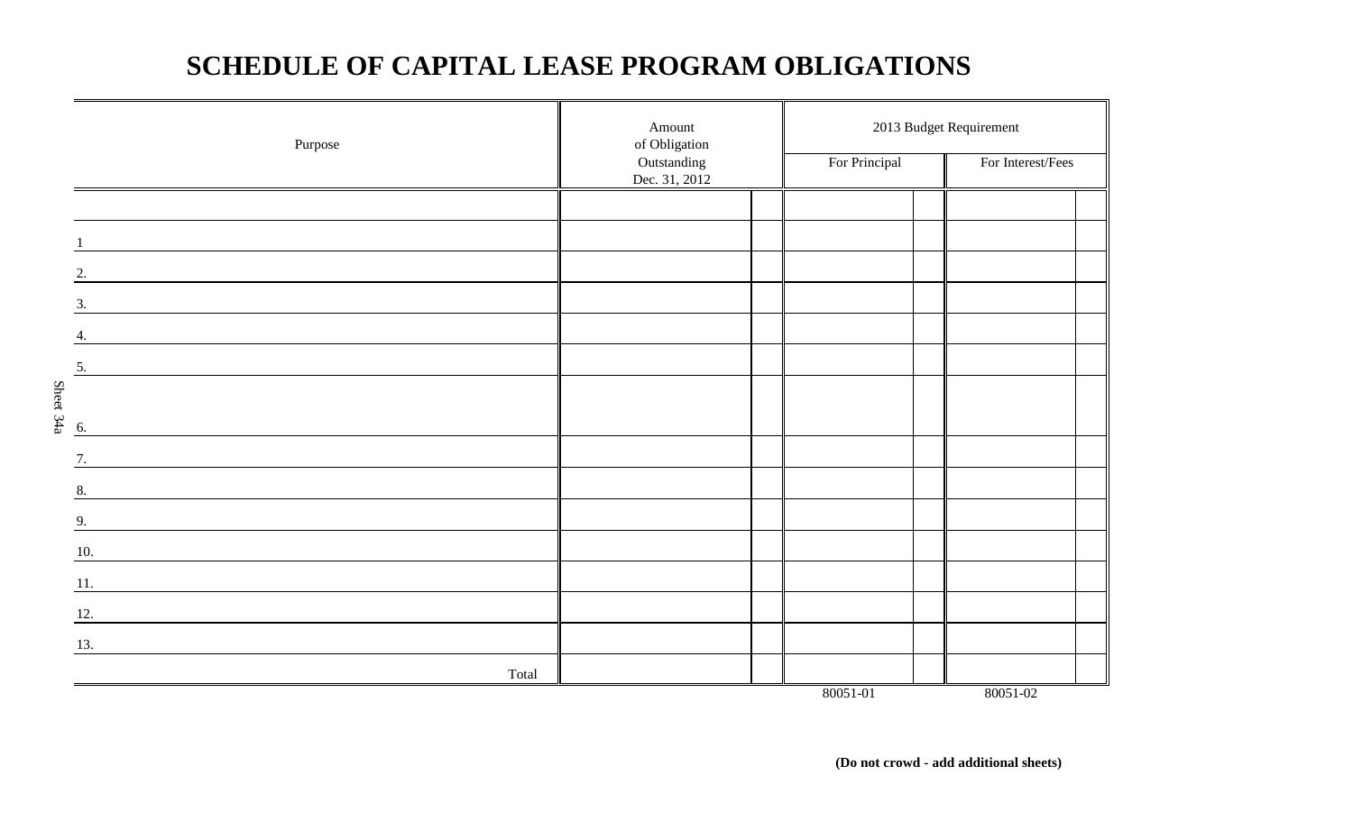# SCHEDULE OF CAPITAL LEASE PROGRAM OBLIGATIONS

| Purpose | Amount of Obligation Outstanding Dec. 31, 2012 | 2013 Budget Requirement | |
|---|---|---|---|
| | | For Principal | For Interest/Fees |
| | | | |
| 1 | | | |
| 2. | | | |
| 3. | | | |
| 4. | | | |
| 5. | | | |
| 6. | | | |
| 7. | | | |
| 8. | | | |
| 9. | | | |
| 10. | | | |
| 11. | | | |
| 12. | | | |
| 13. | | | |
| Total | | | |
| | | 80051-01 | 80051-02 |

Sheet 34a

**(Do not crowd - add additional sheets)**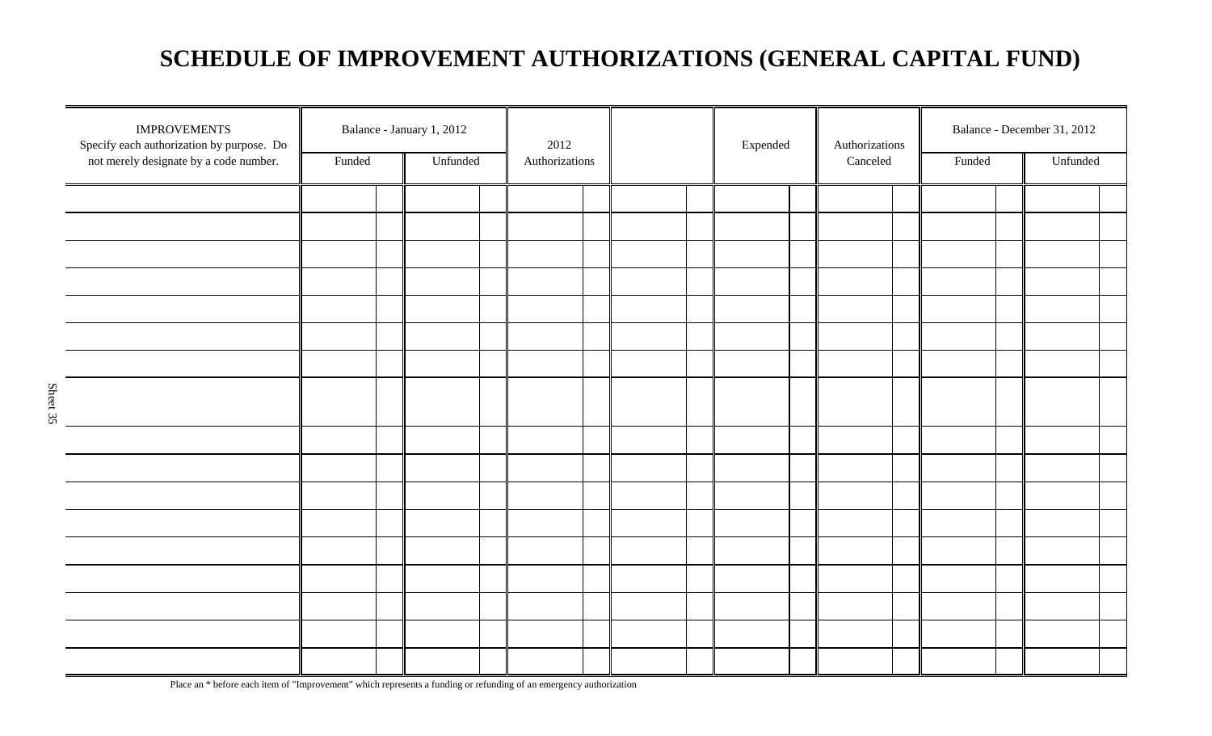# SCHEDULE OF IMPROVEMENT AUTHORIZATIONS (GENERAL CAPITAL FUND)

| IMPROVEMENTS Specify each authorization by purpose. Do not merely designate by a code number. | Balance - January 1, 2012 | | 2012 Authorizations | | Expended | Authorizations Canceled | Balance - December 31, 2012 | |
|---|---|---|---|---|---|---|---|---|
| | Funded | Unfunded | | | | | Funded | Unfunded |
| | | | | | | | | |
| | | | | | | | | |
| | | | | | | | | |
| | | | | | | | | |
| | | | | | | | | |
| | | | | | | | | |
| | | | | | | | | |
| | | | | | | | | |
| | | | | | | | | |
| | | | | | | | | |
| | | | | | | | | |
| | | | | | | | | |
| | | | | | | | | |
| | | | | | | | | |
| | | | | | | | | |
| | | | | | | | | |
| | | | | | | | | |

Place an * before each item of "Improvement" which represents a funding or refunding of an emergency authorization

Sheet 35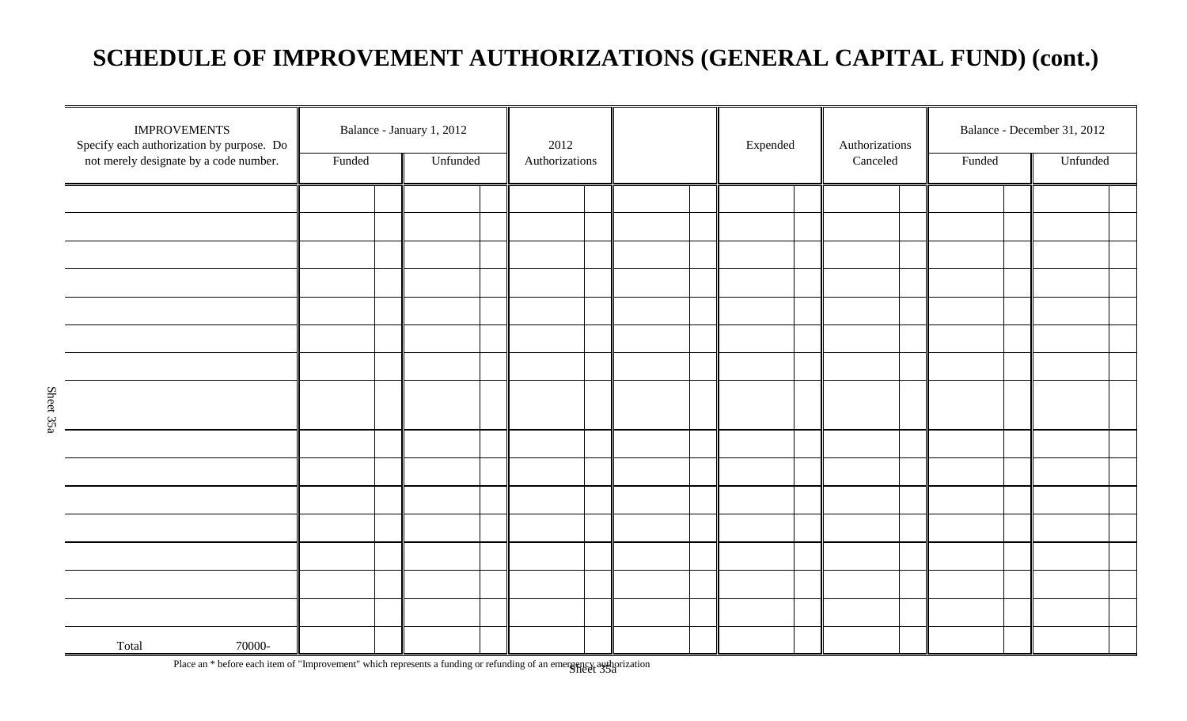# SCHEDULE OF IMPROVEMENT AUTHORIZATIONS (GENERAL CAPITAL FUND) (cont.)

| IMPROVEMENTS Specify each authorization by purpose. Do not merely designate by a code number. | Balance - January 1, 2012 | | 2012 Authorizations | | Expended | Authorizations Canceled | Balance - December 31, 2012 | |
|---|---|---|---|---|---|---|---|---|
| | Funded | Unfunded | | | | | Funded | Unfunded |
| | | | | | | | | |
| | | | | | | | | |
| | | | | | | | | |
| | | | | | | | | |
| | | | | | | | | |
| | | | | | | | | |
| | | | | | | | | |
| | | | | | | | | |
| | | | | | | | | |
| | | | | | | | | |
| | | | | | | | | |
| | | | | | | | | |
| | | | | | | | | |
| | | | | | | | | |
| | | | | | | | | |
| Total 70000- | | | | | | | | |

Place an * before each item of "Improvement" which represents a funding or refunding of an emergency authorization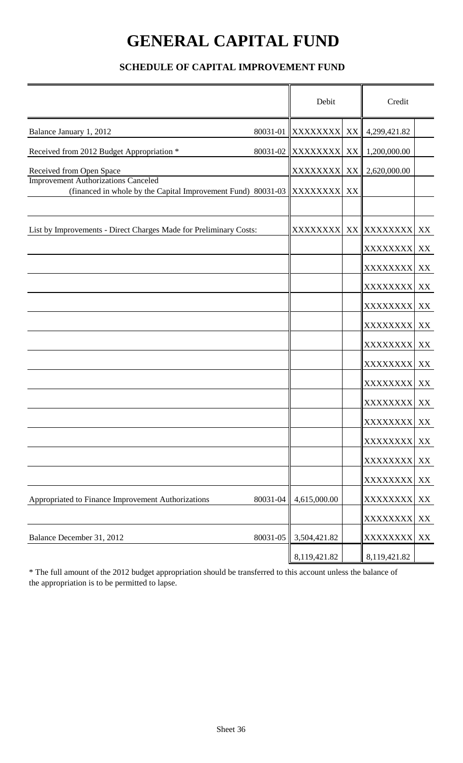# GENERAL CAPITAL FUND

### SCHEDULE OF CAPITAL IMPROVEMENT FUND

| | | Debit | | Credit | |
|---|---|---|---|---|---|
| Balance January 1, 2012 | 80031-01 | XXXXXXXX | XX | 4,299,421.82 | |
| Received from 2012 Budget Appropriation * | 80031-02 | XXXXXXXX | XX | 1,200,000.00 | |
| Received from Open Space | | XXXXXXXX | XX | 2,620,000.00 | |
| Improvement Authorizations Canceled (financed in whole by the Capital Improvement Fund) | 80031-03 | XXXXXXXX | XX | | |
| | | | | | |
| List by Improvements - Direct Charges Made for Preliminary Costs: | | XXXXXXXX | XX | XXXXXXXX | XX |
| | | | | XXXXXXXX | XX |
| | | | | XXXXXXXX | XX |
| | | | | XXXXXXXX | XX |
| | | | | XXXXXXXX | XX |
| | | | | XXXXXXXX | XX |
| | | | | XXXXXXXX | XX |
| | | | | XXXXXXXX | XX |
| | | | | XXXXXXXX | XX |
| | | | | XXXXXXXX | XX |
| | | | | XXXXXXXX | XX |
| | | | | XXXXXXXX | XX |
| | | | | XXXXXXXX | XX |
| | | | | XXXXXXXX | XX |
| Appropriated to Finance Improvement Authorizations | 80031-04 | 4,615,000.00 | | XXXXXXXX | XX |
| | | | | XXXXXXXX | XX |
| Balance December 31, 2012 | 80031-05 | 3,504,421.82 | | XXXXXXXX | XX |
| | | 8,119,421.82 | | 8,119,421.82 | |

* The full amount of the 2012 budget appropriation should be transferred to this account unless the balance of the appropriation is to be permitted to lapse.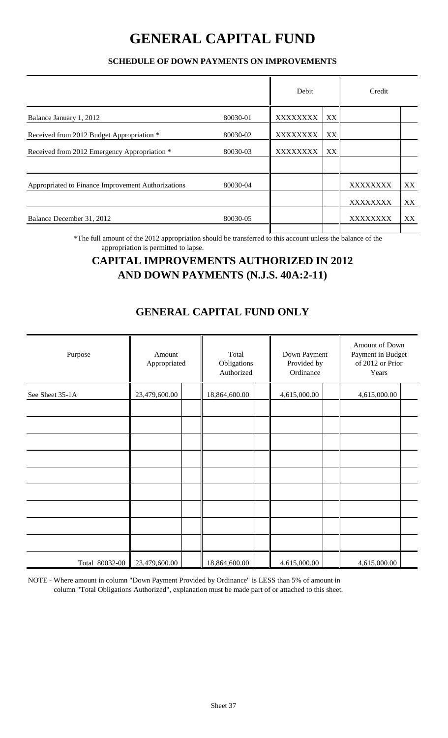# GENERAL CAPITAL FUND

### SCHEDULE OF DOWN PAYMENTS ON IMPROVEMENTS

| | | Debit | | Credit | |
|---|---|---|---|---|---|
| Balance January 1, 2012 | 80030-01 | XXXXXXXX | XX | | |
| Received from 2012 Budget Appropriation * | 80030-02 | XXXXXXXX | XX | | |
| Received from 2012 Emergency Appropriation * | 80030-03 | XXXXXXXX | XX | | |
| | | | | | |
| Appropriated to Finance Improvement Authorizations | 80030-04 | | | XXXXXXXX | XX |
| | | | | XXXXXXXX | XX |
| Balance December 31, 2012 | 80030-05 | | | XXXXXXXX | XX |

*The full amount of the 2012 appropriation should be transferred to this account unless the balance of the appropriation is permitted to lapse.

## CAPITAL IMPROVEMENTS AUTHORIZED IN 2012 AND DOWN PAYMENTS (N.J.S. 40A:2-11)

## GENERAL CAPITAL FUND ONLY

| Purpose | Amount Appropriated | Total Obligations Authorized | Down Payment Provided by Ordinance | Amount of Down Payment in Budget of 2012 or Prior Years |
|---|---|---|---|---|
| See Sheet 35-1A | 23,479,600.00 | 18,864,600.00 | 4,615,000.00 | 4,615,000.00 |
| | | | | |
| | | | | |
| | | | | |
| | | | | |
| | | | | |
| | | | | |
| | | | | |
| | | | | |
| | | | | |
| Total 80032-00 | 23,479,600.00 | 18,864,600.00 | 4,615,000.00 | 4,615,000.00 |

NOTE - Where amount in column "Down Payment Provided by Ordinance" is LESS than 5% of amount in column "Total Obligations Authorized", explanation must be made part of or attached to this sheet.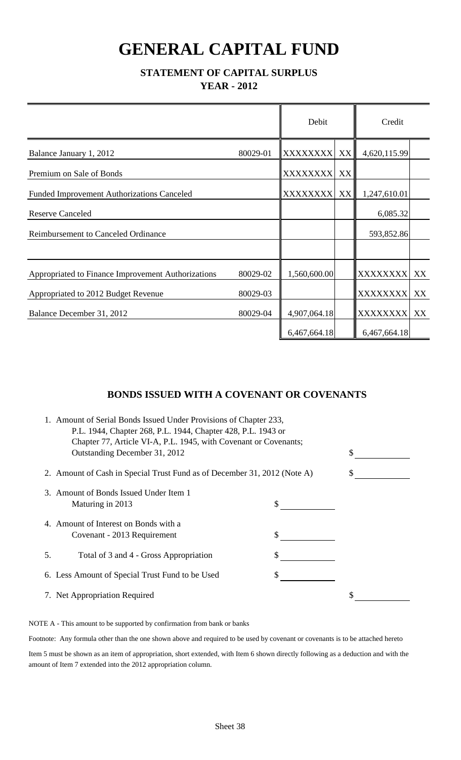# GENERAL CAPITAL FUND

## STATEMENT OF CAPITAL SURPLUS

### YEAR - 2012

| | | Debit | | Credit | |
|---|---|---|---|---|---|
| Balance January 1, 2012 | 80029-01 | XXXXXXXX | XX | 4,620,115.99 | |
| Premium on Sale of Bonds | | XXXXXXXX | XX | | |
| Funded Improvement Authorizations Canceled | | XXXXXXXX | XX | 1,247,610.01 | |
| Reserve Canceled | | | | 6,085.32 | |
| Reimbursement to Canceled Ordinance | | | | 593,852.86 | |
| | | | | | |
| Appropriated to Finance Improvement Authorizations | 80029-02 | 1,560,600.00 | | XXXXXXXX | XX |
| Appropriated to 2012 Budget Revenue | 80029-03 | | | XXXXXXXX | XX |
| Balance December 31, 2012 | 80029-04 | 4,907,064.18 | | XXXXXXXX | XX |
| | | 6,467,664.18 | | 6,467,664.18 | |

## BONDS ISSUED WITH A COVENANT OR COVENANTS

1. Amount of Serial Bonds Issued Under Provisions of Chapter 233, P.L. 1944, Chapter 268, P.L. 1944, Chapter 428, P.L. 1943 or Chapter 77, Article VI-A, P.L. 1945, with Covenant or Covenants; Outstanding December 31, 2012 — $ ________
2. Amount of Cash in Special Trust Fund as of December 31, 2012 (Note A) — $ ________
3. Amount of Bonds Issued Under Item 1 Maturing in 2013 — $ ________
4. Amount of Interest on Bonds with a Covenant - 2013 Requirement — $ ________
5. Total of 3 and 4 - Gross Appropriation — $ ________
6. Less Amount of Special Trust Fund to be Used — $ ________
7. Net Appropriation Required — $ ________

NOTE A - This amount to be supported by confirmation from bank or banks

Footnote: Any formula other than the one shown above and required to be used by covenant or covenants is to be attached hereto

Item 5 must be shown as an item of appropriation, short extended, with Item 6 shown directly following as a deduction and with the amount of Item 7 extended into the 2012 appropriation column.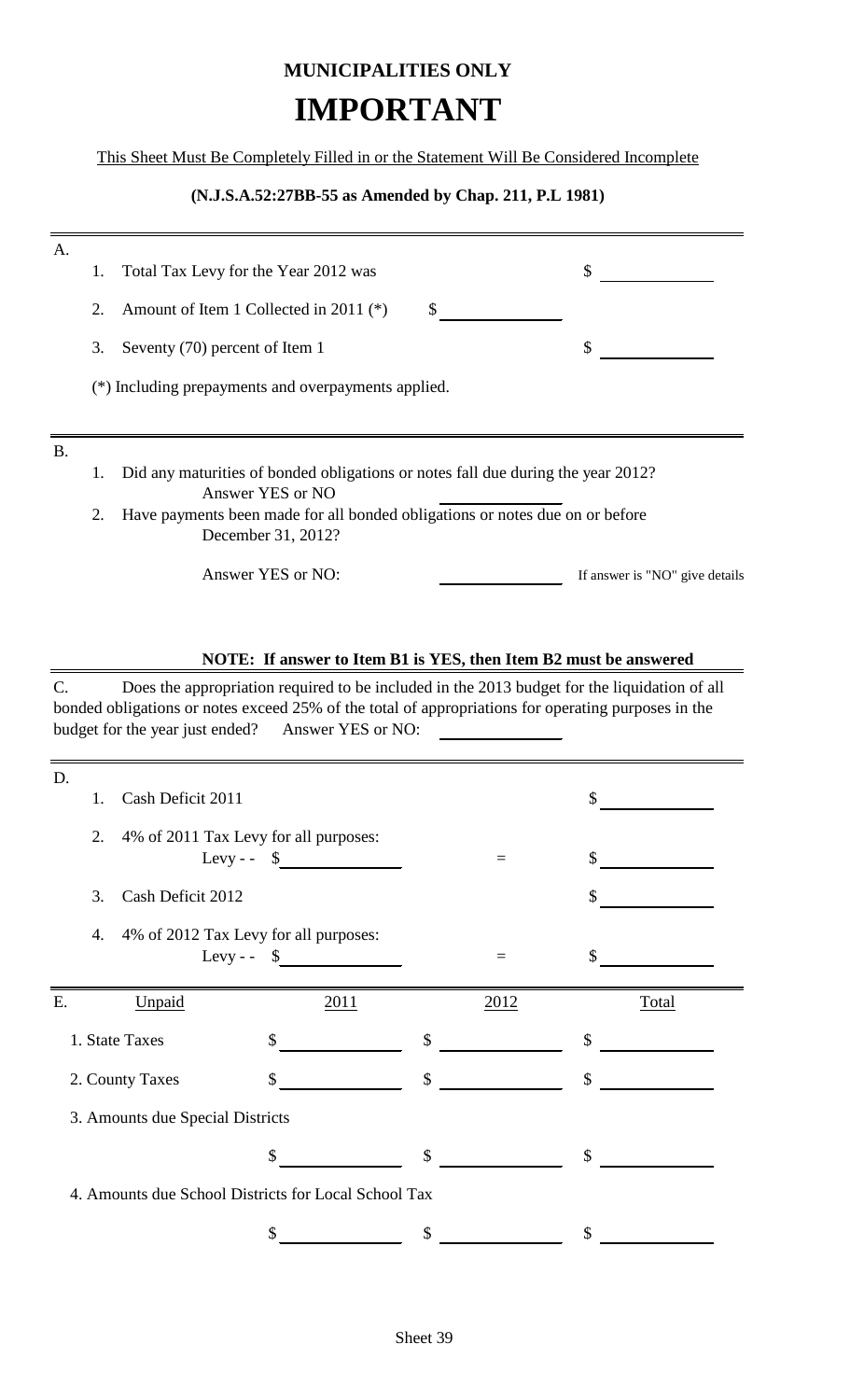**MUNICIPALITIES ONLY**

# IMPORTANT

This Sheet Must Be Completely Filled in or the Statement Will Be Considered Incomplete

**(N.J.S.A.52:27BB-55 as Amended by Chap. 211, P.L 1981)**

A.

1. Total Tax Levy for the Year 2012 was $ \_\_\_\_\_\_\_\_
2. Amount of Item 1 Collected in 2011 (*) $ \_\_\_\_\_\_\_\_
3. Seventy (70) percent of Item 1 $ \_\_\_\_\_\_\_\_

(*) Including prepayments and overpayments applied.

B.

1. Did any maturities of bonded obligations or notes fall due during the year 2012? Answer YES or NO \_\_\_\_\_\_\_\_
2. Have payments been made for all bonded obligations or notes due on or before December 31, 2012?

   Answer YES or NO: \_\_\_\_\_\_\_\_ If answer is "NO" give details

**NOTE: If answer to Item B1 is YES, then Item B2 must be answered**

C. Does the appropriation required to be included in the 2013 budget for the liquidation of all bonded obligations or notes exceed 25% of the total of appropriations for operating purposes in the budget for the year just ended? Answer YES or NO: \_\_\_\_\_\_\_\_

D.

1. Cash Deficit 2011 $ \_\_\_\_\_\_\_\_
2. 4% of 2011 Tax Levy for all purposes: Levy - - $ \_\_\_\_\_\_\_\_ = $ \_\_\_\_\_\_\_\_
3. Cash Deficit 2012 $ \_\_\_\_\_\_\_\_
4. 4% of 2012 Tax Levy for all purposes: Levy - - $ \_\_\_\_\_\_\_\_ = $ \_\_\_\_\_\_\_\_

E.

| Unpaid | 2011 | 2012 | Total |
|---|---|---|---|
| 1. State Taxes | $ | $ | $ |
| 2. County Taxes | $ | $ | $ |
| 3. Amounts due Special Districts | | | |
| | $ | $ | $ |
| 4. Amounts due School Districts for Local School Tax | | | |
| | $ | $ | $ |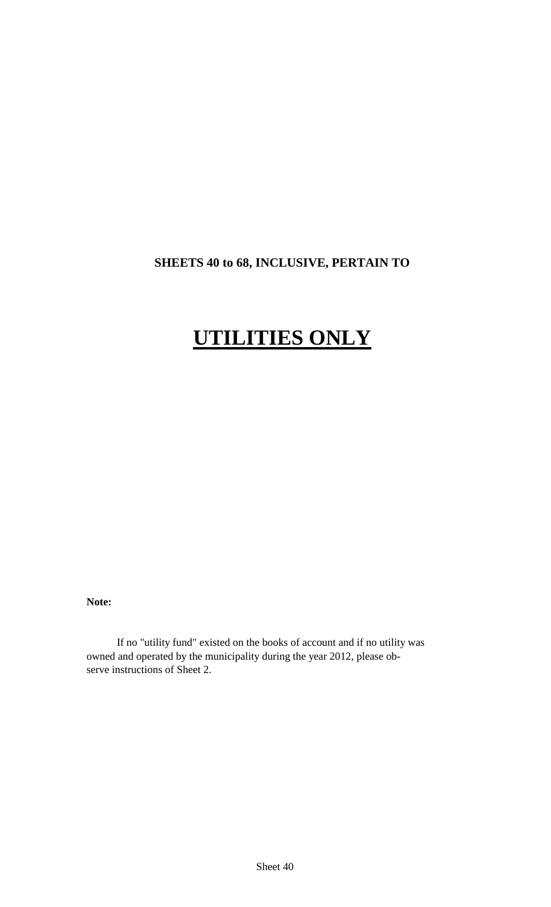**SHEETS 40 to 68, INCLUSIVE, PERTAIN TO**

# UTILITIES ONLY

**Note:**

If no "utility fund" existed on the books of account and if no utility was owned and operated by the municipality during the year 2012, please observe instructions of Sheet 2.

Sheet 40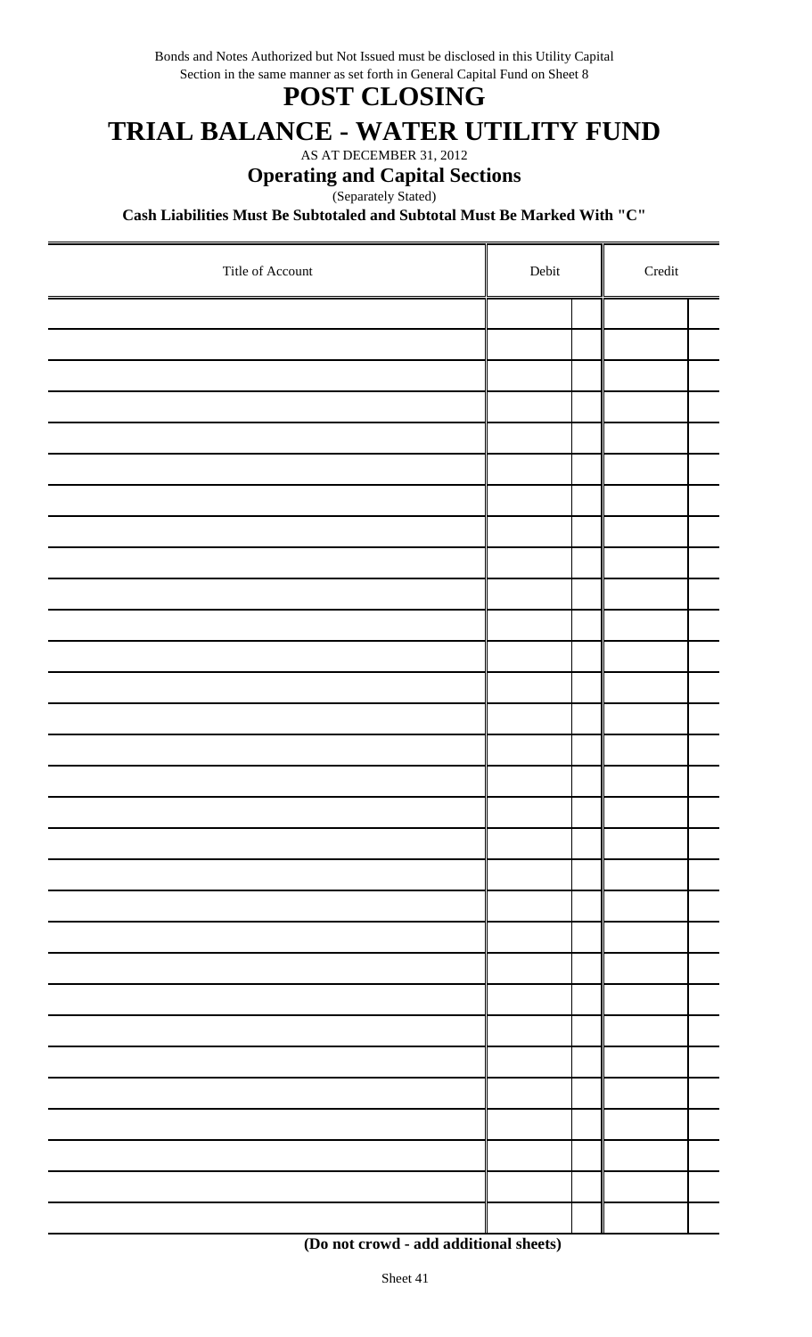Bonds and Notes Authorized but Not Issued must be disclosed in this Utility Capital Section in the same manner as set forth in General Capital Fund on Sheet 8

# POST CLOSING

# TRIAL BALANCE - WATER UTILITY FUND

AS AT DECEMBER 31, 2012

## Operating and Capital Sections

(Separately Stated)

**Cash Liabilities Must Be Subtotaled and Subtotal Must Be Marked With "C"**

| Title of Account | Debit | | Credit | |
|---|---|---|---|---|
| | | | | |
| | | | | |
| | | | | |
| | | | | |
| | | | | |
| | | | | |
| | | | | |
| | | | | |
| | | | | |
| | | | | |
| | | | | |
| | | | | |
| | | | | |
| | | | | |
| | | | | |
| | | | | |
| | | | | |
| | | | | |
| | | | | |
| | | | | |
| | | | | |
| | | | | |
| | | | | |
| | | | | |
| | | | | |
| | | | | |
| | | | | |
| | | | | |
| | | | | |
| | | | | |
| | | | | |
| | | | | |

**(Do not crowd - add additional sheets)**

Sheet 41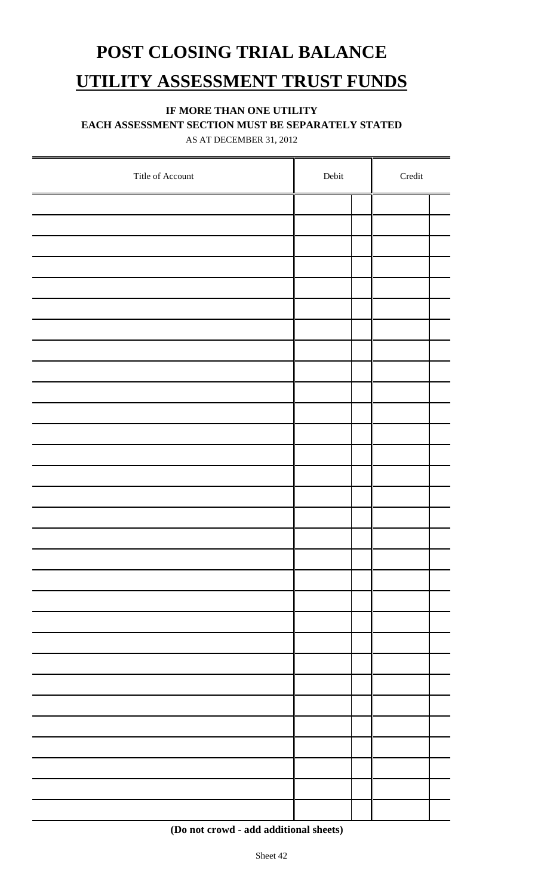# POST CLOSING TRIAL BALANCE

# UTILITY ASSESSMENT TRUST FUNDS

**IF MORE THAN ONE UTILITY**
**EACH ASSESSMENT SECTION MUST BE SEPARATELY STATED**

AS AT DECEMBER 31, 2012

| Title of Account | Debit | | Credit | |
|---|---|---|---|---|
| | | | | |
| | | | | |
| | | | | |
| | | | | |
| | | | | |
| | | | | |
| | | | | |
| | | | | |
| | | | | |
| | | | | |
| | | | | |
| | | | | |
| | | | | |
| | | | | |
| | | | | |
| | | | | |
| | | | | |
| | | | | |
| | | | | |
| | | | | |
| | | | | |
| | | | | |
| | | | | |
| | | | | |
| | | | | |
| | | | | |
| | | | | |
| | | | | |
| | | | | |
| | | | | |
| | | | | |

**(Do not crowd - add additional sheets)**

Sheet 42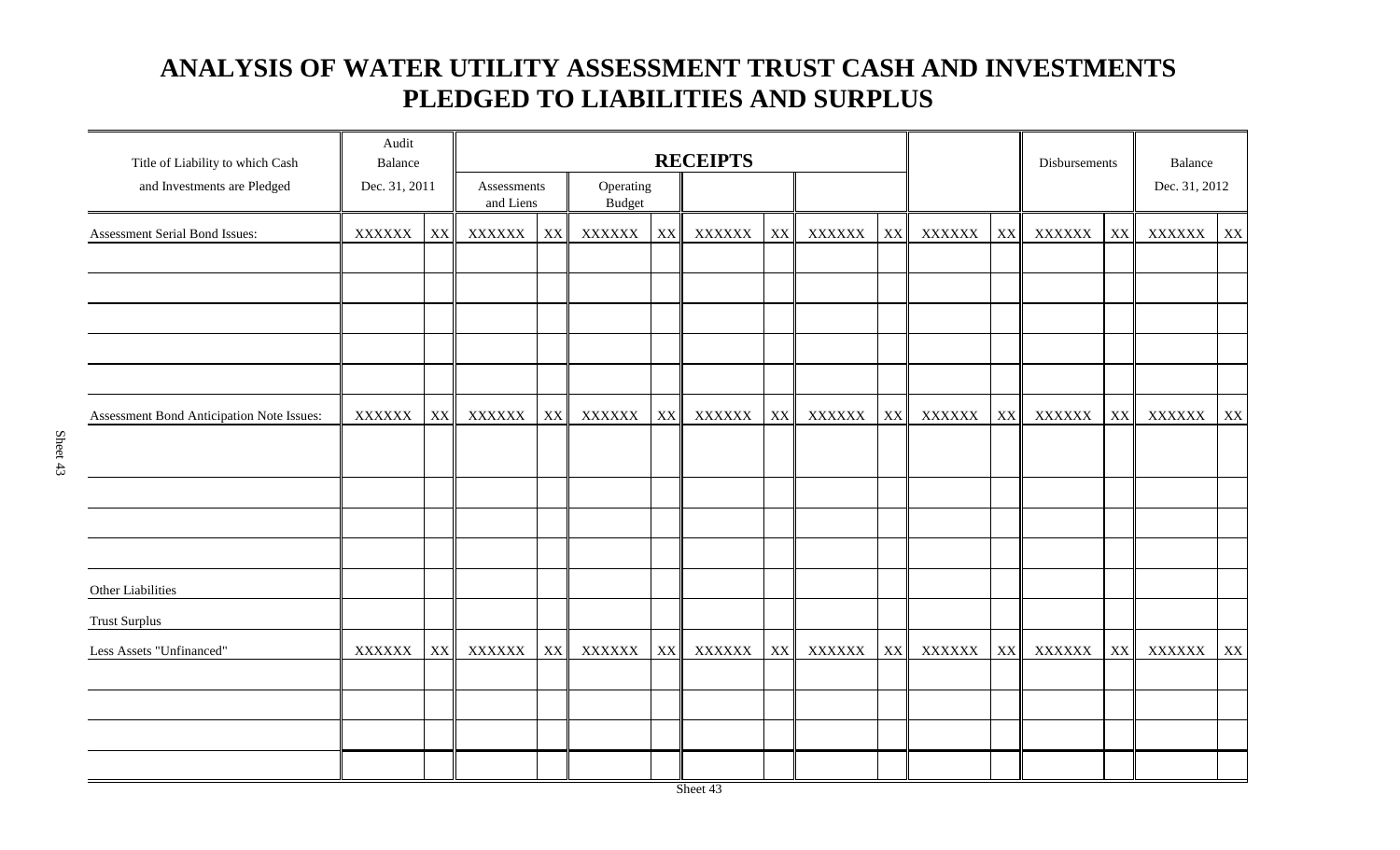# ANALYSIS OF WATER UTILITY ASSESSMENT TRUST CASH AND INVESTMENTS PLEDGED TO LIABILITIES AND SURPLUS

| Title of Liability to which Cash and Investments are Pledged | Audit Balance Dec. 31, 2011 | | RECEIPTS Assessments and Liens | | Operating Budget | | | | | | | | Disbursements | | Balance Dec. 31, 2012 | |
|---|---|---|---|---|---|---|---|---|---|---|---|---|---|---|---|---|
| Assessment Serial Bond Issues: | XXXXXX | XX | XXXXXX | XX | XXXXXX | XX | XXXXXX | XX | XXXXXX | XX | XXXXXX | XX | XXXXXX | XX | XXXXXX | XX |
| | | | | | | | | | | | | | | | | |
| | | | | | | | | | | | | | | | | |
| | | | | | | | | | | | | | | | | |
| | | | | | | | | | | | | | | | | |
| | | | | | | | | | | | | | | | | |
| Assessment Bond Anticipation Note Issues: | XXXXXX | XX | XXXXXX | XX | XXXXXX | XX | XXXXXX | XX | XXXXXX | XX | XXXXXX | XX | XXXXXX | XX | XXXXXX | XX |
| | | | | | | | | | | | | | | | | |
| | | | | | | | | | | | | | | | | |
| | | | | | | | | | | | | | | | | |
| | | | | | | | | | | | | | | | | |
| Other Liabilities | | | | | | | | | | | | | | | | |
| Trust Surplus | | | | | | | | | | | | | | | | |
| Less Assets "Unfinanced" | XXXXXX | XX | XXXXXX | XX | XXXXXX | XX | XXXXXX | XX | XXXXXX | XX | XXXXXX | XX | XXXXXX | XX | XXXXXX | XX |
| | | | | | | | | | | | | | | | | |
| | | | | | | | | | | | | | | | | |
| | | | | | | | | | | | | | | | | |
| | | | | | | | | | | | | | | | | |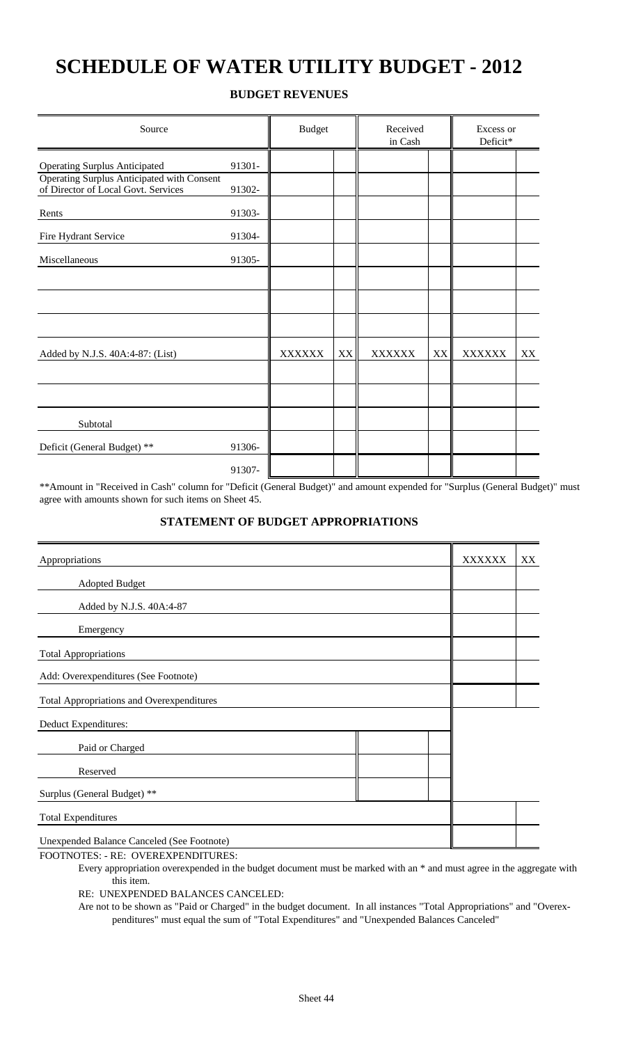# SCHEDULE OF WATER UTILITY BUDGET - 2012

## BUDGET REVENUES

| Source | | Budget | | Received in Cash | | Excess or Deficit* | |
|---|---|---|---|---|---|---|---|
| Operating Surplus Anticipated | 91301- | | | | | | |
| Operating Surplus Anticipated with Consent of Director of Local Govt. Services | 91302- | | | | | | |
| Rents | 91303- | | | | | | |
| Fire Hydrant Service | 91304- | | | | | | |
| Miscellaneous | 91305- | | | | | | |
| | | | | | | | |
| | | | | | | | |
| | | | | | | | |
| Added by N.J.S. 40A:4-87: (List) | | XXXXXX | XX | XXXXXX | XX | XXXXXX | XX |
| | | | | | | | |
| | | | | | | | |
| Subtotal | | | | | | | |
| Deficit (General Budget) ** | 91306- | | | | | | |
| | 91307- | | | | | | |

**Amount in "Received in Cash" column for "Deficit (General Budget)" and amount expended for "Surplus (General Budget)" must agree with amounts shown for such items on Sheet 45.

## STATEMENT OF BUDGET APPROPRIATIONS

| Appropriations | | | XXXXXX | XX |
|---|---|---|---|---|
| Adopted Budget | | | | |
| Added by N.J.S. 40A:4-87 | | | | |
| Emergency | | | | |
| Total Appropriations | | | | |
| Add: Overexpenditures (See Footnote) | | | | |
| Total Appropriations and Overexpenditures | | | | |
| Deduct Expenditures: | | | | |
| Paid or Charged | | | | |
| Reserved | | | | |
| Surplus (General Budget) ** | | | | |
| Total Expenditures | | | | |
| Unexpended Balance Canceled (See Footnote) | | | | |

FOOTNOTES: - RE: OVEREXPENDITURES:

Every appropriation overexpended in the budget document must be marked with an * and must agree in the aggregate with this item.

RE: UNEXPENDED BALANCES CANCELED:

Are not to be shown as "Paid or Charged" in the budget document. In all instances "Total Appropriations" and "Overexpenditures" must equal the sum of "Total Expenditures" and "Unexpended Balances Canceled"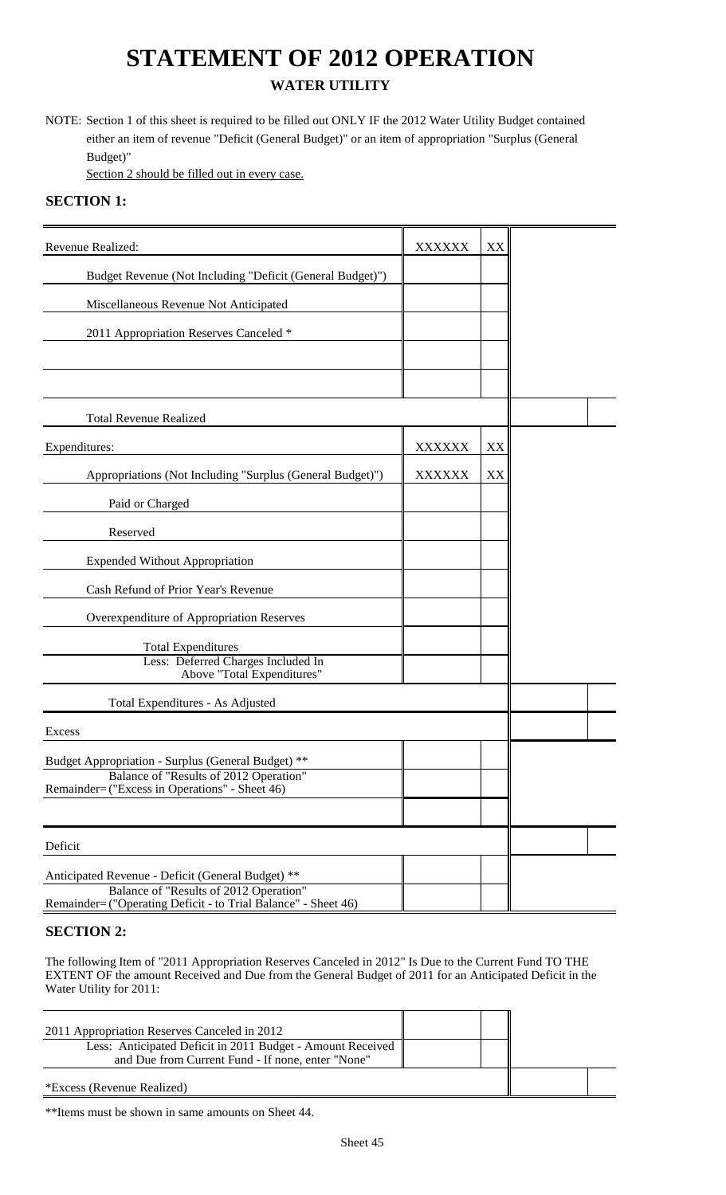# STATEMENT OF 2012 OPERATION

## WATER UTILITY

NOTE: Section 1 of this sheet is required to be filled out ONLY IF the 2012 Water Utility Budget contained either an item of revenue "Deficit (General Budget)" or an item of appropriation "Surplus (General Budget)"

Section 2 should be filled out in every case.

### SECTION 1:

| | | | | |
|---|---|---|---|---|
| Revenue Realized: | XXXXXX | XX | | |
| Budget Revenue (Not Including "Deficit (General Budget)") | | | | |
| Miscellaneous Revenue Not Anticipated | | | | |
| 2011 Appropriation Reserves Canceled * | | | | |
| | | | | |
| | | | | |
| Total Revenue Realized | | | | |
| Expenditures: | XXXXXX | XX | | |
| Appropriations (Not Including "Surplus (General Budget)") | XXXXXX | XX | | |
| Paid or Charged | | | | |
| Reserved | | | | |
| Expended Without Appropriation | | | | |
| Cash Refund of Prior Year's Revenue | | | | |
| Overexpenditure of Appropriation Reserves | | | | |
| Total Expenditures | | | | |
| Less: Deferred Charges Included In Above "Total Expenditures" | | | | |
| Total Expenditures - As Adjusted | | | | |
| Excess | | | | |
| Budget Appropriation - Surplus (General Budget) ** | | | | |
| Balance of "Results of 2012 Operation" Remainder= ("Excess in Operations" - Sheet 46) | | | | |
| | | | | |
| Deficit | | | | |
| Anticipated Revenue - Deficit (General Budget) ** | | | | |
| Balance of "Results of 2012 Operation" Remainder= ("Operating Deficit - to Trial Balance" - Sheet 46) | | | | |

### SECTION 2:

The following Item of "2011 Appropriation Reserves Canceled in 2012" Is Due to the Current Fund TO THE EXTENT OF the amount Received and Due from the General Budget of 2011 for an Anticipated Deficit in the Water Utility for 2011:

| | | | | |
|---|---|---|---|---|
| 2011 Appropriation Reserves Canceled in 2012 | | | | |
| Less: Anticipated Deficit in 2011 Budget - Amount Received and Due from Current Fund - If none, enter "None" | | | | |
| *Excess (Revenue Realized) | | | | |

**Items must be shown in same amounts on Sheet 44.

Sheet 45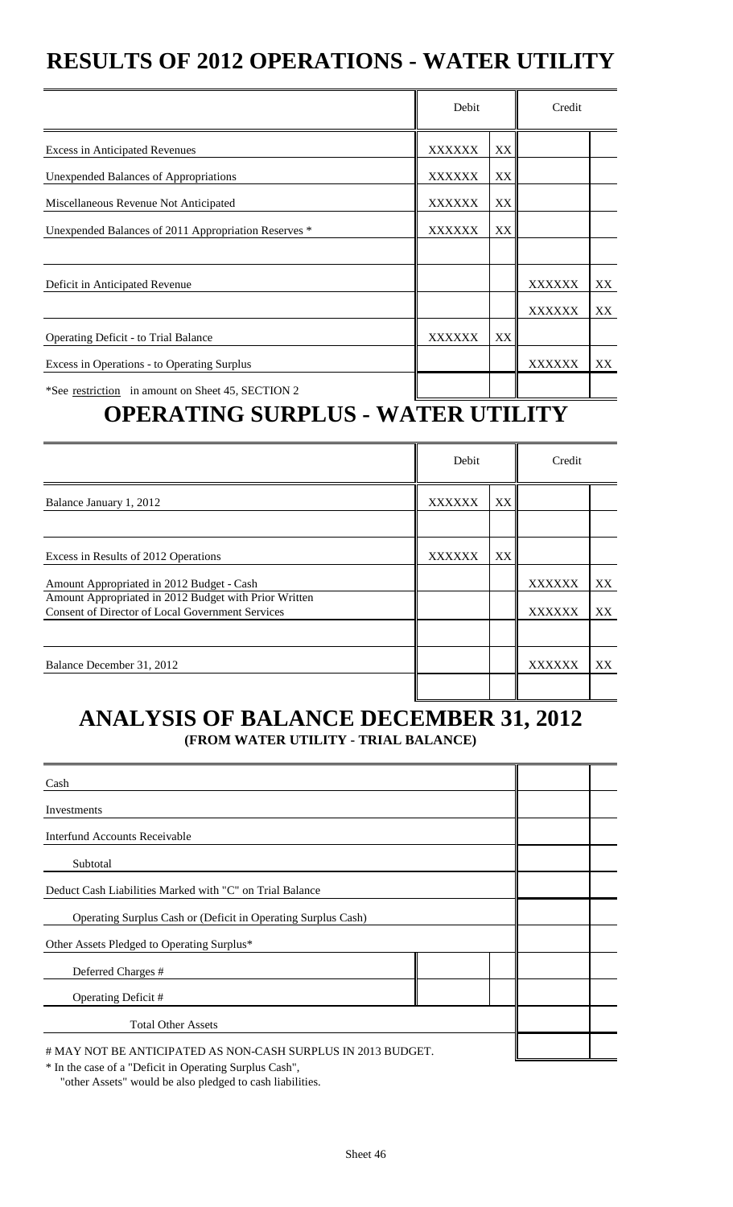# RESULTS OF 2012 OPERATIONS - WATER UTILITY

| | Debit | | Credit | |
|---|---|---|---|---|
| Excess in Anticipated Revenues | XXXXXX | XX | | |
| Unexpended Balances of Appropriations | XXXXXX | XX | | |
| Miscellaneous Revenue Not Anticipated | XXXXXX | XX | | |
| Unexpended Balances of 2011 Appropriation Reserves * | XXXXXX | XX | | |
| | | | | |
| Deficit in Anticipated Revenue | | | XXXXXX | XX |
| | | | XXXXXX | XX |
| Operating Deficit - to Trial Balance | XXXXXX | XX | | |
| Excess in Operations - to Operating Surplus | | | XXXXXX | XX |
| *See restriction in amount on Sheet 45, SECTION 2 | | | | |

# OPERATING SURPLUS - WATER UTILITY

| | Debit | | Credit | |
|---|---|---|---|---|
| Balance January 1, 2012 | XXXXXX | XX | | |
| | | | | |
| Excess in Results of 2012 Operations | XXXXXX | XX | | |
| Amount Appropriated in 2012 Budget - Cash | | | XXXXXX | XX |
| Amount Appropriated in 2012 Budget with Prior Written Consent of Director of Local Government Services | | | XXXXXX | XX |
| | | | | |
| Balance December 31, 2012 | | | XXXXXX | XX |
| | | | | |

# ANALYSIS OF BALANCE DECEMBER 31, 2012

**(FROM WATER UTILITY - TRIAL BALANCE)**

| | | | | |
|---|---|---|---|---|
| Cash | | | | |
| Investments | | | | |
| Interfund Accounts Receivable | | | | |
| Subtotal | | | | |
| Deduct Cash Liabilities Marked with "C" on Trial Balance | | | | |
| Operating Surplus Cash or (Deficit in Operating Surplus Cash) | | | | |
| Other Assets Pledged to Operating Surplus* | | | | |
| Deferred Charges # | | | | |
| Operating Deficit # | | | | |
| Total Other Assets | | | | |
| # MAY NOT BE ANTICIPATED AS NON-CASH SURPLUS IN 2013 BUDGET. | | | | |

* In the case of a "Deficit in Operating Surplus Cash", "other Assets" would be also pledged to cash liabilities.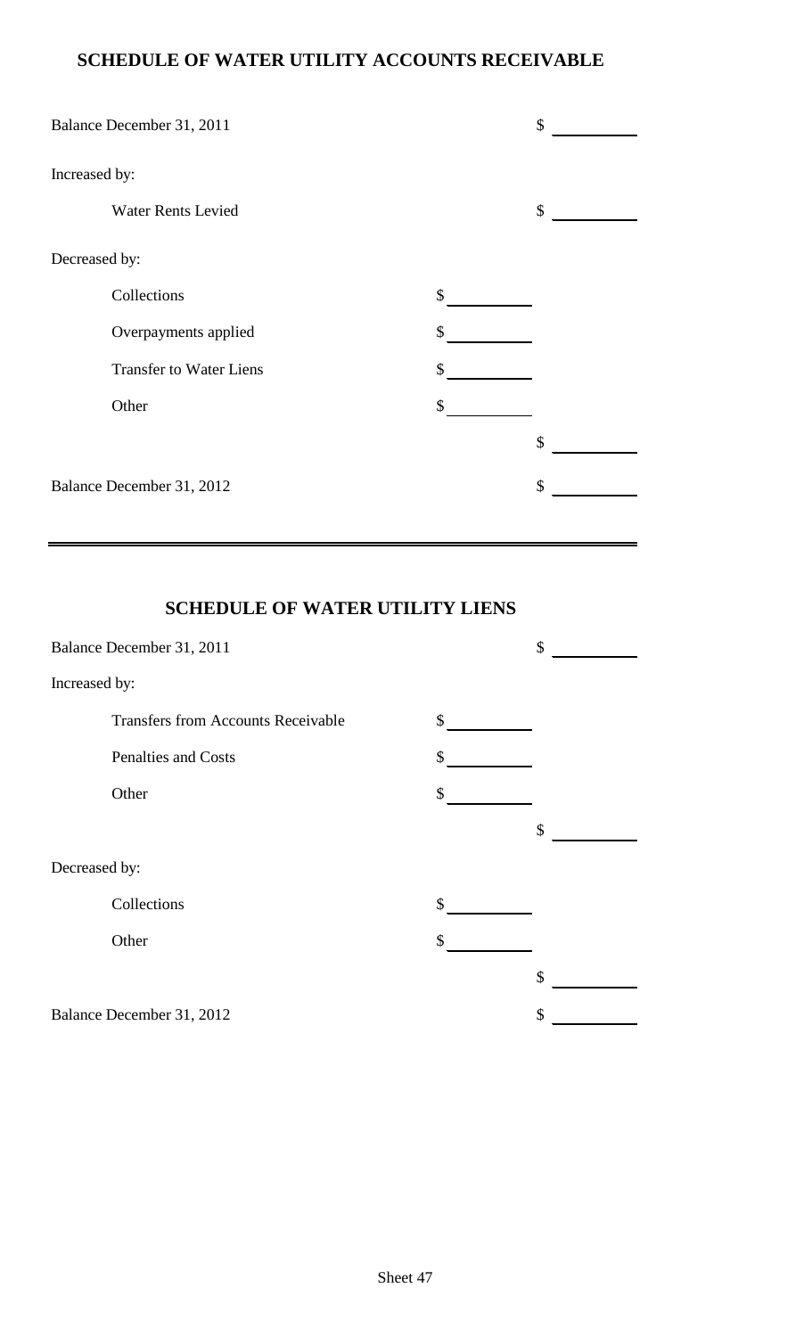## SCHEDULE OF WATER UTILITY ACCOUNTS RECEIVABLE

| | | |
|---|---|---|
| Balance December 31, 2011 | | $ |
| Increased by: | | |
| Water Rents Levied | | $ |
| Decreased by: | | |
| Collections | $ | |
| Overpayments applied | $ | |
| Transfer to Water Liens | $ | |
| Other | $ | |
| | | $ |
| Balance December 31, 2012 | | $ |

## SCHEDULE OF WATER UTILITY LIENS

| | | |
|---|---|---|
| Balance December 31, 2011 | | $ |
| Increased by: | | |
| Transfers from Accounts Receivable | $ | |
| Penalties and Costs | $ | |
| Other | $ | |
| | | $ |
| Decreased by: | | |
| Collections | $ | |
| Other | $ | |
| | | $ |
| Balance December 31, 2012 | | $ |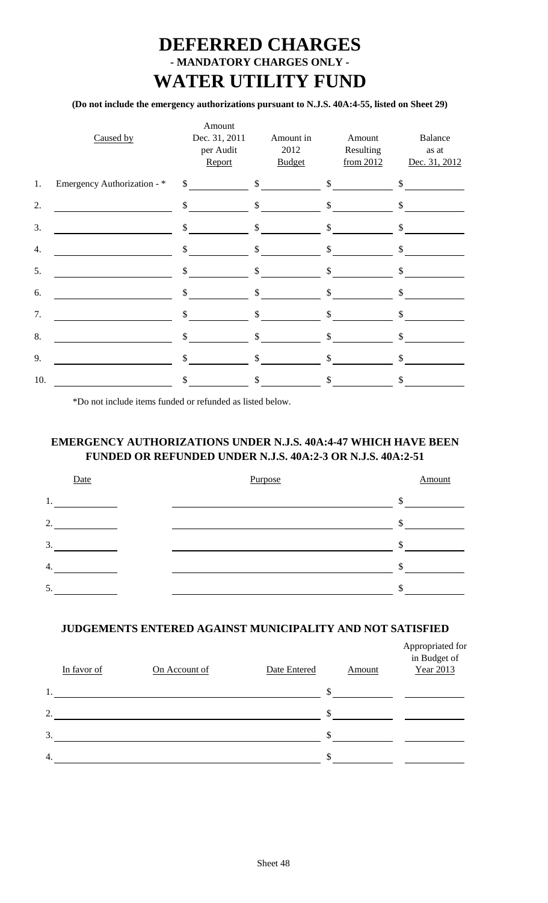# DEFERRED CHARGES

## - MANDATORY CHARGES ONLY -

# WATER UTILITY FUND

**(Do not include the emergency authorizations pursuant to N.J.S. 40A:4-55, listed on Sheet 29)**

| | Caused by | Amount Dec. 31, 2011 per Audit Report | Amount in 2012 Budget | Amount Resulting from 2012 | Balance as at Dec. 31, 2012 |
|---|---|---|---|---|---|
| 1. | Emergency Authorization - * | $ | $ | $ | $ |
| 2. | | $ | $ | $ | $ |
| 3. | | $ | $ | $ | $ |
| 4. | | $ | $ | $ | $ |
| 5. | | $ | $ | $ | $ |
| 6. | | $ | $ | $ | $ |
| 7. | | $ | $ | $ | $ |
| 8. | | $ | $ | $ | $ |
| 9. | | $ | $ | $ | $ |
| 10. | | $ | $ | $ | $ |

*Do not include items funded or refunded as listed below.

### EMERGENCY AUTHORIZATIONS UNDER N.J.S. 40A:4-47 WHICH HAVE BEEN FUNDED OR REFUNDED UNDER N.J.S. 40A:2-3 OR N.J.S. 40A:2-51

| Date | Purpose | Amount |
|---|---|---|
| 1. | | $ |
| 2. | | $ |
| 3. | | $ |
| 4. | | $ |
| 5. | | $ |

### JUDGEMENTS ENTERED AGAINST MUNICIPALITY AND NOT SATISFIED

| In favor of | On Account of | Date Entered | Amount | Appropriated for in Budget of Year 2013 |
|---|---|---|---|---|
| 1. | | | $ | |
| 2. | | | $ | |
| 3. | | | $ | |
| 4. | | | $ | |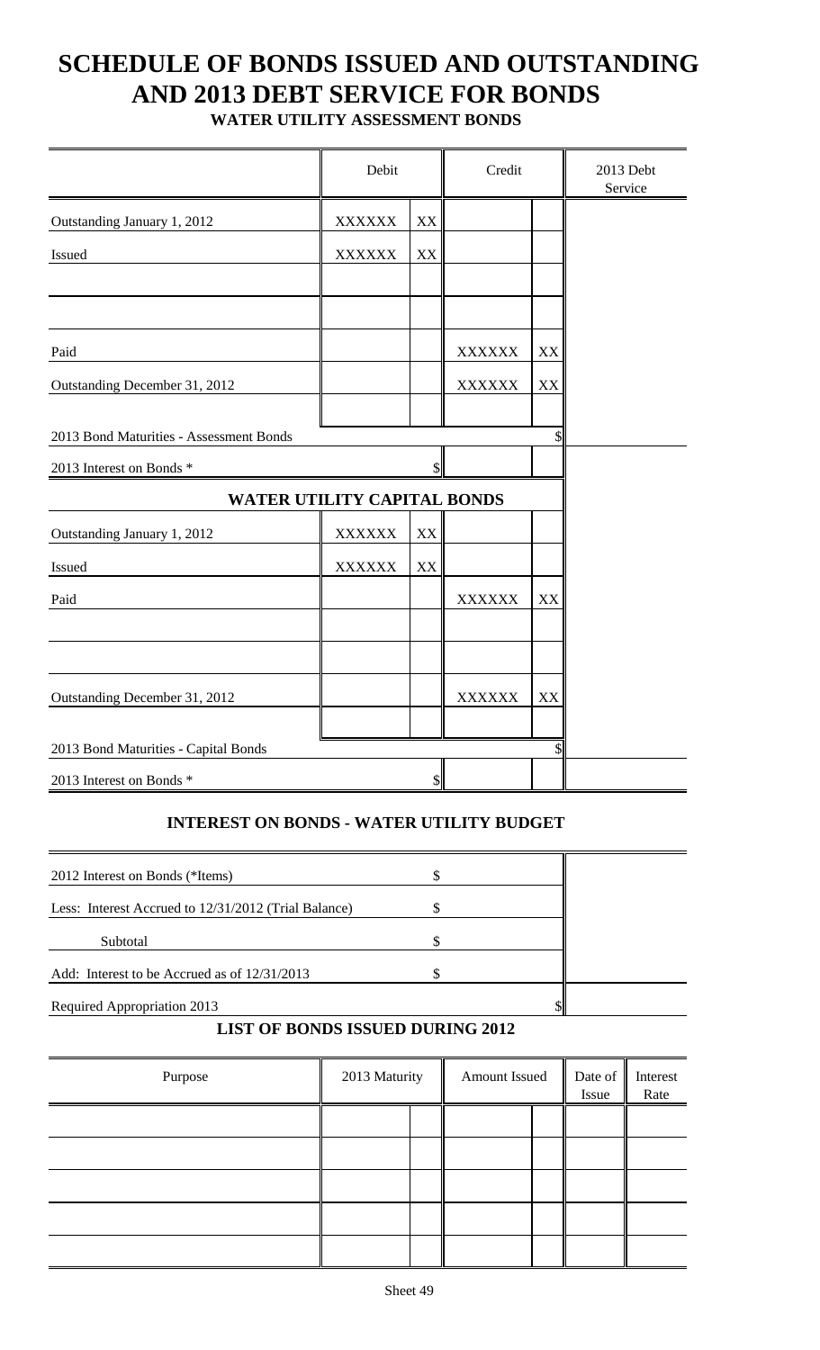# SCHEDULE OF BONDS ISSUED AND OUTSTANDING AND 2013 DEBT SERVICE FOR BONDS

## WATER UTILITY ASSESSMENT BONDS

| | Debit | | Credit | | 2013 Debt Service |
|---|---|---|---|---|---|
| Outstanding January 1, 2012 | XXXXXX | XX | | | |
| Issued | XXXXXX | XX | | | |
| | | | | | |
| | | | | | |
| Paid | | | XXXXXX | XX | |
| Outstanding December 31, 2012 | | | XXXXXX | XX | |
| | | | | | |
| 2013 Bond Maturities - Assessment Bonds | | | | $ | |
| 2013 Interest on Bonds * | | $ | | | |
| **WATER UTILITY CAPITAL BONDS** | | | | | |
| Outstanding January 1, 2012 | XXXXXX | XX | | | |
| Issued | XXXXXX | XX | | | |
| Paid | | | XXXXXX | XX | |
| | | | | | |
| | | | | | |
| Outstanding December 31, 2012 | | | XXXXXX | XX | |
| | | | | | |
| 2013 Bond Maturities - Capital Bonds | | | | $ | |
| 2013 Interest on Bonds * | | $ | | | |

## INTEREST ON BONDS - WATER UTILITY BUDGET

| | | |
|---|---|---|
| 2012 Interest on Bonds (*Items) | $ | |
| Less: Interest Accrued to 12/31/2012 (Trial Balance) | $ | |
| Subtotal | $ | |
| Add: Interest to be Accrued as of 12/31/2013 | $ | |
| Required Appropriation 2013 | $ | |

## LIST OF BONDS ISSUED DURING 2012

| Purpose | 2013 Maturity | | Amount Issued | | Date of Issue | Interest Rate |
|---|---|---|---|---|---|---|
| | | | | | | |
| | | | | | | |
| | | | | | | |
| | | | | | | |
| | | | | | | |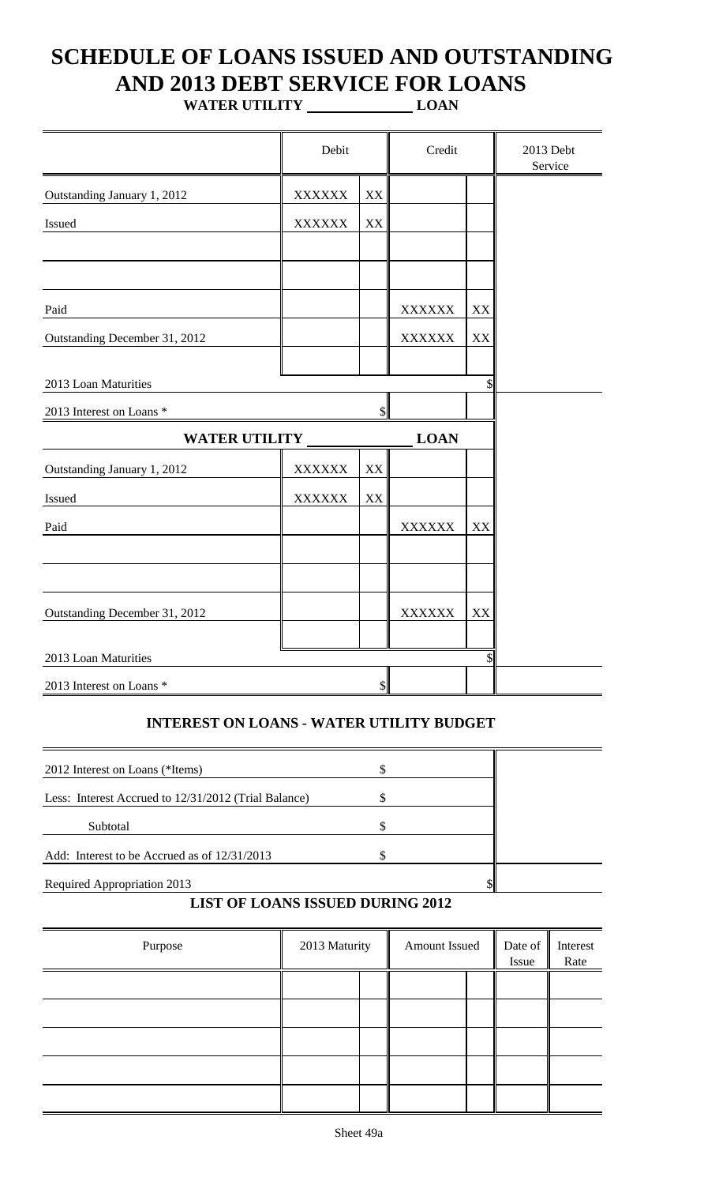# SCHEDULE OF LOANS ISSUED AND OUTSTANDING AND 2013 DEBT SERVICE FOR LOANS

**WATER UTILITY \_\_\_\_\_\_\_\_\_\_\_\_\_\_ LOAN**

| | Debit | | Credit | | 2013 Debt Service |
|---|---|---|---|---|---|
| Outstanding January 1, 2012 | XXXXXX | XX | | | |
| Issued | XXXXXX | XX | | | |
| | | | | | |
| | | | | | |
| Paid | | | XXXXXX | XX | |
| Outstanding December 31, 2012 | | | XXXXXX | XX | |
| | | | | | |
| 2013 Loan Maturities | | | | $ | |
| 2013 Interest on Loans * | | $ | | | |
| **WATER UTILITY \_\_\_\_\_\_\_\_\_\_\_\_\_\_ LOAN** | | | | | |
| Outstanding January 1, 2012 | XXXXXX | XX | | | |
| Issued | XXXXXX | XX | | | |
| Paid | | | XXXXXX | XX | |
| | | | | | |
| | | | | | |
| Outstanding December 31, 2012 | | | XXXXXX | XX | |
| | | | | | |
| 2013 Loan Maturities | | | | $ | |
| 2013 Interest on Loans * | | $ | | | |

## INTEREST ON LOANS - WATER UTILITY BUDGET

| | | | |
|---|---|---|---|
| 2012 Interest on Loans (*Items) | $ | | |
| Less: Interest Accrued to 12/31/2012 (Trial Balance) | $ | | |
| Subtotal | $ | | |
| Add: Interest to be Accrued as of 12/31/2013 | $ | | |
| Required Appropriation 2013 | | $ | |

## LIST OF LOANS ISSUED DURING 2012

| Purpose | 2013 Maturity | | Amount Issued | | Date of Issue | Interest Rate |
|---|---|---|---|---|---|---|
| | | | | | | |
| | | | | | | |
| | | | | | | |
| | | | | | | |
| | | | | | | |

Sheet 49a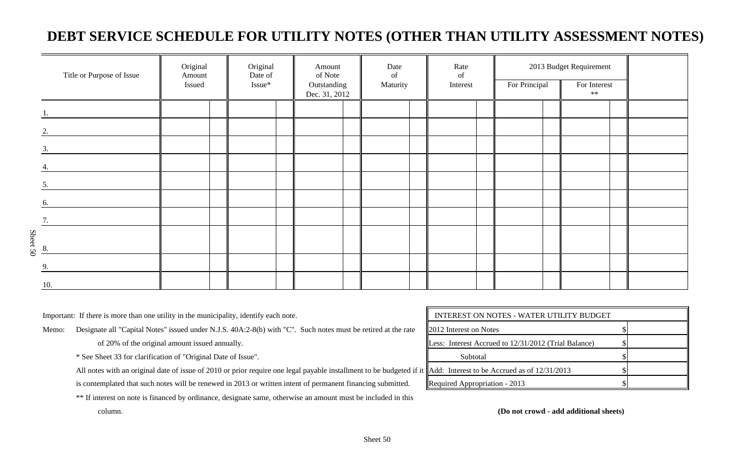# DEBT SERVICE SCHEDULE FOR UTILITY NOTES (OTHER THAN UTILITY ASSESSMENT NOTES)

| Title or Purpose of Issue | Original Amount Issued | Original Date of Issue* | Amount of Note Outstanding Dec. 31, 2012 | Date of Maturity | Rate of Interest | 2013 Budget Requirement | | |
|---|---|---|---|---|---|---|---|---|
| | | | | | | For Principal | For Interest ** | |
| 1. | | | | | | | | |
| 2. | | | | | | | | |
| 3. | | | | | | | | |
| 4. | | | | | | | | |
| 5. | | | | | | | | |
| 6. | | | | | | | | |
| 7. | | | | | | | | |
| 8. | | | | | | | | |
| 9. | | | | | | | | |
| 10. | | | | | | | | |

Important: If there is more than one utility in the municipality, identify each note.

Memo: Designate all "Capital Notes" issued under N.J.S. 40A:2-8(b) with "C". Such notes must be retired at the rate of 20% of the original amount issued annually.

\* See Sheet 33 for clarification of "Original Date of Issue".

All notes with an original date of issue of 2010 or prior require one legal payable installment to be budgeted if it is contemplated that such notes will be renewed in 2013 or written intent of permanent financing submitted.

\*\* If interest on note is financed by ordinance, designate same, otherwise an amount must be included in this column.

| INTEREST ON NOTES - WATER UTILITY BUDGET | |
|---|---|
| 2012 Interest on Notes | $ |
| Less: Interest Accrued to 12/31/2012 (Trial Balance) | $ |
| Subtotal | $ |
| Add: Interest to be Accrued as of 12/31/2013 | $ |
| Required Appropriation - 2013 | $ |

**(Do not crowd - add additional sheets)**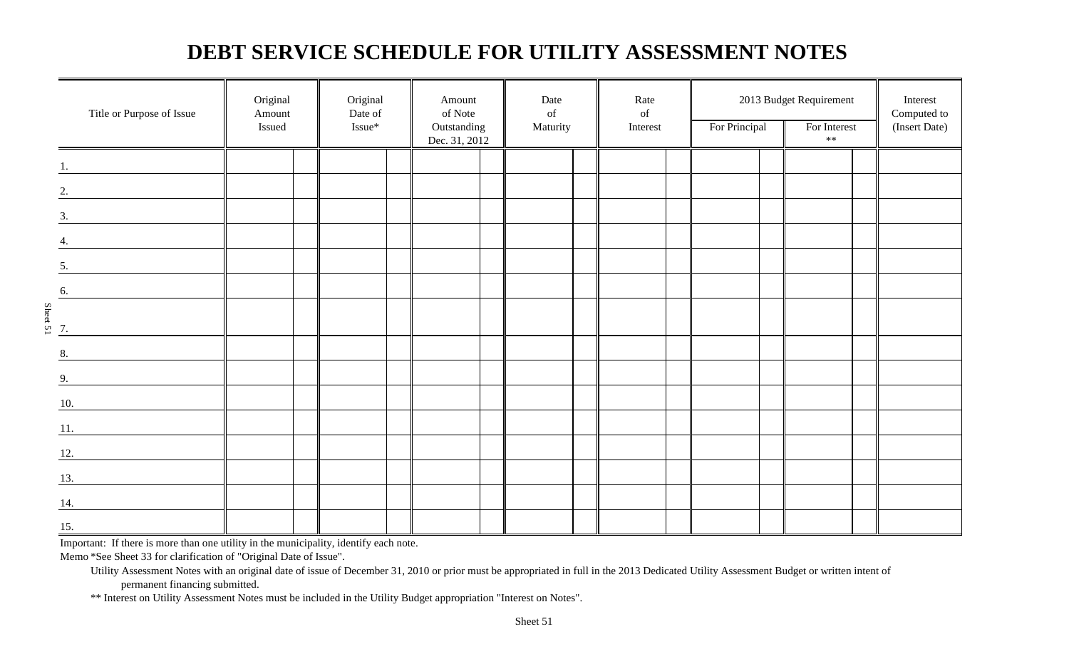# DEBT SERVICE SCHEDULE FOR UTILITY ASSESSMENT NOTES

| Title or Purpose of Issue | Original Amount Issued | Original Date of Issue* | Amount of Note Outstanding Dec. 31, 2012 | Date of Maturity | Rate of Interest | 2013 Budget Requirement | | Interest Computed to (Insert Date) |
|---|---|---|---|---|---|---|---|---|
| | | | | | | For Principal | For Interest ** | |
| 1. | | | | | | | | |
| 2. | | | | | | | | |
| 3. | | | | | | | | |
| 4. | | | | | | | | |
| 5. | | | | | | | | |
| 6. | | | | | | | | |
| 7. | | | | | | | | |
| 8. | | | | | | | | |
| 9. | | | | | | | | |
| 10. | | | | | | | | |
| 11. | | | | | | | | |
| 12. | | | | | | | | |
| 13. | | | | | | | | |
| 14. | | | | | | | | |
| 15. | | | | | | | | |

Important: If there is more than one utility in the municipality, identify each note.

Memo *See Sheet 33 for clarification of "Original Date of Issue".

Utility Assessment Notes with an original date of issue of December 31, 2010 or prior must be appropriated in full in the 2013 Dedicated Utility Assessment Budget or written intent of permanent financing submitted.

** Interest on Utility Assessment Notes must be included in the Utility Budget appropriation "Interest on Notes".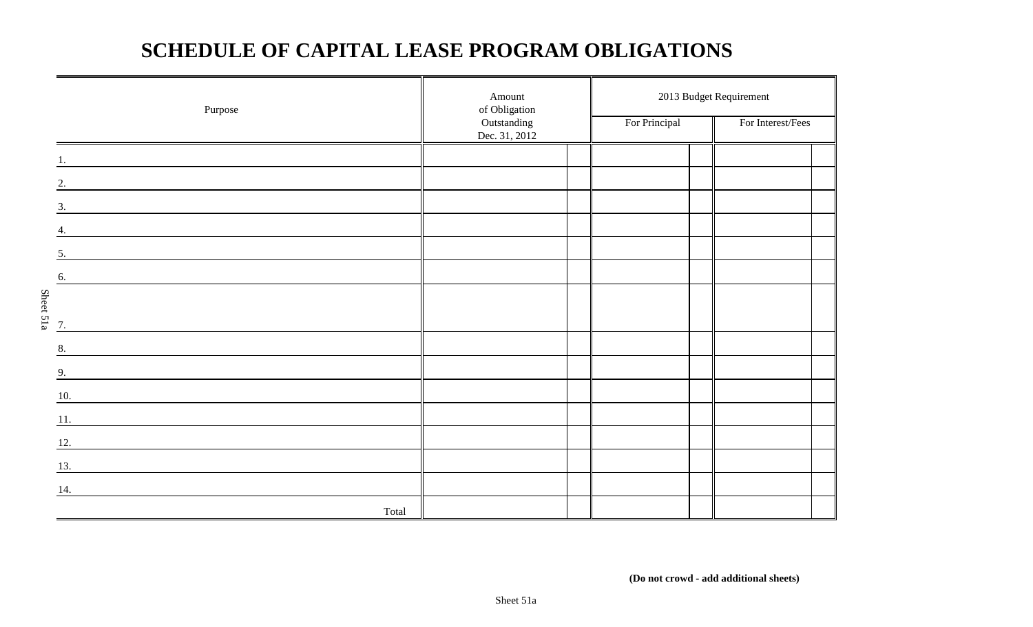# SCHEDULE OF CAPITAL LEASE PROGRAM OBLIGATIONS

| Purpose | Amount of Obligation Outstanding Dec. 31, 2012 | 2013 Budget Requirement | |
|---|---|---|---|
| | | For Principal | For Interest/Fees |
| 1. | | | |
| 2. | | | |
| 3. | | | |
| 4. | | | |
| 5. | | | |
| 6. | | | |
| 7. | | | |
| 8. | | | |
| 9. | | | |
| 10. | | | |
| 11. | | | |
| 12. | | | |
| 13. | | | |
| 14. | | | |
| Total | | | |

**(Do not crowd - add additional sheets)**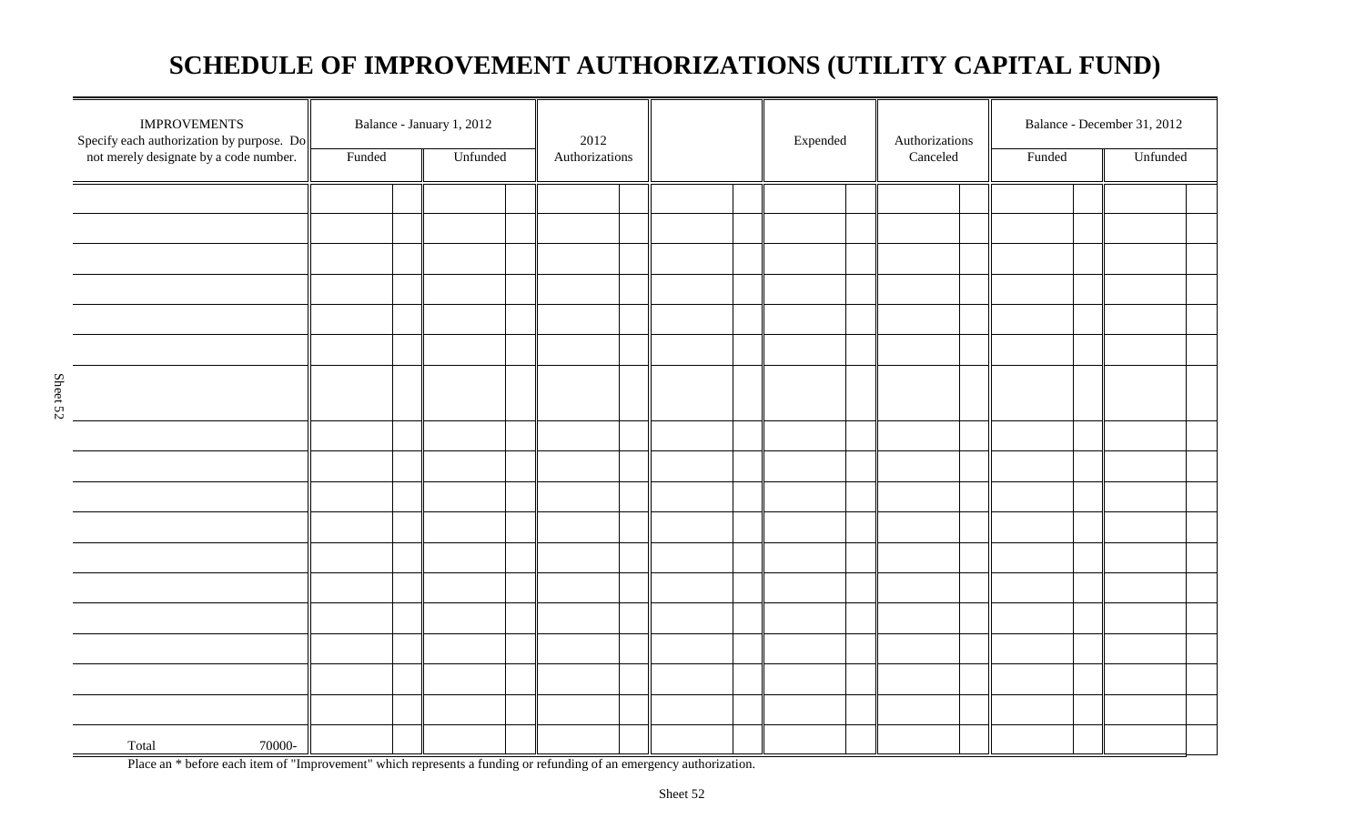# SCHEDULE OF IMPROVEMENT AUTHORIZATIONS (UTILITY CAPITAL FUND)

| IMPROVEMENTS Specify each authorization by purpose. Do not merely designate by a code number. | Balance - January 1, 2012 | | 2012 Authorizations | | Expended | Authorizations Canceled | Balance - December 31, 2012 | |
|---|---|---|---|---|---|---|---|---|
| | Funded | Unfunded | | | | | Funded | Unfunded |
| | | | | | | | | |
| | | | | | | | | |
| | | | | | | | | |
| | | | | | | | | |
| | | | | | | | | |
| | | | | | | | | |
| | | | | | | | | |
| | | | | | | | | |
| | | | | | | | | |
| | | | | | | | | |
| | | | | | | | | |
| | | | | | | | | |
| | | | | | | | | |
| | | | | | | | | |
| | | | | | | | | |
| | | | | | | | | |
| | | | | | | | | |
| | | | | | | | | |
| Total 70000- | | | | | | | | |

Place an * before each item of "Improvement" which represents a funding or refunding of an emergency authorization.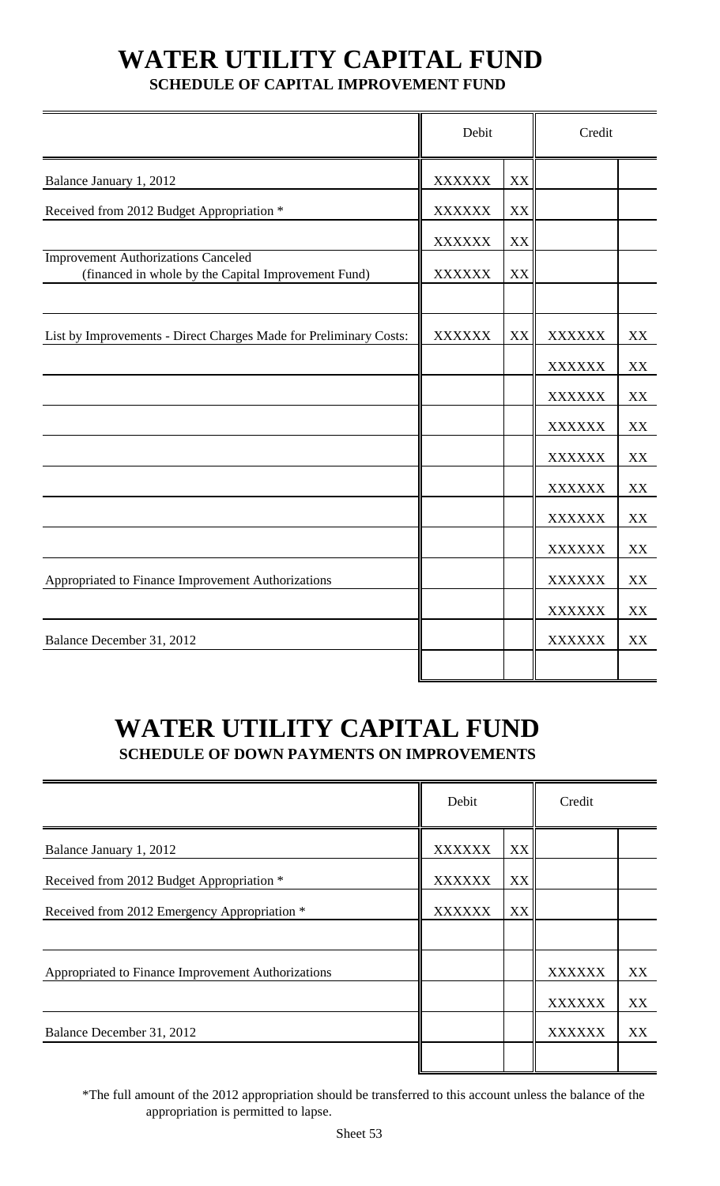# WATER UTILITY CAPITAL FUND

## SCHEDULE OF CAPITAL IMPROVEMENT FUND

| | Debit | | Credit | |
|---|---|---|---|---|
| Balance January 1, 2012 | XXXXXX | XX | | |
| Received from 2012 Budget Appropriation * | XXXXXX | XX | | |
| | XXXXXX | XX | | |
| Improvement Authorizations Canceled (financed in whole by the Capital Improvement Fund) | XXXXXX | XX | | |
| | | | | |
| List by Improvements - Direct Charges Made for Preliminary Costs: | XXXXXX | XX | XXXXXX | XX |
| | | | XXXXXX | XX |
| | | | XXXXXX | XX |
| | | | XXXXXX | XX |
| | | | XXXXXX | XX |
| | | | XXXXXX | XX |
| | | | XXXXXX | XX |
| | | | XXXXXX | XX |
| Appropriated to Finance Improvement Authorizations | | | XXXXXX | XX |
| | | | XXXXXX | XX |
| Balance December 31, 2012 | | | XXXXXX | XX |
| | | | | |

# WATER UTILITY CAPITAL FUND

## SCHEDULE OF DOWN PAYMENTS ON IMPROVEMENTS

| | Debit | | Credit | |
|---|---|---|---|---|
| Balance January 1, 2012 | XXXXXX | XX | | |
| Received from 2012 Budget Appropriation * | XXXXXX | XX | | |
| Received from 2012 Emergency Appropriation * | XXXXXX | XX | | |
| | | | | |
| Appropriated to Finance Improvement Authorizations | | | XXXXXX | XX |
| | | | XXXXXX | XX |
| Balance December 31, 2012 | | | XXXXXX | XX |
| | | | | |

*The full amount of the 2012 appropriation should be transferred to this account unless the balance of the appropriation is permitted to lapse.

Sheet 53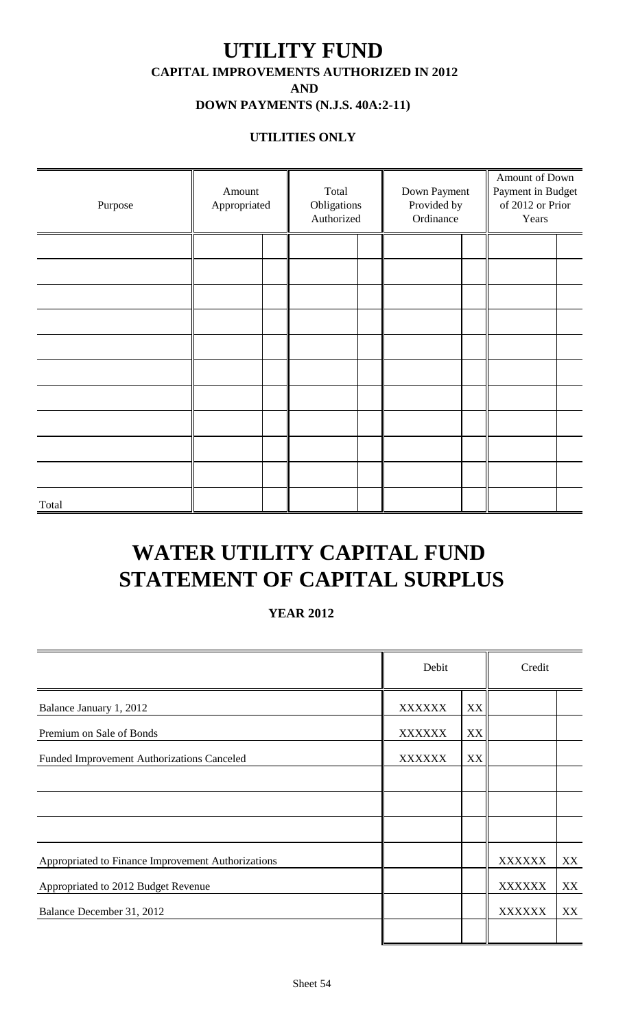# UTILITY FUND

### CAPITAL IMPROVEMENTS AUTHORIZED IN 2012

### AND

### DOWN PAYMENTS (N.J.S. 40A:2-11)

#### UTILITIES ONLY

| Purpose | Amount Appropriated | | Total Obligations Authorized | | Down Payment Provided by Ordinance | | Amount of Down Payment in Budget of 2012 or Prior Years | |
|---|---|---|---|---|---|---|---|---|
| | | | | | | | | |
| | | | | | | | | |
| | | | | | | | | |
| | | | | | | | | |
| | | | | | | | | |
| | | | | | | | | |
| | | | | | | | | |
| | | | | | | | | |
| | | | | | | | | |
| | | | | | | | | |
| Total | | | | | | | | |

# WATER UTILITY CAPITAL FUND STATEMENT OF CAPITAL SURPLUS

#### YEAR 2012

| | Debit | | Credit | |
|---|---|---|---|---|
| Balance January 1, 2012 | XXXXXX | XX | | |
| Premium on Sale of Bonds | XXXXXX | XX | | |
| Funded Improvement Authorizations Canceled | XXXXXX | XX | | |
| | | | | |
| | | | | |
| | | | | |
| Appropriated to Finance Improvement Authorizations | | | XXXXXX | XX |
| Appropriated to 2012 Budget Revenue | | | XXXXXX | XX |
| Balance December 31, 2012 | | | XXXXXX | XX |
| | | | | |

Sheet 54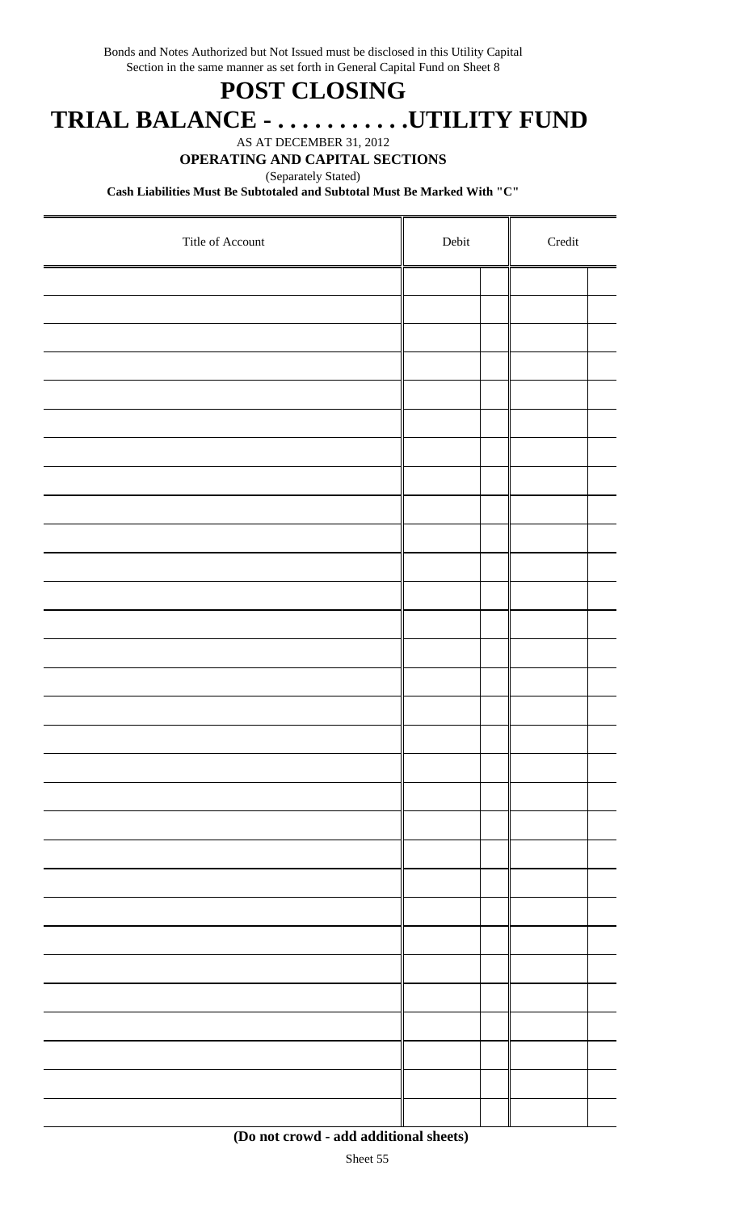Bonds and Notes Authorized but Not Issued must be disclosed in this Utility Capital Section in the same manner as set forth in General Capital Fund on Sheet 8

# POST CLOSING

# TRIAL BALANCE - . . . . . . . . . . .UTILITY FUND

AS AT DECEMBER 31, 2012

**OPERATING AND CAPITAL SECTIONS**

(Separately Stated)

**Cash Liabilities Must Be Subtotaled and Subtotal Must Be Marked With "C"**

| Title of Account | Debit | | Credit | |
|---|---|---|---|---|
| | | | | |
| | | | | |
| | | | | |
| | | | | |
| | | | | |
| | | | | |
| | | | | |
| | | | | |
| | | | | |
| | | | | |
| | | | | |
| | | | | |
| | | | | |
| | | | | |
| | | | | |
| | | | | |
| | | | | |
| | | | | |
| | | | | |
| | | | | |
| | | | | |
| | | | | |
| | | | | |
| | | | | |
| | | | | |
| | | | | |
| | | | | |
| | | | | |
| | | | | |
| | | | | |
| | | | | |
| | | | | |

**(Do not crowd - add additional sheets)**

Sheet 55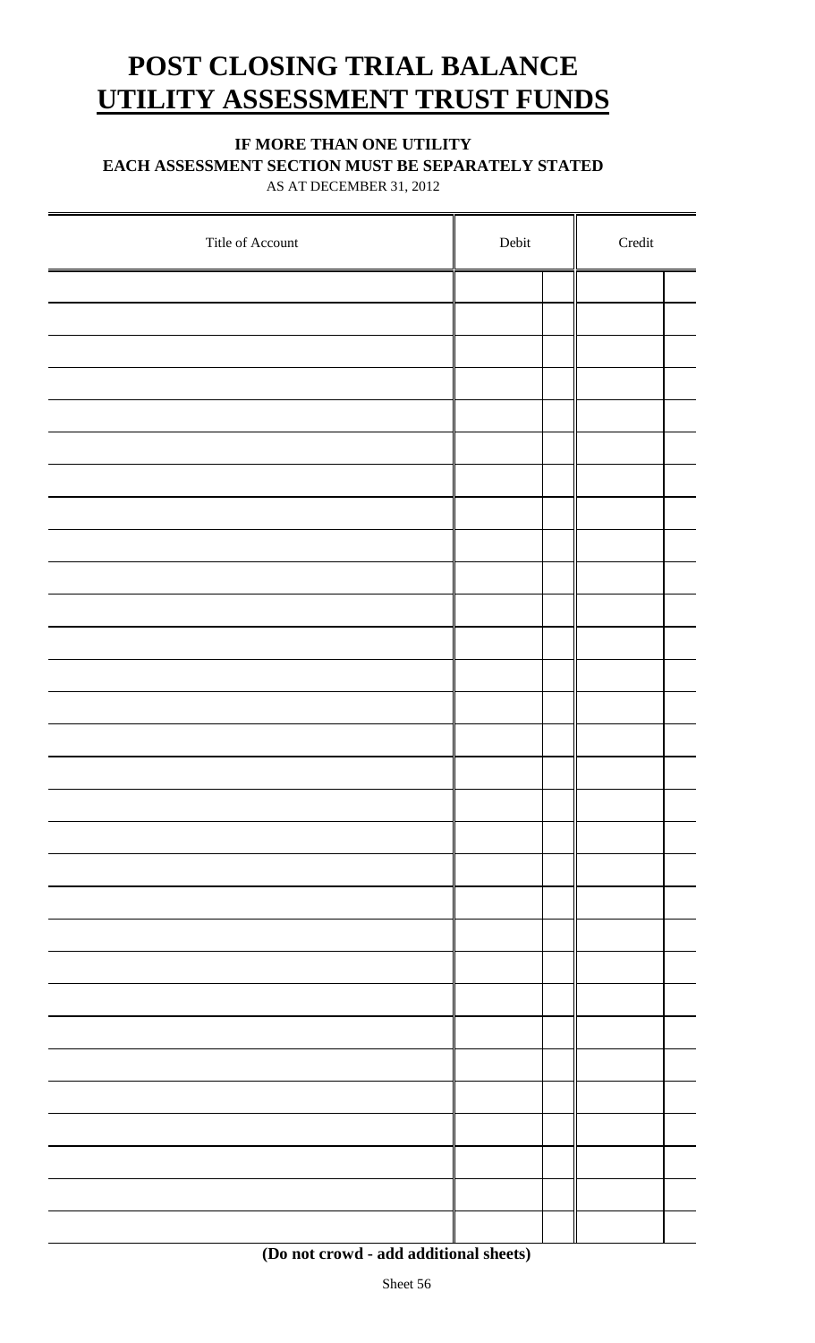# POST CLOSING TRIAL BALANCE
# UTILITY ASSESSMENT TRUST FUNDS

**IF MORE THAN ONE UTILITY**
**EACH ASSESSMENT SECTION MUST BE SEPARATELY STATED**
AS AT DECEMBER 31, 2012

| Title of Account | Debit | | Credit | |
|---|---|---|---|---|
| | | | | |
| | | | | |
| | | | | |
| | | | | |
| | | | | |
| | | | | |
| | | | | |
| | | | | |
| | | | | |
| | | | | |
| | | | | |
| | | | | |
| | | | | |
| | | | | |
| | | | | |
| | | | | |
| | | | | |
| | | | | |
| | | | | |
| | | | | |
| | | | | |
| | | | | |
| | | | | |
| | | | | |
| | | | | |
| | | | | |
| | | | | |
| | | | | |
| | | | | |
| | | | | |
| | | | | |

**(Do not crowd - add additional sheets)**

Sheet 56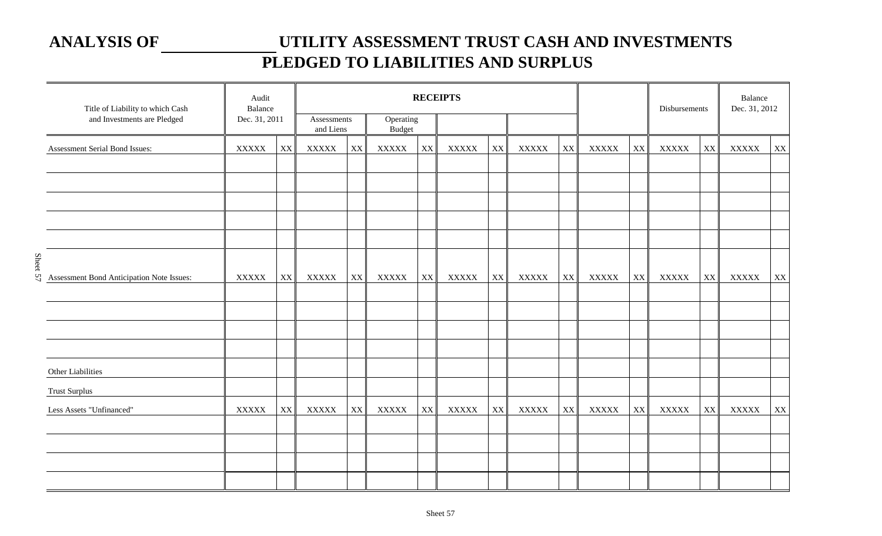# ANALYSIS OF ____________ UTILITY ASSESSMENT TRUST CASH AND INVESTMENTS PLEDGED TO LIABILITIES AND SURPLUS

| Title of Liability to which Cash and Investments are Pledged | Audit Balance Dec. 31, 2011 | | RECEIPTS | | | | | | | | | | Disbursements | | Balance Dec. 31, 2012 | |
|---|---|---|---|---|---|---|---|---|---|---|---|---|---|---|---|---|
| | | | Assessments and Liens | | Operating Budget | | | | | | | | | | | |
| Assessment Serial Bond Issues: | XXXXX | XX | XXXXX | XX | XXXXX | XX | XXXXX | XX | XXXXX | XX | XXXXX | XX | XXXXX | XX | XXXXX | XX |
| | | | | | | | | | | | | | | | | |
| | | | | | | | | | | | | | | | | |
| | | | | | | | | | | | | | | | | |
| | | | | | | | | | | | | | | | | |
| | | | | | | | | | | | | | | | | |
| Assessment Bond Anticipation Note Issues: | XXXXX | XX | XXXXX | XX | XXXXX | XX | XXXXX | XX | XXXXX | XX | XXXXX | XX | XXXXX | XX | XXXXX | XX |
| | | | | | | | | | | | | | | | | |
| | | | | | | | | | | | | | | | | |
| | | | | | | | | | | | | | | | | |
| | | | | | | | | | | | | | | | | |
| Other Liabilities | | | | | | | | | | | | | | | | |
| Trust Surplus | | | | | | | | | | | | | | | | |
| Less Assets "Unfinanced" | XXXXX | XX | XXXXX | XX | XXXXX | XX | XXXXX | XX | XXXXX | XX | XXXXX | XX | XXXXX | XX | XXXXX | XX |
| | | | | | | | | | | | | | | | | |
| | | | | | | | | | | | | | | | | |
| | | | | | | | | | | | | | | | | |
| | | | | | | | | | | | | | | | | |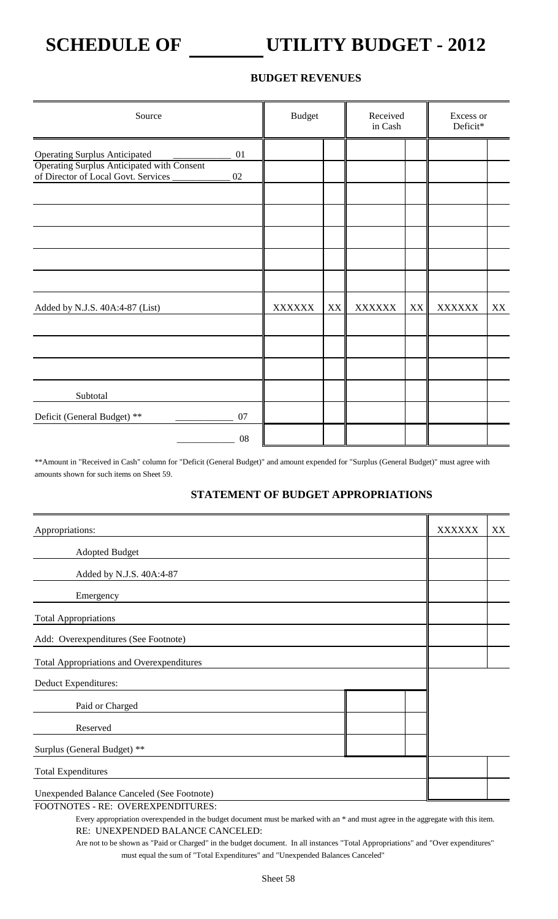# SCHEDULE OF _______ UTILITY BUDGET - 2012

## BUDGET REVENUES

| Source | Budget | | Received in Cash | | Excess or Deficit* | |
|---|---|---|---|---|---|---|
| Operating Surplus Anticipated ____________ 01 | | | | | | |
| Operating Surplus Anticipated with Consent of Director of Local Govt. Services ____________ 02 | | | | | | |
| | | | | | | |
| | | | | | | |
| | | | | | | |
| | | | | | | |
| | | | | | | |
| Added by N.J.S. 40A:4-87 (List) | XXXXXX | XX | XXXXXX | XX | XXXXXX | XX |
| | | | | | | |
| | | | | | | |
| | | | | | | |
| Subtotal | | | | | | |
| Deficit (General Budget) ** ____________ 07 | | | | | | |
| ____________ 08 | | | | | | |

**Amount in "Received in Cash" column for "Deficit (General Budget)" and amount expended for "Surplus (General Budget)" must agree with amounts shown for such items on Sheet 59.

## STATEMENT OF BUDGET APPROPRIATIONS

| | | | | |
|---|---|---|---|---|
| Appropriations: | | | XXXXXX | XX |
| Adopted Budget | | | | |
| Added by N.J.S. 40A:4-87 | | | | |
| Emergency | | | | |
| Total Appropriations | | | | |
| Add: Overexpenditures (See Footnote) | | | | |
| Total Appropriations and Overexpenditures | | | | |
| Deduct Expenditures: | | | | |
| Paid or Charged | | | | |
| Reserved | | | | |
| Surplus (General Budget) ** | | | | |
| Total Expenditures | | | | |
| Unexpended Balance Canceled (See Footnote) | | | | |

FOOTNOTES - RE: OVEREXPENDITURES:

Every appropriation overexpended in the budget document must be marked with an * and must agree in the aggregate with this item.

RE: UNEXPENDED BALANCE CANCELED:

Are not to be shown as "Paid or Charged" in the budget document. In all instances "Total Appropriations" and "Over expenditures" must equal the sum of "Total Expenditures" and "Unexpended Balances Canceled"

Sheet 58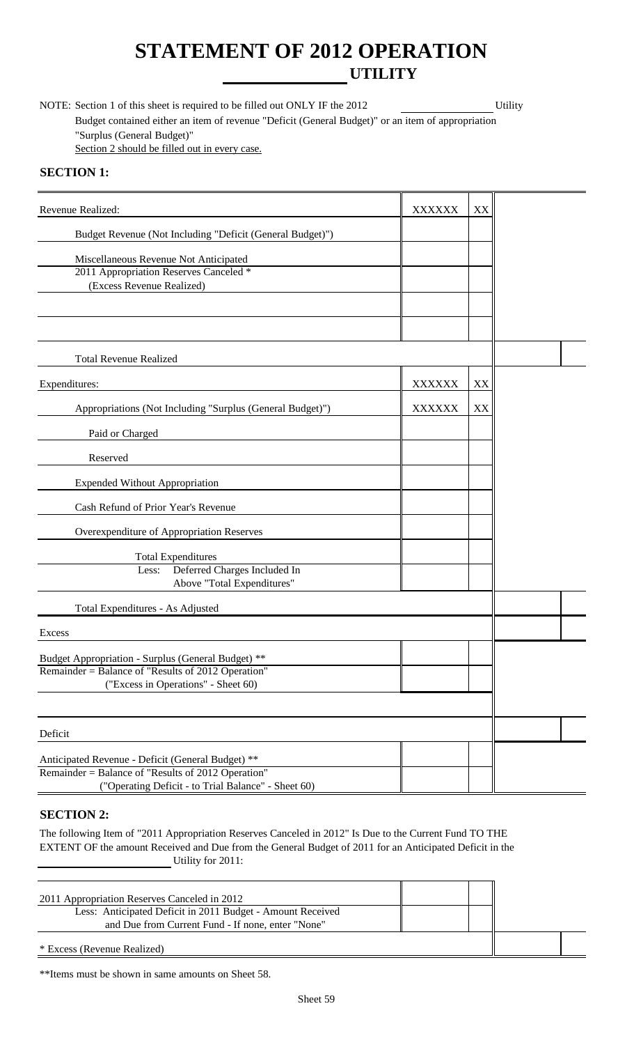# STATEMENT OF 2012 OPERATION

## ______________ UTILITY

NOTE: Section 1 of this sheet is required to be filled out ONLY IF the 2012 ______________ Utility Budget contained either an item of revenue "Deficit (General Budget)" or an item of appropriation "Surplus (General Budget)"
Section 2 should be filled out in every case.

**SECTION 1:**

| | | | | |
|---|---|---|---|---|
| Revenue Realized: | XXXXXX | XX | | |
| Budget Revenue (Not Including "Deficit (General Budget)") | | | | |
| Miscellaneous Revenue Not Anticipated | | | | |
| 2011 Appropriation Reserves Canceled * (Excess Revenue Realized) | | | | |
| | | | | |
| | | | | |
| Total Revenue Realized | | | | |
| Expenditures: | XXXXXX | XX | | |
| Appropriations (Not Including "Surplus (General Budget)") | XXXXXX | XX | | |
| Paid or Charged | | | | |
| Reserved | | | | |
| Expended Without Appropriation | | | | |
| Cash Refund of Prior Year's Revenue | | | | |
| Overexpenditure of Appropriation Reserves | | | | |
| Total Expenditures | | | | |
| Less: Deferred Charges Included In Above "Total Expenditures" | | | | |
| Total Expenditures - As Adjusted | | | | |
| Excess | | | | |
| Budget Appropriation - Surplus (General Budget) ** | | | | |
| Remainder = Balance of "Results of 2012 Operation" ("Excess in Operations" - Sheet 60) | | | | |
| | | | | |
| Deficit | | | | |
| Anticipated Revenue - Deficit (General Budget) ** | | | | |
| Remainder = Balance of "Results of 2012 Operation" ("Operating Deficit - to Trial Balance" - Sheet 60) | | | | |

**SECTION 2:**

The following Item of "2011 Appropriation Reserves Canceled in 2012" Is Due to the Current Fund TO THE EXTENT OF the amount Received and Due from the General Budget of 2011 for an Anticipated Deficit in the ______________ Utility for 2011:

| | | | | |
|---|---|---|---|---|
| 2011 Appropriation Reserves Canceled in 2012 | | | | |
| Less: Anticipated Deficit in 2011 Budget - Amount Received and Due from Current Fund - If none, enter "None" | | | | |
| * Excess (Revenue Realized) | | | | |

**Items must be shown in same amounts on Sheet 58.

Sheet 59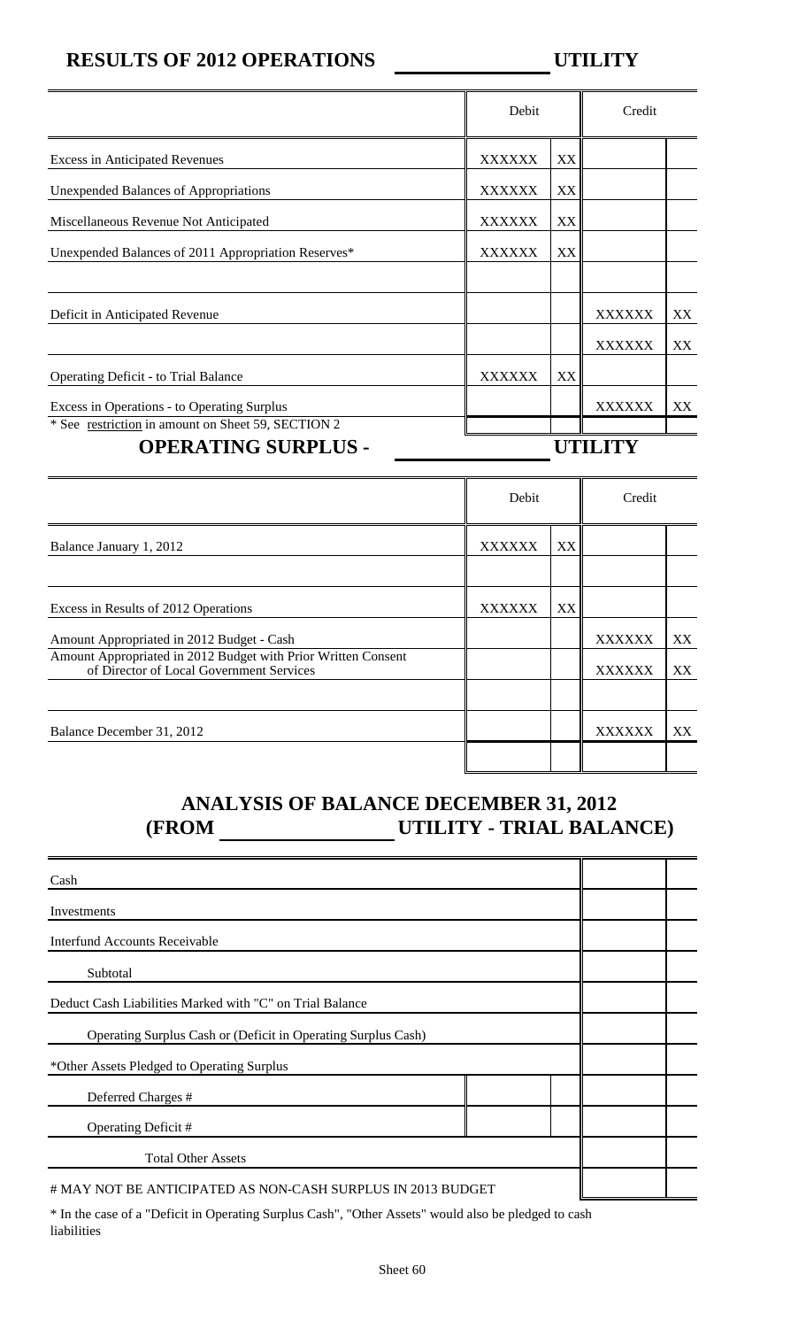## RESULTS OF 2012 OPERATIONS ______________ UTILITY

| | Debit | | Credit | |
|---|---|---|---|---|
| Excess in Anticipated Revenues | XXXXXX | XX | | |
| Unexpended Balances of Appropriations | XXXXXX | XX | | |
| Miscellaneous Revenue Not Anticipated | XXXXXX | XX | | |
| Unexpended Balances of 2011 Appropriation Reserves* | XXXXXX | XX | | |
| | | | | |
| Deficit in Anticipated Revenue | | | XXXXXX | XX |
| | | | XXXXXX | XX |
| Operating Deficit - to Trial Balance | XXXXXX | XX | | |
| Excess in Operations - to Operating Surplus | | | XXXXXX | XX |

\* See restriction in amount on Sheet 59, SECTION 2

## OPERATING SURPLUS - ______________ UTILITY

| | Debit | | Credit | |
|---|---|---|---|---|
| Balance January 1, 2012 | XXXXXX | XX | | |
| | | | | |
| Excess in Results of 2012 Operations | XXXXXX | XX | | |
| Amount Appropriated in 2012 Budget - Cash | | | XXXXXX | XX |
| Amount Appropriated in 2012 Budget with Prior Written Consent of Director of Local Government Services | | | XXXXXX | XX |
| | | | | |
| Balance December 31, 2012 | | | XXXXXX | XX |
| | | | | |

## ANALYSIS OF BALANCE DECEMBER 31, 2012 (FROM ______________ UTILITY - TRIAL BALANCE)

| | | | | |
|---|---|---|---|---|
| Cash | | | | |
| Investments | | | | |
| Interfund Accounts Receivable | | | | |
| Subtotal | | | | |
| Deduct Cash Liabilities Marked with "C" on Trial Balance | | | | |
| Operating Surplus Cash or (Deficit in Operating Surplus Cash) | | | | |
| *Other Assets Pledged to Operating Surplus | | | | |
| Deferred Charges # | | | | |
| Operating Deficit # | | | | |
| Total Other Assets | | | | |
| # MAY NOT BE ANTICIPATED AS NON-CASH SURPLUS IN 2013 BUDGET | | | | |

\* In the case of a "Deficit in Operating Surplus Cash", "Other Assets" would also be pledged to cash liabilities

Sheet 60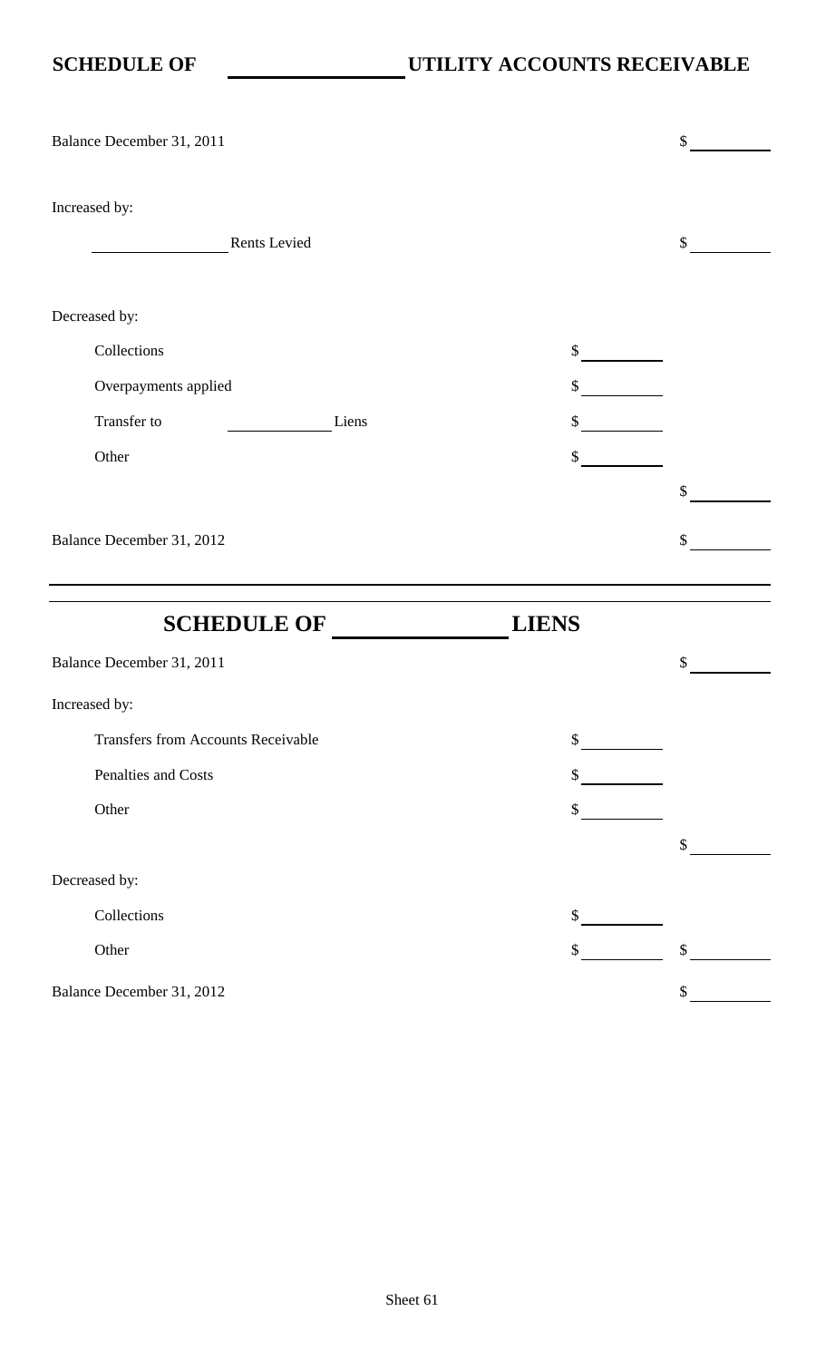## SCHEDULE OF \_\_\_\_\_\_\_\_\_\_\_\_\_\_\_\_ UTILITY ACCOUNTS RECEIVABLE

| | | |
|---|---|---|
| Balance December 31, 2011 | | $ |
| Increased by: | | |
| \_\_\_\_\_\_\_\_\_\_\_\_\_\_\_\_ Rents Levied | | $ |
| Decreased by: | | |
| Collections | $ | |
| Overpayments applied | $ | |
| Transfer to \_\_\_\_\_\_\_\_\_\_\_\_ Liens | $ | |
| Other | $ | |
| | | $ |
| Balance December 31, 2012 | | $ |

## SCHEDULE OF \_\_\_\_\_\_\_\_\_\_\_\_\_\_\_\_ LIENS

| | | |
|---|---|---|
| Balance December 31, 2011 | | $ |
| Increased by: | | |
| Transfers from Accounts Receivable | $ | |
| Penalties and Costs | $ | |
| Other | $ | |
| | | $ |
| Decreased by: | | |
| Collections | $ | |
| Other | $ | $ |
| Balance December 31, 2012 | | $ |

Sheet 61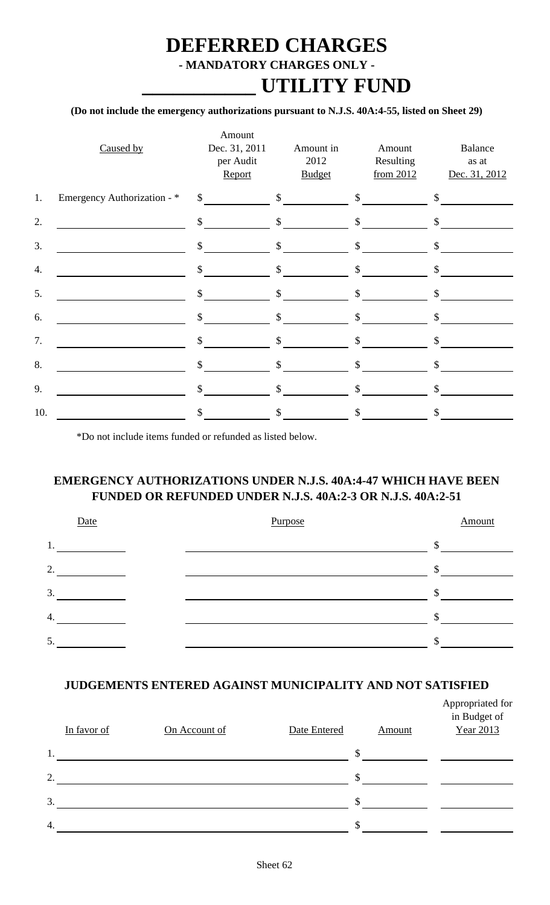# DEFERRED CHARGES

### - MANDATORY CHARGES ONLY -

# ____________ UTILITY FUND

**(Do not include the emergency authorizations pursuant to N.J.S. 40A:4-55, listed on Sheet 29)**

| | Caused by | Amount Dec. 31, 2011 per Audit Report | Amount in 2012 Budget | Amount Resulting from 2012 | Balance as at Dec. 31, 2012 |
|---|---|---|---|---|---|
| 1. | Emergency Authorization - * | $ | $ | $ | $ |
| 2. | | $ | $ | $ | $ |
| 3. | | $ | $ | $ | $ |
| 4. | | $ | $ | $ | $ |
| 5. | | $ | $ | $ | $ |
| 6. | | $ | $ | $ | $ |
| 7. | | $ | $ | $ | $ |
| 8. | | $ | $ | $ | $ |
| 9. | | $ | $ | $ | $ |
| 10. | | $ | $ | $ | $ |

*Do not include items funded or refunded as listed below.

### EMERGENCY AUTHORIZATIONS UNDER N.J.S. 40A:4-47 WHICH HAVE BEEN FUNDED OR REFUNDED UNDER N.J.S. 40A:2-3 OR N.J.S. 40A:2-51

| | Date | Purpose | Amount |
|---|---|---|---|
| 1. | | | $ |
| 2. | | | $ |
| 3. | | | $ |
| 4. | | | $ |
| 5. | | | $ |

### JUDGEMENTS ENTERED AGAINST MUNICIPALITY AND NOT SATISFIED

| | In favor of | On Account of | Date Entered | Amount | Appropriated for in Budget of Year 2013 |
|---|---|---|---|---|---|
| 1. | | | | $ | |
| 2. | | | | $ | |
| 3. | | | | $ | |
| 4. | | | | $ | |

Sheet 62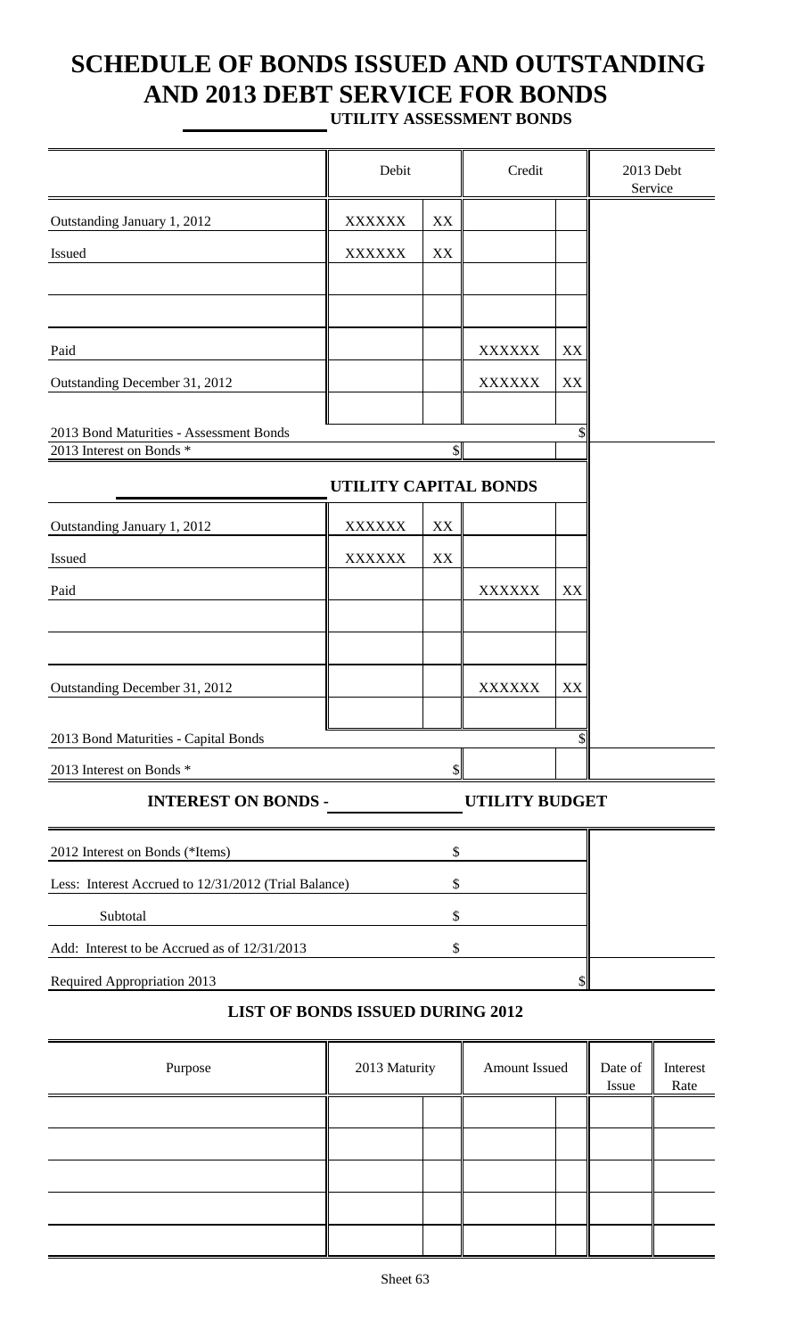# SCHEDULE OF BONDS ISSUED AND OUTSTANDING AND 2013 DEBT SERVICE FOR BONDS

**UTILITY ASSESSMENT BONDS**

| | Debit | | Credit | | 2013 Debt Service |
|---|---|---|---|---|---|
| Outstanding January 1, 2012 | XXXXXX | XX | | | |
| Issued | XXXXXX | XX | | | |
| | | | | | |
| | | | | | |
| Paid | | | XXXXXX | XX | |
| Outstanding December 31, 2012 | | | XXXXXX | XX | |
| | | | | | |
| 2013 Bond Maturities - Assessment Bonds | | | | $ | |
| 2013 Interest on Bonds * | | $ | | | |

**UTILITY CAPITAL BONDS**

| | Debit | | Credit | | 2013 Debt Service |
|---|---|---|---|---|---|
| Outstanding January 1, 2012 | XXXXXX | XX | | | |
| Issued | XXXXXX | XX | | | |
| Paid | | | XXXXXX | XX | |
| | | | | | |
| | | | | | |
| Outstanding December 31, 2012 | | | XXXXXX | XX | |
| | | | | | |
| 2013 Bond Maturities - Capital Bonds | | | | $ | |
| 2013 Interest on Bonds * | | $ | | | |

**INTEREST ON BONDS - \_\_\_\_\_\_\_\_\_\_ UTILITY BUDGET**

| | | |
|---|---|---|
| 2012 Interest on Bonds (*Items) | $ | |
| Less: Interest Accrued to 12/31/2012 (Trial Balance) | $ | |
| Subtotal | $ | |
| Add: Interest to be Accrued as of 12/31/2013 | $ | |
| Required Appropriation 2013 | $ | |

**LIST OF BONDS ISSUED DURING 2012**

| Purpose | 2013 Maturity | | Amount Issued | | Date of Issue | Interest Rate |
|---|---|---|---|---|---|---|
| | | | | | | |
| | | | | | | |
| | | | | | | |
| | | | | | | |
| | | | | | | |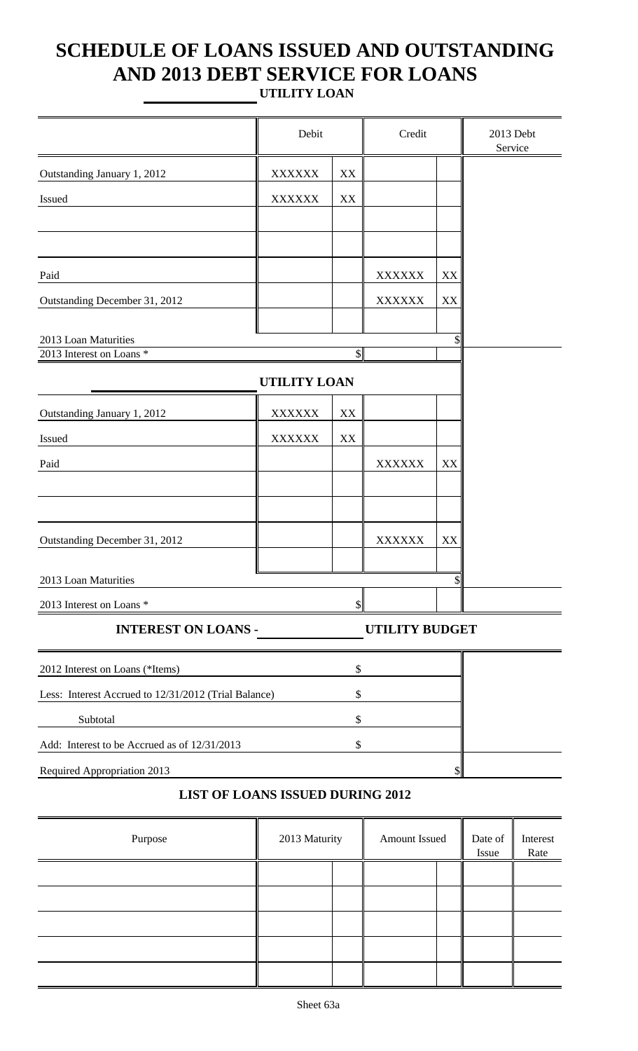# SCHEDULE OF LOANS ISSUED AND OUTSTANDING AND 2013 DEBT SERVICE FOR LOANS

**\_\_\_\_\_\_\_\_\_\_ UTILITY LOAN**

| | Debit | | Credit | | 2013 Debt Service |
|---|---|---|---|---|---|
| Outstanding January 1, 2012 | XXXXXX | XX | | | |
| Issued | XXXXXX | XX | | | |
| | | | | | |
| | | | | | |
| Paid | | | XXXXXX | XX | |
| Outstanding December 31, 2012 | | | XXXXXX | XX | |
| | | | | | |
| 2013 Loan Maturities | | | | $ | |
| 2013 Interest on Loans * | | $ | | | |

**\_\_\_\_\_\_\_\_\_\_ UTILITY LOAN**

| | Debit | | Credit | | 2013 Debt Service |
|---|---|---|---|---|---|
| Outstanding January 1, 2012 | XXXXXX | XX | | | |
| Issued | XXXXXX | XX | | | |
| Paid | | | XXXXXX | XX | |
| | | | | | |
| | | | | | |
| Outstanding December 31, 2012 | | | XXXXXX | XX | |
| | | | | | |
| 2013 Loan Maturities | | | | $ | |
| 2013 Interest on Loans * | | $ | | | |

**INTEREST ON LOANS - \_\_\_\_\_\_\_\_\_\_ UTILITY BUDGET**

| | | |
|---|---|---|
| 2012 Interest on Loans (*Items) | $ | |
| Less: Interest Accrued to 12/31/2012 (Trial Balance) | $ | |
| Subtotal | $ | |
| Add: Interest to be Accrued as of 12/31/2013 | $ | |
| Required Appropriation 2013 | $ | |

**LIST OF LOANS ISSUED DURING 2012**

| Purpose | 2013 Maturity | | Amount Issued | | Date of Issue | Interest Rate |
|---|---|---|---|---|---|---|
| | | | | | | |
| | | | | | | |
| | | | | | | |
| | | | | | | |
| | | | | | | |

Sheet 63a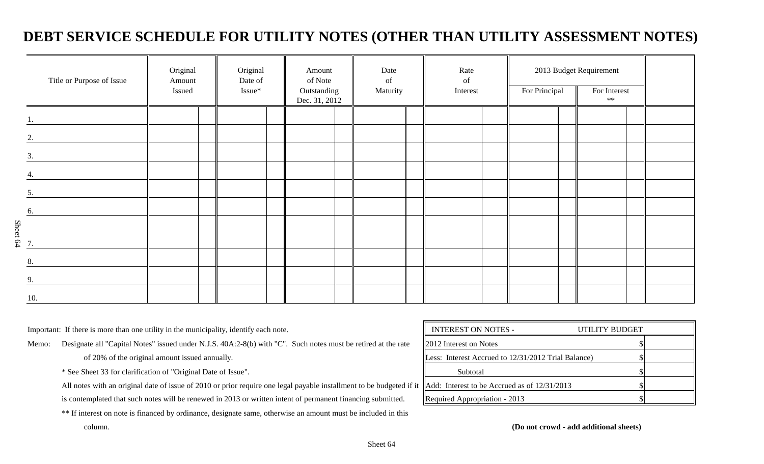# DEBT SERVICE SCHEDULE FOR UTILITY NOTES (OTHER THAN UTILITY ASSESSMENT NOTES)

| Title or Purpose of Issue | Original Amount Issued | Original Date of Issue* | Amount of Note Outstanding Dec. 31, 2012 | Date of Maturity | Rate of Interest | 2013 Budget Requirement | | |
|---|---|---|---|---|---|---|---|---|
| | | | | | | For Principal | For Interest ** | |
| 1. | | | | | | | | |
| 2. | | | | | | | | |
| 3. | | | | | | | | |
| 4. | | | | | | | | |
| 5. | | | | | | | | |
| 6. | | | | | | | | |
| 7. | | | | | | | | |
| 8. | | | | | | | | |
| 9. | | | | | | | | |
| 10. | | | | | | | | |

Important: If there is more than one utility in the municipality, identify each note.

Memo: Designate all "Capital Notes" issued under N.J.S. 40A:2-8(b) with "C". Such notes must be retired at the rate of 20% of the original amount issued annually.

\* See Sheet 33 for clarification of "Original Date of Issue".

All notes with an original date of issue of 2010 or prior require one legal payable installment to be budgeted if it is contemplated that such notes will be renewed in 2013 or written intent of permanent financing submitted.

** If interest on note is financed by ordinance, designate same, otherwise an amount must be included in this column.

| INTEREST ON NOTES - UTILITY BUDGET | |
|---|---|
| 2012 Interest on Notes | $ |
| Less: Interest Accrued to 12/31/2012 Trial Balance) | $ |
| Subtotal | $ |
| Add: Interest to be Accrued as of 12/31/2013 | $ |
| Required Appropriation - 2013 | $ |

**(Do not crowd - add additional sheets)**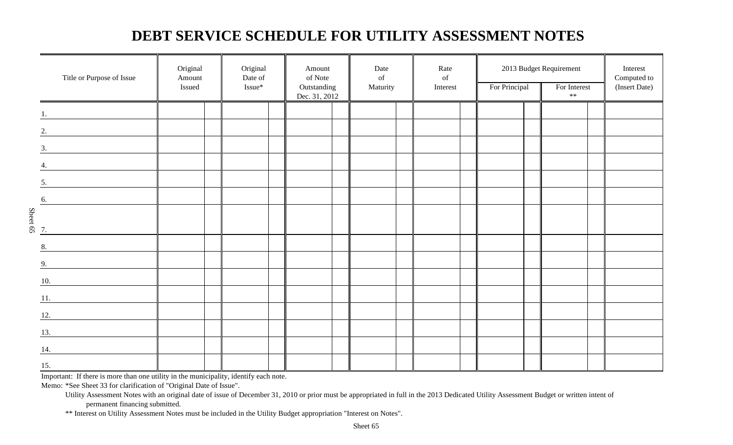# DEBT SERVICE SCHEDULE FOR UTILITY ASSESSMENT NOTES

| Title or Purpose of Issue | Original Amount Issued | Original Date of Issue* | Amount of Note Outstanding Dec. 31, 2012 | Date of Maturity | Rate of Interest | 2013 Budget Requirement | | Interest Computed to (Insert Date) |
|---|---|---|---|---|---|---|---|---|
| | | | | | | For Principal | For Interest ** | |
| 1. | | | | | | | | |
| 2. | | | | | | | | |
| 3. | | | | | | | | |
| 4. | | | | | | | | |
| 5. | | | | | | | | |
| 6. | | | | | | | | |
| 7. | | | | | | | | |
| 8. | | | | | | | | |
| 9. | | | | | | | | |
| 10. | | | | | | | | |
| 11. | | | | | | | | |
| 12. | | | | | | | | |
| 13. | | | | | | | | |
| 14. | | | | | | | | |
| 15. | | | | | | | | |

Important: If there is more than one utility in the municipality, identify each note.

Memo: *See Sheet 33 for clarification of "Original Date of Issue".

Utility Assessment Notes with an original date of issue of December 31, 2010 or prior must be appropriated in full in the 2013 Dedicated Utility Assessment Budget or written intent of permanent financing submitted.

** Interest on Utility Assessment Notes must be included in the Utility Budget appropriation "Interest on Notes".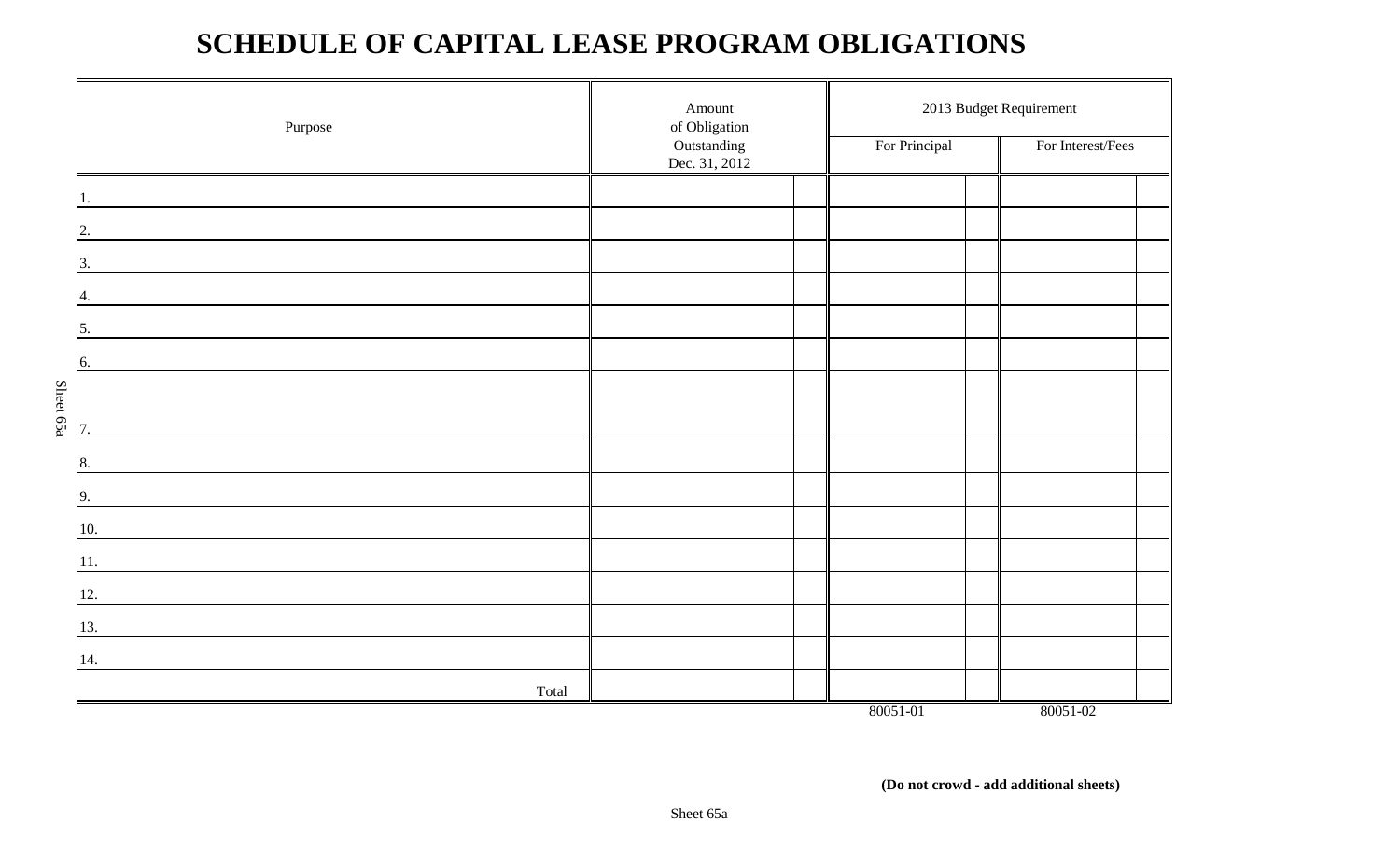# SCHEDULE OF CAPITAL LEASE PROGRAM OBLIGATIONS

| Purpose | Amount of Obligation Outstanding Dec. 31, 2012 | 2013 Budget Requirement | |
|---|---|---|---|
| | | For Principal | For Interest/Fees |
| 1. | | | |
| 2. | | | |
| 3. | | | |
| 4. | | | |
| 5. | | | |
| 6. | | | |
| 7. | | | |
| 8. | | | |
| 9. | | | |
| 10. | | | |
| 11. | | | |
| 12. | | | |
| 13. | | | |
| 14. | | | |
| Total | | | |
| | | 80051-01 | 80051-02 |

**(Do not crowd - add additional sheets)**

Sheet 65a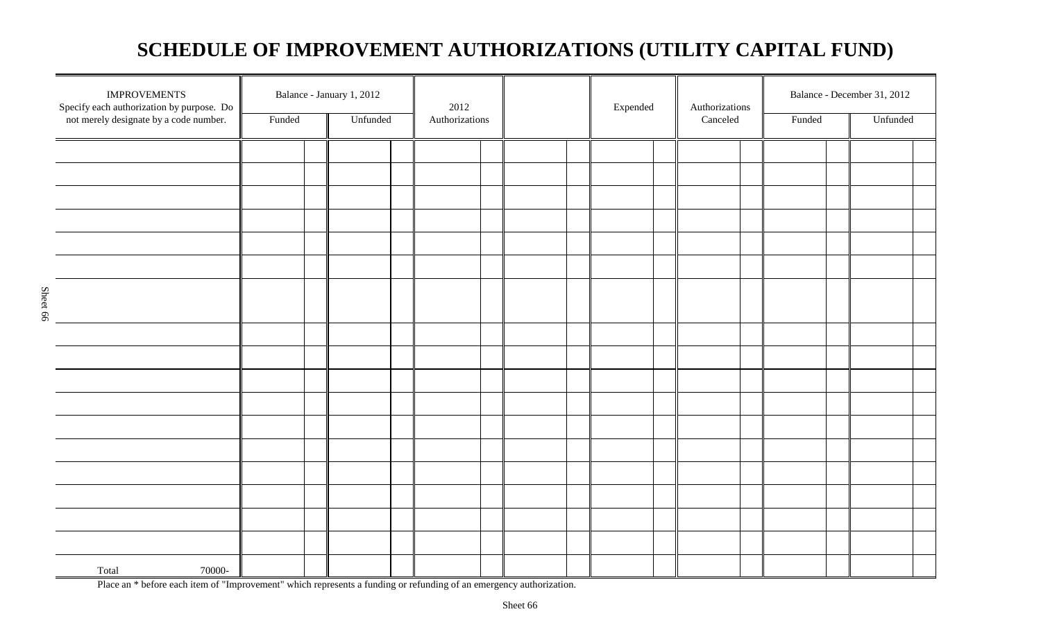# SCHEDULE OF IMPROVEMENT AUTHORIZATIONS (UTILITY CAPITAL FUND)

| IMPROVEMENTS Specify each authorization by purpose. Do not merely designate by a code number. | Balance - January 1, 2012 | | 2012 Authorizations | | Expended | Authorizations Canceled | Balance - December 31, 2012 | |
|---|---|---|---|---|---|---|---|---|
| | Funded | Unfunded | | | | | Funded | Unfunded |
| | | | | | | | | |
| | | | | | | | | |
| | | | | | | | | |
| | | | | | | | | |
| | | | | | | | | |
| | | | | | | | | |
| | | | | | | | | |
| | | | | | | | | |
| | | | | | | | | |
| | | | | | | | | |
| | | | | | | | | |
| | | | | | | | | |
| | | | | | | | | |
| | | | | | | | | |
| | | | | | | | | |
| | | | | | | | | |
| | | | | | | | | |
| Total 70000- | | | | | | | | |

Place an * before each item of "Improvement" which represents a funding or refunding of an emergency authorization.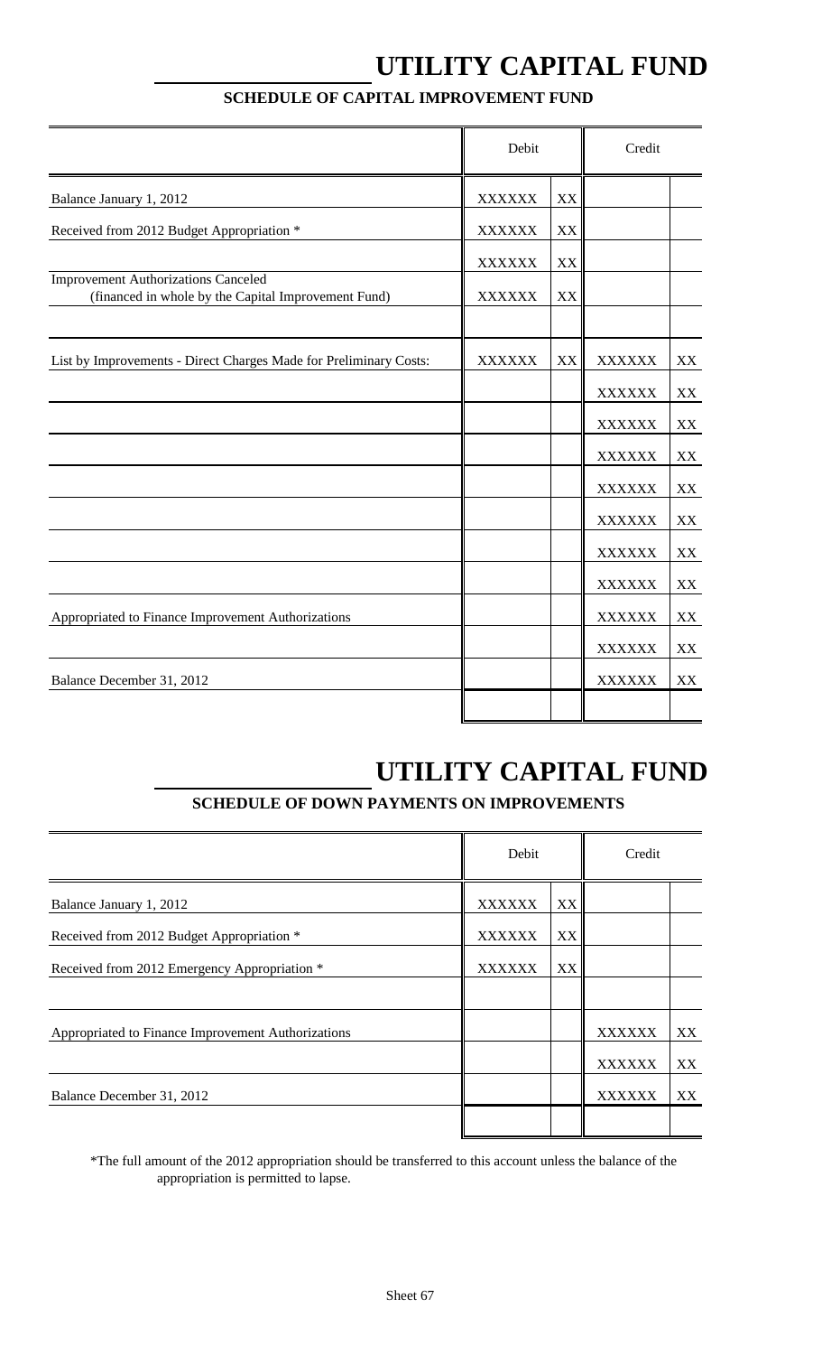# UTILITY CAPITAL FUND

## SCHEDULE OF CAPITAL IMPROVEMENT FUND

| | Debit | | Credit | |
|---|---|---|---|---|
| Balance January 1, 2012 | XXXXXX | XX | | |
| Received from 2012 Budget Appropriation * | XXXXXX | XX | | |
| | XXXXXX | XX | | |
| Improvement Authorizations Canceled (financed in whole by the Capital Improvement Fund) | XXXXXX | XX | | |
| | | | | |
| List by Improvements - Direct Charges Made for Preliminary Costs: | XXXXXX | XX | XXXXXX | XX |
| | | | XXXXXX | XX |
| | | | XXXXXX | XX |
| | | | XXXXXX | XX |
| | | | XXXXXX | XX |
| | | | XXXXXX | XX |
| | | | XXXXXX | XX |
| | | | XXXXXX | XX |
| Appropriated to Finance Improvement Authorizations | | | XXXXXX | XX |
| | | | XXXXXX | XX |
| Balance December 31, 2012 | | | XXXXXX | XX |
| | | | | |

# UTILITY CAPITAL FUND

## SCHEDULE OF DOWN PAYMENTS ON IMPROVEMENTS

| | Debit | | Credit | |
|---|---|---|---|---|
| Balance January 1, 2012 | XXXXXX | XX | | |
| Received from 2012 Budget Appropriation * | XXXXXX | XX | | |
| Received from 2012 Emergency Appropriation * | XXXXXX | XX | | |
| | | | | |
| Appropriated to Finance Improvement Authorizations | | | XXXXXX | XX |
| | | | XXXXXX | XX |
| Balance December 31, 2012 | | | XXXXXX | XX |
| | | | | |

*The full amount of the 2012 appropriation should be transferred to this account unless the balance of the appropriation is permitted to lapse.

Sheet 67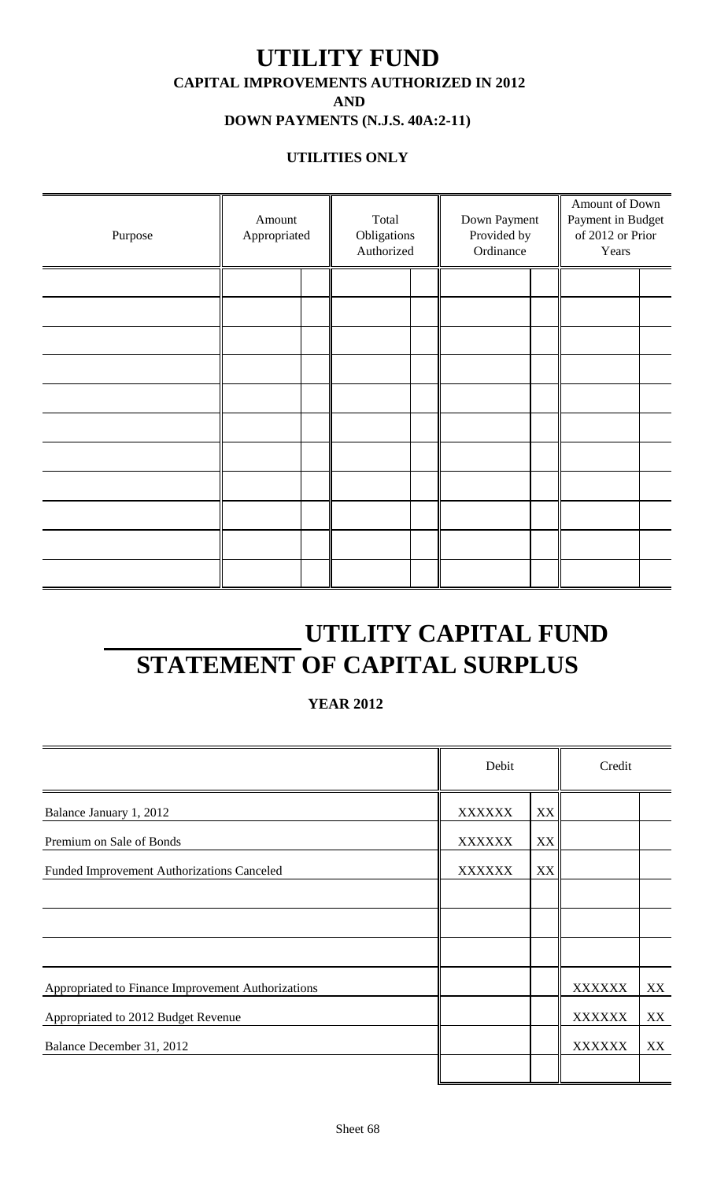# UTILITY FUND

## CAPITAL IMPROVEMENTS AUTHORIZED IN 2012

## AND

## DOWN PAYMENTS (N.J.S. 40A:2-11)

### UTILITIES ONLY

| Purpose | Amount Appropriated | | Total Obligations Authorized | | Down Payment Provided by Ordinance | | Amount of Down Payment in Budget of 2012 or Prior Years | |
|---|---|---|---|---|---|---|---|---|
| | | | | | | | | |
| | | | | | | | | |
| | | | | | | | | |
| | | | | | | | | |
| | | | | | | | | |
| | | | | | | | | |
| | | | | | | | | |
| | | | | | | | | |
| | | | | | | | | |
| | | | | | | | | |
| | | | | | | | | |

# ______________ UTILITY CAPITAL FUND STATEMENT OF CAPITAL SURPLUS

### YEAR 2012

| | Debit | | Credit | |
|---|---|---|---|---|
| Balance January 1, 2012 | XXXXXX | XX | | |
| Premium on Sale of Bonds | XXXXXX | XX | | |
| Funded Improvement Authorizations Canceled | XXXXXX | XX | | |
| | | | | |
| | | | | |
| | | | | |
| Appropriated to Finance Improvement Authorizations | | | XXXXXX | XX |
| Appropriated to 2012 Budget Revenue | | | XXXXXX | XX |
| Balance December 31, 2012 | | | XXXXXX | XX |
| | | | | |

Sheet 68